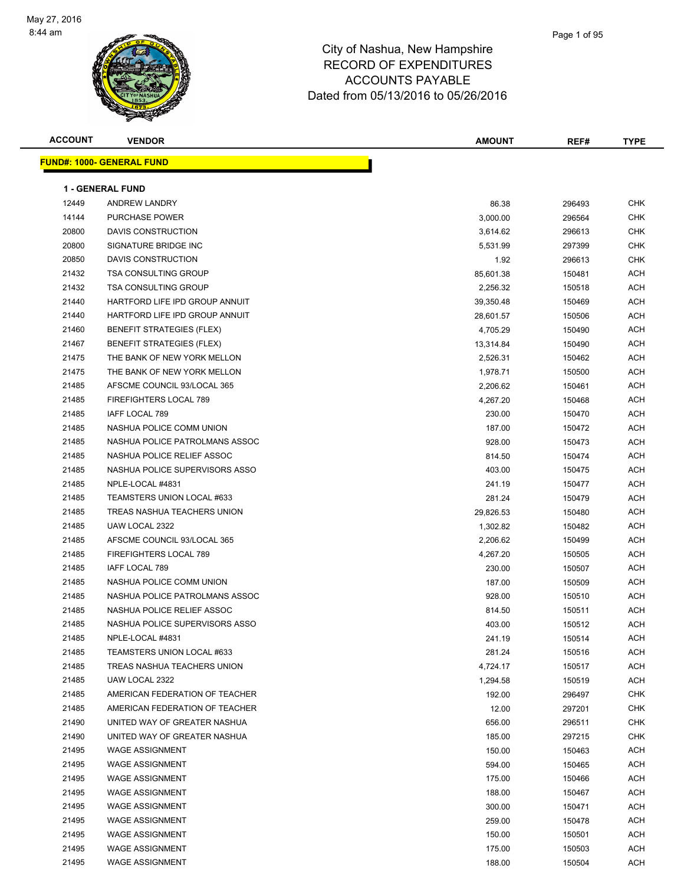May 27, 2016
8:44 am

# City of Nashua, New Hampshire
## RECORD OF EXPENDITURES
## ACCOUNTS PAYABLE
## Dated from 05/13/2016 to 05/26/2016

| ACCOUNT | VENDOR | AMOUNT | REF# | TYPE |
|---|---|---|---|---|

**FUND#: 1000- GENERAL FUND**

**1 - GENERAL FUND**

| ACCOUNT | VENDOR | AMOUNT | REF# | TYPE |
|---|---|---|---|---|
| 12449 | ANDREW LANDRY | 86.38 | 296493 | CHK |
| 14144 | PURCHASE POWER | 3,000.00 | 296564 | CHK |
| 20800 | DAVIS CONSTRUCTION | 3,614.62 | 296613 | CHK |
| 20800 | SIGNATURE BRIDGE INC | 5,531.99 | 297399 | CHK |
| 20850 | DAVIS CONSTRUCTION | 1.92 | 296613 | CHK |
| 21432 | TSA CONSULTING GROUP | 85,601.38 | 150481 | ACH |
| 21432 | TSA CONSULTING GROUP | 2,256.32 | 150518 | ACH |
| 21440 | HARTFORD LIFE IPD GROUP ANNUIT | 39,350.48 | 150469 | ACH |
| 21440 | HARTFORD LIFE IPD GROUP ANNUIT | 28,601.57 | 150506 | ACH |
| 21460 | BENEFIT STRATEGIES (FLEX) | 4,705.29 | 150490 | ACH |
| 21467 | BENEFIT STRATEGIES (FLEX) | 13,314.84 | 150490 | ACH |
| 21475 | THE BANK OF NEW YORK MELLON | 2,526.31 | 150462 | ACH |
| 21475 | THE BANK OF NEW YORK MELLON | 1,978.71 | 150500 | ACH |
| 21485 | AFSCME COUNCIL 93/LOCAL 365 | 2,206.62 | 150461 | ACH |
| 21485 | FIREFIGHTERS LOCAL 789 | 4,267.20 | 150468 | ACH |
| 21485 | IAFF LOCAL 789 | 230.00 | 150470 | ACH |
| 21485 | NASHUA POLICE COMM UNION | 187.00 | 150472 | ACH |
| 21485 | NASHUA POLICE PATROLMANS ASSOC | 928.00 | 150473 | ACH |
| 21485 | NASHUA POLICE RELIEF ASSOC | 814.50 | 150474 | ACH |
| 21485 | NASHUA POLICE SUPERVISORS ASSO | 403.00 | 150475 | ACH |
| 21485 | NPLE-LOCAL #4831 | 241.19 | 150477 | ACH |
| 21485 | TEAMSTERS UNION LOCAL #633 | 281.24 | 150479 | ACH |
| 21485 | TREAS NASHUA TEACHERS UNION | 29,826.53 | 150480 | ACH |
| 21485 | UAW LOCAL 2322 | 1,302.82 | 150482 | ACH |
| 21485 | AFSCME COUNCIL 93/LOCAL 365 | 2,206.62 | 150499 | ACH |
| 21485 | FIREFIGHTERS LOCAL 789 | 4,267.20 | 150505 | ACH |
| 21485 | IAFF LOCAL 789 | 230.00 | 150507 | ACH |
| 21485 | NASHUA POLICE COMM UNION | 187.00 | 150509 | ACH |
| 21485 | NASHUA POLICE PATROLMANS ASSOC | 928.00 | 150510 | ACH |
| 21485 | NASHUA POLICE RELIEF ASSOC | 814.50 | 150511 | ACH |
| 21485 | NASHUA POLICE SUPERVISORS ASSO | 403.00 | 150512 | ACH |
| 21485 | NPLE-LOCAL #4831 | 241.19 | 150514 | ACH |
| 21485 | TEAMSTERS UNION LOCAL #633 | 281.24 | 150516 | ACH |
| 21485 | TREAS NASHUA TEACHERS UNION | 4,724.17 | 150517 | ACH |
| 21485 | UAW LOCAL 2322 | 1,294.58 | 150519 | ACH |
| 21485 | AMERICAN FEDERATION OF TEACHER | 192.00 | 296497 | CHK |
| 21485 | AMERICAN FEDERATION OF TEACHER | 12.00 | 297201 | CHK |
| 21490 | UNITED WAY OF GREATER NASHUA | 656.00 | 296511 | CHK |
| 21490 | UNITED WAY OF GREATER NASHUA | 185.00 | 297215 | CHK |
| 21495 | WAGE ASSIGNMENT | 150.00 | 150463 | ACH |
| 21495 | WAGE ASSIGNMENT | 594.00 | 150465 | ACH |
| 21495 | WAGE ASSIGNMENT | 175.00 | 150466 | ACH |
| 21495 | WAGE ASSIGNMENT | 188.00 | 150467 | ACH |
| 21495 | WAGE ASSIGNMENT | 300.00 | 150471 | ACH |
| 21495 | WAGE ASSIGNMENT | 259.00 | 150478 | ACH |
| 21495 | WAGE ASSIGNMENT | 150.00 | 150501 | ACH |
| 21495 | WAGE ASSIGNMENT | 175.00 | 150503 | ACH |
| 21495 | WAGE ASSIGNMENT | 188.00 | 150504 | ACH |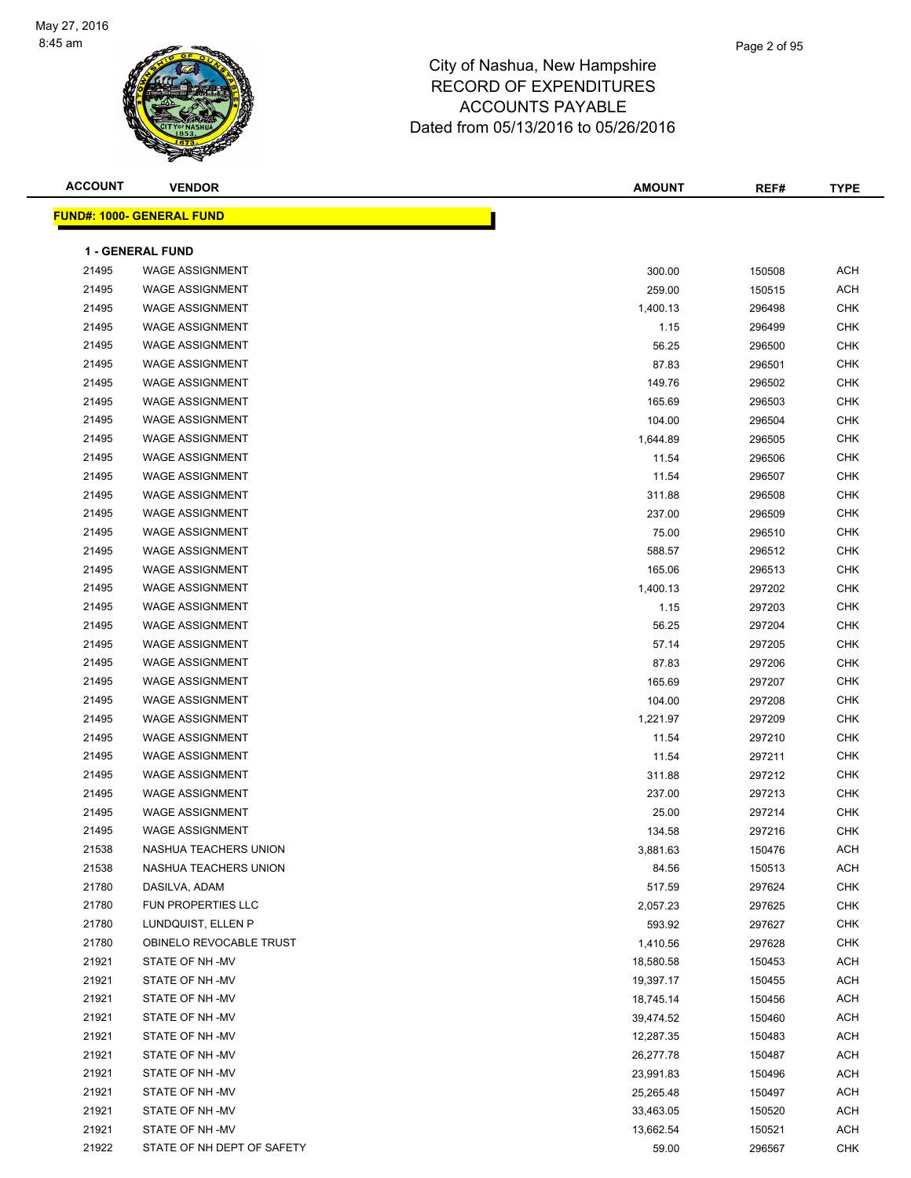# City of Nashua, New Hampshire
## RECORD OF EXPENDITURES
## ACCOUNTS PAYABLE
## Dated from 05/13/2016 to 05/26/2016

| ACCOUNT | VENDOR | AMOUNT | REF# | TYPE |
|---|---|---|---|---|
| **FUND#: 1000- GENERAL FUND** | | | | |
| **1 - GENERAL FUND** | | | | |
| 21495 | WAGE ASSIGNMENT | 300.00 | 150508 | ACH |
| 21495 | WAGE ASSIGNMENT | 259.00 | 150515 | ACH |
| 21495 | WAGE ASSIGNMENT | 1,400.13 | 296498 | CHK |
| 21495 | WAGE ASSIGNMENT | 1.15 | 296499 | CHK |
| 21495 | WAGE ASSIGNMENT | 56.25 | 296500 | CHK |
| 21495 | WAGE ASSIGNMENT | 87.83 | 296501 | CHK |
| 21495 | WAGE ASSIGNMENT | 149.76 | 296502 | CHK |
| 21495 | WAGE ASSIGNMENT | 165.69 | 296503 | CHK |
| 21495 | WAGE ASSIGNMENT | 104.00 | 296504 | CHK |
| 21495 | WAGE ASSIGNMENT | 1,644.89 | 296505 | CHK |
| 21495 | WAGE ASSIGNMENT | 11.54 | 296506 | CHK |
| 21495 | WAGE ASSIGNMENT | 11.54 | 296507 | CHK |
| 21495 | WAGE ASSIGNMENT | 311.88 | 296508 | CHK |
| 21495 | WAGE ASSIGNMENT | 237.00 | 296509 | CHK |
| 21495 | WAGE ASSIGNMENT | 75.00 | 296510 | CHK |
| 21495 | WAGE ASSIGNMENT | 588.57 | 296512 | CHK |
| 21495 | WAGE ASSIGNMENT | 165.06 | 296513 | CHK |
| 21495 | WAGE ASSIGNMENT | 1,400.13 | 297202 | CHK |
| 21495 | WAGE ASSIGNMENT | 1.15 | 297203 | CHK |
| 21495 | WAGE ASSIGNMENT | 56.25 | 297204 | CHK |
| 21495 | WAGE ASSIGNMENT | 57.14 | 297205 | CHK |
| 21495 | WAGE ASSIGNMENT | 87.83 | 297206 | CHK |
| 21495 | WAGE ASSIGNMENT | 165.69 | 297207 | CHK |
| 21495 | WAGE ASSIGNMENT | 104.00 | 297208 | CHK |
| 21495 | WAGE ASSIGNMENT | 1,221.97 | 297209 | CHK |
| 21495 | WAGE ASSIGNMENT | 11.54 | 297210 | CHK |
| 21495 | WAGE ASSIGNMENT | 11.54 | 297211 | CHK |
| 21495 | WAGE ASSIGNMENT | 311.88 | 297212 | CHK |
| 21495 | WAGE ASSIGNMENT | 237.00 | 297213 | CHK |
| 21495 | WAGE ASSIGNMENT | 25.00 | 297214 | CHK |
| 21495 | WAGE ASSIGNMENT | 134.58 | 297216 | CHK |
| 21538 | NASHUA TEACHERS UNION | 3,881.63 | 150476 | ACH |
| 21538 | NASHUA TEACHERS UNION | 84.56 | 150513 | ACH |
| 21780 | DASILVA, ADAM | 517.59 | 297624 | CHK |
| 21780 | FUN PROPERTIES LLC | 2,057.23 | 297625 | CHK |
| 21780 | LUNDQUIST, ELLEN P | 593.92 | 297627 | CHK |
| 21780 | OBINELO REVOCABLE TRUST | 1,410.56 | 297628 | CHK |
| 21921 | STATE OF NH -MV | 18,580.58 | 150453 | ACH |
| 21921 | STATE OF NH -MV | 19,397.17 | 150455 | ACH |
| 21921 | STATE OF NH -MV | 18,745.14 | 150456 | ACH |
| 21921 | STATE OF NH -MV | 39,474.52 | 150460 | ACH |
| 21921 | STATE OF NH -MV | 12,287.35 | 150483 | ACH |
| 21921 | STATE OF NH -MV | 26,277.78 | 150487 | ACH |
| 21921 | STATE OF NH -MV | 23,991.83 | 150496 | ACH |
| 21921 | STATE OF NH -MV | 25,265.48 | 150497 | ACH |
| 21921 | STATE OF NH -MV | 33,463.05 | 150520 | ACH |
| 21921 | STATE OF NH -MV | 13,662.54 | 150521 | ACH |
| 21922 | STATE OF NH DEPT OF SAFETY | 59.00 | 296567 | CHK |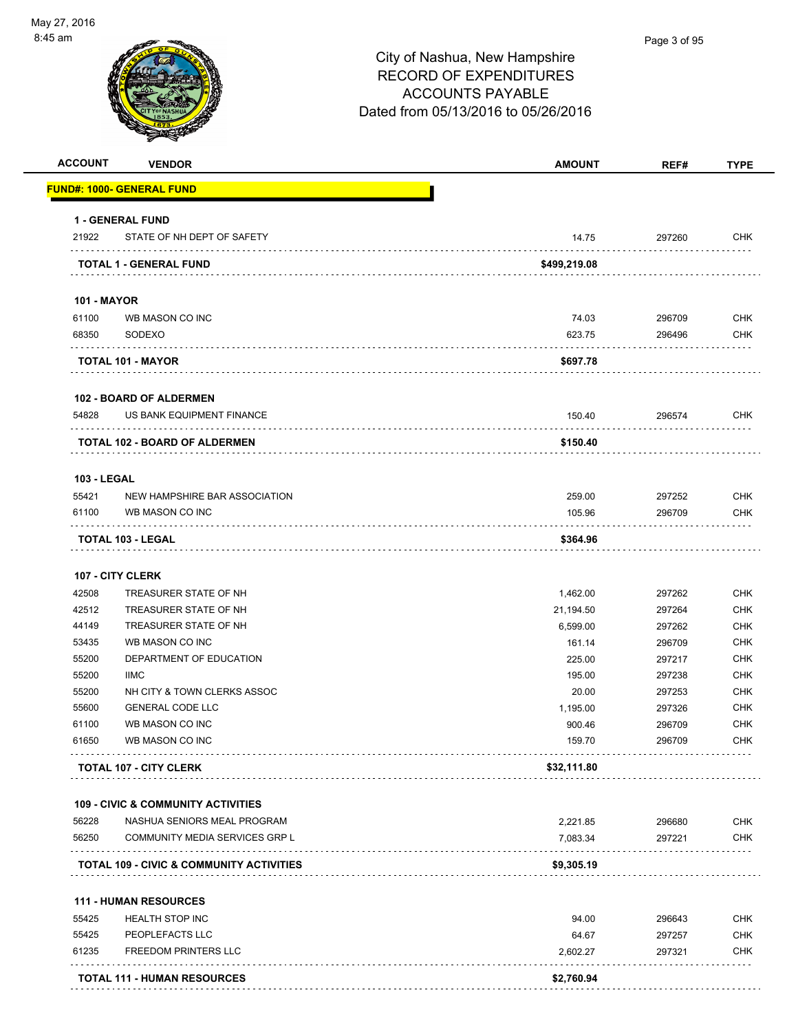City of Nashua, New Hampshire
RECORD OF EXPENDITURES
ACCOUNTS PAYABLE
Dated from 05/13/2016 to 05/26/2016

| ACCOUNT | VENDOR | AMOUNT | REF# | TYPE |
|---|---|---|---|---|
| **FUND#: 1000- GENERAL FUND** | | | | |
| **1 - GENERAL FUND** | | | | |
| 21922 | STATE OF NH DEPT OF SAFETY | 14.75 | 297260 | CHK |
| | **TOTAL 1 - GENERAL FUND** | **$499,219.08** | | |
| **101 - MAYOR** | | | | |
| 61100 | WB MASON CO INC | 74.03 | 296709 | CHK |
| 68350 | SODEXO | 623.75 | 296496 | CHK |
| | **TOTAL 101 - MAYOR** | **$697.78** | | |
| **102 - BOARD OF ALDERMEN** | | | | |
| 54828 | US BANK EQUIPMENT FINANCE | 150.40 | 296574 | CHK |
| | **TOTAL 102 - BOARD OF ALDERMEN** | **$150.40** | | |
| **103 - LEGAL** | | | | |
| 55421 | NEW HAMPSHIRE BAR ASSOCIATION | 259.00 | 297252 | CHK |
| 61100 | WB MASON CO INC | 105.96 | 296709 | CHK |
| | **TOTAL 103 - LEGAL** | **$364.96** | | |
| **107 - CITY CLERK** | | | | |
| 42508 | TREASURER STATE OF NH | 1,462.00 | 297262 | CHK |
| 42512 | TREASURER STATE OF NH | 21,194.50 | 297264 | CHK |
| 44149 | TREASURER STATE OF NH | 6,599.00 | 297262 | CHK |
| 53435 | WB MASON CO INC | 161.14 | 296709 | CHK |
| 55200 | DEPARTMENT OF EDUCATION | 225.00 | 297217 | CHK |
| 55200 | IIMC | 195.00 | 297238 | CHK |
| 55200 | NH CITY & TOWN CLERKS ASSOC | 20.00 | 297253 | CHK |
| 55600 | GENERAL CODE LLC | 1,195.00 | 297326 | CHK |
| 61100 | WB MASON CO INC | 900.46 | 296709 | CHK |
| 61650 | WB MASON CO INC | 159.70 | 296709 | CHK |
| | **TOTAL 107 - CITY CLERK** | **$32,111.80** | | |
| **109 - CIVIC & COMMUNITY ACTIVITIES** | | | | |
| 56228 | NASHUA SENIORS MEAL PROGRAM | 2,221.85 | 296680 | CHK |
| 56250 | COMMUNITY MEDIA SERVICES GRP L | 7,083.34 | 297221 | CHK |
| | **TOTAL 109 - CIVIC & COMMUNITY ACTIVITIES** | **$9,305.19** | | |
| **111 - HUMAN RESOURCES** | | | | |
| 55425 | HEALTH STOP INC | 94.00 | 296643 | CHK |
| 55425 | PEOPLEFACTS LLC | 64.67 | 297257 | CHK |
| 61235 | FREEDOM PRINTERS LLC | 2,602.27 | 297321 | CHK |
| | **TOTAL 111 - HUMAN RESOURCES** | **$2,760.94** | | |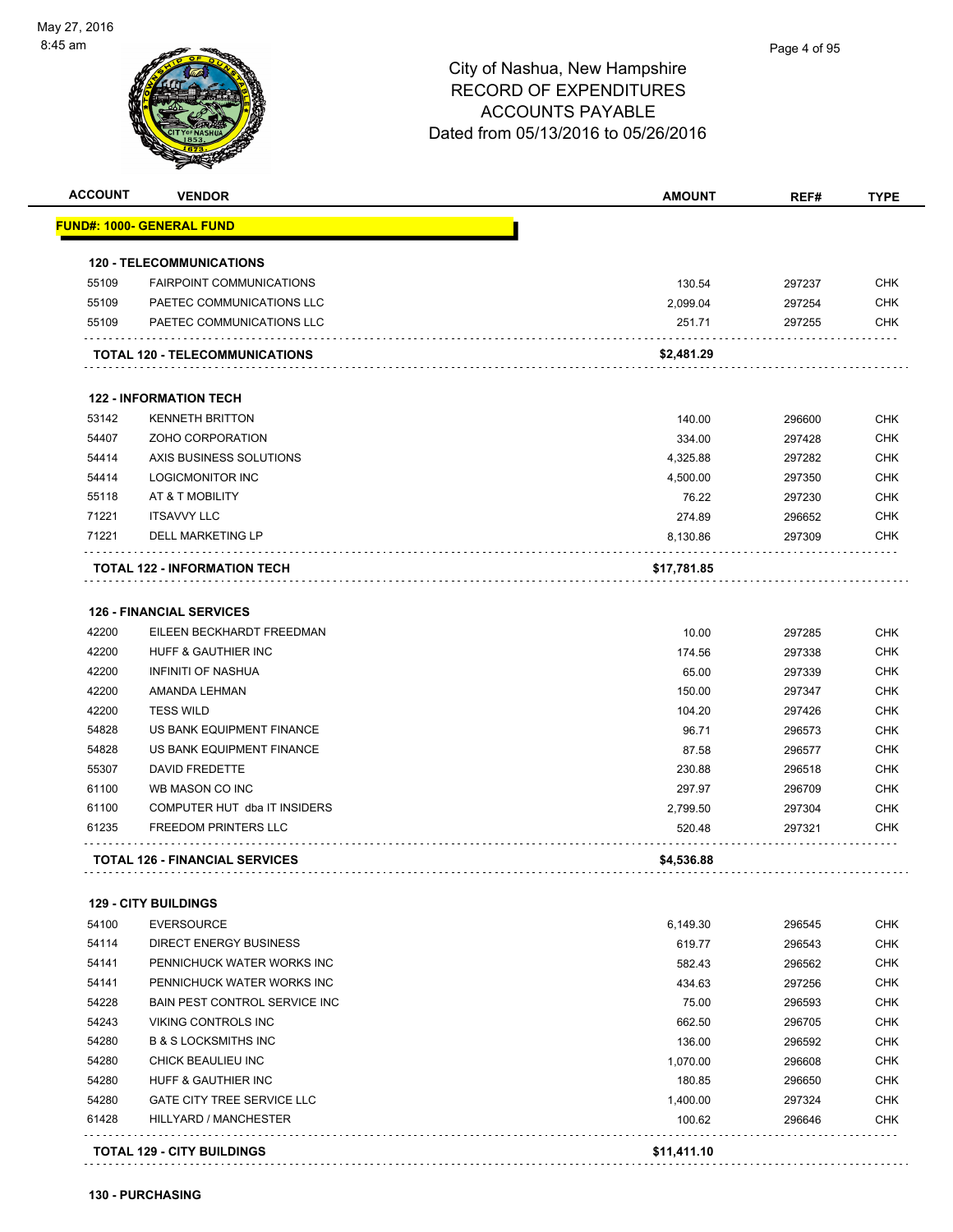# City of Nashua, New Hampshire
## RECORD OF EXPENDITURES
## ACCOUNTS PAYABLE
## Dated from 05/13/2016 to 05/26/2016

| ACCOUNT | VENDOR | AMOUNT | REF# | TYPE |
|---|---|---|---|---|
| **FUND#: 1000- GENERAL FUND** | | | | |
| **120 - TELECOMMUNICATIONS** | | | | |
| 55109 | FAIRPOINT COMMUNICATIONS | 130.54 | 297237 | CHK |
| 55109 | PAETEC COMMUNICATIONS LLC | 2,099.04 | 297254 | CHK |
| 55109 | PAETEC COMMUNICATIONS LLC | 251.71 | 297255 | CHK |
| | **TOTAL 120 - TELECOMMUNICATIONS** | **$2,481.29** | | |
| **122 - INFORMATION TECH** | | | | |
| 53142 | KENNETH BRITTON | 140.00 | 296600 | CHK |
| 54407 | ZOHO CORPORATION | 334.00 | 297428 | CHK |
| 54414 | AXIS BUSINESS SOLUTIONS | 4,325.88 | 297282 | CHK |
| 54414 | LOGICMONITOR INC | 4,500.00 | 297350 | CHK |
| 55118 | AT & T MOBILITY | 76.22 | 297230 | CHK |
| 71221 | ITSAVVY LLC | 274.89 | 296652 | CHK |
| 71221 | DELL MARKETING LP | 8,130.86 | 297309 | CHK |
| | **TOTAL 122 - INFORMATION TECH** | **$17,781.85** | | |
| **126 - FINANCIAL SERVICES** | | | | |
| 42200 | EILEEN BECKHARDT FREEDMAN | 10.00 | 297285 | CHK |
| 42200 | HUFF & GAUTHIER INC | 174.56 | 297338 | CHK |
| 42200 | INFINITI OF NASHUA | 65.00 | 297339 | CHK |
| 42200 | AMANDA LEHMAN | 150.00 | 297347 | CHK |
| 42200 | TESS WILD | 104.20 | 297426 | CHK |
| 54828 | US BANK EQUIPMENT FINANCE | 96.71 | 296573 | CHK |
| 54828 | US BANK EQUIPMENT FINANCE | 87.58 | 296577 | CHK |
| 55307 | DAVID FREDETTE | 230.88 | 296518 | CHK |
| 61100 | WB MASON CO INC | 297.97 | 296709 | CHK |
| 61100 | COMPUTER HUT dba IT INSIDERS | 2,799.50 | 297304 | CHK |
| 61235 | FREEDOM PRINTERS LLC | 520.48 | 297321 | CHK |
| | **TOTAL 126 - FINANCIAL SERVICES** | **$4,536.88** | | |
| **129 - CITY BUILDINGS** | | | | |
| 54100 | EVERSOURCE | 6,149.30 | 296545 | CHK |
| 54114 | DIRECT ENERGY BUSINESS | 619.77 | 296543 | CHK |
| 54141 | PENNICHUCK WATER WORKS INC | 582.43 | 296562 | CHK |
| 54141 | PENNICHUCK WATER WORKS INC | 434.63 | 297256 | CHK |
| 54228 | BAIN PEST CONTROL SERVICE INC | 75.00 | 296593 | CHK |
| 54243 | VIKING CONTROLS INC | 662.50 | 296705 | CHK |
| 54280 | B & S LOCKSMITHS INC | 136.00 | 296592 | CHK |
| 54280 | CHICK BEAULIEU INC | 1,070.00 | 296608 | CHK |
| 54280 | HUFF & GAUTHIER INC | 180.85 | 296650 | CHK |
| 54280 | GATE CITY TREE SERVICE LLC | 1,400.00 | 297324 | CHK |
| 61428 | HILLYARD / MANCHESTER | 100.62 | 296646 | CHK |
| | **TOTAL 129 - CITY BUILDINGS** | **$11,411.10** | | |
| **130 - PURCHASING** | | | | |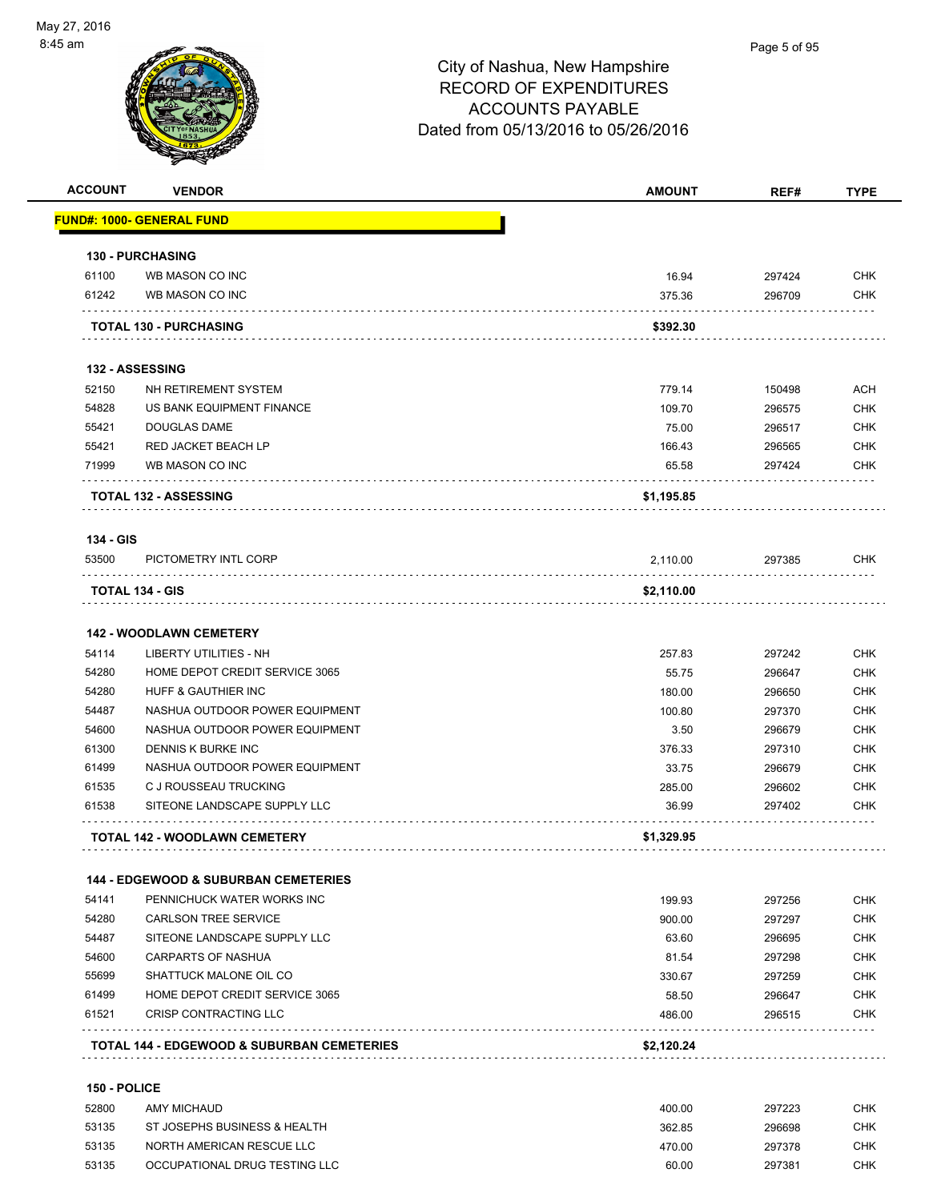May 27, 2016
8:45 am

# City of Nashua, New Hampshire
## RECORD OF EXPENDITURES
## ACCOUNTS PAYABLE
## Dated from 05/13/2016 to 05/26/2016

| ACCOUNT | VENDOR | AMOUNT | REF# | TYPE |
|---|---|---|---|---|
| **FUND#: 1000- GENERAL FUND** | | | | |
| **130 - PURCHASING** | | | | |
| 61100 | WB MASON CO INC | 16.94 | 297424 | CHK |
| 61242 | WB MASON CO INC | 375.36 | 296709 | CHK |
| | **TOTAL 130 - PURCHASING** | **$392.30** | | |
| **132 - ASSESSING** | | | | |
| 52150 | NH RETIREMENT SYSTEM | 779.14 | 150498 | ACH |
| 54828 | US BANK EQUIPMENT FINANCE | 109.70 | 296575 | CHK |
| 55421 | DOUGLAS DAME | 75.00 | 296517 | CHK |
| 55421 | RED JACKET BEACH LP | 166.43 | 296565 | CHK |
| 71999 | WB MASON CO INC | 65.58 | 297424 | CHK |
| | **TOTAL 132 - ASSESSING** | **$1,195.85** | | |
| **134 - GIS** | | | | |
| 53500 | PICTOMETRY INTL CORP | 2,110.00 | 297385 | CHK |
| | **TOTAL 134 - GIS** | **$2,110.00** | | |
| **142 - WOODLAWN CEMETERY** | | | | |
| 54114 | LIBERTY UTILITIES - NH | 257.83 | 297242 | CHK |
| 54280 | HOME DEPOT CREDIT SERVICE 3065 | 55.75 | 296647 | CHK |
| 54280 | HUFF & GAUTHIER INC | 180.00 | 296650 | CHK |
| 54487 | NASHUA OUTDOOR POWER EQUIPMENT | 100.80 | 297370 | CHK |
| 54600 | NASHUA OUTDOOR POWER EQUIPMENT | 3.50 | 296679 | CHK |
| 61300 | DENNIS K BURKE INC | 376.33 | 297310 | CHK |
| 61499 | NASHUA OUTDOOR POWER EQUIPMENT | 33.75 | 296679 | CHK |
| 61535 | C J ROUSSEAU TRUCKING | 285.00 | 296602 | CHK |
| 61538 | SITEONE LANDSCAPE SUPPLY LLC | 36.99 | 297402 | CHK |
| | **TOTAL 142 - WOODLAWN CEMETERY** | **$1,329.95** | | |
| **144 - EDGEWOOD & SUBURBAN CEMETERIES** | | | | |
| 54141 | PENNICHUCK WATER WORKS INC | 199.93 | 297256 | CHK |
| 54280 | CARLSON TREE SERVICE | 900.00 | 297297 | CHK |
| 54487 | SITEONE LANDSCAPE SUPPLY LLC | 63.60 | 296695 | CHK |
| 54600 | CARPARTS OF NASHUA | 81.54 | 297298 | CHK |
| 55699 | SHATTUCK MALONE OIL CO | 330.67 | 297259 | CHK |
| 61499 | HOME DEPOT CREDIT SERVICE 3065 | 58.50 | 296647 | CHK |
| 61521 | CRISP CONTRACTING LLC | 486.00 | 296515 | CHK |
| | **TOTAL 144 - EDGEWOOD & SUBURBAN CEMETERIES** | **$2,120.24** | | |
| **150 - POLICE** | | | | |
| 52800 | AMY MICHAUD | 400.00 | 297223 | CHK |
| 53135 | ST JOSEPHS BUSINESS & HEALTH | 362.85 | 296698 | CHK |
| 53135 | NORTH AMERICAN RESCUE LLC | 470.00 | 297378 | CHK |
| 53135 | OCCUPATIONAL DRUG TESTING LLC | 60.00 | 297381 | CHK |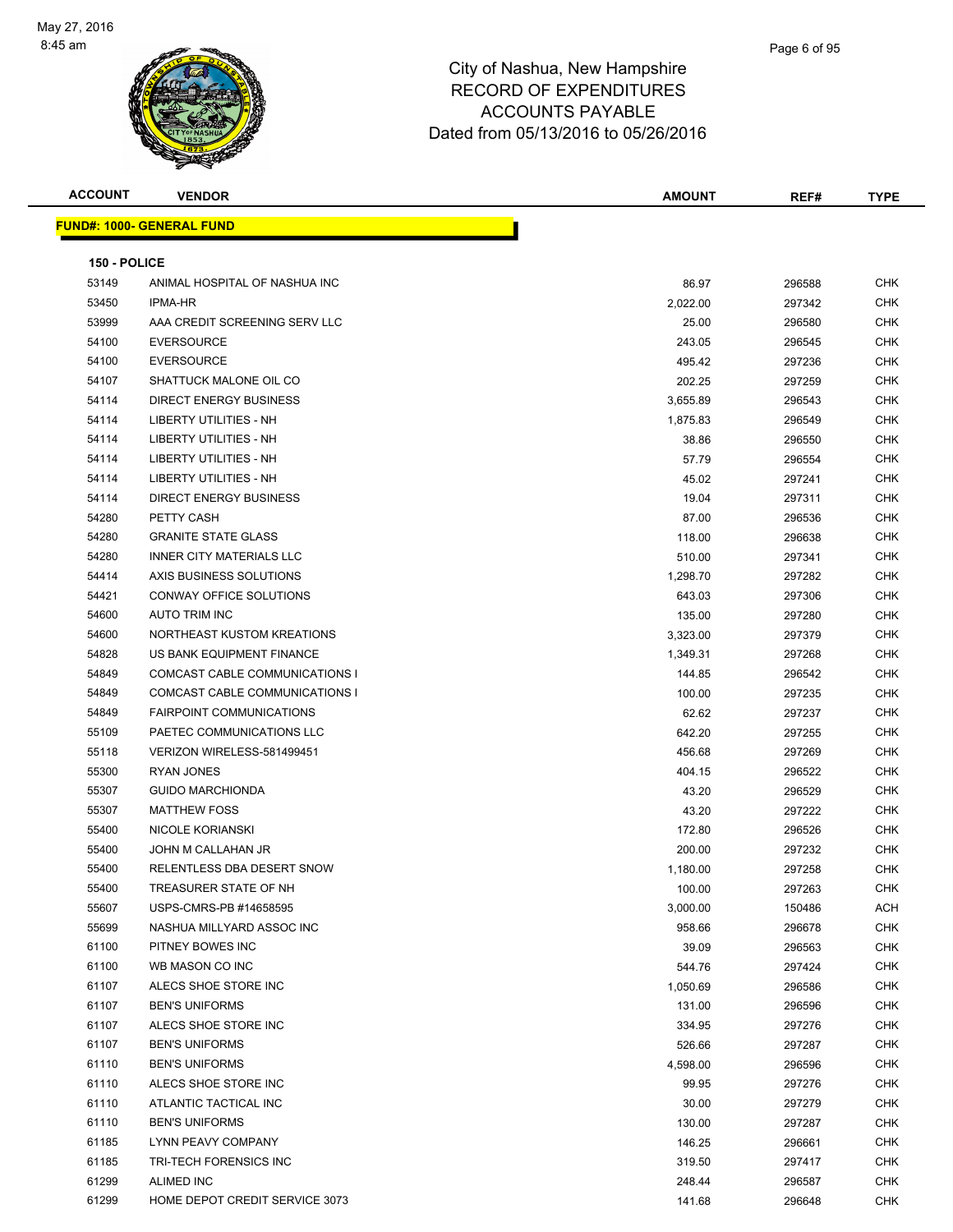# City of Nashua, New Hampshire
## RECORD OF EXPENDITURES
## ACCOUNTS PAYABLE
## Dated from 05/13/2016 to 05/26/2016

May 27, 2016
8:45 am

| ACCOUNT | VENDOR | AMOUNT | REF# | TYPE |
|---|---|---|---|---|

**FUND#: 1000- GENERAL FUND**

**150 - POLICE**

| ACCOUNT | VENDOR | AMOUNT | REF# | TYPE |
|---|---|---|---|---|
| 53149 | ANIMAL HOSPITAL OF NASHUA INC | 86.97 | 296588 | CHK |
| 53450 | IPMA-HR | 2,022.00 | 297342 | CHK |
| 53999 | AAA CREDIT SCREENING SERV LLC | 25.00 | 296580 | CHK |
| 54100 | EVERSOURCE | 243.05 | 296545 | CHK |
| 54100 | EVERSOURCE | 495.42 | 297236 | CHK |
| 54107 | SHATTUCK MALONE OIL CO | 202.25 | 297259 | CHK |
| 54114 | DIRECT ENERGY BUSINESS | 3,655.89 | 296543 | CHK |
| 54114 | LIBERTY UTILITIES - NH | 1,875.83 | 296549 | CHK |
| 54114 | LIBERTY UTILITIES - NH | 38.86 | 296550 | CHK |
| 54114 | LIBERTY UTILITIES - NH | 57.79 | 296554 | CHK |
| 54114 | LIBERTY UTILITIES - NH | 45.02 | 297241 | CHK |
| 54114 | DIRECT ENERGY BUSINESS | 19.04 | 297311 | CHK |
| 54280 | PETTY CASH | 87.00 | 296536 | CHK |
| 54280 | GRANITE STATE GLASS | 118.00 | 296638 | CHK |
| 54280 | INNER CITY MATERIALS LLC | 510.00 | 297341 | CHK |
| 54414 | AXIS BUSINESS SOLUTIONS | 1,298.70 | 297282 | CHK |
| 54421 | CONWAY OFFICE SOLUTIONS | 643.03 | 297306 | CHK |
| 54600 | AUTO TRIM INC | 135.00 | 297280 | CHK |
| 54600 | NORTHEAST KUSTOM KREATIONS | 3,323.00 | 297379 | CHK |
| 54828 | US BANK EQUIPMENT FINANCE | 1,349.31 | 297268 | CHK |
| 54849 | COMCAST CABLE COMMUNICATIONS I | 144.85 | 296542 | CHK |
| 54849 | COMCAST CABLE COMMUNICATIONS I | 100.00 | 297235 | CHK |
| 54849 | FAIRPOINT COMMUNICATIONS | 62.62 | 297237 | CHK |
| 55109 | PAETEC COMMUNICATIONS LLC | 642.20 | 297255 | CHK |
| 55118 | VERIZON WIRELESS-581499451 | 456.68 | 297269 | CHK |
| 55300 | RYAN JONES | 404.15 | 296522 | CHK |
| 55307 | GUIDO MARCHIONDA | 43.20 | 296529 | CHK |
| 55307 | MATTHEW FOSS | 43.20 | 297222 | CHK |
| 55400 | NICOLE KORIANSKI | 172.80 | 296526 | CHK |
| 55400 | JOHN M CALLAHAN JR | 200.00 | 297232 | CHK |
| 55400 | RELENTLESS DBA DESERT SNOW | 1,180.00 | 297258 | CHK |
| 55400 | TREASURER STATE OF NH | 100.00 | 297263 | CHK |
| 55607 | USPS-CMRS-PB #14658595 | 3,000.00 | 150486 | ACH |
| 55699 | NASHUA MILLYARD ASSOC INC | 958.66 | 296678 | CHK |
| 61100 | PITNEY BOWES INC | 39.09 | 296563 | CHK |
| 61100 | WB MASON CO INC | 544.76 | 297424 | CHK |
| 61107 | ALECS SHOE STORE INC | 1,050.69 | 296586 | CHK |
| 61107 | BEN'S UNIFORMS | 131.00 | 296596 | CHK |
| 61107 | ALECS SHOE STORE INC | 334.95 | 297276 | CHK |
| 61107 | BEN'S UNIFORMS | 526.66 | 297287 | CHK |
| 61110 | BEN'S UNIFORMS | 4,598.00 | 296596 | CHK |
| 61110 | ALECS SHOE STORE INC | 99.95 | 297276 | CHK |
| 61110 | ATLANTIC TACTICAL INC | 30.00 | 297279 | CHK |
| 61110 | BEN'S UNIFORMS | 130.00 | 297287 | CHK |
| 61185 | LYNN PEAVY COMPANY | 146.25 | 296661 | CHK |
| 61185 | TRI-TECH FORENSICS INC | 319.50 | 297417 | CHK |
| 61299 | ALIMED INC | 248.44 | 296587 | CHK |
| 61299 | HOME DEPOT CREDIT SERVICE 3073 | 141.68 | 296648 | CHK |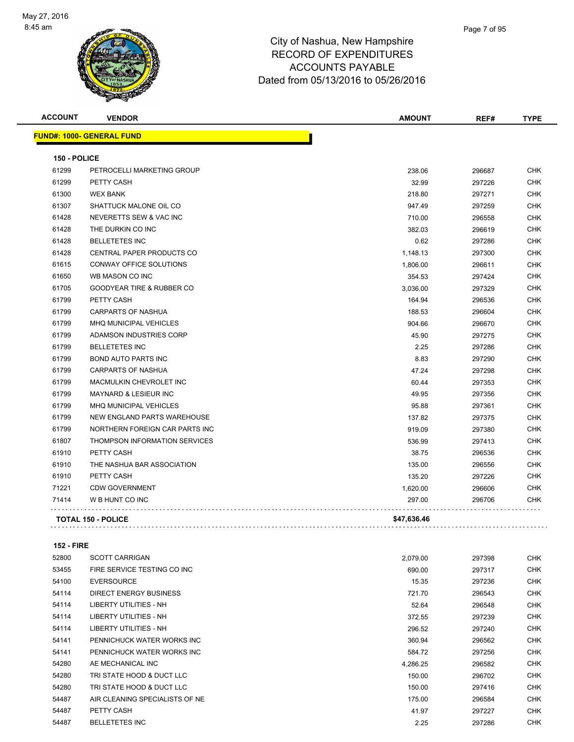# City of Nashua, New Hampshire
## RECORD OF EXPENDITURES
## ACCOUNTS PAYABLE
## Dated from 05/13/2016 to 05/26/2016

| ACCOUNT | VENDOR | AMOUNT | REF# | TYPE |
|---|---|---|---|---|

**FUND#: 1000- GENERAL FUND**

**150 - POLICE**

| ACCOUNT | VENDOR | AMOUNT | REF# | TYPE |
|---|---|---|---|---|
| 61299 | PETROCELLI MARKETING GROUP | 238.06 | 296687 | CHK |
| 61299 | PETTY CASH | 32.99 | 297226 | CHK |
| 61300 | WEX BANK | 218.80 | 297271 | CHK |
| 61307 | SHATTUCK MALONE OIL CO | 947.49 | 297259 | CHK |
| 61428 | NEVERETTS SEW & VAC INC | 710.00 | 296558 | CHK |
| 61428 | THE DURKIN CO INC | 382.03 | 296619 | CHK |
| 61428 | BELLETETES INC | 0.62 | 297286 | CHK |
| 61428 | CENTRAL PAPER PRODUCTS CO | 1,148.13 | 297300 | CHK |
| 61615 | CONWAY OFFICE SOLUTIONS | 1,806.00 | 296611 | CHK |
| 61650 | WB MASON CO INC | 354.53 | 297424 | CHK |
| 61705 | GOODYEAR TIRE & RUBBER CO | 3,036.00 | 297329 | CHK |
| 61799 | PETTY CASH | 164.94 | 296536 | CHK |
| 61799 | CARPARTS OF NASHUA | 188.53 | 296604 | CHK |
| 61799 | MHQ MUNICIPAL VEHICLES | 904.66 | 296670 | CHK |
| 61799 | ADAMSON INDUSTRIES CORP | 45.90 | 297275 | CHK |
| 61799 | BELLETETES INC | 2.25 | 297286 | CHK |
| 61799 | BOND AUTO PARTS INC | 8.83 | 297290 | CHK |
| 61799 | CARPARTS OF NASHUA | 47.24 | 297298 | CHK |
| 61799 | MACMULKIN CHEVROLET INC | 60.44 | 297353 | CHK |
| 61799 | MAYNARD & LESIEUR INC | 49.95 | 297356 | CHK |
| 61799 | MHQ MUNICIPAL VEHICLES | 95.88 | 297361 | CHK |
| 61799 | NEW ENGLAND PARTS WAREHOUSE | 137.82 | 297375 | CHK |
| 61799 | NORTHERN FOREIGN CAR PARTS INC | 919.09 | 297380 | CHK |
| 61807 | THOMPSON INFORMATION SERVICES | 536.99 | 297413 | CHK |
| 61910 | PETTY CASH | 38.75 | 296536 | CHK |
| 61910 | THE NASHUA BAR ASSOCIATION | 135.00 | 296556 | CHK |
| 61910 | PETTY CASH | 135.20 | 297226 | CHK |
| 71221 | CDW GOVERNMENT | 1,620.00 | 296606 | CHK |
| 71414 | W B HUNT CO INC | 297.00 | 296706 | CHK |
| | **TOTAL 150 - POLICE** | **$47,636.46** | | |

**152 - FIRE**

| ACCOUNT | VENDOR | AMOUNT | REF# | TYPE |
|---|---|---|---|---|
| 52800 | SCOTT CARRIGAN | 2,079.00 | 297398 | CHK |
| 53455 | FIRE SERVICE TESTING CO INC | 690.00 | 297317 | CHK |
| 54100 | EVERSOURCE | 15.35 | 297236 | CHK |
| 54114 | DIRECT ENERGY BUSINESS | 721.70 | 296543 | CHK |
| 54114 | LIBERTY UTILITIES - NH | 52.64 | 296548 | CHK |
| 54114 | LIBERTY UTILITIES - NH | 372.55 | 297239 | CHK |
| 54114 | LIBERTY UTILITIES - NH | 296.52 | 297240 | CHK |
| 54141 | PENNICHUCK WATER WORKS INC | 360.94 | 296562 | CHK |
| 54141 | PENNICHUCK WATER WORKS INC | 584.72 | 297256 | CHK |
| 54280 | AE MECHANICAL INC | 4,286.25 | 296582 | CHK |
| 54280 | TRI STATE HOOD & DUCT LLC | 150.00 | 296702 | CHK |
| 54280 | TRI STATE HOOD & DUCT LLC | 150.00 | 297416 | CHK |
| 54487 | AIR CLEANING SPECIALISTS OF NE | 175.00 | 296584 | CHK |
| 54487 | PETTY CASH | 41.97 | 297227 | CHK |
| 54487 | BELLETETES INC | 2.25 | 297286 | CHK |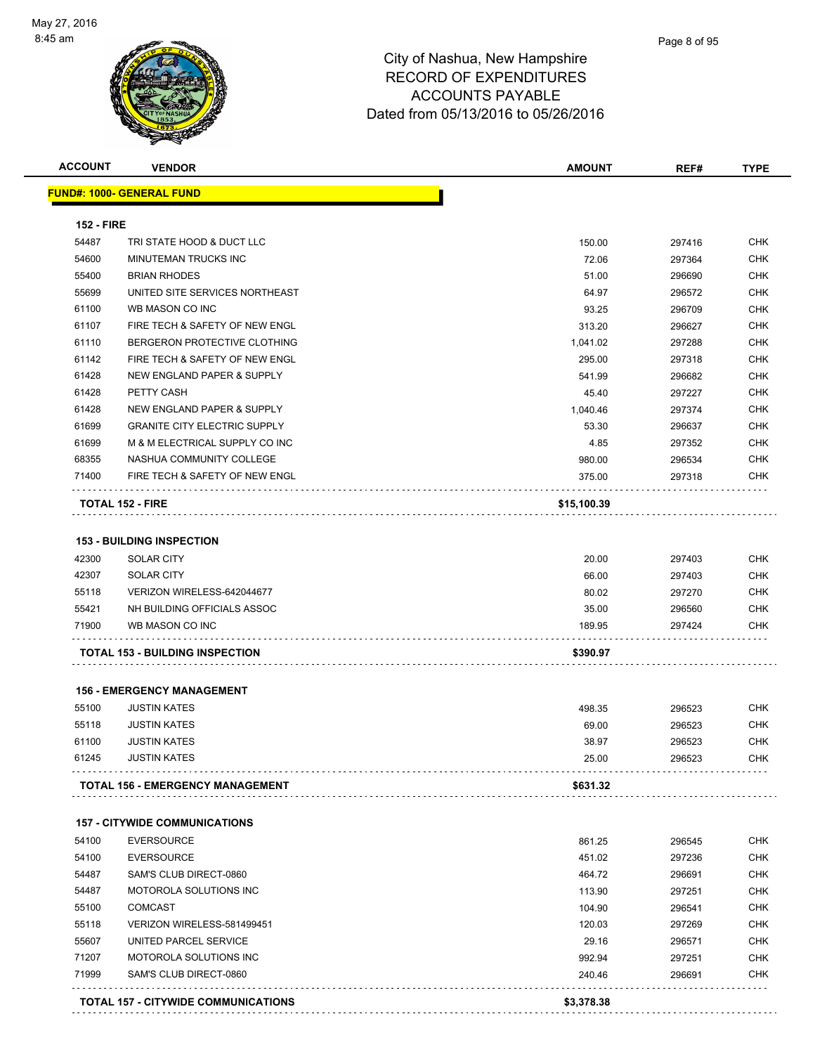# City of Nashua, New Hampshire
## RECORD OF EXPENDITURES
## ACCOUNTS PAYABLE
## Dated from 05/13/2016 to 05/26/2016

| ACCOUNT | VENDOR | AMOUNT | REF# | TYPE |
|---|---|---|---|---|
| **FUND#: 1000- GENERAL FUND** | | | | |
| **152 - FIRE** | | | | |
| 54487 | TRI STATE HOOD & DUCT LLC | 150.00 | 297416 | CHK |
| 54600 | MINUTEMAN TRUCKS INC | 72.06 | 297364 | CHK |
| 55400 | BRIAN RHODES | 51.00 | 296690 | CHK |
| 55699 | UNITED SITE SERVICES NORTHEAST | 64.97 | 296572 | CHK |
| 61100 | WB MASON CO INC | 93.25 | 296709 | CHK |
| 61107 | FIRE TECH & SAFETY OF NEW ENGL | 313.20 | 296627 | CHK |
| 61110 | BERGERON PROTECTIVE CLOTHING | 1,041.02 | 297288 | CHK |
| 61142 | FIRE TECH & SAFETY OF NEW ENGL | 295.00 | 297318 | CHK |
| 61428 | NEW ENGLAND PAPER & SUPPLY | 541.99 | 296682 | CHK |
| 61428 | PETTY CASH | 45.40 | 297227 | CHK |
| 61428 | NEW ENGLAND PAPER & SUPPLY | 1,040.46 | 297374 | CHK |
| 61699 | GRANITE CITY ELECTRIC SUPPLY | 53.30 | 296637 | CHK |
| 61699 | M & M ELECTRICAL SUPPLY CO INC | 4.85 | 297352 | CHK |
| 68355 | NASHUA COMMUNITY COLLEGE | 980.00 | 296534 | CHK |
| 71400 | FIRE TECH & SAFETY OF NEW ENGL | 375.00 | 297318 | CHK |
| **TOTAL 152 - FIRE** | | **$15,100.39** | | |
| **153 - BUILDING INSPECTION** | | | | |
| 42300 | SOLAR CITY | 20.00 | 297403 | CHK |
| 42307 | SOLAR CITY | 66.00 | 297403 | CHK |
| 55118 | VERIZON WIRELESS-642044677 | 80.02 | 297270 | CHK |
| 55421 | NH BUILDING OFFICIALS ASSOC | 35.00 | 296560 | CHK |
| 71900 | WB MASON CO INC | 189.95 | 297424 | CHK |
| **TOTAL 153 - BUILDING INSPECTION** | | **$390.97** | | |
| **156 - EMERGENCY MANAGEMENT** | | | | |
| 55100 | JUSTIN KATES | 498.35 | 296523 | CHK |
| 55118 | JUSTIN KATES | 69.00 | 296523 | CHK |
| 61100 | JUSTIN KATES | 38.97 | 296523 | CHK |
| 61245 | JUSTIN KATES | 25.00 | 296523 | CHK |
| **TOTAL 156 - EMERGENCY MANAGEMENT** | | **$631.32** | | |
| **157 - CITYWIDE COMMUNICATIONS** | | | | |
| 54100 | EVERSOURCE | 861.25 | 296545 | CHK |
| 54100 | EVERSOURCE | 451.02 | 297236 | CHK |
| 54487 | SAM'S CLUB DIRECT-0860 | 464.72 | 296691 | CHK |
| 54487 | MOTOROLA SOLUTIONS INC | 113.90 | 297251 | CHK |
| 55100 | COMCAST | 104.90 | 296541 | CHK |
| 55118 | VERIZON WIRELESS-581499451 | 120.03 | 297269 | CHK |
| 55607 | UNITED PARCEL SERVICE | 29.16 | 296571 | CHK |
| 71207 | MOTOROLA SOLUTIONS INC | 992.94 | 297251 | CHK |
| 71999 | SAM'S CLUB DIRECT-0860 | 240.46 | 296691 | CHK |
| **TOTAL 157 - CITYWIDE COMMUNICATIONS** | | **$3,378.38** | | |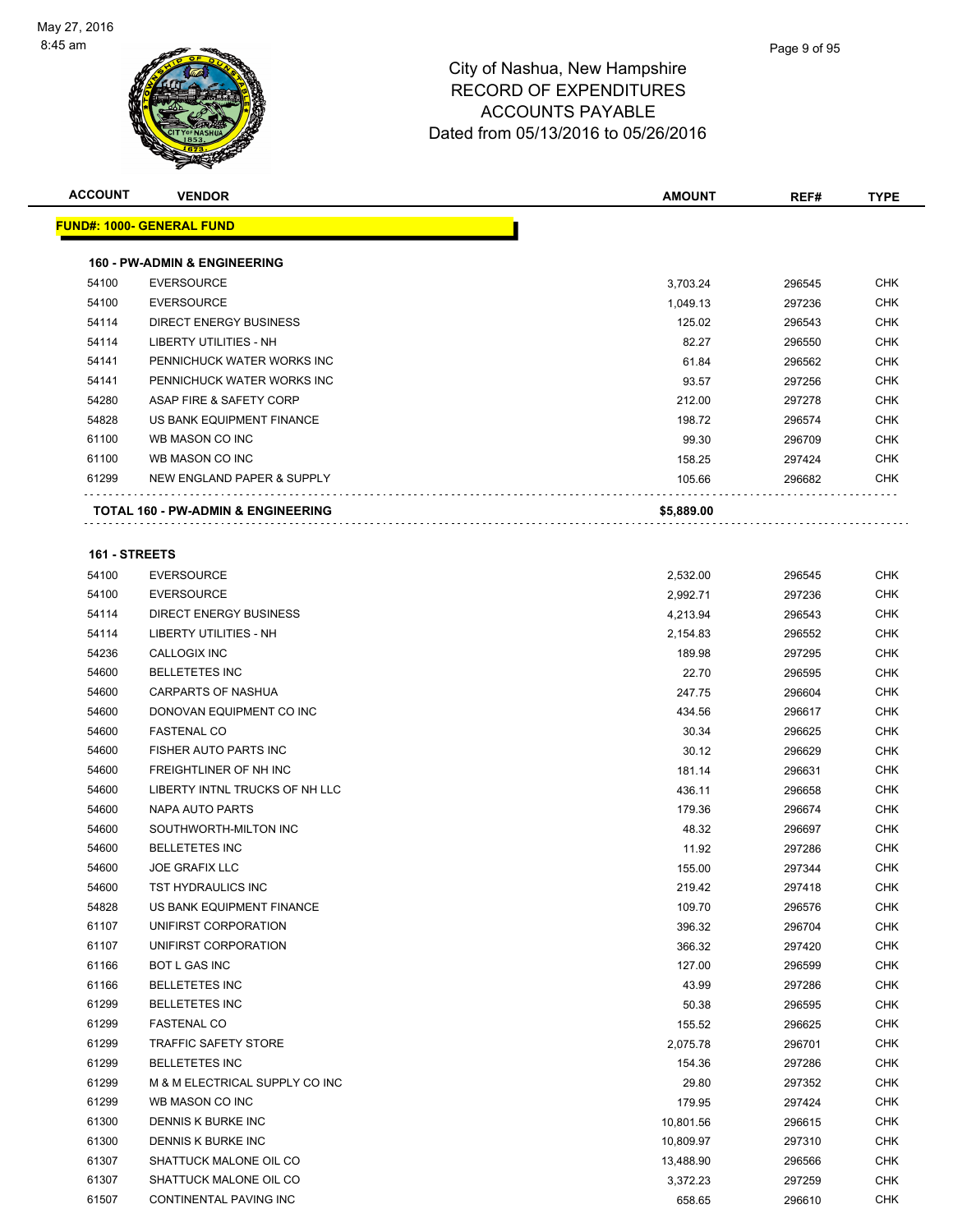# City of Nashua, New Hampshire
## RECORD OF EXPENDITURES
## ACCOUNTS PAYABLE
## Dated from 05/13/2016 to 05/26/2016

| ACCOUNT | VENDOR | AMOUNT | REF# | TYPE |
|---|---|---|---|---|
| **FUND#: 1000- GENERAL FUND** | | | | |
| **160 - PW-ADMIN & ENGINEERING** | | | | |
| 54100 | EVERSOURCE | 3,703.24 | 296545 | CHK |
| 54100 | EVERSOURCE | 1,049.13 | 297236 | CHK |
| 54114 | DIRECT ENERGY BUSINESS | 125.02 | 296543 | CHK |
| 54114 | LIBERTY UTILITIES - NH | 82.27 | 296550 | CHK |
| 54141 | PENNICHUCK WATER WORKS INC | 61.84 | 296562 | CHK |
| 54141 | PENNICHUCK WATER WORKS INC | 93.57 | 297256 | CHK |
| 54280 | ASAP FIRE & SAFETY CORP | 212.00 | 297278 | CHK |
| 54828 | US BANK EQUIPMENT FINANCE | 198.72 | 296574 | CHK |
| 61100 | WB MASON CO INC | 99.30 | 296709 | CHK |
| 61100 | WB MASON CO INC | 158.25 | 297424 | CHK |
| 61299 | NEW ENGLAND PAPER & SUPPLY | 105.66 | 296682 | CHK |
| **TOTAL 160 - PW-ADMIN & ENGINEERING** | | **$5,889.00** | | |
| **161 - STREETS** | | | | |
| 54100 | EVERSOURCE | 2,532.00 | 296545 | CHK |
| 54100 | EVERSOURCE | 2,992.71 | 297236 | CHK |
| 54114 | DIRECT ENERGY BUSINESS | 4,213.94 | 296543 | CHK |
| 54114 | LIBERTY UTILITIES - NH | 2,154.83 | 296552 | CHK |
| 54236 | CALLOGIX INC | 189.98 | 297295 | CHK |
| 54600 | BELLETETES INC | 22.70 | 296595 | CHK |
| 54600 | CARPARTS OF NASHUA | 247.75 | 296604 | CHK |
| 54600 | DONOVAN EQUIPMENT CO INC | 434.56 | 296617 | CHK |
| 54600 | FASTENAL CO | 30.34 | 296625 | CHK |
| 54600 | FISHER AUTO PARTS INC | 30.12 | 296629 | CHK |
| 54600 | FREIGHTLINER OF NH INC | 181.14 | 296631 | CHK |
| 54600 | LIBERTY INTNL TRUCKS OF NH LLC | 436.11 | 296658 | CHK |
| 54600 | NAPA AUTO PARTS | 179.36 | 296674 | CHK |
| 54600 | SOUTHWORTH-MILTON INC | 48.32 | 296697 | CHK |
| 54600 | BELLETETES INC | 11.92 | 297286 | CHK |
| 54600 | JOE GRAFIX LLC | 155.00 | 297344 | CHK |
| 54600 | TST HYDRAULICS INC | 219.42 | 297418 | CHK |
| 54828 | US BANK EQUIPMENT FINANCE | 109.70 | 296576 | CHK |
| 61107 | UNIFIRST CORPORATION | 396.32 | 296704 | CHK |
| 61107 | UNIFIRST CORPORATION | 366.32 | 297420 | CHK |
| 61166 | BOT L GAS INC | 127.00 | 296599 | CHK |
| 61166 | BELLETETES INC | 43.99 | 297286 | CHK |
| 61299 | BELLETETES INC | 50.38 | 296595 | CHK |
| 61299 | FASTENAL CO | 155.52 | 296625 | CHK |
| 61299 | TRAFFIC SAFETY STORE | 2,075.78 | 296701 | CHK |
| 61299 | BELLETETES INC | 154.36 | 297286 | CHK |
| 61299 | M & M ELECTRICAL SUPPLY CO INC | 29.80 | 297352 | CHK |
| 61299 | WB MASON CO INC | 179.95 | 297424 | CHK |
| 61300 | DENNIS K BURKE INC | 10,801.56 | 296615 | CHK |
| 61300 | DENNIS K BURKE INC | 10,809.97 | 297310 | CHK |
| 61307 | SHATTUCK MALONE OIL CO | 13,488.90 | 296566 | CHK |
| 61307 | SHATTUCK MALONE OIL CO | 3,372.23 | 297259 | CHK |
| 61507 | CONTINENTAL PAVING INC | 658.65 | 296610 | CHK |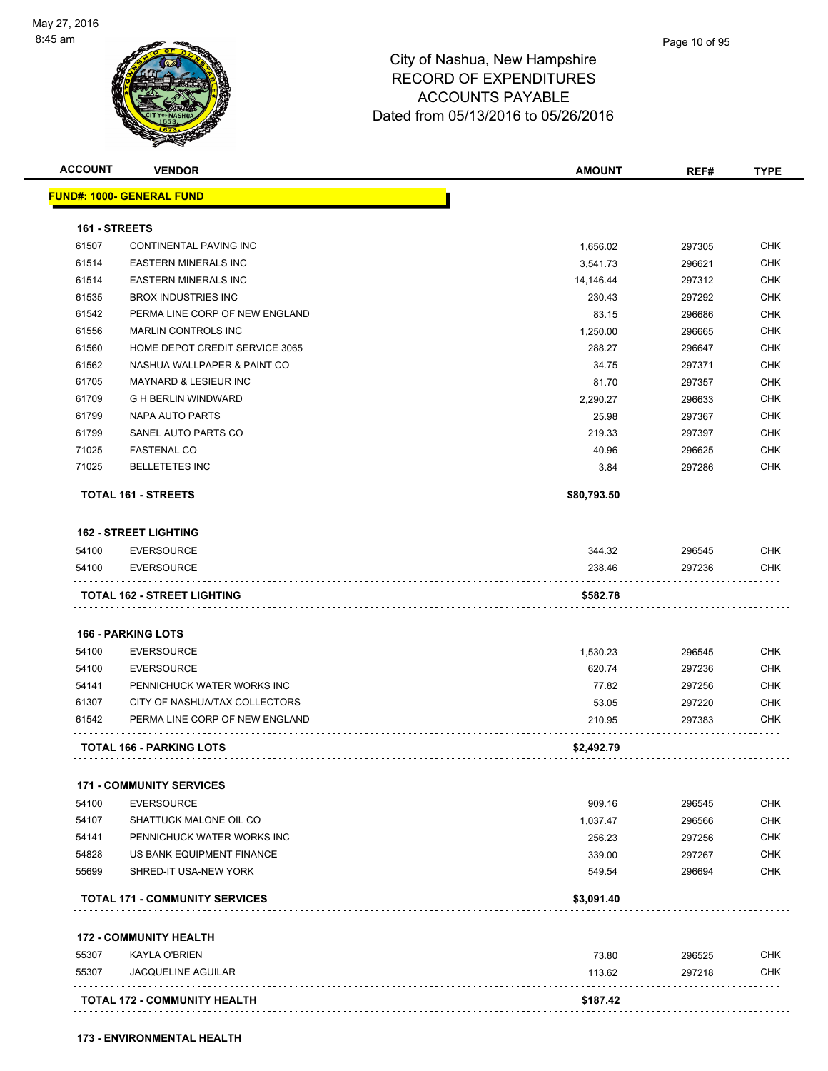# City of Nashua, New Hampshire
## RECORD OF EXPENDITURES
## ACCOUNTS PAYABLE
### Dated from 05/13/2016 to 05/26/2016

| ACCOUNT | VENDOR | AMOUNT | REF# | TYPE |
|---|---|---|---|---|
| **FUND#: 1000- GENERAL FUND** | | | | |
| **161 - STREETS** | | | | |
| 61507 | CONTINENTAL PAVING INC | 1,656.02 | 297305 | CHK |
| 61514 | EASTERN MINERALS INC | 3,541.73 | 296621 | CHK |
| 61514 | EASTERN MINERALS INC | 14,146.44 | 297312 | CHK |
| 61535 | BROX INDUSTRIES INC | 230.43 | 297292 | CHK |
| 61542 | PERMA LINE CORP OF NEW ENGLAND | 83.15 | 296686 | CHK |
| 61556 | MARLIN CONTROLS INC | 1,250.00 | 296665 | CHK |
| 61560 | HOME DEPOT CREDIT SERVICE 3065 | 288.27 | 296647 | CHK |
| 61562 | NASHUA WALLPAPER & PAINT CO | 34.75 | 297371 | CHK |
| 61705 | MAYNARD & LESIEUR INC | 81.70 | 297357 | CHK |
| 61709 | G H BERLIN WINDWARD | 2,290.27 | 296633 | CHK |
| 61799 | NAPA AUTO PARTS | 25.98 | 297367 | CHK |
| 61799 | SANEL AUTO PARTS CO | 219.33 | 297397 | CHK |
| 71025 | FASTENAL CO | 40.96 | 296625 | CHK |
| 71025 | BELLETETES INC | 3.84 | 297286 | CHK |
| **TOTAL 161 - STREETS** | | **$80,793.50** | | |
| **162 - STREET LIGHTING** | | | | |
| 54100 | EVERSOURCE | 344.32 | 296545 | CHK |
| 54100 | EVERSOURCE | 238.46 | 297236 | CHK |
| **TOTAL 162 - STREET LIGHTING** | | **$582.78** | | |
| **166 - PARKING LOTS** | | | | |
| 54100 | EVERSOURCE | 1,530.23 | 296545 | CHK |
| 54100 | EVERSOURCE | 620.74 | 297236 | CHK |
| 54141 | PENNICHUCK WATER WORKS INC | 77.82 | 297256 | CHK |
| 61307 | CITY OF NASHUA/TAX COLLECTORS | 53.05 | 297220 | CHK |
| 61542 | PERMA LINE CORP OF NEW ENGLAND | 210.95 | 297383 | CHK |
| **TOTAL 166 - PARKING LOTS** | | **$2,492.79** | | |
| **171 - COMMUNITY SERVICES** | | | | |
| 54100 | EVERSOURCE | 909.16 | 296545 | CHK |
| 54107 | SHATTUCK MALONE OIL CO | 1,037.47 | 296566 | CHK |
| 54141 | PENNICHUCK WATER WORKS INC | 256.23 | 297256 | CHK |
| 54828 | US BANK EQUIPMENT FINANCE | 339.00 | 297267 | CHK |
| 55699 | SHRED-IT USA-NEW YORK | 549.54 | 296694 | CHK |
| **TOTAL 171 - COMMUNITY SERVICES** | | **$3,091.40** | | |
| **172 - COMMUNITY HEALTH** | | | | |
| 55307 | KAYLA O'BRIEN | 73.80 | 296525 | CHK |
| 55307 | JACQUELINE AGUILAR | 113.62 | 297218 | CHK |
| **TOTAL 172 - COMMUNITY HEALTH** | | **$187.42** | | |
| **173 - ENVIRONMENTAL HEALTH** | | | | |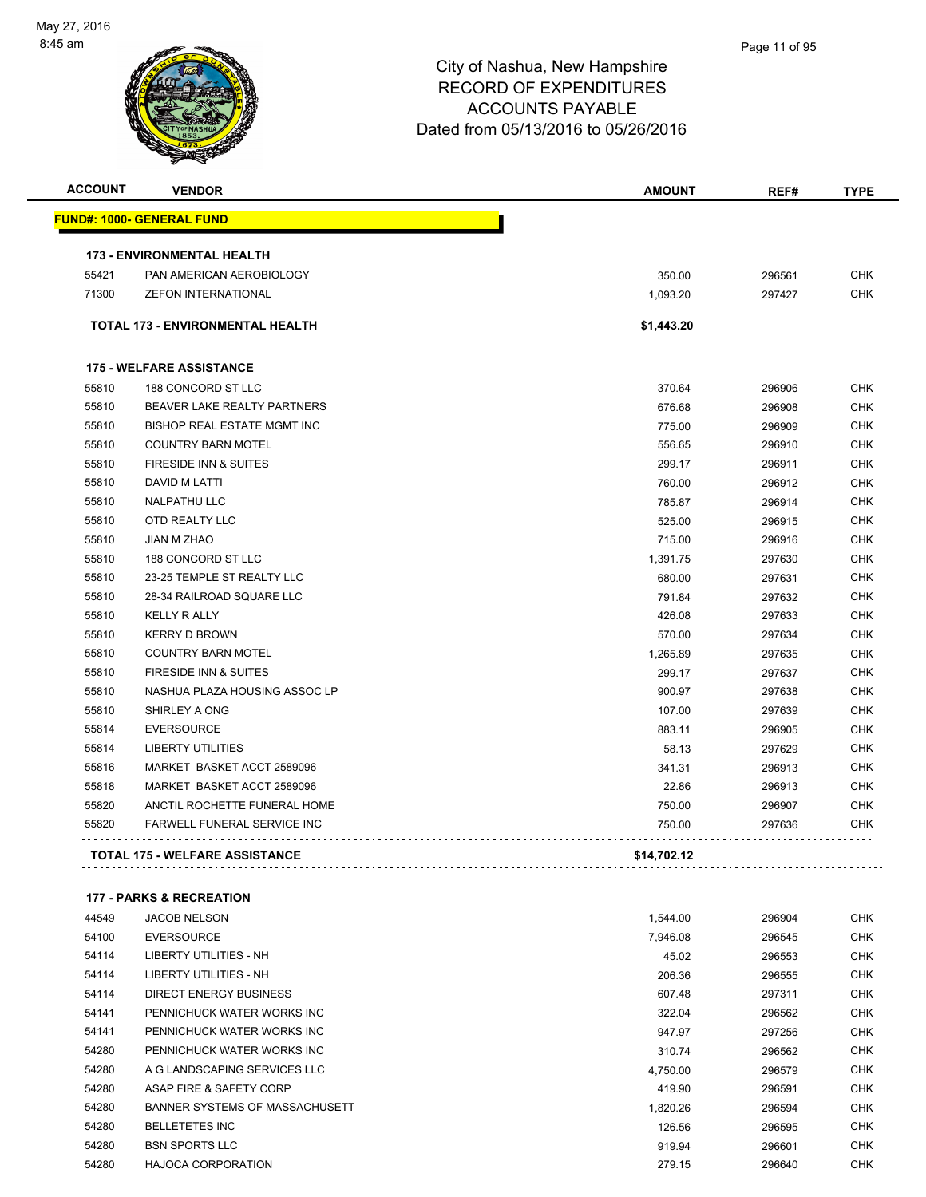City of Nashua, New Hampshire
RECORD OF EXPENDITURES
ACCOUNTS PAYABLE
Dated from 05/13/2016 to 05/26/2016

| ACCOUNT | VENDOR | AMOUNT | REF# | TYPE |
|---|---|---|---|---|
| **FUND#: 1000- GENERAL FUND** | | | | |
| **173 - ENVIRONMENTAL HEALTH** | | | | |
| 55421 | PAN AMERICAN AEROBIOLOGY | 350.00 | 296561 | CHK |
| 71300 | ZEFON INTERNATIONAL | 1,093.20 | 297427 | CHK |
| | **TOTAL 173 - ENVIRONMENTAL HEALTH** | **$1,443.20** | | |
| **175 - WELFARE ASSISTANCE** | | | | |
| 55810 | 188 CONCORD ST LLC | 370.64 | 296906 | CHK |
| 55810 | BEAVER LAKE REALTY PARTNERS | 676.68 | 296908 | CHK |
| 55810 | BISHOP REAL ESTATE MGMT INC | 775.00 | 296909 | CHK |
| 55810 | COUNTRY BARN MOTEL | 556.65 | 296910 | CHK |
| 55810 | FIRESIDE INN & SUITES | 299.17 | 296911 | CHK |
| 55810 | DAVID M LATTI | 760.00 | 296912 | CHK |
| 55810 | NALPATHU LLC | 785.87 | 296914 | CHK |
| 55810 | OTD REALTY LLC | 525.00 | 296915 | CHK |
| 55810 | JIAN M ZHAO | 715.00 | 296916 | CHK |
| 55810 | 188 CONCORD ST LLC | 1,391.75 | 297630 | CHK |
| 55810 | 23-25 TEMPLE ST REALTY LLC | 680.00 | 297631 | CHK |
| 55810 | 28-34 RAILROAD SQUARE LLC | 791.84 | 297632 | CHK |
| 55810 | KELLY R ALLY | 426.08 | 297633 | CHK |
| 55810 | KERRY D BROWN | 570.00 | 297634 | CHK |
| 55810 | COUNTRY BARN MOTEL | 1,265.89 | 297635 | CHK |
| 55810 | FIRESIDE INN & SUITES | 299.17 | 297637 | CHK |
| 55810 | NASHUA PLAZA HOUSING ASSOC LP | 900.97 | 297638 | CHK |
| 55810 | SHIRLEY A ONG | 107.00 | 297639 | CHK |
| 55814 | EVERSOURCE | 883.11 | 296905 | CHK |
| 55814 | LIBERTY UTILITIES | 58.13 | 297629 | CHK |
| 55816 | MARKET BASKET ACCT 2589096 | 341.31 | 296913 | CHK |
| 55818 | MARKET BASKET ACCT 2589096 | 22.86 | 296913 | CHK |
| 55820 | ANCTIL ROCHETTE FUNERAL HOME | 750.00 | 296907 | CHK |
| 55820 | FARWELL FUNERAL SERVICE INC | 750.00 | 297636 | CHK |
| | **TOTAL 175 - WELFARE ASSISTANCE** | **$14,702.12** | | |
| **177 - PARKS & RECREATION** | | | | |
| 44549 | JACOB NELSON | 1,544.00 | 296904 | CHK |
| 54100 | EVERSOURCE | 7,946.08 | 296545 | CHK |
| 54114 | LIBERTY UTILITIES - NH | 45.02 | 296553 | CHK |
| 54114 | LIBERTY UTILITIES - NH | 206.36 | 296555 | CHK |
| 54114 | DIRECT ENERGY BUSINESS | 607.48 | 297311 | CHK |
| 54141 | PENNICHUCK WATER WORKS INC | 322.04 | 296562 | CHK |
| 54141 | PENNICHUCK WATER WORKS INC | 947.97 | 297256 | CHK |
| 54280 | PENNICHUCK WATER WORKS INC | 310.74 | 296562 | CHK |
| 54280 | A G LANDSCAPING SERVICES LLC | 4,750.00 | 296579 | CHK |
| 54280 | ASAP FIRE & SAFETY CORP | 419.90 | 296591 | CHK |
| 54280 | BANNER SYSTEMS OF MASSACHUSETT | 1,820.26 | 296594 | CHK |
| 54280 | BELLETETES INC | 126.56 | 296595 | CHK |
| 54280 | BSN SPORTS LLC | 919.94 | 296601 | CHK |
| 54280 | HAJOCA CORPORATION | 279.15 | 296640 | CHK |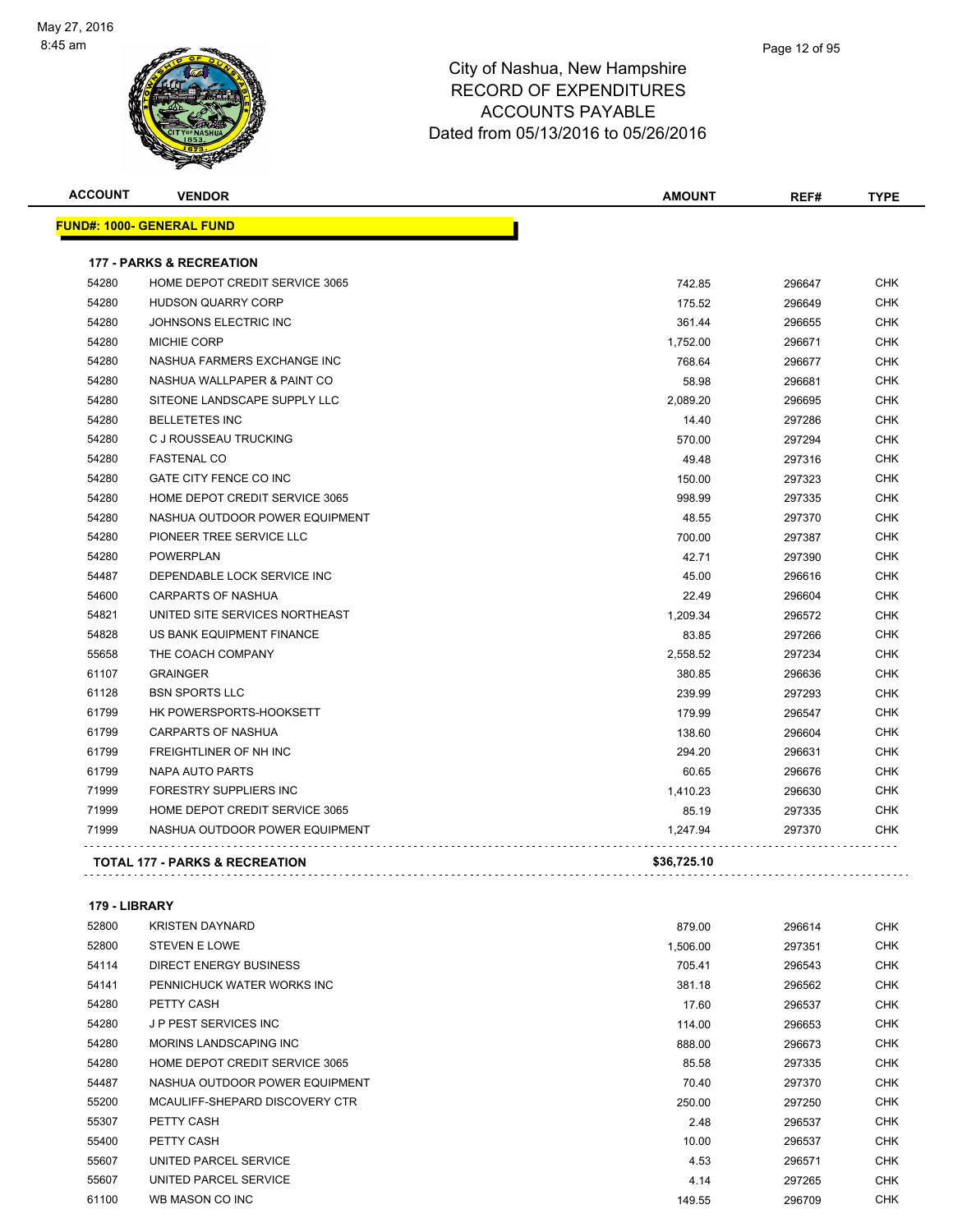# City of Nashua, New Hampshire
## RECORD OF EXPENDITURES
## ACCOUNTS PAYABLE
## Dated from 05/13/2016 to 05/26/2016

May 27, 2016
8:45 am

| ACCOUNT | VENDOR | AMOUNT | REF# | TYPE |
|---|---|---|---|---|

**FUND#: 1000- GENERAL FUND**

**177 - PARKS & RECREATION**

| ACCOUNT | VENDOR | AMOUNT | REF# | TYPE |
|---|---|---|---|---|
| 54280 | HOME DEPOT CREDIT SERVICE 3065 | 742.85 | 296647 | CHK |
| 54280 | HUDSON QUARRY CORP | 175.52 | 296649 | CHK |
| 54280 | JOHNSONS ELECTRIC INC | 361.44 | 296655 | CHK |
| 54280 | MICHIE CORP | 1,752.00 | 296671 | CHK |
| 54280 | NASHUA FARMERS EXCHANGE INC | 768.64 | 296677 | CHK |
| 54280 | NASHUA WALLPAPER & PAINT CO | 58.98 | 296681 | CHK |
| 54280 | SITEONE LANDSCAPE SUPPLY LLC | 2,089.20 | 296695 | CHK |
| 54280 | BELLETETES INC | 14.40 | 297286 | CHK |
| 54280 | C J ROUSSEAU TRUCKING | 570.00 | 297294 | CHK |
| 54280 | FASTENAL CO | 49.48 | 297316 | CHK |
| 54280 | GATE CITY FENCE CO INC | 150.00 | 297323 | CHK |
| 54280 | HOME DEPOT CREDIT SERVICE 3065 | 998.99 | 297335 | CHK |
| 54280 | NASHUA OUTDOOR POWER EQUIPMENT | 48.55 | 297370 | CHK |
| 54280 | PIONEER TREE SERVICE LLC | 700.00 | 297387 | CHK |
| 54280 | POWERPLAN | 42.71 | 297390 | CHK |
| 54487 | DEPENDABLE LOCK SERVICE INC | 45.00 | 296616 | CHK |
| 54600 | CARPARTS OF NASHUA | 22.49 | 296604 | CHK |
| 54821 | UNITED SITE SERVICES NORTHEAST | 1,209.34 | 296572 | CHK |
| 54828 | US BANK EQUIPMENT FINANCE | 83.85 | 297266 | CHK |
| 55658 | THE COACH COMPANY | 2,558.52 | 297234 | CHK |
| 61107 | GRAINGER | 380.85 | 296636 | CHK |
| 61128 | BSN SPORTS LLC | 239.99 | 297293 | CHK |
| 61799 | HK POWERSPORTS-HOOKSETT | 179.99 | 296547 | CHK |
| 61799 | CARPARTS OF NASHUA | 138.60 | 296604 | CHK |
| 61799 | FREIGHTLINER OF NH INC | 294.20 | 296631 | CHK |
| 61799 | NAPA AUTO PARTS | 60.65 | 296676 | CHK |
| 71999 | FORESTRY SUPPLIERS INC | 1,410.23 | 296630 | CHK |
| 71999 | HOME DEPOT CREDIT SERVICE 3065 | 85.19 | 297335 | CHK |
| 71999 | NASHUA OUTDOOR POWER EQUIPMENT | 1,247.94 | 297370 | CHK |
| | **TOTAL 177 - PARKS & RECREATION** | **$36,725.10** | | |

**179 - LIBRARY**

| ACCOUNT | VENDOR | AMOUNT | REF# | TYPE |
|---|---|---|---|---|
| 52800 | KRISTEN DAYNARD | 879.00 | 296614 | CHK |
| 52800 | STEVEN E LOWE | 1,506.00 | 297351 | CHK |
| 54114 | DIRECT ENERGY BUSINESS | 705.41 | 296543 | CHK |
| 54141 | PENNICHUCK WATER WORKS INC | 381.18 | 296562 | CHK |
| 54280 | PETTY CASH | 17.60 | 296537 | CHK |
| 54280 | J P PEST SERVICES INC | 114.00 | 296653 | CHK |
| 54280 | MORINS LANDSCAPING INC | 888.00 | 296673 | CHK |
| 54280 | HOME DEPOT CREDIT SERVICE 3065 | 85.58 | 297335 | CHK |
| 54487 | NASHUA OUTDOOR POWER EQUIPMENT | 70.40 | 297370 | CHK |
| 55200 | MCAULIFF-SHEPARD DISCOVERY CTR | 250.00 | 297250 | CHK |
| 55307 | PETTY CASH | 2.48 | 296537 | CHK |
| 55400 | PETTY CASH | 10.00 | 296537 | CHK |
| 55607 | UNITED PARCEL SERVICE | 4.53 | 296571 | CHK |
| 55607 | UNITED PARCEL SERVICE | 4.14 | 297265 | CHK |
| 61100 | WB MASON CO INC | 149.55 | 296709 | CHK |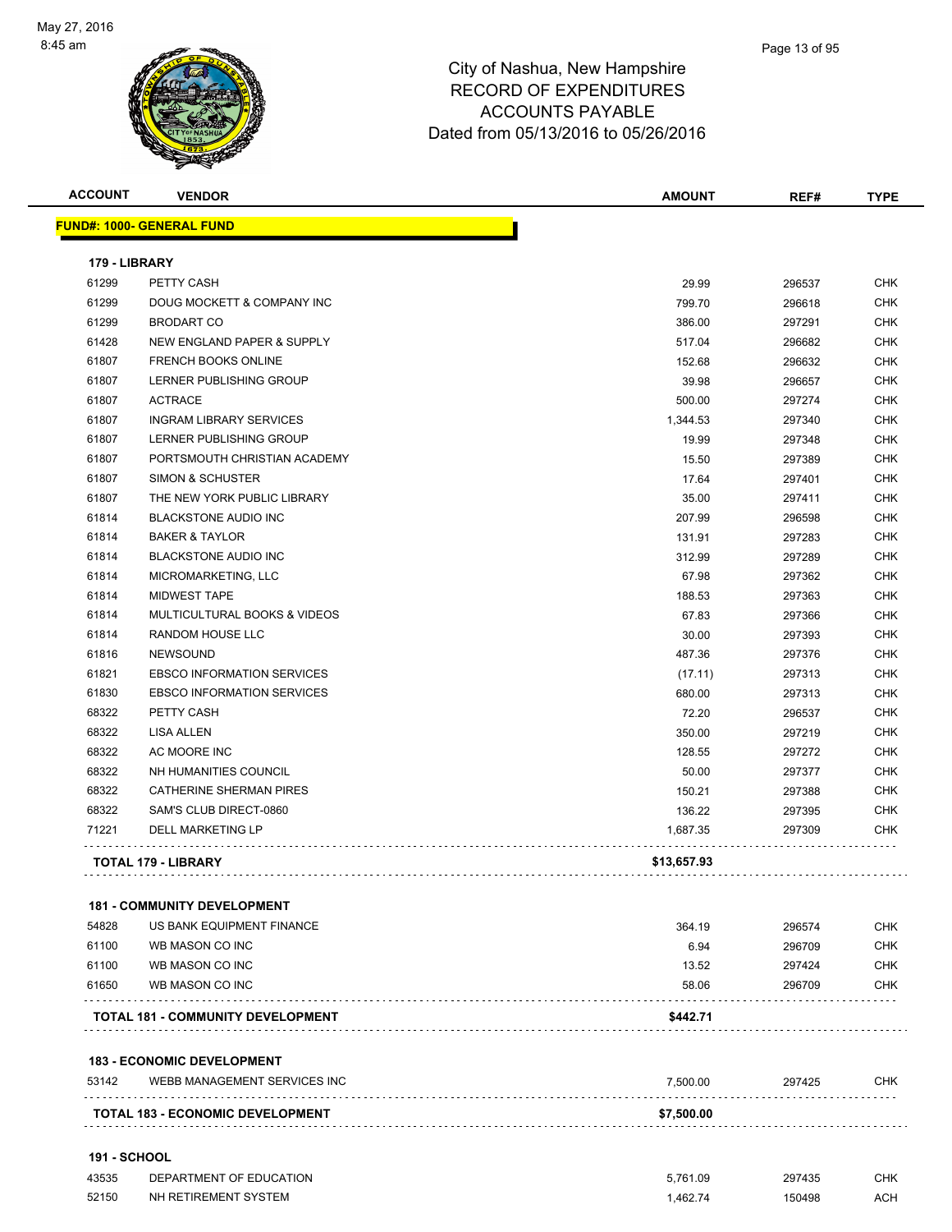# City of Nashua, New Hampshire
## RECORD OF EXPENDITURES
## ACCOUNTS PAYABLE
## Dated from 05/13/2016 to 05/26/2016

| ACCOUNT | VENDOR | AMOUNT | REF# | TYPE |
|---|---|---|---|---|
| **FUND#: 1000- GENERAL FUND** | | | | |
| **179 - LIBRARY** | | | | |
| 61299 | PETTY CASH | 29.99 | 296537 | CHK |
| 61299 | DOUG MOCKETT & COMPANY INC | 799.70 | 296618 | CHK |
| 61299 | BRODART CO | 386.00 | 297291 | CHK |
| 61428 | NEW ENGLAND PAPER & SUPPLY | 517.04 | 296682 | CHK |
| 61807 | FRENCH BOOKS ONLINE | 152.68 | 296632 | CHK |
| 61807 | LERNER PUBLISHING GROUP | 39.98 | 296657 | CHK |
| 61807 | ACTRACE | 500.00 | 297274 | CHK |
| 61807 | INGRAM LIBRARY SERVICES | 1,344.53 | 297340 | CHK |
| 61807 | LERNER PUBLISHING GROUP | 19.99 | 297348 | CHK |
| 61807 | PORTSMOUTH CHRISTIAN ACADEMY | 15.50 | 297389 | CHK |
| 61807 | SIMON & SCHUSTER | 17.64 | 297401 | CHK |
| 61807 | THE NEW YORK PUBLIC LIBRARY | 35.00 | 297411 | CHK |
| 61814 | BLACKSTONE AUDIO INC | 207.99 | 296598 | CHK |
| 61814 | BAKER & TAYLOR | 131.91 | 297283 | CHK |
| 61814 | BLACKSTONE AUDIO INC | 312.99 | 297289 | CHK |
| 61814 | MICROMARKETING, LLC | 67.98 | 297362 | CHK |
| 61814 | MIDWEST TAPE | 188.53 | 297363 | CHK |
| 61814 | MULTICULTURAL BOOKS & VIDEOS | 67.83 | 297366 | CHK |
| 61814 | RANDOM HOUSE LLC | 30.00 | 297393 | CHK |
| 61816 | NEWSOUND | 487.36 | 297376 | CHK |
| 61821 | EBSCO INFORMATION SERVICES | (17.11) | 297313 | CHK |
| 61830 | EBSCO INFORMATION SERVICES | 680.00 | 297313 | CHK |
| 68322 | PETTY CASH | 72.20 | 296537 | CHK |
| 68322 | LISA ALLEN | 350.00 | 297219 | CHK |
| 68322 | AC MOORE INC | 128.55 | 297272 | CHK |
| 68322 | NH HUMANITIES COUNCIL | 50.00 | 297377 | CHK |
| 68322 | CATHERINE SHERMAN PIRES | 150.21 | 297388 | CHK |
| 68322 | SAM'S CLUB DIRECT-0860 | 136.22 | 297395 | CHK |
| 71221 | DELL MARKETING LP | 1,687.35 | 297309 | CHK |
| **TOTAL 179 - LIBRARY** | | **$13,657.93** | | |
| **181 - COMMUNITY DEVELOPMENT** | | | | |
| 54828 | US BANK EQUIPMENT FINANCE | 364.19 | 296574 | CHK |
| 61100 | WB MASON CO INC | 6.94 | 296709 | CHK |
| 61100 | WB MASON CO INC | 13.52 | 297424 | CHK |
| 61650 | WB MASON CO INC | 58.06 | 296709 | CHK |
| **TOTAL 181 - COMMUNITY DEVELOPMENT** | | **$442.71** | | |
| **183 - ECONOMIC DEVELOPMENT** | | | | |
| 53142 | WEBB MANAGEMENT SERVICES INC | 7,500.00 | 297425 | CHK |
| **TOTAL 183 - ECONOMIC DEVELOPMENT** | | **$7,500.00** | | |
| **191 - SCHOOL** | | | | |
| 43535 | DEPARTMENT OF EDUCATION | 5,761.09 | 297435 | CHK |
| 52150 | NH RETIREMENT SYSTEM | 1,462.74 | 150498 | ACH |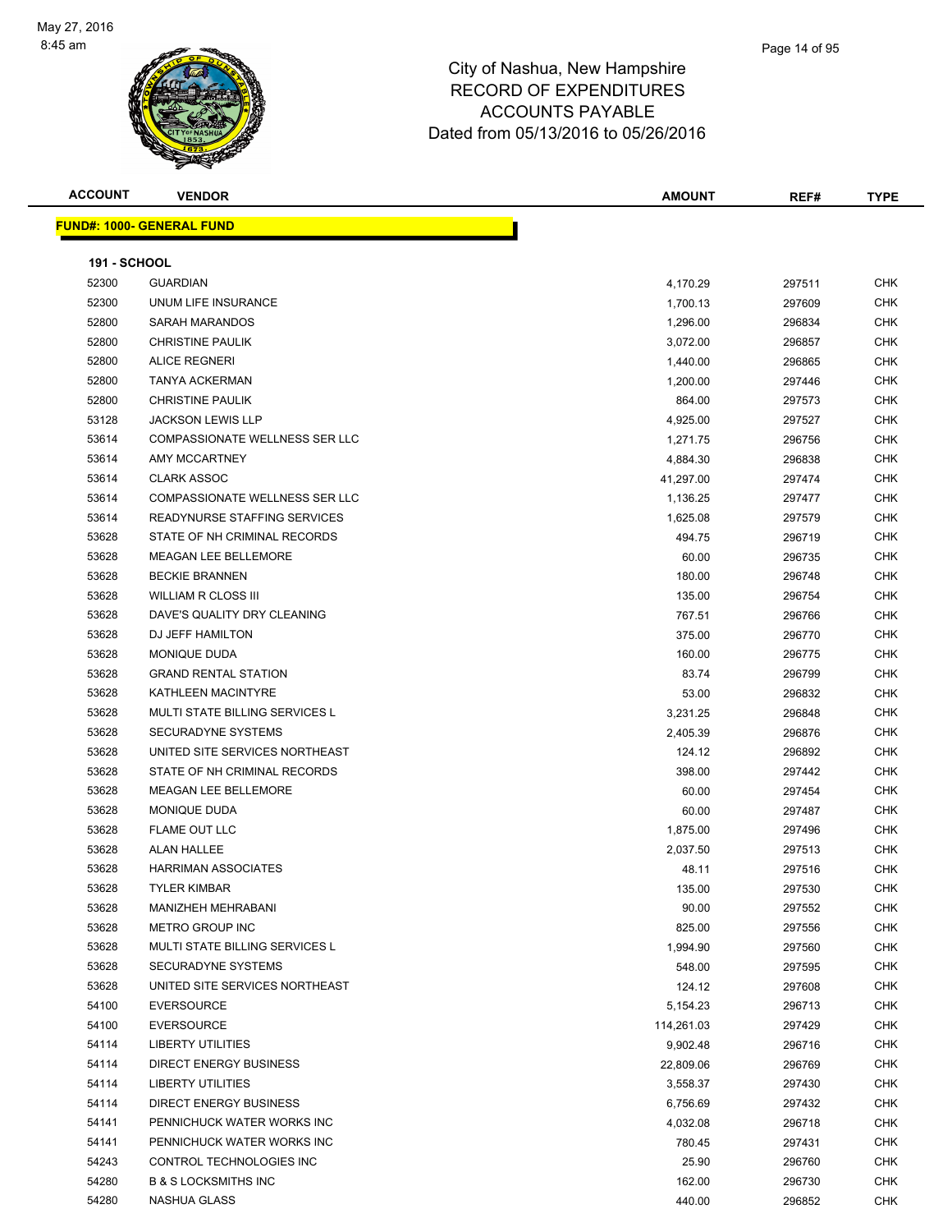City of Nashua, New Hampshire
RECORD OF EXPENDITURES
ACCOUNTS PAYABLE
Dated from 05/13/2016 to 05/26/2016

| ACCOUNT | VENDOR | AMOUNT | REF# | TYPE |
|---|---|---|---|---|

**FUND#: 1000- GENERAL FUND**

**191 - SCHOOL**

| ACCOUNT | VENDOR | AMOUNT | REF# | TYPE |
|---|---|---|---|---|
| 52300 | GUARDIAN | 4,170.29 | 297511 | CHK |
| 52300 | UNUM LIFE INSURANCE | 1,700.13 | 297609 | CHK |
| 52800 | SARAH MARANDOS | 1,296.00 | 296834 | CHK |
| 52800 | CHRISTINE PAULIK | 3,072.00 | 296857 | CHK |
| 52800 | ALICE REGNERI | 1,440.00 | 296865 | CHK |
| 52800 | TANYA ACKERMAN | 1,200.00 | 297446 | CHK |
| 52800 | CHRISTINE PAULIK | 864.00 | 297573 | CHK |
| 53128 | JACKSON LEWIS LLP | 4,925.00 | 297527 | CHK |
| 53614 | COMPASSIONATE WELLNESS SER LLC | 1,271.75 | 296756 | CHK |
| 53614 | AMY MCCARTNEY | 4,884.30 | 296838 | CHK |
| 53614 | CLARK ASSOC | 41,297.00 | 297474 | CHK |
| 53614 | COMPASSIONATE WELLNESS SER LLC | 1,136.25 | 297477 | CHK |
| 53614 | READYNURSE STAFFING SERVICES | 1,625.08 | 297579 | CHK |
| 53628 | STATE OF NH CRIMINAL RECORDS | 494.75 | 296719 | CHK |
| 53628 | MEAGAN LEE BELLEMORE | 60.00 | 296735 | CHK |
| 53628 | BECKIE BRANNEN | 180.00 | 296748 | CHK |
| 53628 | WILLIAM R CLOSS III | 135.00 | 296754 | CHK |
| 53628 | DAVE'S QUALITY DRY CLEANING | 767.51 | 296766 | CHK |
| 53628 | DJ JEFF HAMILTON | 375.00 | 296770 | CHK |
| 53628 | MONIQUE DUDA | 160.00 | 296775 | CHK |
| 53628 | GRAND RENTAL STATION | 83.74 | 296799 | CHK |
| 53628 | KATHLEEN MACINTYRE | 53.00 | 296832 | CHK |
| 53628 | MULTI STATE BILLING SERVICES L | 3,231.25 | 296848 | CHK |
| 53628 | SECURADYNE SYSTEMS | 2,405.39 | 296876 | CHK |
| 53628 | UNITED SITE SERVICES NORTHEAST | 124.12 | 296892 | CHK |
| 53628 | STATE OF NH CRIMINAL RECORDS | 398.00 | 297442 | CHK |
| 53628 | MEAGAN LEE BELLEMORE | 60.00 | 297454 | CHK |
| 53628 | MONIQUE DUDA | 60.00 | 297487 | CHK |
| 53628 | FLAME OUT LLC | 1,875.00 | 297496 | CHK |
| 53628 | ALAN HALLEE | 2,037.50 | 297513 | CHK |
| 53628 | HARRIMAN ASSOCIATES | 48.11 | 297516 | CHK |
| 53628 | TYLER KIMBAR | 135.00 | 297530 | CHK |
| 53628 | MANIZHEH MEHRABANI | 90.00 | 297552 | CHK |
| 53628 | METRO GROUP INC | 825.00 | 297556 | CHK |
| 53628 | MULTI STATE BILLING SERVICES L | 1,994.90 | 297560 | CHK |
| 53628 | SECURADYNE SYSTEMS | 548.00 | 297595 | CHK |
| 53628 | UNITED SITE SERVICES NORTHEAST | 124.12 | 297608 | CHK |
| 54100 | EVERSOURCE | 5,154.23 | 296713 | CHK |
| 54100 | EVERSOURCE | 114,261.03 | 297429 | CHK |
| 54114 | LIBERTY UTILITIES | 9,902.48 | 296716 | CHK |
| 54114 | DIRECT ENERGY BUSINESS | 22,809.06 | 296769 | CHK |
| 54114 | LIBERTY UTILITIES | 3,558.37 | 297430 | CHK |
| 54114 | DIRECT ENERGY BUSINESS | 6,756.69 | 297432 | CHK |
| 54141 | PENNICHUCK WATER WORKS INC | 4,032.08 | 296718 | CHK |
| 54141 | PENNICHUCK WATER WORKS INC | 780.45 | 297431 | CHK |
| 54243 | CONTROL TECHNOLOGIES INC | 25.90 | 296760 | CHK |
| 54280 | B & S LOCKSMITHS INC | 162.00 | 296730 | CHK |
| 54280 | NASHUA GLASS | 440.00 | 296852 | CHK |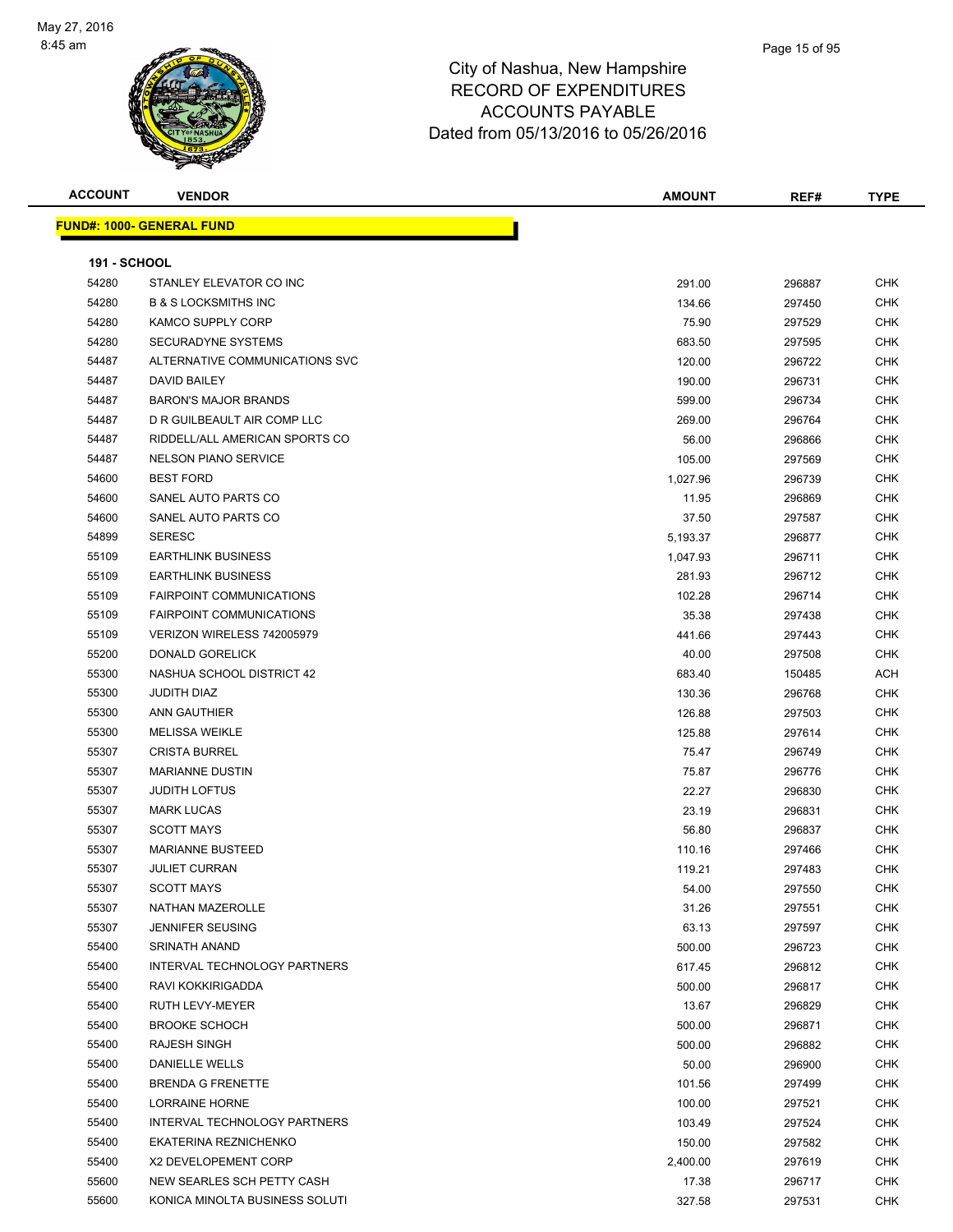# City of Nashua, New Hampshire
# RECORD OF EXPENDITURES
# ACCOUNTS PAYABLE
# Dated from 05/13/2016 to 05/26/2016

May 27, 2016
8:45 am

**FUND#: 1000- GENERAL FUND**

**191 - SCHOOL**

| ACCOUNT | VENDOR | AMOUNT | REF# | TYPE |
|---|---|---|---|---|
| 54280 | STANLEY ELEVATOR CO INC | 291.00 | 296887 | CHK |
| 54280 | B & S LOCKSMITHS INC | 134.66 | 297450 | CHK |
| 54280 | KAMCO SUPPLY CORP | 75.90 | 297529 | CHK |
| 54280 | SECURADYNE SYSTEMS | 683.50 | 297595 | CHK |
| 54487 | ALTERNATIVE COMMUNICATIONS SVC | 120.00 | 296722 | CHK |
| 54487 | DAVID BAILEY | 190.00 | 296731 | CHK |
| 54487 | BARON'S MAJOR BRANDS | 599.00 | 296734 | CHK |
| 54487 | D R GUILBEAULT AIR COMP LLC | 269.00 | 296764 | CHK |
| 54487 | RIDDELL/ALL AMERICAN SPORTS CO | 56.00 | 296866 | CHK |
| 54487 | NELSON PIANO SERVICE | 105.00 | 297569 | CHK |
| 54600 | BEST FORD | 1,027.96 | 296739 | CHK |
| 54600 | SANEL AUTO PARTS CO | 11.95 | 296869 | CHK |
| 54600 | SANEL AUTO PARTS CO | 37.50 | 297587 | CHK |
| 54899 | SERESC | 5,193.37 | 296877 | CHK |
| 55109 | EARTHLINK BUSINESS | 1,047.93 | 296711 | CHK |
| 55109 | EARTHLINK BUSINESS | 281.93 | 296712 | CHK |
| 55109 | FAIRPOINT COMMUNICATIONS | 102.28 | 296714 | CHK |
| 55109 | FAIRPOINT COMMUNICATIONS | 35.38 | 297438 | CHK |
| 55109 | VERIZON WIRELESS 742005979 | 441.66 | 297443 | CHK |
| 55200 | DONALD GORELICK | 40.00 | 297508 | CHK |
| 55300 | NASHUA SCHOOL DISTRICT 42 | 683.40 | 150485 | ACH |
| 55300 | JUDITH DIAZ | 130.36 | 296768 | CHK |
| 55300 | ANN GAUTHIER | 126.88 | 297503 | CHK |
| 55300 | MELISSA WEIKLE | 125.88 | 297614 | CHK |
| 55307 | CRISTA BURREL | 75.47 | 296749 | CHK |
| 55307 | MARIANNE DUSTIN | 75.87 | 296776 | CHK |
| 55307 | JUDITH LOFTUS | 22.27 | 296830 | CHK |
| 55307 | MARK LUCAS | 23.19 | 296831 | CHK |
| 55307 | SCOTT MAYS | 56.80 | 296837 | CHK |
| 55307 | MARIANNE BUSTEED | 110.16 | 297466 | CHK |
| 55307 | JULIET CURRAN | 119.21 | 297483 | CHK |
| 55307 | SCOTT MAYS | 54.00 | 297550 | CHK |
| 55307 | NATHAN MAZEROLLE | 31.26 | 297551 | CHK |
| 55307 | JENNIFER SEUSING | 63.13 | 297597 | CHK |
| 55400 | SRINATH ANAND | 500.00 | 296723 | CHK |
| 55400 | INTERVAL TECHNOLOGY PARTNERS | 617.45 | 296812 | CHK |
| 55400 | RAVI KOKKIRIGADDA | 500.00 | 296817 | CHK |
| 55400 | RUTH LEVY-MEYER | 13.67 | 296829 | CHK |
| 55400 | BROOKE SCHOCH | 500.00 | 296871 | CHK |
| 55400 | RAJESH SINGH | 500.00 | 296882 | CHK |
| 55400 | DANIELLE WELLS | 50.00 | 296900 | CHK |
| 55400 | BRENDA G FRENETTE | 101.56 | 297499 | CHK |
| 55400 | LORRAINE HORNE | 100.00 | 297521 | CHK |
| 55400 | INTERVAL TECHNOLOGY PARTNERS | 103.49 | 297524 | CHK |
| 55400 | EKATERINA REZNICHENKO | 150.00 | 297582 | CHK |
| 55400 | X2 DEVELOPEMENT CORP | 2,400.00 | 297619 | CHK |
| 55600 | NEW SEARLES SCH PETTY CASH | 17.38 | 296717 | CHK |
| 55600 | KONICA MINOLTA BUSINESS SOLUTI | 327.58 | 297531 | CHK |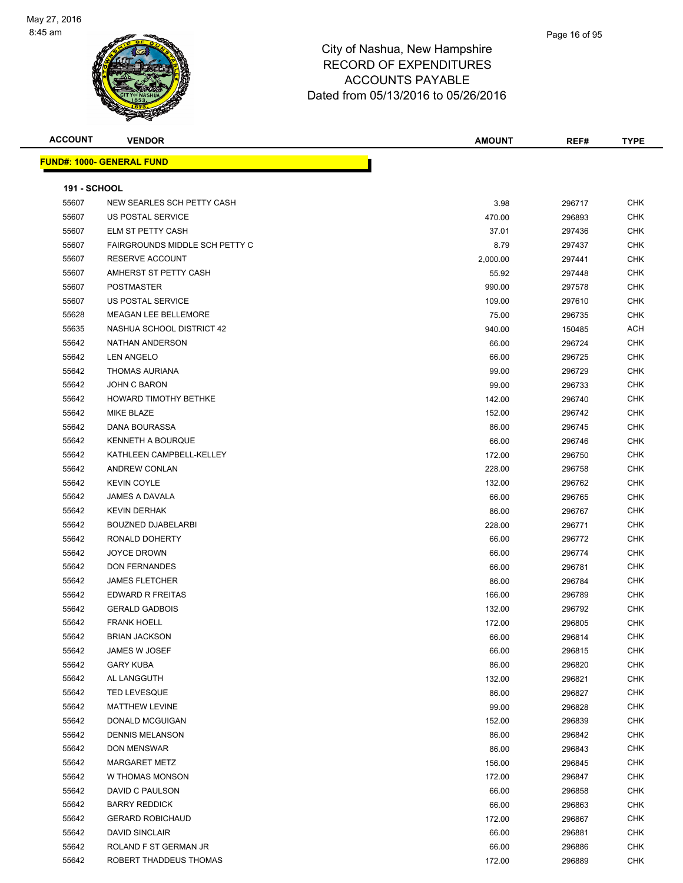City of Nashua, New Hampshire
RECORD OF EXPENDITURES
ACCOUNTS PAYABLE
Dated from 05/13/2016 to 05/26/2016

| ACCOUNT | VENDOR | AMOUNT | REF# | TYPE |
|---|---|---|---|---|

**FUND#: 1000- GENERAL FUND**

**191 - SCHOOL**

| ACCOUNT | VENDOR | AMOUNT | REF# | TYPE |
|---|---|---|---|---|
| 55607 | NEW SEARLES SCH PETTY CASH | 3.98 | 296717 | CHK |
| 55607 | US POSTAL SERVICE | 470.00 | 296893 | CHK |
| 55607 | ELM ST PETTY CASH | 37.01 | 297436 | CHK |
| 55607 | FAIRGROUNDS MIDDLE SCH PETTY C | 8.79 | 297437 | CHK |
| 55607 | RESERVE ACCOUNT | 2,000.00 | 297441 | CHK |
| 55607 | AMHERST ST PETTY CASH | 55.92 | 297448 | CHK |
| 55607 | POSTMASTER | 990.00 | 297578 | CHK |
| 55607 | US POSTAL SERVICE | 109.00 | 297610 | CHK |
| 55628 | MEAGAN LEE BELLEMORE | 75.00 | 296735 | CHK |
| 55635 | NASHUA SCHOOL DISTRICT 42 | 940.00 | 150485 | ACH |
| 55642 | NATHAN ANDERSON | 66.00 | 296724 | CHK |
| 55642 | LEN ANGELO | 66.00 | 296725 | CHK |
| 55642 | THOMAS AURIANA | 99.00 | 296729 | CHK |
| 55642 | JOHN C BARON | 99.00 | 296733 | CHK |
| 55642 | HOWARD TIMOTHY BETHKE | 142.00 | 296740 | CHK |
| 55642 | MIKE BLAZE | 152.00 | 296742 | CHK |
| 55642 | DANA BOURASSA | 86.00 | 296745 | CHK |
| 55642 | KENNETH A BOURQUE | 66.00 | 296746 | CHK |
| 55642 | KATHLEEN CAMPBELL-KELLEY | 172.00 | 296750 | CHK |
| 55642 | ANDREW CONLAN | 228.00 | 296758 | CHK |
| 55642 | KEVIN COYLE | 132.00 | 296762 | CHK |
| 55642 | JAMES A DAVALA | 66.00 | 296765 | CHK |
| 55642 | KEVIN DERHAK | 86.00 | 296767 | CHK |
| 55642 | BOUZNED DJABELARBI | 228.00 | 296771 | CHK |
| 55642 | RONALD DOHERTY | 66.00 | 296772 | CHK |
| 55642 | JOYCE DROWN | 66.00 | 296774 | CHK |
| 55642 | DON FERNANDES | 66.00 | 296781 | CHK |
| 55642 | JAMES FLETCHER | 86.00 | 296784 | CHK |
| 55642 | EDWARD R FREITAS | 166.00 | 296789 | CHK |
| 55642 | GERALD GADBOIS | 132.00 | 296792 | CHK |
| 55642 | FRANK HOELL | 172.00 | 296805 | CHK |
| 55642 | BRIAN JACKSON | 66.00 | 296814 | CHK |
| 55642 | JAMES W JOSEF | 66.00 | 296815 | CHK |
| 55642 | GARY KUBA | 86.00 | 296820 | CHK |
| 55642 | AL LANGGUTH | 132.00 | 296821 | CHK |
| 55642 | TED LEVESQUE | 86.00 | 296827 | CHK |
| 55642 | MATTHEW LEVINE | 99.00 | 296828 | CHK |
| 55642 | DONALD MCGUIGAN | 152.00 | 296839 | CHK |
| 55642 | DENNIS MELANSON | 86.00 | 296842 | CHK |
| 55642 | DON MENSWAR | 86.00 | 296843 | CHK |
| 55642 | MARGARET METZ | 156.00 | 296845 | CHK |
| 55642 | W THOMAS MONSON | 172.00 | 296847 | CHK |
| 55642 | DAVID C PAULSON | 66.00 | 296858 | CHK |
| 55642 | BARRY REDDICK | 66.00 | 296863 | CHK |
| 55642 | GERARD ROBICHAUD | 172.00 | 296867 | CHK |
| 55642 | DAVID SINCLAIR | 66.00 | 296881 | CHK |
| 55642 | ROLAND F ST GERMAN JR | 66.00 | 296886 | CHK |
| 55642 | ROBERT THADDEUS THOMAS | 172.00 | 296889 | CHK |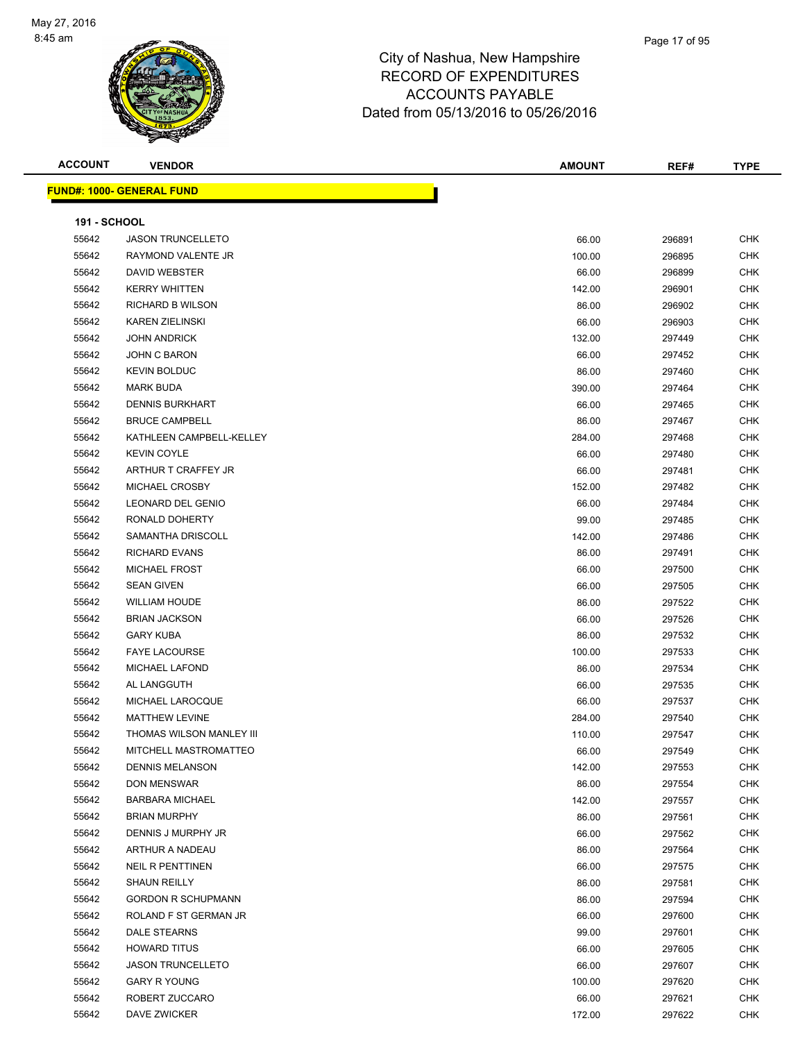City of Nashua, New Hampshire
RECORD OF EXPENDITURES
ACCOUNTS PAYABLE
Dated from 05/13/2016 to 05/26/2016

**FUND#: 1000- GENERAL FUND**

**191 - SCHOOL**

| ACCOUNT | VENDOR | AMOUNT | REF# | TYPE |
|---|---|---|---|---|
| 55642 | JASON TRUNCELLETO | 66.00 | 296891 | CHK |
| 55642 | RAYMOND VALENTE JR | 100.00 | 296895 | CHK |
| 55642 | DAVID WEBSTER | 66.00 | 296899 | CHK |
| 55642 | KERRY WHITTEN | 142.00 | 296901 | CHK |
| 55642 | RICHARD B WILSON | 86.00 | 296902 | CHK |
| 55642 | KAREN ZIELINSKI | 66.00 | 296903 | CHK |
| 55642 | JOHN ANDRICK | 132.00 | 297449 | CHK |
| 55642 | JOHN C BARON | 66.00 | 297452 | CHK |
| 55642 | KEVIN BOLDUC | 86.00 | 297460 | CHK |
| 55642 | MARK BUDA | 390.00 | 297464 | CHK |
| 55642 | DENNIS BURKHART | 66.00 | 297465 | CHK |
| 55642 | BRUCE CAMPBELL | 86.00 | 297467 | CHK |
| 55642 | KATHLEEN CAMPBELL-KELLEY | 284.00 | 297468 | CHK |
| 55642 | KEVIN COYLE | 66.00 | 297480 | CHK |
| 55642 | ARTHUR T CRAFFEY JR | 66.00 | 297481 | CHK |
| 55642 | MICHAEL CROSBY | 152.00 | 297482 | CHK |
| 55642 | LEONARD DEL GENIO | 66.00 | 297484 | CHK |
| 55642 | RONALD DOHERTY | 99.00 | 297485 | CHK |
| 55642 | SAMANTHA DRISCOLL | 142.00 | 297486 | CHK |
| 55642 | RICHARD EVANS | 86.00 | 297491 | CHK |
| 55642 | MICHAEL FROST | 66.00 | 297500 | CHK |
| 55642 | SEAN GIVEN | 66.00 | 297505 | CHK |
| 55642 | WILLIAM HOUDE | 86.00 | 297522 | CHK |
| 55642 | BRIAN JACKSON | 66.00 | 297526 | CHK |
| 55642 | GARY KUBA | 86.00 | 297532 | CHK |
| 55642 | FAYE LACOURSE | 100.00 | 297533 | CHK |
| 55642 | MICHAEL LAFOND | 86.00 | 297534 | CHK |
| 55642 | AL LANGGUTH | 66.00 | 297535 | CHK |
| 55642 | MICHAEL LAROCQUE | 66.00 | 297537 | CHK |
| 55642 | MATTHEW LEVINE | 284.00 | 297540 | CHK |
| 55642 | THOMAS WILSON MANLEY III | 110.00 | 297547 | CHK |
| 55642 | MITCHELL MASTROMATTEO | 66.00 | 297549 | CHK |
| 55642 | DENNIS MELANSON | 142.00 | 297553 | CHK |
| 55642 | DON MENSWAR | 86.00 | 297554 | CHK |
| 55642 | BARBARA MICHAEL | 142.00 | 297557 | CHK |
| 55642 | BRIAN MURPHY | 86.00 | 297561 | CHK |
| 55642 | DENNIS J MURPHY JR | 66.00 | 297562 | CHK |
| 55642 | ARTHUR A NADEAU | 86.00 | 297564 | CHK |
| 55642 | NEIL R PENTTINEN | 66.00 | 297575 | CHK |
| 55642 | SHAUN REILLY | 86.00 | 297581 | CHK |
| 55642 | GORDON R SCHUPMANN | 86.00 | 297594 | CHK |
| 55642 | ROLAND F ST GERMAN JR | 66.00 | 297600 | CHK |
| 55642 | DALE STEARNS | 99.00 | 297601 | CHK |
| 55642 | HOWARD TITUS | 66.00 | 297605 | CHK |
| 55642 | JASON TRUNCELLETO | 66.00 | 297607 | CHK |
| 55642 | GARY R YOUNG | 100.00 | 297620 | CHK |
| 55642 | ROBERT ZUCCARO | 66.00 | 297621 | CHK |
| 55642 | DAVE ZWICKER | 172.00 | 297622 | CHK |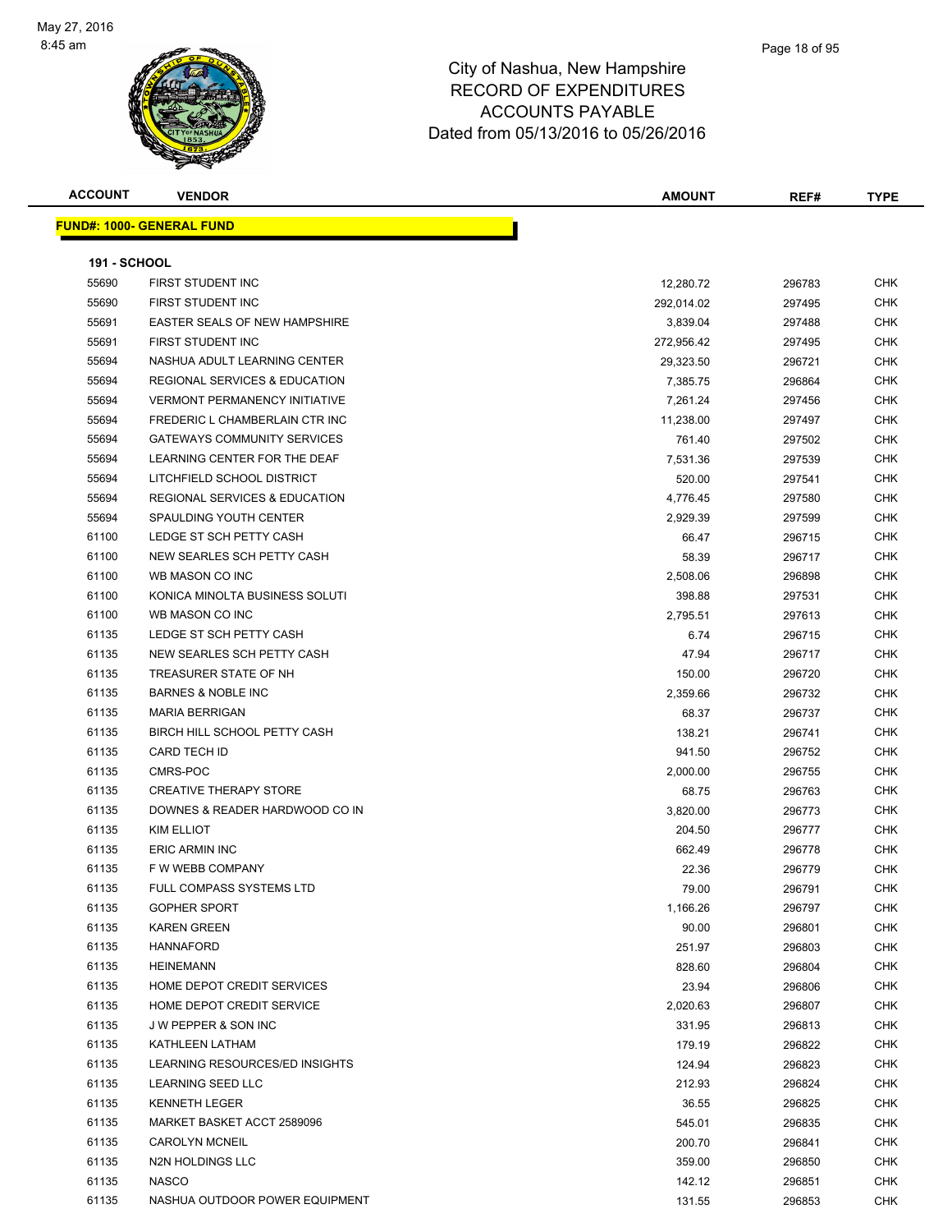# City of Nashua, New Hampshire
## RECORD OF EXPENDITURES
## ACCOUNTS PAYABLE
## Dated from 05/13/2016 to 05/26/2016

| ACCOUNT | VENDOR | AMOUNT | REF# | TYPE |
|---|---|---|---|---|

**FUND#: 1000- GENERAL FUND**

**191 - SCHOOL**

| ACCOUNT | VENDOR | AMOUNT | REF# | TYPE |
|---|---|---|---|---|
| 55690 | FIRST STUDENT INC | 12,280.72 | 296783 | CHK |
| 55690 | FIRST STUDENT INC | 292,014.02 | 297495 | CHK |
| 55691 | EASTER SEALS OF NEW HAMPSHIRE | 3,839.04 | 297488 | CHK |
| 55691 | FIRST STUDENT INC | 272,956.42 | 297495 | CHK |
| 55694 | NASHUA ADULT LEARNING CENTER | 29,323.50 | 296721 | CHK |
| 55694 | REGIONAL SERVICES & EDUCATION | 7,385.75 | 296864 | CHK |
| 55694 | VERMONT PERMANENCY INITIATIVE | 7,261.24 | 297456 | CHK |
| 55694 | FREDERIC L CHAMBERLAIN CTR INC | 11,238.00 | 297497 | CHK |
| 55694 | GATEWAYS COMMUNITY SERVICES | 761.40 | 297502 | CHK |
| 55694 | LEARNING CENTER FOR THE DEAF | 7,531.36 | 297539 | CHK |
| 55694 | LITCHFIELD SCHOOL DISTRICT | 520.00 | 297541 | CHK |
| 55694 | REGIONAL SERVICES & EDUCATION | 4,776.45 | 297580 | CHK |
| 55694 | SPAULDING YOUTH CENTER | 2,929.39 | 297599 | CHK |
| 61100 | LEDGE ST SCH PETTY CASH | 66.47 | 296715 | CHK |
| 61100 | NEW SEARLES SCH PETTY CASH | 58.39 | 296717 | CHK |
| 61100 | WB MASON CO INC | 2,508.06 | 296898 | CHK |
| 61100 | KONICA MINOLTA BUSINESS SOLUTI | 398.88 | 297531 | CHK |
| 61100 | WB MASON CO INC | 2,795.51 | 297613 | CHK |
| 61135 | LEDGE ST SCH PETTY CASH | 6.74 | 296715 | CHK |
| 61135 | NEW SEARLES SCH PETTY CASH | 47.94 | 296717 | CHK |
| 61135 | TREASURER STATE OF NH | 150.00 | 296720 | CHK |
| 61135 | BARNES & NOBLE INC | 2,359.66 | 296732 | CHK |
| 61135 | MARIA BERRIGAN | 68.37 | 296737 | CHK |
| 61135 | BIRCH HILL SCHOOL PETTY CASH | 138.21 | 296741 | CHK |
| 61135 | CARD TECH ID | 941.50 | 296752 | CHK |
| 61135 | CMRS-POC | 2,000.00 | 296755 | CHK |
| 61135 | CREATIVE THERAPY STORE | 68.75 | 296763 | CHK |
| 61135 | DOWNES & READER HARDWOOD CO IN | 3,820.00 | 296773 | CHK |
| 61135 | KIM ELLIOT | 204.50 | 296777 | CHK |
| 61135 | ERIC ARMIN INC | 662.49 | 296778 | CHK |
| 61135 | F W WEBB COMPANY | 22.36 | 296779 | CHK |
| 61135 | FULL COMPASS SYSTEMS LTD | 79.00 | 296791 | CHK |
| 61135 | GOPHER SPORT | 1,166.26 | 296797 | CHK |
| 61135 | KAREN GREEN | 90.00 | 296801 | CHK |
| 61135 | HANNAFORD | 251.97 | 296803 | CHK |
| 61135 | HEINEMANN | 828.60 | 296804 | CHK |
| 61135 | HOME DEPOT CREDIT SERVICES | 23.94 | 296806 | CHK |
| 61135 | HOME DEPOT CREDIT SERVICE | 2,020.63 | 296807 | CHK |
| 61135 | J W PEPPER & SON INC | 331.95 | 296813 | CHK |
| 61135 | KATHLEEN LATHAM | 179.19 | 296822 | CHK |
| 61135 | LEARNING RESOURCES/ED INSIGHTS | 124.94 | 296823 | CHK |
| 61135 | LEARNING SEED LLC | 212.93 | 296824 | CHK |
| 61135 | KENNETH LEGER | 36.55 | 296825 | CHK |
| 61135 | MARKET BASKET ACCT 2589096 | 545.01 | 296835 | CHK |
| 61135 | CAROLYN MCNEIL | 200.70 | 296841 | CHK |
| 61135 | N2N HOLDINGS LLC | 359.00 | 296850 | CHK |
| 61135 | NASCO | 142.12 | 296851 | CHK |
| 61135 | NASHUA OUTDOOR POWER EQUIPMENT | 131.55 | 296853 | CHK |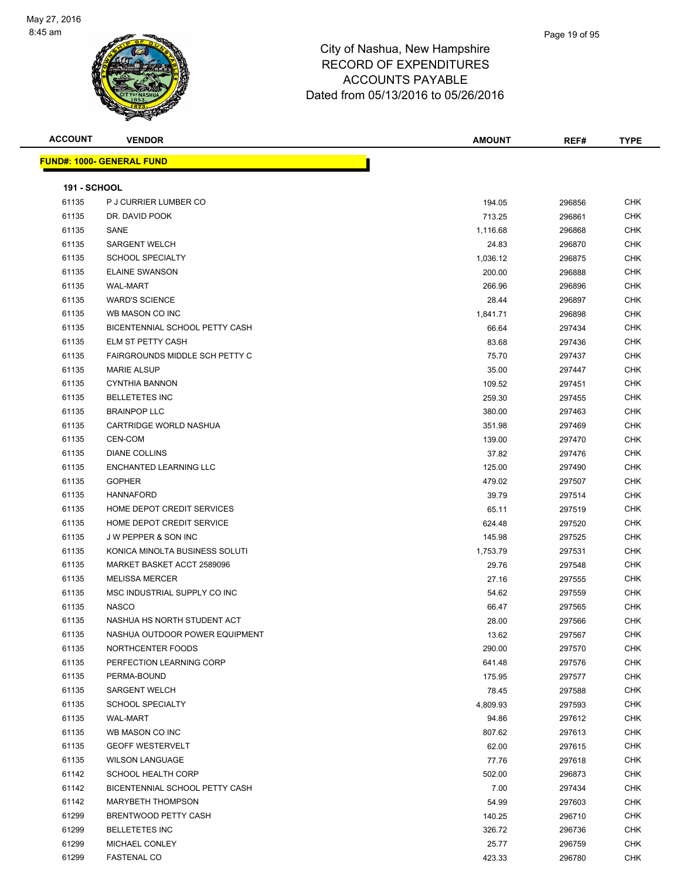City of Nashua, New Hampshire
RECORD OF EXPENDITURES
ACCOUNTS PAYABLE
Dated from 05/13/2016 to 05/26/2016

| ACCOUNT | VENDOR | AMOUNT | REF# | TYPE |
|---|---|---|---|---|

**FUND#: 1000- GENERAL FUND**

**191 - SCHOOL**

| ACCOUNT | VENDOR | AMOUNT | REF# | TYPE |
|---|---|---|---|---|
| 61135 | P J CURRIER LUMBER CO | 194.05 | 296856 | CHK |
| 61135 | DR. DAVID POOK | 713.25 | 296861 | CHK |
| 61135 | SANE | 1,116.68 | 296868 | CHK |
| 61135 | SARGENT WELCH | 24.83 | 296870 | CHK |
| 61135 | SCHOOL SPECIALTY | 1,036.12 | 296875 | CHK |
| 61135 | ELAINE SWANSON | 200.00 | 296888 | CHK |
| 61135 | WAL-MART | 266.96 | 296896 | CHK |
| 61135 | WARD'S SCIENCE | 28.44 | 296897 | CHK |
| 61135 | WB MASON CO INC | 1,841.71 | 296898 | CHK |
| 61135 | BICENTENNIAL SCHOOL PETTY CASH | 66.64 | 297434 | CHK |
| 61135 | ELM ST PETTY CASH | 83.68 | 297436 | CHK |
| 61135 | FAIRGROUNDS MIDDLE SCH PETTY C | 75.70 | 297437 | CHK |
| 61135 | MARIE ALSUP | 35.00 | 297447 | CHK |
| 61135 | CYNTHIA BANNON | 109.52 | 297451 | CHK |
| 61135 | BELLETETES INC | 259.30 | 297455 | CHK |
| 61135 | BRAINPOP LLC | 380.00 | 297463 | CHK |
| 61135 | CARTRIDGE WORLD NASHUA | 351.98 | 297469 | CHK |
| 61135 | CEN-COM | 139.00 | 297470 | CHK |
| 61135 | DIANE COLLINS | 37.82 | 297476 | CHK |
| 61135 | ENCHANTED LEARNING LLC | 125.00 | 297490 | CHK |
| 61135 | GOPHER | 479.02 | 297507 | CHK |
| 61135 | HANNAFORD | 39.79 | 297514 | CHK |
| 61135 | HOME DEPOT CREDIT SERVICES | 65.11 | 297519 | CHK |
| 61135 | HOME DEPOT CREDIT SERVICE | 624.48 | 297520 | CHK |
| 61135 | J W PEPPER & SON INC | 145.98 | 297525 | CHK |
| 61135 | KONICA MINOLTA BUSINESS SOLUTI | 1,753.79 | 297531 | CHK |
| 61135 | MARKET BASKET ACCT 2589096 | 29.76 | 297548 | CHK |
| 61135 | MELISSA MERCER | 27.16 | 297555 | CHK |
| 61135 | MSC INDUSTRIAL SUPPLY CO INC | 54.62 | 297559 | CHK |
| 61135 | NASCO | 66.47 | 297565 | CHK |
| 61135 | NASHUA HS NORTH STUDENT ACT | 28.00 | 297566 | CHK |
| 61135 | NASHUA OUTDOOR POWER EQUIPMENT | 13.62 | 297567 | CHK |
| 61135 | NORTHCENTER FOODS | 290.00 | 297570 | CHK |
| 61135 | PERFECTION LEARNING CORP | 641.48 | 297576 | CHK |
| 61135 | PERMA-BOUND | 175.95 | 297577 | CHK |
| 61135 | SARGENT WELCH | 78.45 | 297588 | CHK |
| 61135 | SCHOOL SPECIALTY | 4,809.93 | 297593 | CHK |
| 61135 | WAL-MART | 94.86 | 297612 | CHK |
| 61135 | WB MASON CO INC | 807.62 | 297613 | CHK |
| 61135 | GEOFF WESTERVELT | 62.00 | 297615 | CHK |
| 61135 | WILSON LANGUAGE | 77.76 | 297618 | CHK |
| 61142 | SCHOOL HEALTH CORP | 502.00 | 296873 | CHK |
| 61142 | BICENTENNIAL SCHOOL PETTY CASH | 7.00 | 297434 | CHK |
| 61142 | MARYBETH THOMPSON | 54.99 | 297603 | CHK |
| 61299 | BRENTWOOD PETTY CASH | 140.25 | 296710 | CHK |
| 61299 | BELLETETES INC | 326.72 | 296736 | CHK |
| 61299 | MICHAEL CONLEY | 25.77 | 296759 | CHK |
| 61299 | FASTENAL CO | 423.33 | 296780 | CHK |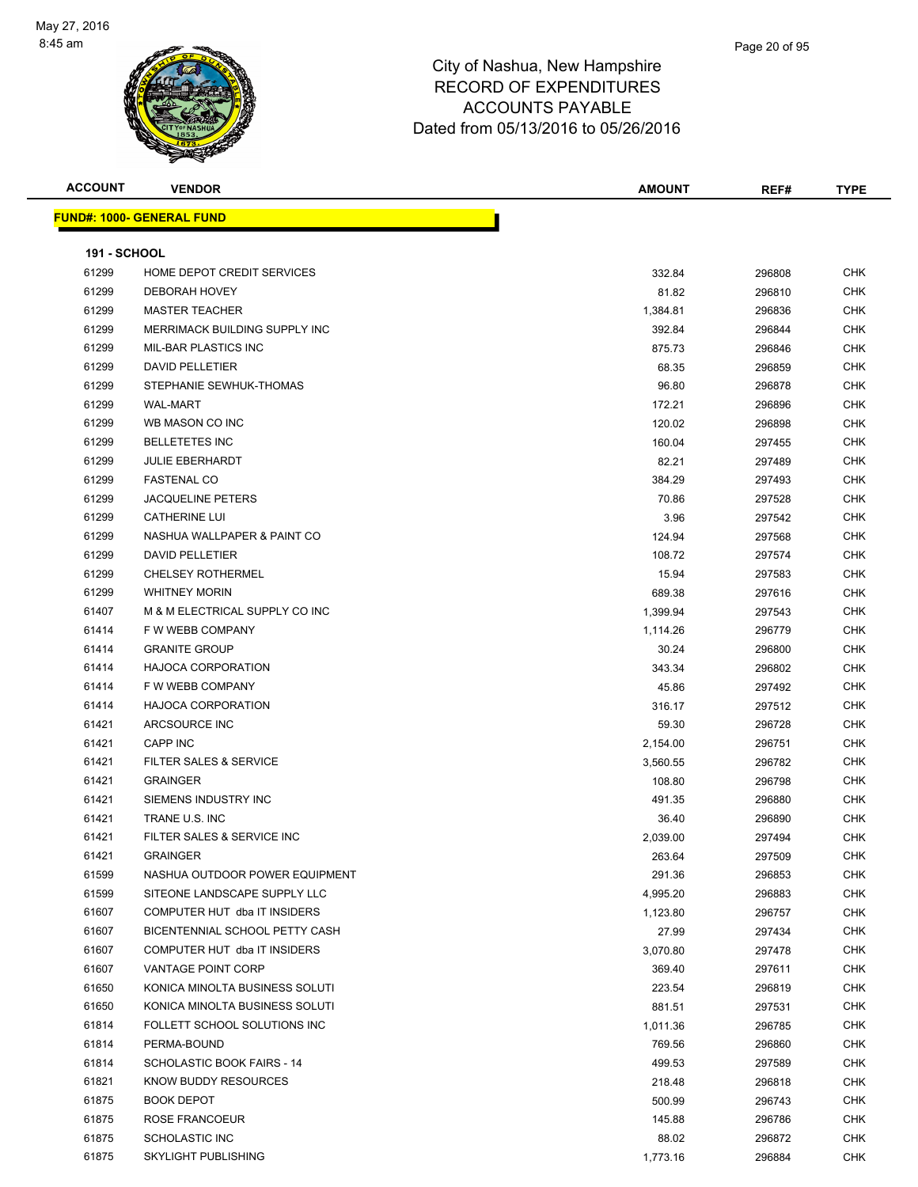# City of Nashua, New Hampshire
# RECORD OF EXPENDITURES
# ACCOUNTS PAYABLE
# Dated from 05/13/2016 to 05/26/2016

May 27, 2016
8:45 am

**FUND#: 1000- GENERAL FUND**

**191 - SCHOOL**

| ACCOUNT | VENDOR | AMOUNT | REF# | TYPE |
|---|---|---|---|---|
| 61299 | HOME DEPOT CREDIT SERVICES | 332.84 | 296808 | CHK |
| 61299 | DEBORAH HOVEY | 81.82 | 296810 | CHK |
| 61299 | MASTER TEACHER | 1,384.81 | 296836 | CHK |
| 61299 | MERRIMACK BUILDING SUPPLY INC | 392.84 | 296844 | CHK |
| 61299 | MIL-BAR PLASTICS INC | 875.73 | 296846 | CHK |
| 61299 | DAVID PELLETIER | 68.35 | 296859 | CHK |
| 61299 | STEPHANIE SEWHUK-THOMAS | 96.80 | 296878 | CHK |
| 61299 | WAL-MART | 172.21 | 296896 | CHK |
| 61299 | WB MASON CO INC | 120.02 | 296898 | CHK |
| 61299 | BELLETETES INC | 160.04 | 297455 | CHK |
| 61299 | JULIE EBERHARDT | 82.21 | 297489 | CHK |
| 61299 | FASTENAL CO | 384.29 | 297493 | CHK |
| 61299 | JACQUELINE PETERS | 70.86 | 297528 | CHK |
| 61299 | CATHERINE LUI | 3.96 | 297542 | CHK |
| 61299 | NASHUA WALLPAPER & PAINT CO | 124.94 | 297568 | CHK |
| 61299 | DAVID PELLETIER | 108.72 | 297574 | CHK |
| 61299 | CHELSEY ROTHERMEL | 15.94 | 297583 | CHK |
| 61299 | WHITNEY MORIN | 689.38 | 297616 | CHK |
| 61407 | M & M ELECTRICAL SUPPLY CO INC | 1,399.94 | 297543 | CHK |
| 61414 | F W WEBB COMPANY | 1,114.26 | 296779 | CHK |
| 61414 | GRANITE GROUP | 30.24 | 296800 | CHK |
| 61414 | HAJOCA CORPORATION | 343.34 | 296802 | CHK |
| 61414 | F W WEBB COMPANY | 45.86 | 297492 | CHK |
| 61414 | HAJOCA CORPORATION | 316.17 | 297512 | CHK |
| 61421 | ARCSOURCE INC | 59.30 | 296728 | CHK |
| 61421 | CAPP INC | 2,154.00 | 296751 | CHK |
| 61421 | FILTER SALES & SERVICE | 3,560.55 | 296782 | CHK |
| 61421 | GRAINGER | 108.80 | 296798 | CHK |
| 61421 | SIEMENS INDUSTRY INC | 491.35 | 296880 | CHK |
| 61421 | TRANE U.S. INC | 36.40 | 296890 | CHK |
| 61421 | FILTER SALES & SERVICE INC | 2,039.00 | 297494 | CHK |
| 61421 | GRAINGER | 263.64 | 297509 | CHK |
| 61599 | NASHUA OUTDOOR POWER EQUIPMENT | 291.36 | 296853 | CHK |
| 61599 | SITEONE LANDSCAPE SUPPLY LLC | 4,995.20 | 296883 | CHK |
| 61607 | COMPUTER HUT dba IT INSIDERS | 1,123.80 | 296757 | CHK |
| 61607 | BICENTENNIAL SCHOOL PETTY CASH | 27.99 | 297434 | CHK |
| 61607 | COMPUTER HUT dba IT INSIDERS | 3,070.80 | 297478 | CHK |
| 61607 | VANTAGE POINT CORP | 369.40 | 297611 | CHK |
| 61650 | KONICA MINOLTA BUSINESS SOLUTI | 223.54 | 296819 | CHK |
| 61650 | KONICA MINOLTA BUSINESS SOLUTI | 881.51 | 297531 | CHK |
| 61814 | FOLLETT SCHOOL SOLUTIONS INC | 1,011.36 | 296785 | CHK |
| 61814 | PERMA-BOUND | 769.56 | 296860 | CHK |
| 61814 | SCHOLASTIC BOOK FAIRS - 14 | 499.53 | 297589 | CHK |
| 61821 | KNOW BUDDY RESOURCES | 218.48 | 296818 | CHK |
| 61875 | BOOK DEPOT | 500.99 | 296743 | CHK |
| 61875 | ROSE FRANCOEUR | 145.88 | 296786 | CHK |
| 61875 | SCHOLASTIC INC | 88.02 | 296872 | CHK |
| 61875 | SKYLIGHT PUBLISHING | 1,773.16 | 296884 | CHK |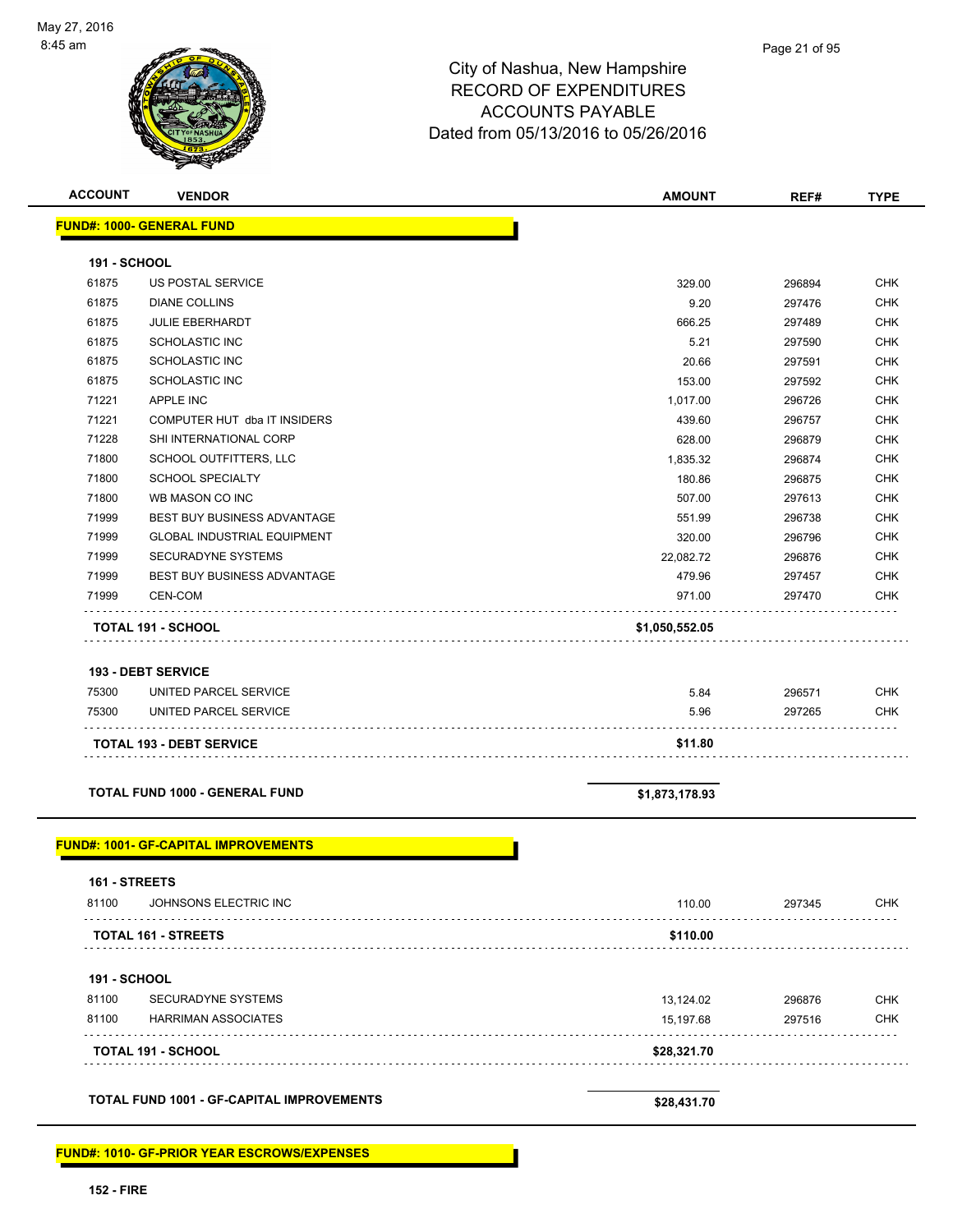City of Nashua, New Hampshire
RECORD OF EXPENDITURES
ACCOUNTS PAYABLE
Dated from 05/13/2016 to 05/26/2016

| ACCOUNT | VENDOR | AMOUNT | REF# | TYPE |
|---|---|---|---|---|
| **FUND#: 1000- GENERAL FUND** | | | | |
| **191 - SCHOOL** | | | | |
| 61875 | US POSTAL SERVICE | 329.00 | 296894 | CHK |
| 61875 | DIANE COLLINS | 9.20 | 297476 | CHK |
| 61875 | JULIE EBERHARDT | 666.25 | 297489 | CHK |
| 61875 | SCHOLASTIC INC | 5.21 | 297590 | CHK |
| 61875 | SCHOLASTIC INC | 20.66 | 297591 | CHK |
| 61875 | SCHOLASTIC INC | 153.00 | 297592 | CHK |
| 71221 | APPLE INC | 1,017.00 | 296726 | CHK |
| 71221 | COMPUTER HUT dba IT INSIDERS | 439.60 | 296757 | CHK |
| 71228 | SHI INTERNATIONAL CORP | 628.00 | 296879 | CHK |
| 71800 | SCHOOL OUTFITTERS, LLC | 1,835.32 | 296874 | CHK |
| 71800 | SCHOOL SPECIALTY | 180.86 | 296875 | CHK |
| 71800 | WB MASON CO INC | 507.00 | 297613 | CHK |
| 71999 | BEST BUY BUSINESS ADVANTAGE | 551.99 | 296738 | CHK |
| 71999 | GLOBAL INDUSTRIAL EQUIPMENT | 320.00 | 296796 | CHK |
| 71999 | SECURADYNE SYSTEMS | 22,082.72 | 296876 | CHK |
| 71999 | BEST BUY BUSINESS ADVANTAGE | 479.96 | 297457 | CHK |
| 71999 | CEN-COM | 971.00 | 297470 | CHK |
| **TOTAL 191 - SCHOOL** | | **$1,050,552.05** | | |
| **193 - DEBT SERVICE** | | | | |
| 75300 | UNITED PARCEL SERVICE | 5.84 | 296571 | CHK |
| 75300 | UNITED PARCEL SERVICE | 5.96 | 297265 | CHK |
| **TOTAL 193 - DEBT SERVICE** | | **$11.80** | | |
| **TOTAL FUND 1000 - GENERAL FUND** | | **$1,873,178.93** | | |
| **FUND#: 1001- GF-CAPITAL IMPROVEMENTS** | | | | |
| **161 - STREETS** | | | | |
| 81100 | JOHNSONS ELECTRIC INC | 110.00 | 297345 | CHK |
| **TOTAL 161 - STREETS** | | **$110.00** | | |
| **191 - SCHOOL** | | | | |
| 81100 | SECURADYNE SYSTEMS | 13,124.02 | 296876 | CHK |
| 81100 | HARRIMAN ASSOCIATES | 15,197.68 | 297516 | CHK |
| **TOTAL 191 - SCHOOL** | | **$28,321.70** | | |
| **TOTAL FUND 1001 - GF-CAPITAL IMPROVEMENTS** | | **$28,431.70** | | |
| **FUND#: 1010- GF-PRIOR YEAR ESCROWS/EXPENSES** | | | | |
| **152 - FIRE** | | | | |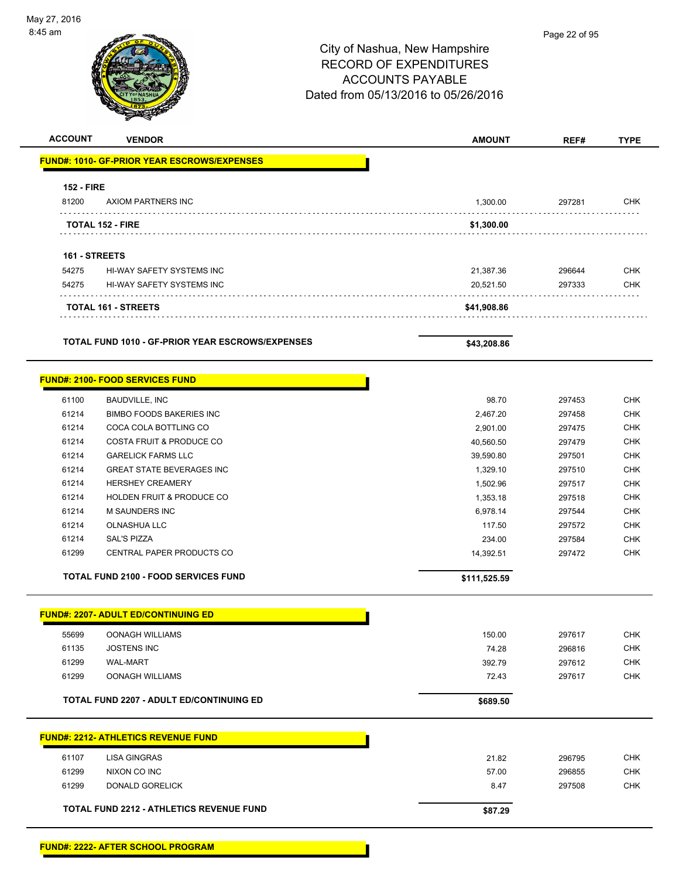May 27, 2016
8:45 am

# City of Nashua, New Hampshire
## RECORD OF EXPENDITURES
## ACCOUNTS PAYABLE
## Dated from 05/13/2016 to 05/26/2016

| ACCOUNT | VENDOR | AMOUNT | REF# | TYPE |
|---|---|---|---|---|
| **FUND#: 1010- GF-PRIOR YEAR ESCROWS/EXPENSES** | | | | |
| **152 - FIRE** | | | | |
| 81200 | AXIOM PARTNERS INC | 1,300.00 | 297281 | CHK |
| | **TOTAL 152 - FIRE** | **$1,300.00** | | |
| **161 - STREETS** | | | | |
| 54275 | HI-WAY SAFETY SYSTEMS INC | 21,387.36 | 296644 | CHK |
| 54275 | HI-WAY SAFETY SYSTEMS INC | 20,521.50 | 297333 | CHK |
| | **TOTAL 161 - STREETS** | **$41,908.86** | | |
| | **TOTAL FUND 1010 - GF-PRIOR YEAR ESCROWS/EXPENSES** | **$43,208.86** | | |
| **FUND#: 2100- FOOD SERVICES FUND** | | | | |
| 61100 | BAUDVILLE, INC | 98.70 | 297453 | CHK |
| 61214 | BIMBO FOODS BAKERIES INC | 2,467.20 | 297458 | CHK |
| 61214 | COCA COLA BOTTLING CO | 2,901.00 | 297475 | CHK |
| 61214 | COSTA FRUIT & PRODUCE CO | 40,560.50 | 297479 | CHK |
| 61214 | GARELICK FARMS LLC | 39,590.80 | 297501 | CHK |
| 61214 | GREAT STATE BEVERAGES INC | 1,329.10 | 297510 | CHK |
| 61214 | HERSHEY CREAMERY | 1,502.96 | 297517 | CHK |
| 61214 | HOLDEN FRUIT & PRODUCE CO | 1,353.18 | 297518 | CHK |
| 61214 | M SAUNDERS INC | 6,978.14 | 297544 | CHK |
| 61214 | OLNASHUA LLC | 117.50 | 297572 | CHK |
| 61214 | SAL'S PIZZA | 234.00 | 297584 | CHK |
| 61299 | CENTRAL PAPER PRODUCTS CO | 14,392.51 | 297472 | CHK |
| | **TOTAL FUND 2100 - FOOD SERVICES FUND** | **$111,525.59** | | |
| **FUND#: 2207- ADULT ED/CONTINUING ED** | | | | |
| 55699 | OONAGH WILLIAMS | 150.00 | 297617 | CHK |
| 61135 | JOSTENS INC | 74.28 | 296816 | CHK |
| 61299 | WAL-MART | 392.79 | 297612 | CHK |
| 61299 | OONAGH WILLIAMS | 72.43 | 297617 | CHK |
| | **TOTAL FUND 2207 - ADULT ED/CONTINUING ED** | **$689.50** | | |
| **FUND#: 2212- ATHLETICS REVENUE FUND** | | | | |
| 61107 | LISA GINGRAS | 21.82 | 296795 | CHK |
| 61299 | NIXON CO INC | 57.00 | 296855 | CHK |
| 61299 | DONALD GORELICK | 8.47 | 297508 | CHK |
| | **TOTAL FUND 2212 - ATHLETICS REVENUE FUND** | **$87.29** | | |
| **FUND#: 2222- AFTER SCHOOL PROGRAM** | | | | |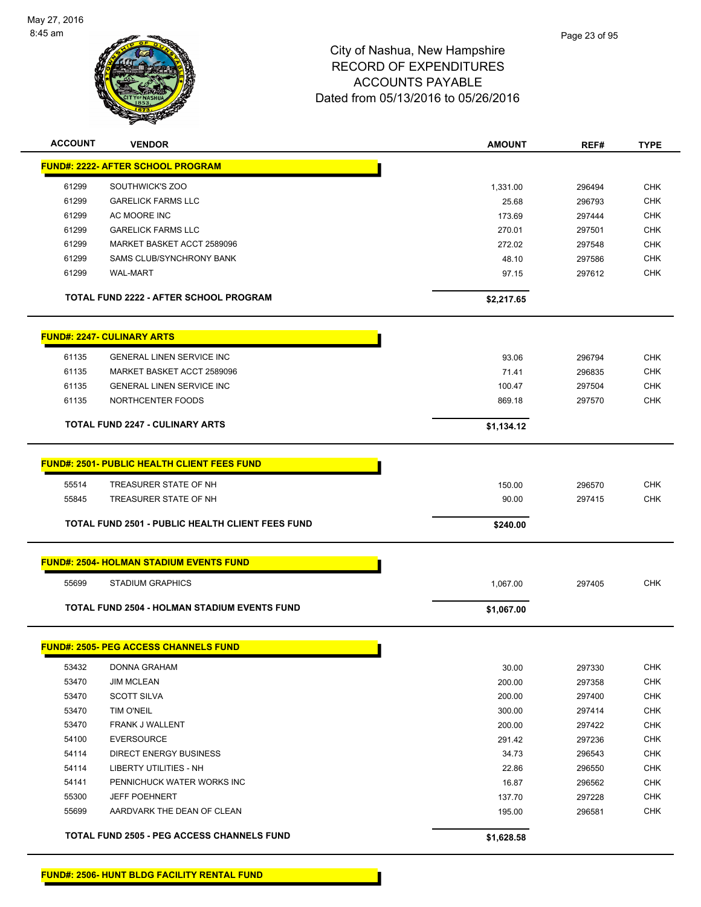# City of Nashua, New Hampshire
## RECORD OF EXPENDITURES
## ACCOUNTS PAYABLE
## Dated from 05/13/2016 to 05/26/2016

| ACCOUNT | VENDOR | AMOUNT | REF# | TYPE |
|---|---|---|---|---|
| **FUND#: 2222- AFTER SCHOOL PROGRAM** | | | | |
| 61299 | SOUTHWICK'S ZOO | 1,331.00 | 296494 | CHK |
| 61299 | GARELICK FARMS LLC | 25.68 | 296793 | CHK |
| 61299 | AC MOORE INC | 173.69 | 297444 | CHK |
| 61299 | GARELICK FARMS LLC | 270.01 | 297501 | CHK |
| 61299 | MARKET BASKET ACCT 2589096 | 272.02 | 297548 | CHK |
| 61299 | SAMS CLUB/SYNCHRONY BANK | 48.10 | 297586 | CHK |
| 61299 | WAL-MART | 97.15 | 297612 | CHK |
| **TOTAL FUND 2222 - AFTER SCHOOL PROGRAM** | | **$2,217.65** | | |
| **FUND#: 2247- CULINARY ARTS** | | | | |
| 61135 | GENERAL LINEN SERVICE INC | 93.06 | 296794 | CHK |
| 61135 | MARKET BASKET ACCT 2589096 | 71.41 | 296835 | CHK |
| 61135 | GENERAL LINEN SERVICE INC | 100.47 | 297504 | CHK |
| 61135 | NORTHCENTER FOODS | 869.18 | 297570 | CHK |
| **TOTAL FUND 2247 - CULINARY ARTS** | | **$1,134.12** | | |
| **FUND#: 2501- PUBLIC HEALTH CLIENT FEES FUND** | | | | |
| 55514 | TREASURER STATE OF NH | 150.00 | 296570 | CHK |
| 55845 | TREASURER STATE OF NH | 90.00 | 297415 | CHK |
| **TOTAL FUND 2501 - PUBLIC HEALTH CLIENT FEES FUND** | | **$240.00** | | |
| **FUND#: 2504- HOLMAN STADIUM EVENTS FUND** | | | | |
| 55699 | STADIUM GRAPHICS | 1,067.00 | 297405 | CHK |
| **TOTAL FUND 2504 - HOLMAN STADIUM EVENTS FUND** | | **$1,067.00** | | |
| **FUND#: 2505- PEG ACCESS CHANNELS FUND** | | | | |
| 53432 | DONNA GRAHAM | 30.00 | 297330 | CHK |
| 53470 | JIM MCLEAN | 200.00 | 297358 | CHK |
| 53470 | SCOTT SILVA | 200.00 | 297400 | CHK |
| 53470 | TIM O'NEIL | 300.00 | 297414 | CHK |
| 53470 | FRANK J WALLENT | 200.00 | 297422 | CHK |
| 54100 | EVERSOURCE | 291.42 | 297236 | CHK |
| 54114 | DIRECT ENERGY BUSINESS | 34.73 | 296543 | CHK |
| 54114 | LIBERTY UTILITIES - NH | 22.86 | 296550 | CHK |
| 54141 | PENNICHUCK WATER WORKS INC | 16.87 | 296562 | CHK |
| 55300 | JEFF POEHNERT | 137.70 | 297228 | CHK |
| 55699 | AARDVARK THE DEAN OF CLEAN | 195.00 | 296581 | CHK |
| **TOTAL FUND 2505 - PEG ACCESS CHANNELS FUND** | | **$1,628.58** | | |
| **FUND#: 2506- HUNT BLDG FACILITY RENTAL FUND** | | | | |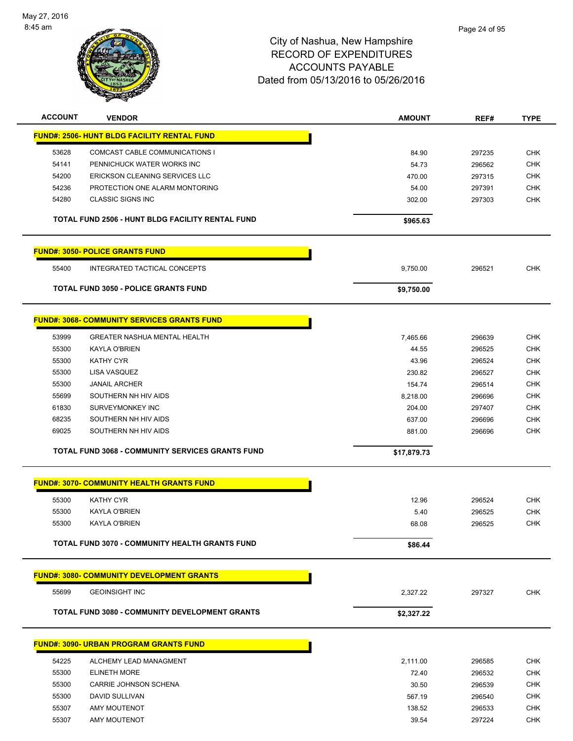City of Nashua, New Hampshire
RECORD OF EXPENDITURES
ACCOUNTS PAYABLE
Dated from 05/13/2016 to 05/26/2016

| ACCOUNT | VENDOR | AMOUNT | REF# | TYPE |
|---|---|---|---|---|
| **FUND#: 2506- HUNT BLDG FACILITY RENTAL FUND** | | | | |
| 53628 | COMCAST CABLE COMMUNICATIONS I | 84.90 | 297235 | CHK |
| 54141 | PENNICHUCK WATER WORKS INC | 54.73 | 296562 | CHK |
| 54200 | ERICKSON CLEANING SERVICES LLC | 470.00 | 297315 | CHK |
| 54236 | PROTECTION ONE ALARM MONTORING | 54.00 | 297391 | CHK |
| 54280 | CLASSIC SIGNS INC | 302.00 | 297303 | CHK |
| | **TOTAL FUND 2506 - HUNT BLDG FACILITY RENTAL FUND** | **$965.63** | | |
| **FUND#: 3050- POLICE GRANTS FUND** | | | | |
| 55400 | INTEGRATED TACTICAL CONCEPTS | 9,750.00 | 296521 | CHK |
| | **TOTAL FUND 3050 - POLICE GRANTS FUND** | **$9,750.00** | | |
| **FUND#: 3068- COMMUNITY SERVICES GRANTS FUND** | | | | |
| 53999 | GREATER NASHUA MENTAL HEALTH | 7,465.66 | 296639 | CHK |
| 55300 | KAYLA O'BRIEN | 44.55 | 296525 | CHK |
| 55300 | KATHY CYR | 43.96 | 296524 | CHK |
| 55300 | LISA VASQUEZ | 230.82 | 296527 | CHK |
| 55300 | JANAIL ARCHER | 154.74 | 296514 | CHK |
| 55699 | SOUTHERN NH HIV AIDS | 8,218.00 | 296696 | CHK |
| 61830 | SURVEYMONKEY INC | 204.00 | 297407 | CHK |
| 68235 | SOUTHERN NH HIV AIDS | 637.00 | 296696 | CHK |
| 69025 | SOUTHERN NH HIV AIDS | 881.00 | 296696 | CHK |
| | **TOTAL FUND 3068 - COMMUNITY SERVICES GRANTS FUND** | **$17,879.73** | | |
| **FUND#: 3070- COMMUNITY HEALTH GRANTS FUND** | | | | |
| 55300 | KATHY CYR | 12.96 | 296524 | CHK |
| 55300 | KAYLA O'BRIEN | 5.40 | 296525 | CHK |
| 55300 | KAYLA O'BRIEN | 68.08 | 296525 | CHK |
| | **TOTAL FUND 3070 - COMMUNITY HEALTH GRANTS FUND** | **$86.44** | | |
| **FUND#: 3080- COMMUNITY DEVELOPMENT GRANTS** | | | | |
| 55699 | GEOINSIGHT INC | 2,327.22 | 297327 | CHK |
| | **TOTAL FUND 3080 - COMMUNITY DEVELOPMENT GRANTS** | **$2,327.22** | | |
| **FUND#: 3090- URBAN PROGRAM GRANTS FUND** | | | | |
| 54225 | ALCHEMY LEAD MANAGMENT | 2,111.00 | 296585 | CHK |
| 55300 | ELINETH MORE | 72.40 | 296532 | CHK |
| 55300 | CARRIE JOHNSON SCHENA | 30.50 | 296539 | CHK |
| 55300 | DAVID SULLIVAN | 567.19 | 296540 | CHK |
| 55307 | AMY MOUTENOT | 138.52 | 296533 | CHK |
| 55307 | AMY MOUTENOT | 39.54 | 297224 | CHK |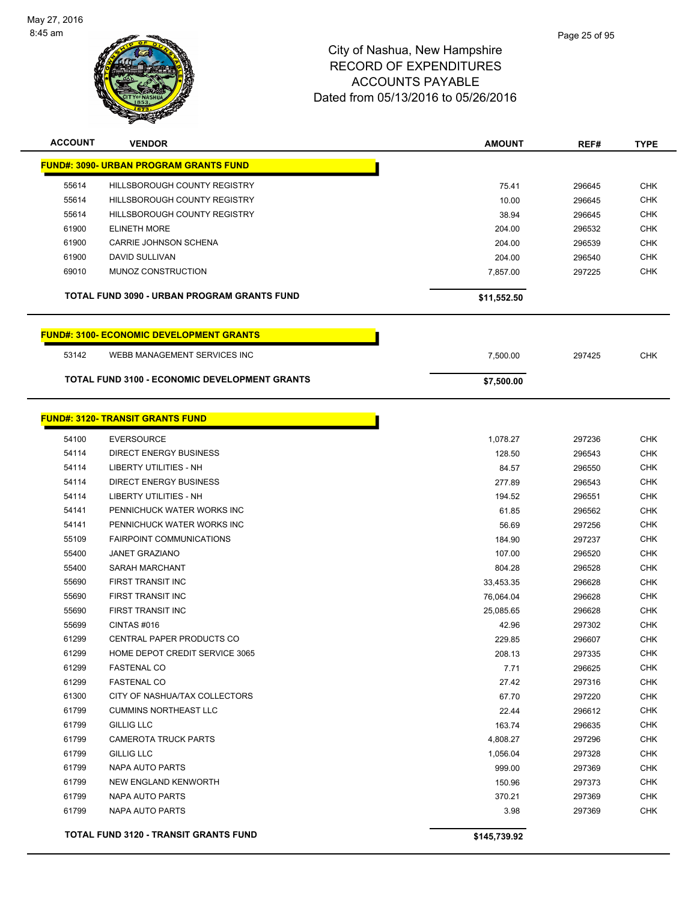City of Nashua, New Hampshire
RECORD OF EXPENDITURES
ACCOUNTS PAYABLE
Dated from 05/13/2016 to 05/26/2016

May 27, 2016
8:45 am

| ACCOUNT | VENDOR | AMOUNT | REF# | TYPE |
|---|---|---|---|---|
| **FUND#: 3090- URBAN PROGRAM GRANTS FUND** | | | | |
| 55614 | HILLSBOROUGH COUNTY REGISTRY | 75.41 | 296645 | CHK |
| 55614 | HILLSBOROUGH COUNTY REGISTRY | 10.00 | 296645 | CHK |
| 55614 | HILLSBOROUGH COUNTY REGISTRY | 38.94 | 296645 | CHK |
| 61900 | ELINETH MORE | 204.00 | 296532 | CHK |
| 61900 | CARRIE JOHNSON SCHENA | 204.00 | 296539 | CHK |
| 61900 | DAVID SULLIVAN | 204.00 | 296540 | CHK |
| 69010 | MUNOZ CONSTRUCTION | 7,857.00 | 297225 | CHK |
| **TOTAL FUND 3090 - URBAN PROGRAM GRANTS FUND** | | **$11,552.50** | | |
| **FUND#: 3100- ECONOMIC DEVELOPMENT GRANTS** | | | | |
| 53142 | WEBB MANAGEMENT SERVICES INC | 7,500.00 | 297425 | CHK |
| **TOTAL FUND 3100 - ECONOMIC DEVELOPMENT GRANTS** | | **$7,500.00** | | |
| **FUND#: 3120- TRANSIT GRANTS FUND** | | | | |
| 54100 | EVERSOURCE | 1,078.27 | 297236 | CHK |
| 54114 | DIRECT ENERGY BUSINESS | 128.50 | 296543 | CHK |
| 54114 | LIBERTY UTILITIES - NH | 84.57 | 296550 | CHK |
| 54114 | DIRECT ENERGY BUSINESS | 277.89 | 296543 | CHK |
| 54114 | LIBERTY UTILITIES - NH | 194.52 | 296551 | CHK |
| 54141 | PENNICHUCK WATER WORKS INC | 61.85 | 296562 | CHK |
| 54141 | PENNICHUCK WATER WORKS INC | 56.69 | 297256 | CHK |
| 55109 | FAIRPOINT COMMUNICATIONS | 184.90 | 297237 | CHK |
| 55400 | JANET GRAZIANO | 107.00 | 296520 | CHK |
| 55400 | SARAH MARCHANT | 804.28 | 296528 | CHK |
| 55690 | FIRST TRANSIT INC | 33,453.35 | 296628 | CHK |
| 55690 | FIRST TRANSIT INC | 76,064.04 | 296628 | CHK |
| 55690 | FIRST TRANSIT INC | 25,085.65 | 296628 | CHK |
| 55699 | CINTAS #016 | 42.96 | 297302 | CHK |
| 61299 | CENTRAL PAPER PRODUCTS CO | 229.85 | 296607 | CHK |
| 61299 | HOME DEPOT CREDIT SERVICE 3065 | 208.13 | 297335 | CHK |
| 61299 | FASTENAL CO | 7.71 | 296625 | CHK |
| 61299 | FASTENAL CO | 27.42 | 297316 | CHK |
| 61300 | CITY OF NASHUA/TAX COLLECTORS | 67.70 | 297220 | CHK |
| 61799 | CUMMINS NORTHEAST LLC | 22.44 | 296612 | CHK |
| 61799 | GILLIG LLC | 163.74 | 296635 | CHK |
| 61799 | CAMEROTA TRUCK PARTS | 4,808.27 | 297296 | CHK |
| 61799 | GILLIG LLC | 1,056.04 | 297328 | CHK |
| 61799 | NAPA AUTO PARTS | 999.00 | 297369 | CHK |
| 61799 | NEW ENGLAND KENWORTH | 150.96 | 297373 | CHK |
| 61799 | NAPA AUTO PARTS | 370.21 | 297369 | CHK |
| 61799 | NAPA AUTO PARTS | 3.98 | 297369 | CHK |
| **TOTAL FUND 3120 - TRANSIT GRANTS FUND** | | **$145,739.92** | | |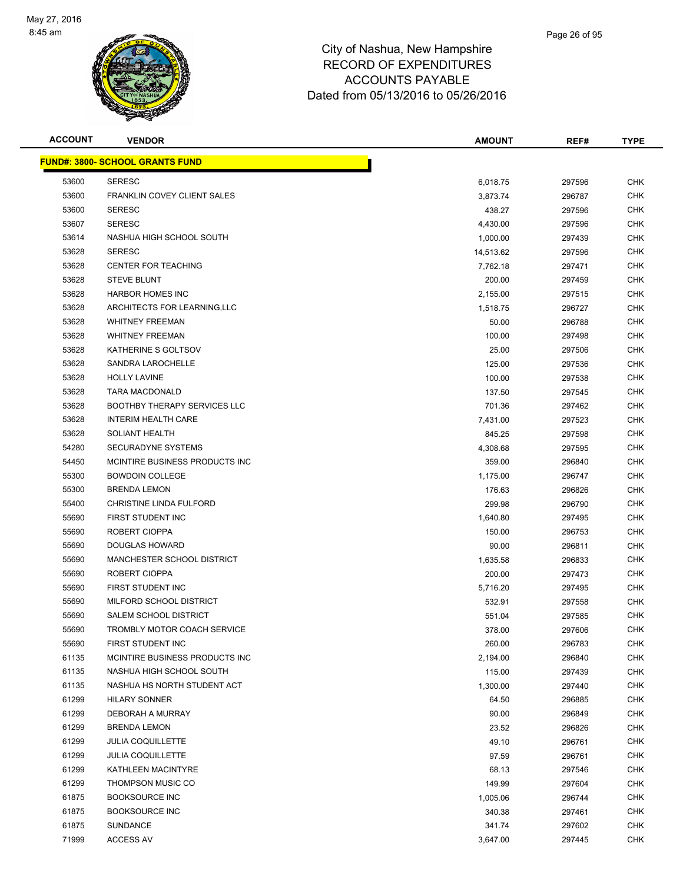# City of Nashua, New Hampshire
## RECORD OF EXPENDITURES
## ACCOUNTS PAYABLE
## Dated from 05/13/2016 to 05/26/2016

| ACCOUNT | VENDOR | AMOUNT | REF# | TYPE |
|---|---|---|---|---|
| **FUND#: 3800- SCHOOL GRANTS FUND** | | | | |
| 53600 | SERESC | 6,018.75 | 297596 | CHK |
| 53600 | FRANKLIN COVEY CLIENT SALES | 3,873.74 | 296787 | CHK |
| 53600 | SERESC | 438.27 | 297596 | CHK |
| 53607 | SERESC | 4,430.00 | 297596 | CHK |
| 53614 | NASHUA HIGH SCHOOL SOUTH | 1,000.00 | 297439 | CHK |
| 53628 | SERESC | 14,513.62 | 297596 | CHK |
| 53628 | CENTER FOR TEACHING | 7,762.18 | 297471 | CHK |
| 53628 | STEVE BLUNT | 200.00 | 297459 | CHK |
| 53628 | HARBOR HOMES INC | 2,155.00 | 297515 | CHK |
| 53628 | ARCHITECTS FOR LEARNING,LLC | 1,518.75 | 296727 | CHK |
| 53628 | WHITNEY FREEMAN | 50.00 | 296788 | CHK |
| 53628 | WHITNEY FREEMAN | 100.00 | 297498 | CHK |
| 53628 | KATHERINE S GOLTSOV | 25.00 | 297506 | CHK |
| 53628 | SANDRA LAROCHELLE | 125.00 | 297536 | CHK |
| 53628 | HOLLY LAVINE | 100.00 | 297538 | CHK |
| 53628 | TARA MACDONALD | 137.50 | 297545 | CHK |
| 53628 | BOOTHBY THERAPY SERVICES LLC | 701.36 | 297462 | CHK |
| 53628 | INTERIM HEALTH CARE | 7,431.00 | 297523 | CHK |
| 53628 | SOLIANT HEALTH | 845.25 | 297598 | CHK |
| 54280 | SECURADYNE SYSTEMS | 4,308.68 | 297595 | CHK |
| 54450 | MCINTIRE BUSINESS PRODUCTS INC | 359.00 | 296840 | CHK |
| 55300 | BOWDOIN COLLEGE | 1,175.00 | 296747 | CHK |
| 55300 | BRENDA LEMON | 176.63 | 296826 | CHK |
| 55400 | CHRISTINE LINDA FULFORD | 299.98 | 296790 | CHK |
| 55690 | FIRST STUDENT INC | 1,640.80 | 297495 | CHK |
| 55690 | ROBERT CIOPPA | 150.00 | 296753 | CHK |
| 55690 | DOUGLAS HOWARD | 90.00 | 296811 | CHK |
| 55690 | MANCHESTER SCHOOL DISTRICT | 1,635.58 | 296833 | CHK |
| 55690 | ROBERT CIOPPA | 200.00 | 297473 | CHK |
| 55690 | FIRST STUDENT INC | 5,716.20 | 297495 | CHK |
| 55690 | MILFORD SCHOOL DISTRICT | 532.91 | 297558 | CHK |
| 55690 | SALEM SCHOOL DISTRICT | 551.04 | 297585 | CHK |
| 55690 | TROMBLY MOTOR COACH SERVICE | 378.00 | 297606 | CHK |
| 55690 | FIRST STUDENT INC | 260.00 | 296783 | CHK |
| 61135 | MCINTIRE BUSINESS PRODUCTS INC | 2,194.00 | 296840 | CHK |
| 61135 | NASHUA HIGH SCHOOL SOUTH | 115.00 | 297439 | CHK |
| 61135 | NASHUA HS NORTH STUDENT ACT | 1,300.00 | 297440 | CHK |
| 61299 | HILARY SONNER | 64.50 | 296885 | CHK |
| 61299 | DEBORAH A MURRAY | 90.00 | 296849 | CHK |
| 61299 | BRENDA LEMON | 23.52 | 296826 | CHK |
| 61299 | JULIA COQUILLETTE | 49.10 | 296761 | CHK |
| 61299 | JULIA COQUILLETTE | 97.59 | 296761 | CHK |
| 61299 | KATHLEEN MACINTYRE | 68.13 | 297546 | CHK |
| 61299 | THOMPSON MUSIC CO | 149.99 | 297604 | CHK |
| 61875 | BOOKSOURCE INC | 1,005.06 | 296744 | CHK |
| 61875 | BOOKSOURCE INC | 340.38 | 297461 | CHK |
| 61875 | SUNDANCE | 341.74 | 297602 | CHK |
| 71999 | ACCESS AV | 3,647.00 | 297445 | CHK |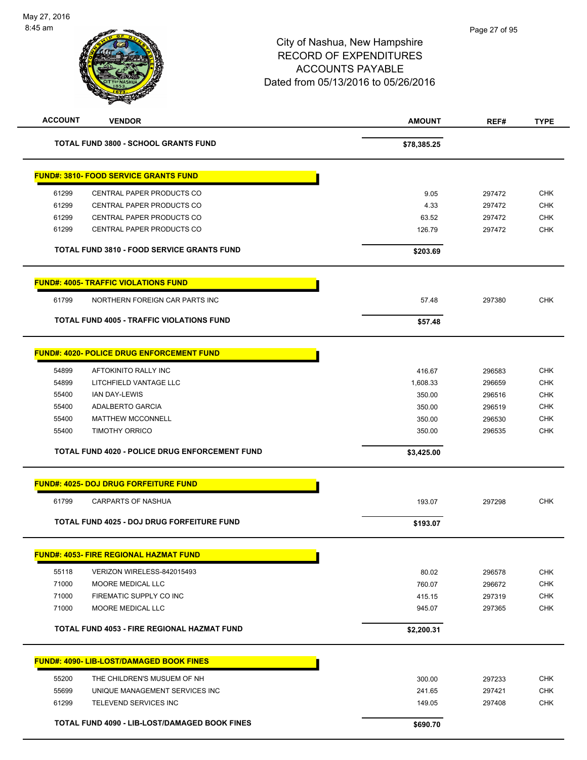City of Nashua, New Hampshire
RECORD OF EXPENDITURES
ACCOUNTS PAYABLE
Dated from 05/13/2016 to 05/26/2016

| ACCOUNT | VENDOR | AMOUNT | REF# | TYPE |
|---|---|---|---|---|
| | **TOTAL FUND 3800 - SCHOOL GRANTS FUND** | **$78,385.25** | | |

**FUND#: 3810- FOOD SERVICE GRANTS FUND**

| ACCOUNT | VENDOR | AMOUNT | REF# | TYPE |
|---|---|---|---|---|
| 61299 | CENTRAL PAPER PRODUCTS CO | 9.05 | 297472 | CHK |
| 61299 | CENTRAL PAPER PRODUCTS CO | 4.33 | 297472 | CHK |
| 61299 | CENTRAL PAPER PRODUCTS CO | 63.52 | 297472 | CHK |
| 61299 | CENTRAL PAPER PRODUCTS CO | 126.79 | 297472 | CHK |
| | **TOTAL FUND 3810 - FOOD SERVICE GRANTS FUND** | **$203.69** | | |

**FUND#: 4005- TRAFFIC VIOLATIONS FUND**

| ACCOUNT | VENDOR | AMOUNT | REF# | TYPE |
|---|---|---|---|---|
| 61799 | NORTHERN FOREIGN CAR PARTS INC | 57.48 | 297380 | CHK |
| | **TOTAL FUND 4005 - TRAFFIC VIOLATIONS FUND** | **$57.48** | | |

**FUND#: 4020- POLICE DRUG ENFORCEMENT FUND**

| ACCOUNT | VENDOR | AMOUNT | REF# | TYPE |
|---|---|---|---|---|
| 54899 | AFTOKINITO RALLY INC | 416.67 | 296583 | CHK |
| 54899 | LITCHFIELD VANTAGE LLC | 1,608.33 | 296659 | CHK |
| 55400 | IAN DAY-LEWIS | 350.00 | 296516 | CHK |
| 55400 | ADALBERTO GARCIA | 350.00 | 296519 | CHK |
| 55400 | MATTHEW MCCONNELL | 350.00 | 296530 | CHK |
| 55400 | TIMOTHY ORRICO | 350.00 | 296535 | CHK |
| | **TOTAL FUND 4020 - POLICE DRUG ENFORCEMENT FUND** | **$3,425.00** | | |

**FUND#: 4025- DOJ DRUG FORFEITURE FUND**

| ACCOUNT | VENDOR | AMOUNT | REF# | TYPE |
|---|---|---|---|---|
| 61799 | CARPARTS OF NASHUA | 193.07 | 297298 | CHK |
| | **TOTAL FUND 4025 - DOJ DRUG FORFEITURE FUND** | **$193.07** | | |

**FUND#: 4053- FIRE REGIONAL HAZMAT FUND**

| ACCOUNT | VENDOR | AMOUNT | REF# | TYPE |
|---|---|---|---|---|
| 55118 | VERIZON WIRELESS-842015493 | 80.02 | 296578 | CHK |
| 71000 | MOORE MEDICAL LLC | 760.07 | 296672 | CHK |
| 71000 | FIREMATIC SUPPLY CO INC | 415.15 | 297319 | CHK |
| 71000 | MOORE MEDICAL LLC | 945.07 | 297365 | CHK |
| | **TOTAL FUND 4053 - FIRE REGIONAL HAZMAT FUND** | **$2,200.31** | | |

**FUND#: 4090- LIB-LOST/DAMAGED BOOK FINES**

| ACCOUNT | VENDOR | AMOUNT | REF# | TYPE |
|---|---|---|---|---|
| 55200 | THE CHILDREN'S MUSUEM OF NH | 300.00 | 297233 | CHK |
| 55699 | UNIQUE MANAGEMENT SERVICES INC | 241.65 | 297421 | CHK |
| 61299 | TELEVEND SERVICES INC | 149.05 | 297408 | CHK |
| | **TOTAL FUND 4090 - LIB-LOST/DAMAGED BOOK FINES** | **$690.70** | | |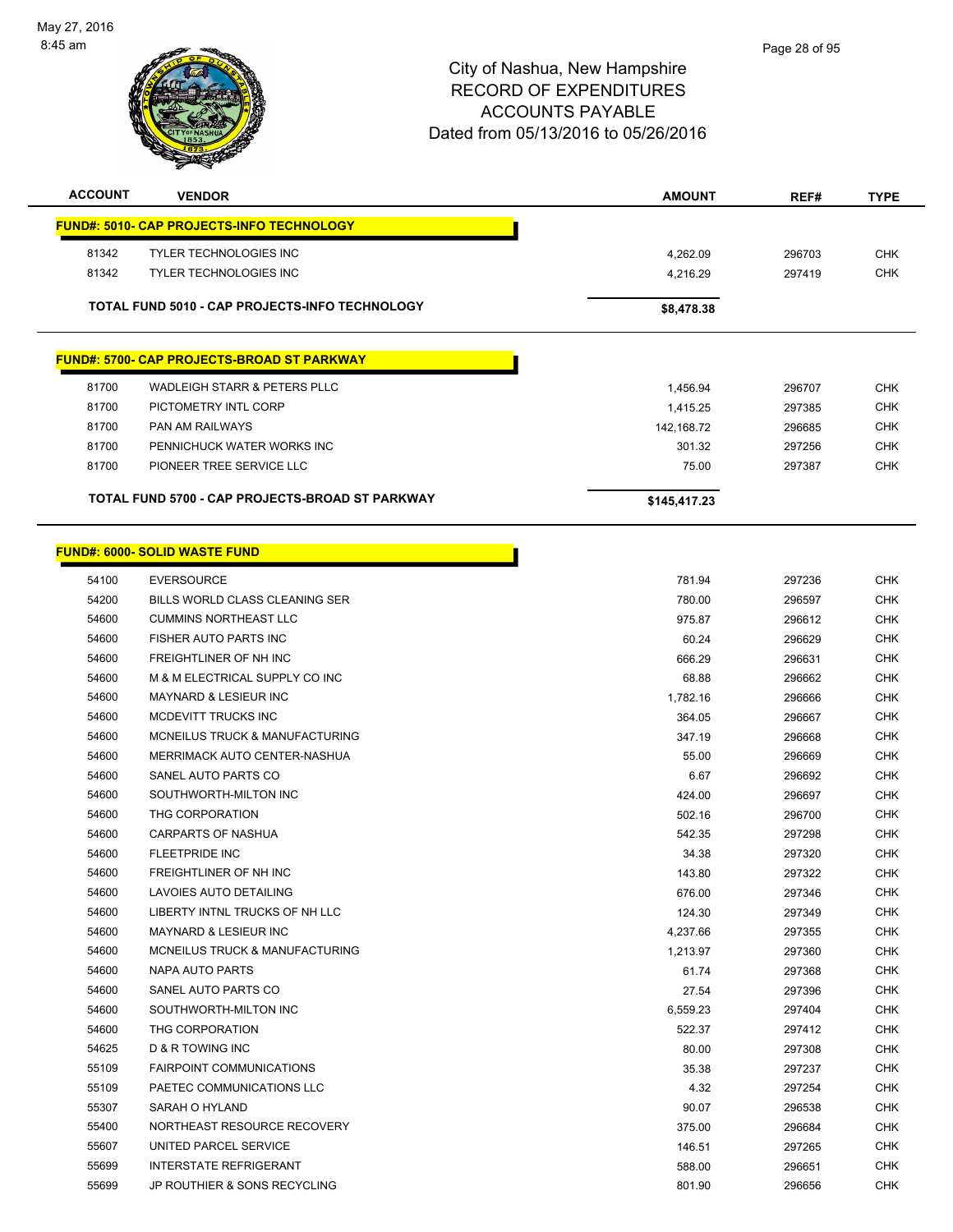City of Nashua, New Hampshire
RECORD OF EXPENDITURES
ACCOUNTS PAYABLE
Dated from 05/13/2016 to 05/26/2016

| ACCOUNT | VENDOR | AMOUNT | REF# | TYPE |
|---|---|---|---|---|
| **FUND#: 5010- CAP PROJECTS-INFO TECHNOLOGY** | | | | |
| 81342 | TYLER TECHNOLOGIES INC | 4,262.09 | 296703 | CHK |
| 81342 | TYLER TECHNOLOGIES INC | 4,216.29 | 297419 | CHK |
| **TOTAL FUND 5010 - CAP PROJECTS-INFO TECHNOLOGY** | | **$8,478.38** | | |
| **FUND#: 5700- CAP PROJECTS-BROAD ST PARKWAY** | | | | |
| 81700 | WADLEIGH STARR & PETERS PLLC | 1,456.94 | 296707 | CHK |
| 81700 | PICTOMETRY INTL CORP | 1,415.25 | 297385 | CHK |
| 81700 | PAN AM RAILWAYS | 142,168.72 | 296685 | CHK |
| 81700 | PENNICHUCK WATER WORKS INC | 301.32 | 297256 | CHK |
| 81700 | PIONEER TREE SERVICE LLC | 75.00 | 297387 | CHK |
| **TOTAL FUND 5700 - CAP PROJECTS-BROAD ST PARKWAY** | | **$145,417.23** | | |
| **FUND#: 6000- SOLID WASTE FUND** | | | | |
| 54100 | EVERSOURCE | 781.94 | 297236 | CHK |
| 54200 | BILLS WORLD CLASS CLEANING SER | 780.00 | 296597 | CHK |
| 54600 | CUMMINS NORTHEAST LLC | 975.87 | 296612 | CHK |
| 54600 | FISHER AUTO PARTS INC | 60.24 | 296629 | CHK |
| 54600 | FREIGHTLINER OF NH INC | 666.29 | 296631 | CHK |
| 54600 | M & M ELECTRICAL SUPPLY CO INC | 68.88 | 296662 | CHK |
| 54600 | MAYNARD & LESIEUR INC | 1,782.16 | 296666 | CHK |
| 54600 | MCDEVITT TRUCKS INC | 364.05 | 296667 | CHK |
| 54600 | MCNEILUS TRUCK & MANUFACTURING | 347.19 | 296668 | CHK |
| 54600 | MERRIMACK AUTO CENTER-NASHUA | 55.00 | 296669 | CHK |
| 54600 | SANEL AUTO PARTS CO | 6.67 | 296692 | CHK |
| 54600 | SOUTHWORTH-MILTON INC | 424.00 | 296697 | CHK |
| 54600 | THG CORPORATION | 502.16 | 296700 | CHK |
| 54600 | CARPARTS OF NASHUA | 542.35 | 297298 | CHK |
| 54600 | FLEETPRIDE INC | 34.38 | 297320 | CHK |
| 54600 | FREIGHTLINER OF NH INC | 143.80 | 297322 | CHK |
| 54600 | LAVOIES AUTO DETAILING | 676.00 | 297346 | CHK |
| 54600 | LIBERTY INTNL TRUCKS OF NH LLC | 124.30 | 297349 | CHK |
| 54600 | MAYNARD & LESIEUR INC | 4,237.66 | 297355 | CHK |
| 54600 | MCNEILUS TRUCK & MANUFACTURING | 1,213.97 | 297360 | CHK |
| 54600 | NAPA AUTO PARTS | 61.74 | 297368 | CHK |
| 54600 | SANEL AUTO PARTS CO | 27.54 | 297396 | CHK |
| 54600 | SOUTHWORTH-MILTON INC | 6,559.23 | 297404 | CHK |
| 54600 | THG CORPORATION | 522.37 | 297412 | CHK |
| 54625 | D & R TOWING INC | 80.00 | 297308 | CHK |
| 55109 | FAIRPOINT COMMUNICATIONS | 35.38 | 297237 | CHK |
| 55109 | PAETEC COMMUNICATIONS LLC | 4.32 | 297254 | CHK |
| 55307 | SARAH O HYLAND | 90.07 | 296538 | CHK |
| 55400 | NORTHEAST RESOURCE RECOVERY | 375.00 | 296684 | CHK |
| 55607 | UNITED PARCEL SERVICE | 146.51 | 297265 | CHK |
| 55699 | INTERSTATE REFRIGERANT | 588.00 | 296651 | CHK |
| 55699 | JP ROUTHIER & SONS RECYCLING | 801.90 | 296656 | CHK |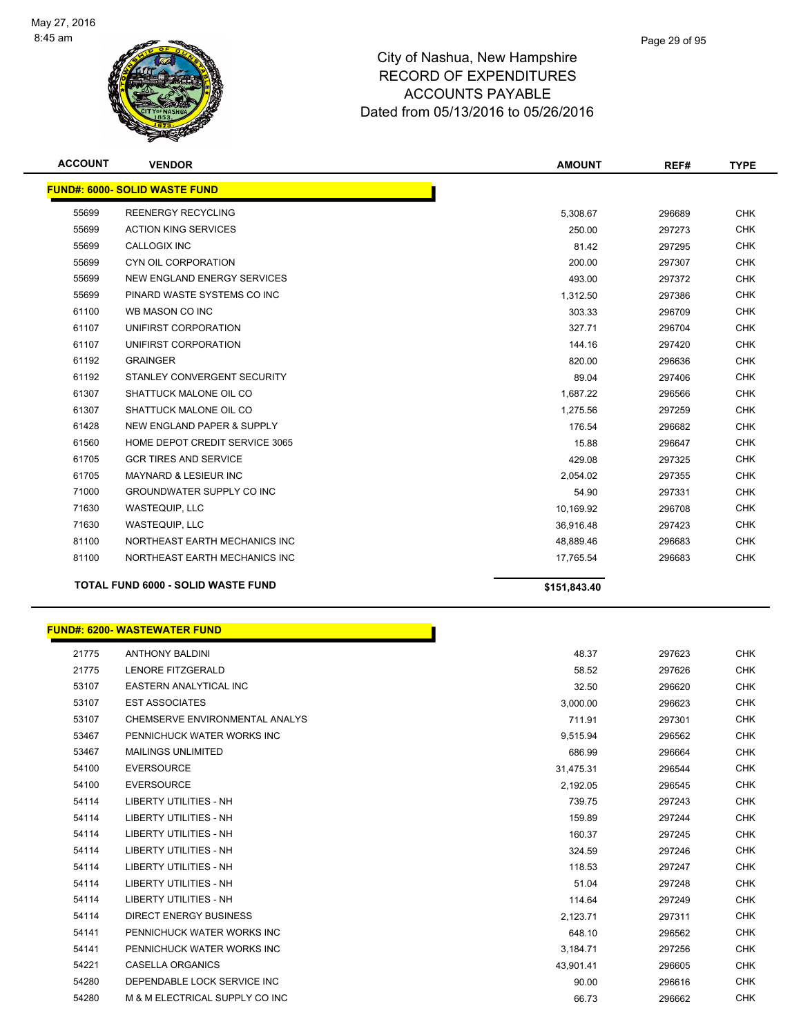City of Nashua, New Hampshire
RECORD OF EXPENDITURES
ACCOUNTS PAYABLE
Dated from 05/13/2016 to 05/26/2016

| ACCOUNT | VENDOR | AMOUNT | REF# | TYPE |
|---|---|---|---|---|

**FUND#: 6000- SOLID WASTE FUND**

| ACCOUNT | VENDOR | AMOUNT | REF# | TYPE |
|---|---|---|---|---|
| 55699 | REENERGY RECYCLING | 5,308.67 | 296689 | CHK |
| 55699 | ACTION KING SERVICES | 250.00 | 297273 | CHK |
| 55699 | CALLOGIX INC | 81.42 | 297295 | CHK |
| 55699 | CYN OIL CORPORATION | 200.00 | 297307 | CHK |
| 55699 | NEW ENGLAND ENERGY SERVICES | 493.00 | 297372 | CHK |
| 55699 | PINARD WASTE SYSTEMS CO INC | 1,312.50 | 297386 | CHK |
| 61100 | WB MASON CO INC | 303.33 | 296709 | CHK |
| 61107 | UNIFIRST CORPORATION | 327.71 | 296704 | CHK |
| 61107 | UNIFIRST CORPORATION | 144.16 | 297420 | CHK |
| 61192 | GRAINGER | 820.00 | 296636 | CHK |
| 61192 | STANLEY CONVERGENT SECURITY | 89.04 | 297406 | CHK |
| 61307 | SHATTUCK MALONE OIL CO | 1,687.22 | 296566 | CHK |
| 61307 | SHATTUCK MALONE OIL CO | 1,275.56 | 297259 | CHK |
| 61428 | NEW ENGLAND PAPER & SUPPLY | 176.54 | 296682 | CHK |
| 61560 | HOME DEPOT CREDIT SERVICE 3065 | 15.88 | 296647 | CHK |
| 61705 | GCR TIRES AND SERVICE | 429.08 | 297325 | CHK |
| 61705 | MAYNARD & LESIEUR INC | 2,054.02 | 297355 | CHK |
| 71000 | GROUNDWATER SUPPLY CO INC | 54.90 | 297331 | CHK |
| 71630 | WASTEQUIP, LLC | 10,169.92 | 296708 | CHK |
| 71630 | WASTEQUIP, LLC | 36,916.48 | 297423 | CHK |
| 81100 | NORTHEAST EARTH MECHANICS INC | 48,889.46 | 296683 | CHK |
| 81100 | NORTHEAST EARTH MECHANICS INC | 17,765.54 | 296683 | CHK |
| | **TOTAL FUND 6000 - SOLID WASTE FUND** | **$151,843.40** | | |

**FUND#: 6200- WASTEWATER FUND**

| ACCOUNT | VENDOR | AMOUNT | REF# | TYPE |
|---|---|---|---|---|
| 21775 | ANTHONY BALDINI | 48.37 | 297623 | CHK |
| 21775 | LENORE FITZGERALD | 58.52 | 297626 | CHK |
| 53107 | EASTERN ANALYTICAL INC | 32.50 | 296620 | CHK |
| 53107 | EST ASSOCIATES | 3,000.00 | 296623 | CHK |
| 53107 | CHEMSERVE ENVIRONMENTAL ANALYS | 711.91 | 297301 | CHK |
| 53467 | PENNICHUCK WATER WORKS INC | 9,515.94 | 296562 | CHK |
| 53467 | MAILINGS UNLIMITED | 686.99 | 296664 | CHK |
| 54100 | EVERSOURCE | 31,475.31 | 296544 | CHK |
| 54100 | EVERSOURCE | 2,192.05 | 296545 | CHK |
| 54114 | LIBERTY UTILITIES - NH | 739.75 | 297243 | CHK |
| 54114 | LIBERTY UTILITIES - NH | 159.89 | 297244 | CHK |
| 54114 | LIBERTY UTILITIES - NH | 160.37 | 297245 | CHK |
| 54114 | LIBERTY UTILITIES - NH | 324.59 | 297246 | CHK |
| 54114 | LIBERTY UTILITIES - NH | 118.53 | 297247 | CHK |
| 54114 | LIBERTY UTILITIES - NH | 51.04 | 297248 | CHK |
| 54114 | LIBERTY UTILITIES - NH | 114.64 | 297249 | CHK |
| 54114 | DIRECT ENERGY BUSINESS | 2,123.71 | 297311 | CHK |
| 54141 | PENNICHUCK WATER WORKS INC | 648.10 | 296562 | CHK |
| 54141 | PENNICHUCK WATER WORKS INC | 3,184.71 | 297256 | CHK |
| 54221 | CASELLA ORGANICS | 43,901.41 | 296605 | CHK |
| 54280 | DEPENDABLE LOCK SERVICE INC | 90.00 | 296616 | CHK |
| 54280 | M & M ELECTRICAL SUPPLY CO INC | 66.73 | 296662 | CHK |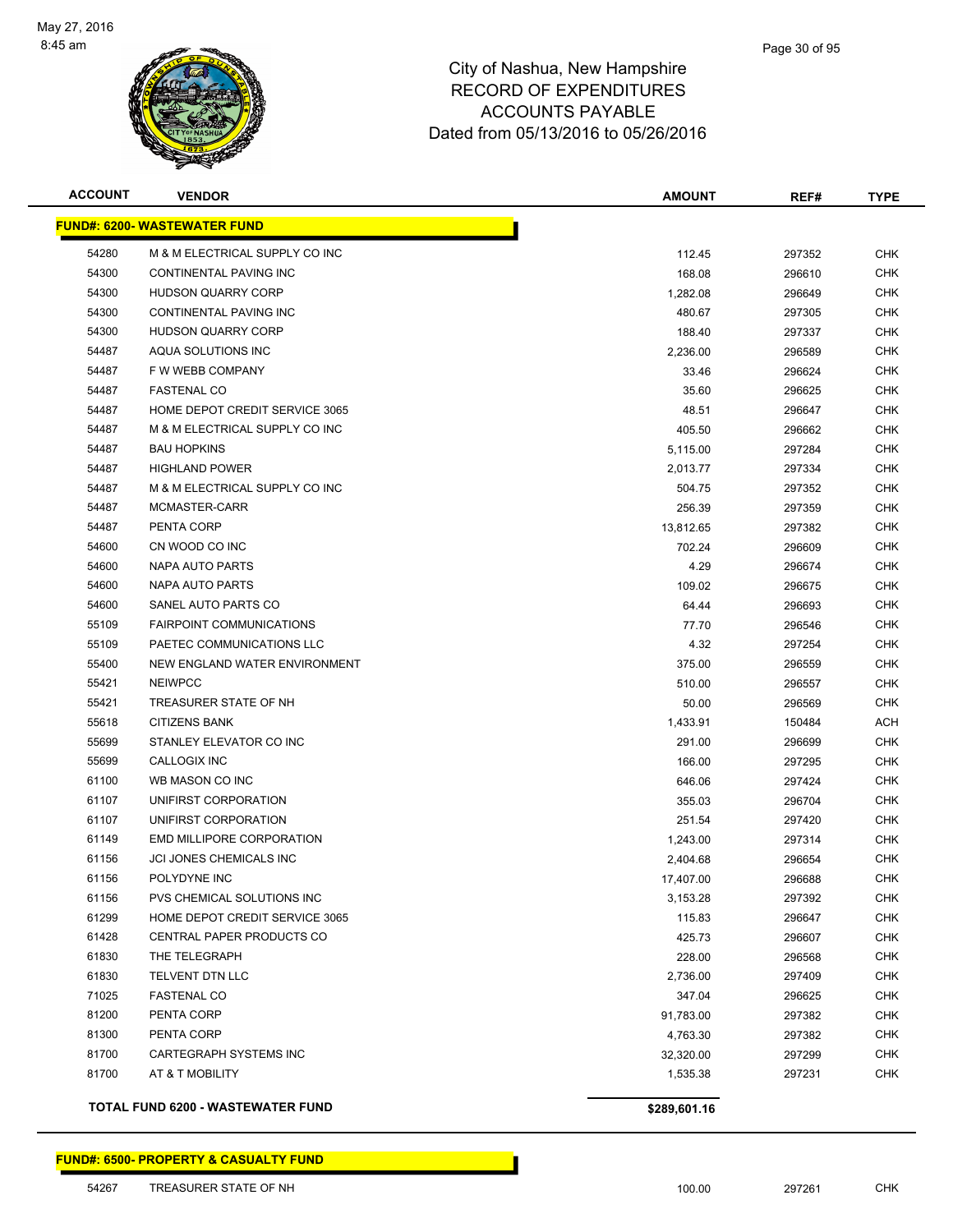# City of Nashua, New Hampshire
## RECORD OF EXPENDITURES
## ACCOUNTS PAYABLE
## Dated from 05/13/2016 to 05/26/2016

| ACCOUNT | VENDOR | AMOUNT | REF# | TYPE |
|---|---|---|---|---|
| **FUND#: 6200- WASTEWATER FUND** | | | | |
| 54280 | M & M ELECTRICAL SUPPLY CO INC | 112.45 | 297352 | CHK |
| 54300 | CONTINENTAL PAVING INC | 168.08 | 296610 | CHK |
| 54300 | HUDSON QUARRY CORP | 1,282.08 | 296649 | CHK |
| 54300 | CONTINENTAL PAVING INC | 480.67 | 297305 | CHK |
| 54300 | HUDSON QUARRY CORP | 188.40 | 297337 | CHK |
| 54487 | AQUA SOLUTIONS INC | 2,236.00 | 296589 | CHK |
| 54487 | F W WEBB COMPANY | 33.46 | 296624 | CHK |
| 54487 | FASTENAL CO | 35.60 | 296625 | CHK |
| 54487 | HOME DEPOT CREDIT SERVICE 3065 | 48.51 | 296647 | CHK |
| 54487 | M & M ELECTRICAL SUPPLY CO INC | 405.50 | 296662 | CHK |
| 54487 | BAU HOPKINS | 5,115.00 | 297284 | CHK |
| 54487 | HIGHLAND POWER | 2,013.77 | 297334 | CHK |
| 54487 | M & M ELECTRICAL SUPPLY CO INC | 504.75 | 297352 | CHK |
| 54487 | MCMASTER-CARR | 256.39 | 297359 | CHK |
| 54487 | PENTA CORP | 13,812.65 | 297382 | CHK |
| 54600 | CN WOOD CO INC | 702.24 | 296609 | CHK |
| 54600 | NAPA AUTO PARTS | 4.29 | 296674 | CHK |
| 54600 | NAPA AUTO PARTS | 109.02 | 296675 | CHK |
| 54600 | SANEL AUTO PARTS CO | 64.44 | 296693 | CHK |
| 55109 | FAIRPOINT COMMUNICATIONS | 77.70 | 296546 | CHK |
| 55109 | PAETEC COMMUNICATIONS LLC | 4.32 | 297254 | CHK |
| 55400 | NEW ENGLAND WATER ENVIRONMENT | 375.00 | 296559 | CHK |
| 55421 | NEIWPCC | 510.00 | 296557 | CHK |
| 55421 | TREASURER STATE OF NH | 50.00 | 296569 | CHK |
| 55618 | CITIZENS BANK | 1,433.91 | 150484 | ACH |
| 55699 | STANLEY ELEVATOR CO INC | 291.00 | 296699 | CHK |
| 55699 | CALLOGIX INC | 166.00 | 297295 | CHK |
| 61100 | WB MASON CO INC | 646.06 | 297424 | CHK |
| 61107 | UNIFIRST CORPORATION | 355.03 | 296704 | CHK |
| 61107 | UNIFIRST CORPORATION | 251.54 | 297420 | CHK |
| 61149 | EMD MILLIPORE CORPORATION | 1,243.00 | 297314 | CHK |
| 61156 | JCI JONES CHEMICALS INC | 2,404.68 | 296654 | CHK |
| 61156 | POLYDYNE INC | 17,407.00 | 296688 | CHK |
| 61156 | PVS CHEMICAL SOLUTIONS INC | 3,153.28 | 297392 | CHK |
| 61299 | HOME DEPOT CREDIT SERVICE 3065 | 115.83 | 296647 | CHK |
| 61428 | CENTRAL PAPER PRODUCTS CO | 425.73 | 296607 | CHK |
| 61830 | THE TELEGRAPH | 228.00 | 296568 | CHK |
| 61830 | TELVENT DTN LLC | 2,736.00 | 297409 | CHK |
| 71025 | FASTENAL CO | 347.04 | 296625 | CHK |
| 81200 | PENTA CORP | 91,783.00 | 297382 | CHK |
| 81300 | PENTA CORP | 4,763.30 | 297382 | CHK |
| 81700 | CARTEGRAPH SYSTEMS INC | 32,320.00 | 297299 | CHK |
| 81700 | AT & T MOBILITY | 1,535.38 | 297231 | CHK |
| **TOTAL FUND 6200 - WASTEWATER FUND** | | **$289,601.16** | | |

| ACCOUNT | VENDOR | AMOUNT | REF# | TYPE |
|---|---|---|---|---|
| **FUND#: 6500- PROPERTY & CASUALTY FUND** | | | | |
| 54267 | TREASURER STATE OF NH | 100.00 | 297261 | CHK |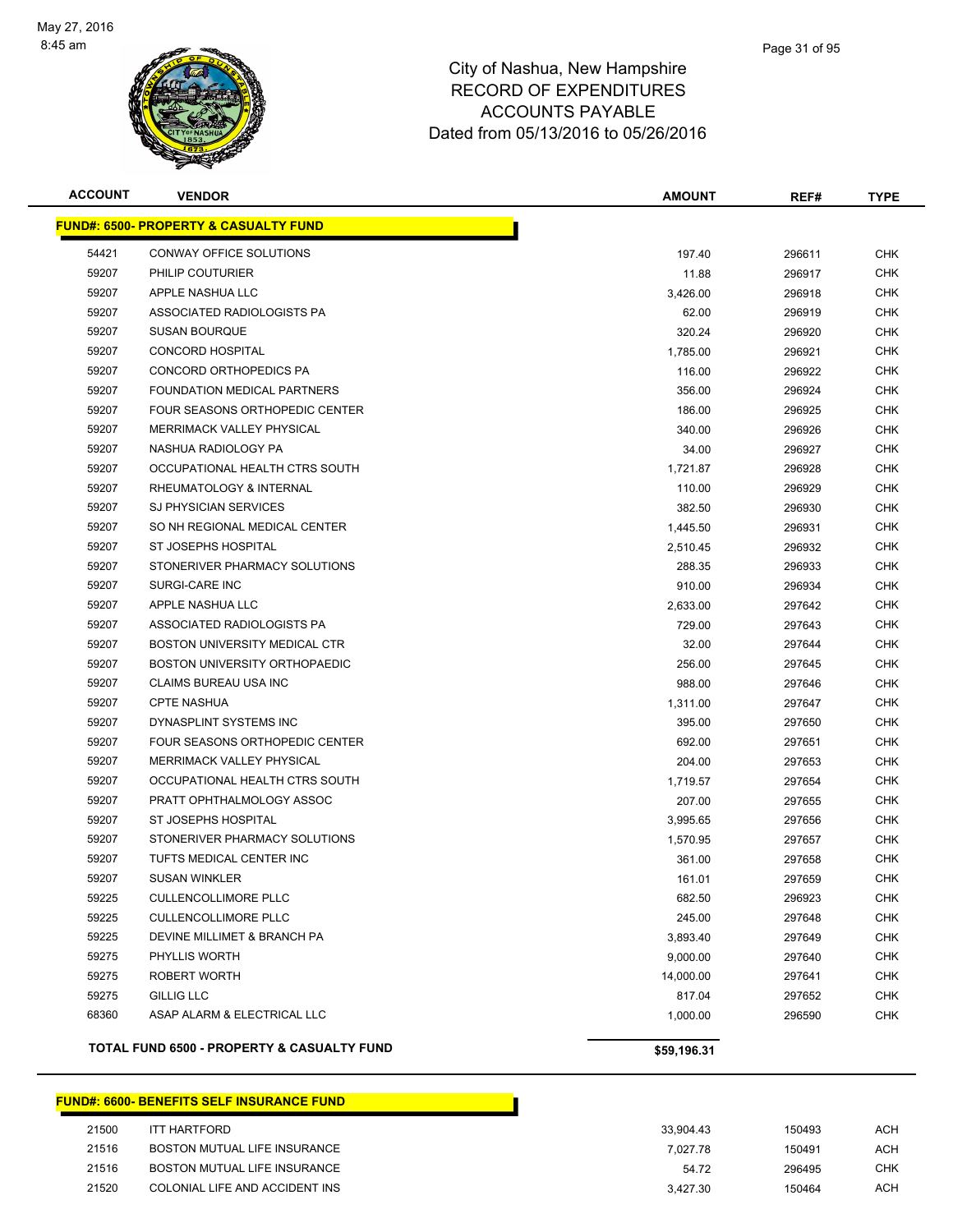City of Nashua, New Hampshire
RECORD OF EXPENDITURES
ACCOUNTS PAYABLE
Dated from 05/13/2016 to 05/26/2016

| ACCOUNT | VENDOR | AMOUNT | REF# | TYPE |
|---|---|---|---|---|
| **FUND#: 6500- PROPERTY & CASUALTY FUND** | | | | |
| 54421 | CONWAY OFFICE SOLUTIONS | 197.40 | 296611 | CHK |
| 59207 | PHILIP COUTURIER | 11.88 | 296917 | CHK |
| 59207 | APPLE NASHUA LLC | 3,426.00 | 296918 | CHK |
| 59207 | ASSOCIATED RADIOLOGISTS PA | 62.00 | 296919 | CHK |
| 59207 | SUSAN BOURQUE | 320.24 | 296920 | CHK |
| 59207 | CONCORD HOSPITAL | 1,785.00 | 296921 | CHK |
| 59207 | CONCORD ORTHOPEDICS PA | 116.00 | 296922 | CHK |
| 59207 | FOUNDATION MEDICAL PARTNERS | 356.00 | 296924 | CHK |
| 59207 | FOUR SEASONS ORTHOPEDIC CENTER | 186.00 | 296925 | CHK |
| 59207 | MERRIMACK VALLEY PHYSICAL | 340.00 | 296926 | CHK |
| 59207 | NASHUA RADIOLOGY PA | 34.00 | 296927 | CHK |
| 59207 | OCCUPATIONAL HEALTH CTRS SOUTH | 1,721.87 | 296928 | CHK |
| 59207 | RHEUMATOLOGY & INTERNAL | 110.00 | 296929 | CHK |
| 59207 | SJ PHYSICIAN SERVICES | 382.50 | 296930 | CHK |
| 59207 | SO NH REGIONAL MEDICAL CENTER | 1,445.50 | 296931 | CHK |
| 59207 | ST JOSEPHS HOSPITAL | 2,510.45 | 296932 | CHK |
| 59207 | STONERIVER PHARMACY SOLUTIONS | 288.35 | 296933 | CHK |
| 59207 | SURGI-CARE INC | 910.00 | 296934 | CHK |
| 59207 | APPLE NASHUA LLC | 2,633.00 | 297642 | CHK |
| 59207 | ASSOCIATED RADIOLOGISTS PA | 729.00 | 297643 | CHK |
| 59207 | BOSTON UNIVERSITY MEDICAL CTR | 32.00 | 297644 | CHK |
| 59207 | BOSTON UNIVERSITY ORTHOPAEDIC | 256.00 | 297645 | CHK |
| 59207 | CLAIMS BUREAU USA INC | 988.00 | 297646 | CHK |
| 59207 | CPTE NASHUA | 1,311.00 | 297647 | CHK |
| 59207 | DYNASPLINT SYSTEMS INC | 395.00 | 297650 | CHK |
| 59207 | FOUR SEASONS ORTHOPEDIC CENTER | 692.00 | 297651 | CHK |
| 59207 | MERRIMACK VALLEY PHYSICAL | 204.00 | 297653 | CHK |
| 59207 | OCCUPATIONAL HEALTH CTRS SOUTH | 1,719.57 | 297654 | CHK |
| 59207 | PRATT OPHTHALMOLOGY ASSOC | 207.00 | 297655 | CHK |
| 59207 | ST JOSEPHS HOSPITAL | 3,995.65 | 297656 | CHK |
| 59207 | STONERIVER PHARMACY SOLUTIONS | 1,570.95 | 297657 | CHK |
| 59207 | TUFTS MEDICAL CENTER INC | 361.00 | 297658 | CHK |
| 59207 | SUSAN WINKLER | 161.01 | 297659 | CHK |
| 59225 | CULLENCOLLIMORE PLLC | 682.50 | 296923 | CHK |
| 59225 | CULLENCOLLIMORE PLLC | 245.00 | 297648 | CHK |
| 59225 | DEVINE MILLIMET & BRANCH PA | 3,893.40 | 297649 | CHK |
| 59275 | PHYLLIS WORTH | 9,000.00 | 297640 | CHK |
| 59275 | ROBERT WORTH | 14,000.00 | 297641 | CHK |
| 59275 | GILLIG LLC | 817.04 | 297652 | CHK |
| 68360 | ASAP ALARM & ELECTRICAL LLC | 1,000.00 | 296590 | CHK |
| **TOTAL FUND 6500 - PROPERTY & CASUALTY FUND** | | **$59,196.31** | | |

| ACCOUNT | VENDOR | AMOUNT | REF# | TYPE |
|---|---|---|---|---|
| **FUND#: 6600- BENEFITS SELF INSURANCE FUND** | | | | |
| 21500 | ITT HARTFORD | 33,904.43 | 150493 | ACH |
| 21516 | BOSTON MUTUAL LIFE INSURANCE | 7,027.78 | 150491 | ACH |
| 21516 | BOSTON MUTUAL LIFE INSURANCE | 54.72 | 296495 | CHK |
| 21520 | COLONIAL LIFE AND ACCIDENT INS | 3,427.30 | 150464 | ACH |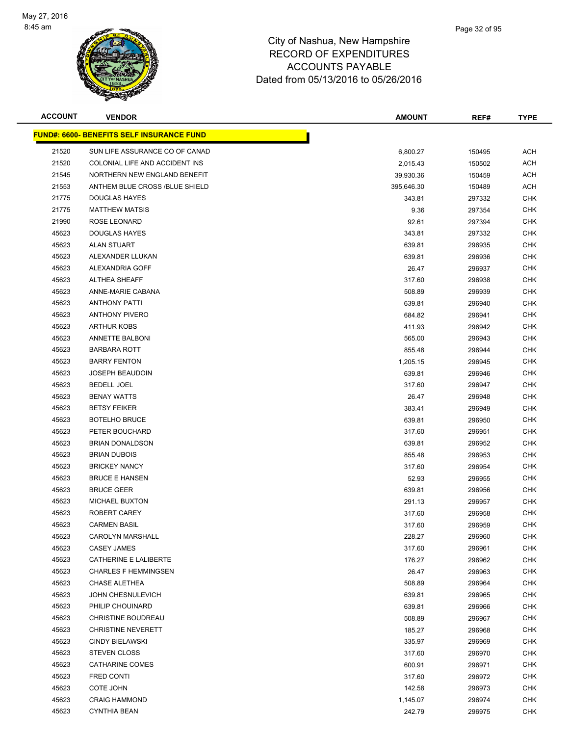# City of Nashua, New Hampshire
## RECORD OF EXPENDITURES
## ACCOUNTS PAYABLE
## Dated from 05/13/2016 to 05/26/2016

| ACCOUNT | VENDOR | AMOUNT | REF# | TYPE |
|---|---|---|---|---|
| **FUND#: 6600- BENEFITS SELF INSURANCE FUND** | | | | |
| 21520 | SUN LIFE ASSURANCE CO OF CANAD | 6,800.27 | 150495 | ACH |
| 21520 | COLONIAL LIFE AND ACCIDENT INS | 2,015.43 | 150502 | ACH |
| 21545 | NORTHERN NEW ENGLAND BENEFIT | 39,930.36 | 150459 | ACH |
| 21553 | ANTHEM BLUE CROSS /BLUE SHIELD | 395,646.30 | 150489 | ACH |
| 21775 | DOUGLAS HAYES | 343.81 | 297332 | CHK |
| 21775 | MATTHEW MATSIS | 9.36 | 297354 | CHK |
| 21990 | ROSE LEONARD | 92.61 | 297394 | CHK |
| 45623 | DOUGLAS HAYES | 343.81 | 297332 | CHK |
| 45623 | ALAN STUART | 639.81 | 296935 | CHK |
| 45623 | ALEXANDER LLUKAN | 639.81 | 296936 | CHK |
| 45623 | ALEXANDRIA GOFF | 26.47 | 296937 | CHK |
| 45623 | ALTHEA SHEAFF | 317.60 | 296938 | CHK |
| 45623 | ANNE-MARIE CABANA | 508.89 | 296939 | CHK |
| 45623 | ANTHONY PATTI | 639.81 | 296940 | CHK |
| 45623 | ANTHONY PIVERO | 684.82 | 296941 | CHK |
| 45623 | ARTHUR KOBS | 411.93 | 296942 | CHK |
| 45623 | ANNETTE BALBONI | 565.00 | 296943 | CHK |
| 45623 | BARBARA ROTT | 855.48 | 296944 | CHK |
| 45623 | BARRY FENTON | 1,205.15 | 296945 | CHK |
| 45623 | JOSEPH BEAUDOIN | 639.81 | 296946 | CHK |
| 45623 | BEDELL JOEL | 317.60 | 296947 | CHK |
| 45623 | BENAY WATTS | 26.47 | 296948 | CHK |
| 45623 | BETSY FEIKER | 383.41 | 296949 | CHK |
| 45623 | BOTELHO BRUCE | 639.81 | 296950 | CHK |
| 45623 | PETER BOUCHARD | 317.60 | 296951 | CHK |
| 45623 | BRIAN DONALDSON | 639.81 | 296952 | CHK |
| 45623 | BRIAN DUBOIS | 855.48 | 296953 | CHK |
| 45623 | BRICKEY NANCY | 317.60 | 296954 | CHK |
| 45623 | BRUCE E HANSEN | 52.93 | 296955 | CHK |
| 45623 | BRUCE GEER | 639.81 | 296956 | CHK |
| 45623 | MICHAEL BUXTON | 291.13 | 296957 | CHK |
| 45623 | ROBERT CAREY | 317.60 | 296958 | CHK |
| 45623 | CARMEN BASIL | 317.60 | 296959 | CHK |
| 45623 | CAROLYN MARSHALL | 228.27 | 296960 | CHK |
| 45623 | CASEY JAMES | 317.60 | 296961 | CHK |
| 45623 | CATHERINE E LALIBERTE | 176.27 | 296962 | CHK |
| 45623 | CHARLES F HEMMINGSEN | 26.47 | 296963 | CHK |
| 45623 | CHASE ALETHEA | 508.89 | 296964 | CHK |
| 45623 | JOHN CHESNULEVICH | 639.81 | 296965 | CHK |
| 45623 | PHILIP CHOUINARD | 639.81 | 296966 | CHK |
| 45623 | CHRISTINE BOUDREAU | 508.89 | 296967 | CHK |
| 45623 | CHRISTINE NEVERETT | 185.27 | 296968 | CHK |
| 45623 | CINDY BIELAWSKI | 335.97 | 296969 | CHK |
| 45623 | STEVEN CLOSS | 317.60 | 296970 | CHK |
| 45623 | CATHARINE COMES | 600.91 | 296971 | CHK |
| 45623 | FRED CONTI | 317.60 | 296972 | CHK |
| 45623 | COTE JOHN | 142.58 | 296973 | CHK |
| 45623 | CRAIG HAMMOND | 1,145.07 | 296974 | CHK |
| 45623 | CYNTHIA BEAN | 242.79 | 296975 | CHK |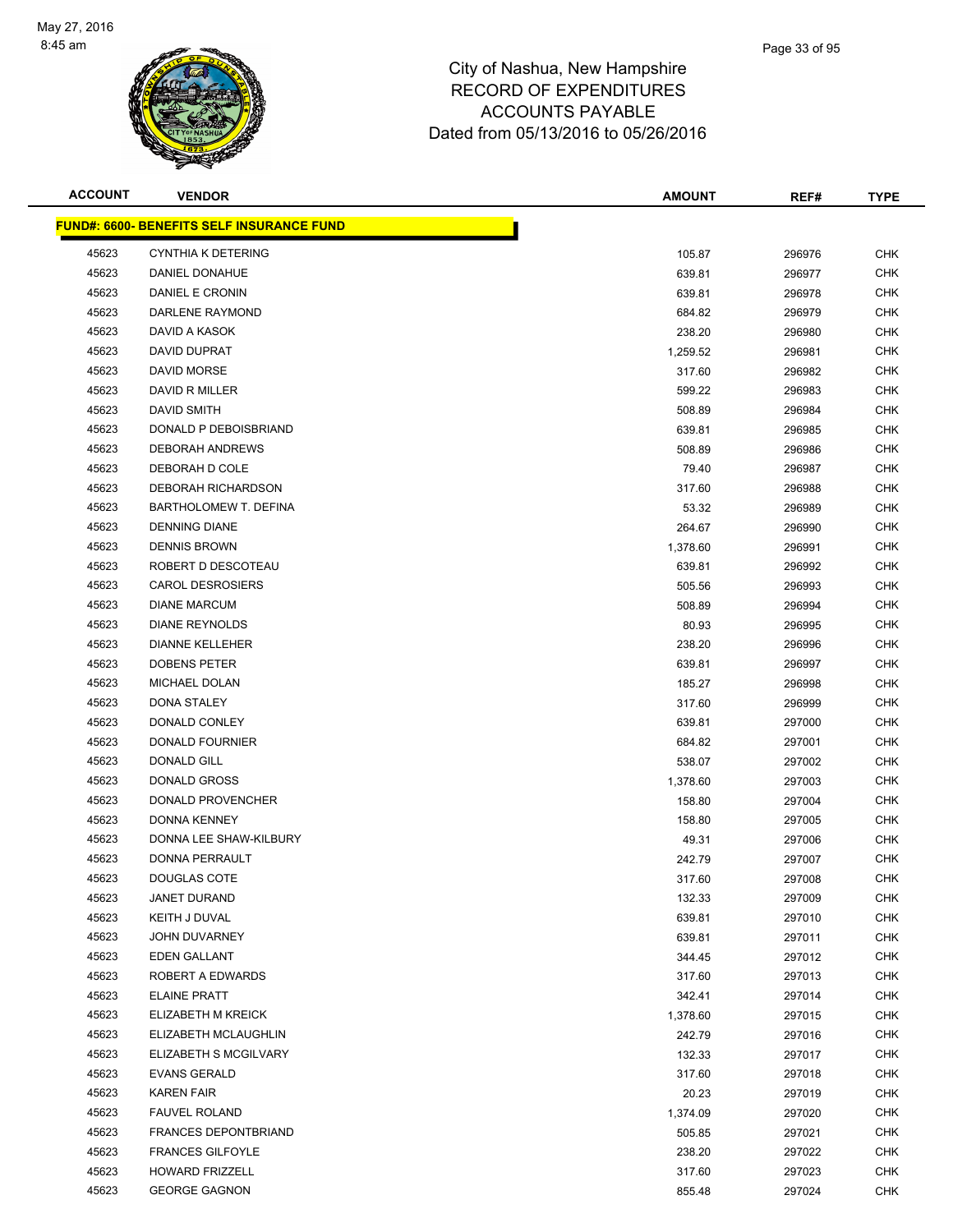# City of Nashua, New Hampshire
## RECORD OF EXPENDITURES
## ACCOUNTS PAYABLE
## Dated from 05/13/2016 to 05/26/2016

| ACCOUNT | VENDOR | AMOUNT | REF# | TYPE |
|---|---|---|---|---|
| **FUND#: 6600- BENEFITS SELF INSURANCE FUND** | | | | |
| 45623 | CYNTHIA K DETERING | 105.87 | 296976 | CHK |
| 45623 | DANIEL DONAHUE | 639.81 | 296977 | CHK |
| 45623 | DANIEL E CRONIN | 639.81 | 296978 | CHK |
| 45623 | DARLENE RAYMOND | 684.82 | 296979 | CHK |
| 45623 | DAVID A KASOK | 238.20 | 296980 | CHK |
| 45623 | DAVID DUPRAT | 1,259.52 | 296981 | CHK |
| 45623 | DAVID MORSE | 317.60 | 296982 | CHK |
| 45623 | DAVID R MILLER | 599.22 | 296983 | CHK |
| 45623 | DAVID SMITH | 508.89 | 296984 | CHK |
| 45623 | DONALD P DEBOISBRIAND | 639.81 | 296985 | CHK |
| 45623 | DEBORAH ANDREWS | 508.89 | 296986 | CHK |
| 45623 | DEBORAH D COLE | 79.40 | 296987 | CHK |
| 45623 | DEBORAH RICHARDSON | 317.60 | 296988 | CHK |
| 45623 | BARTHOLOMEW T. DEFINA | 53.32 | 296989 | CHK |
| 45623 | DENNING DIANE | 264.67 | 296990 | CHK |
| 45623 | DENNIS BROWN | 1,378.60 | 296991 | CHK |
| 45623 | ROBERT D DESCOTEAU | 639.81 | 296992 | CHK |
| 45623 | CAROL DESROSIERS | 505.56 | 296993 | CHK |
| 45623 | DIANE MARCUM | 508.89 | 296994 | CHK |
| 45623 | DIANE REYNOLDS | 80.93 | 296995 | CHK |
| 45623 | DIANNE KELLEHER | 238.20 | 296996 | CHK |
| 45623 | DOBENS PETER | 639.81 | 296997 | CHK |
| 45623 | MICHAEL DOLAN | 185.27 | 296998 | CHK |
| 45623 | DONA STALEY | 317.60 | 296999 | CHK |
| 45623 | DONALD CONLEY | 639.81 | 297000 | CHK |
| 45623 | DONALD FOURNIER | 684.82 | 297001 | CHK |
| 45623 | DONALD GILL | 538.07 | 297002 | CHK |
| 45623 | DONALD GROSS | 1,378.60 | 297003 | CHK |
| 45623 | DONALD PROVENCHER | 158.80 | 297004 | CHK |
| 45623 | DONNA KENNEY | 158.80 | 297005 | CHK |
| 45623 | DONNA LEE SHAW-KILBURY | 49.31 | 297006 | CHK |
| 45623 | DONNA PERRAULT | 242.79 | 297007 | CHK |
| 45623 | DOUGLAS COTE | 317.60 | 297008 | CHK |
| 45623 | JANET DURAND | 132.33 | 297009 | CHK |
| 45623 | KEITH J DUVAL | 639.81 | 297010 | CHK |
| 45623 | JOHN DUVARNEY | 639.81 | 297011 | CHK |
| 45623 | EDEN GALLANT | 344.45 | 297012 | CHK |
| 45623 | ROBERT A EDWARDS | 317.60 | 297013 | CHK |
| 45623 | ELAINE PRATT | 342.41 | 297014 | CHK |
| 45623 | ELIZABETH M KREICK | 1,378.60 | 297015 | CHK |
| 45623 | ELIZABETH MCLAUGHLIN | 242.79 | 297016 | CHK |
| 45623 | ELIZABETH S MCGILVARY | 132.33 | 297017 | CHK |
| 45623 | EVANS GERALD | 317.60 | 297018 | CHK |
| 45623 | KAREN FAIR | 20.23 | 297019 | CHK |
| 45623 | FAUVEL ROLAND | 1,374.09 | 297020 | CHK |
| 45623 | FRANCES DEPONTBRIAND | 505.85 | 297021 | CHK |
| 45623 | FRANCES GILFOYLE | 238.20 | 297022 | CHK |
| 45623 | HOWARD FRIZZELL | 317.60 | 297023 | CHK |
| 45623 | GEORGE GAGNON | 855.48 | 297024 | CHK |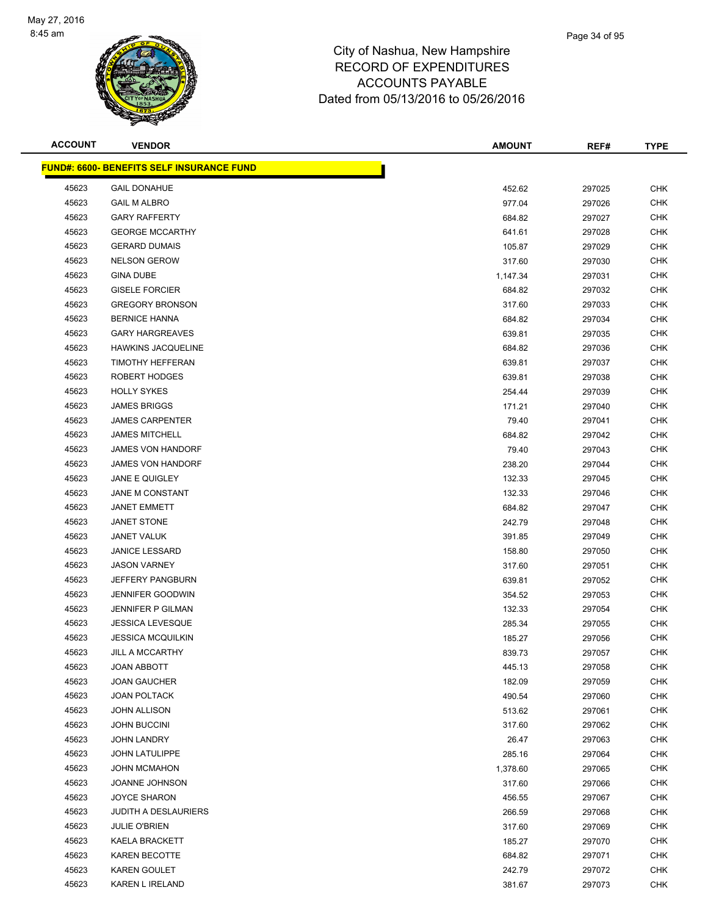City of Nashua, New Hampshire
RECORD OF EXPENDITURES
ACCOUNTS PAYABLE
Dated from 05/13/2016 to 05/26/2016

| ACCOUNT | VENDOR | AMOUNT | REF# | TYPE |
|---|---|---|---|---|
| **FUND#: 6600- BENEFITS SELF INSURANCE FUND** | | | | |
| 45623 | GAIL DONAHUE | 452.62 | 297025 | CHK |
| 45623 | GAIL M ALBRO | 977.04 | 297026 | CHK |
| 45623 | GARY RAFFERTY | 684.82 | 297027 | CHK |
| 45623 | GEORGE MCCARTHY | 641.61 | 297028 | CHK |
| 45623 | GERARD DUMAIS | 105.87 | 297029 | CHK |
| 45623 | NELSON GEROW | 317.60 | 297030 | CHK |
| 45623 | GINA DUBE | 1,147.34 | 297031 | CHK |
| 45623 | GISELE FORCIER | 684.82 | 297032 | CHK |
| 45623 | GREGORY BRONSON | 317.60 | 297033 | CHK |
| 45623 | BERNICE HANNA | 684.82 | 297034 | CHK |
| 45623 | GARY HARGREAVES | 639.81 | 297035 | CHK |
| 45623 | HAWKINS JACQUELINE | 684.82 | 297036 | CHK |
| 45623 | TIMOTHY HEFFERAN | 639.81 | 297037 | CHK |
| 45623 | ROBERT HODGES | 639.81 | 297038 | CHK |
| 45623 | HOLLY SYKES | 254.44 | 297039 | CHK |
| 45623 | JAMES BRIGGS | 171.21 | 297040 | CHK |
| 45623 | JAMES CARPENTER | 79.40 | 297041 | CHK |
| 45623 | JAMES MITCHELL | 684.82 | 297042 | CHK |
| 45623 | JAMES VON HANDORF | 79.40 | 297043 | CHK |
| 45623 | JAMES VON HANDORF | 238.20 | 297044 | CHK |
| 45623 | JANE E QUIGLEY | 132.33 | 297045 | CHK |
| 45623 | JANE M CONSTANT | 132.33 | 297046 | CHK |
| 45623 | JANET EMMETT | 684.82 | 297047 | CHK |
| 45623 | JANET STONE | 242.79 | 297048 | CHK |
| 45623 | JANET VALUK | 391.85 | 297049 | CHK |
| 45623 | JANICE LESSARD | 158.80 | 297050 | CHK |
| 45623 | JASON VARNEY | 317.60 | 297051 | CHK |
| 45623 | JEFFERY PANGBURN | 639.81 | 297052 | CHK |
| 45623 | JENNIFER GOODWIN | 354.52 | 297053 | CHK |
| 45623 | JENNIFER P GILMAN | 132.33 | 297054 | CHK |
| 45623 | JESSICA LEVESQUE | 285.34 | 297055 | CHK |
| 45623 | JESSICA MCQUILKIN | 185.27 | 297056 | CHK |
| 45623 | JILL A MCCARTHY | 839.73 | 297057 | CHK |
| 45623 | JOAN ABBOTT | 445.13 | 297058 | CHK |
| 45623 | JOAN GAUCHER | 182.09 | 297059 | CHK |
| 45623 | JOAN POLTACK | 490.54 | 297060 | CHK |
| 45623 | JOHN ALLISON | 513.62 | 297061 | CHK |
| 45623 | JOHN BUCCINI | 317.60 | 297062 | CHK |
| 45623 | JOHN LANDRY | 26.47 | 297063 | CHK |
| 45623 | JOHN LATULIPPE | 285.16 | 297064 | CHK |
| 45623 | JOHN MCMAHON | 1,378.60 | 297065 | CHK |
| 45623 | JOANNE JOHNSON | 317.60 | 297066 | CHK |
| 45623 | JOYCE SHARON | 456.55 | 297067 | CHK |
| 45623 | JUDITH A DESLAURIERS | 266.59 | 297068 | CHK |
| 45623 | JULIE O'BRIEN | 317.60 | 297069 | CHK |
| 45623 | KAELA BRACKETT | 185.27 | 297070 | CHK |
| 45623 | KAREN BECOTTE | 684.82 | 297071 | CHK |
| 45623 | KAREN GOULET | 242.79 | 297072 | CHK |
| 45623 | KAREN L IRELAND | 381.67 | 297073 | CHK |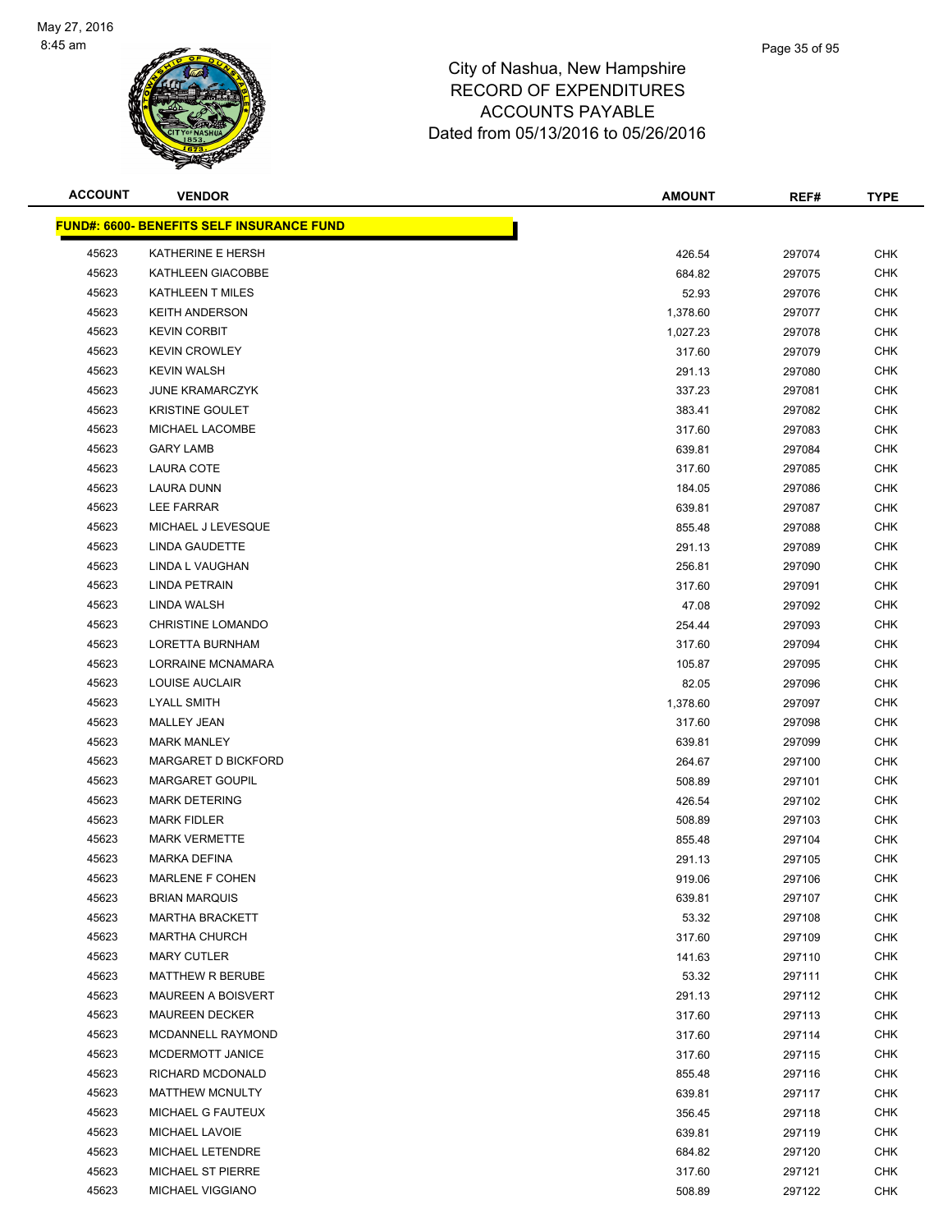City of Nashua, New Hampshire
RECORD OF EXPENDITURES
ACCOUNTS PAYABLE
Dated from 05/13/2016 to 05/26/2016

| ACCOUNT | VENDOR | AMOUNT | REF# | TYPE |
|---|---|---|---|---|
| **FUND#: 6600- BENEFITS SELF INSURANCE FUND** | | | | |
| 45623 | KATHERINE E HERSH | 426.54 | 297074 | CHK |
| 45623 | KATHLEEN GIACOBBE | 684.82 | 297075 | CHK |
| 45623 | KATHLEEN T MILES | 52.93 | 297076 | CHK |
| 45623 | KEITH ANDERSON | 1,378.60 | 297077 | CHK |
| 45623 | KEVIN CORBIT | 1,027.23 | 297078 | CHK |
| 45623 | KEVIN CROWLEY | 317.60 | 297079 | CHK |
| 45623 | KEVIN WALSH | 291.13 | 297080 | CHK |
| 45623 | JUNE KRAMARCZYK | 337.23 | 297081 | CHK |
| 45623 | KRISTINE GOULET | 383.41 | 297082 | CHK |
| 45623 | MICHAEL LACOMBE | 317.60 | 297083 | CHK |
| 45623 | GARY LAMB | 639.81 | 297084 | CHK |
| 45623 | LAURA COTE | 317.60 | 297085 | CHK |
| 45623 | LAURA DUNN | 184.05 | 297086 | CHK |
| 45623 | LEE FARRAR | 639.81 | 297087 | CHK |
| 45623 | MICHAEL J LEVESQUE | 855.48 | 297088 | CHK |
| 45623 | LINDA GAUDETTE | 291.13 | 297089 | CHK |
| 45623 | LINDA L VAUGHAN | 256.81 | 297090 | CHK |
| 45623 | LINDA PETRAIN | 317.60 | 297091 | CHK |
| 45623 | LINDA WALSH | 47.08 | 297092 | CHK |
| 45623 | CHRISTINE LOMANDO | 254.44 | 297093 | CHK |
| 45623 | LORETTA BURNHAM | 317.60 | 297094 | CHK |
| 45623 | LORRAINE MCNAMARA | 105.87 | 297095 | CHK |
| 45623 | LOUISE AUCLAIR | 82.05 | 297096 | CHK |
| 45623 | LYALL SMITH | 1,378.60 | 297097 | CHK |
| 45623 | MALLEY JEAN | 317.60 | 297098 | CHK |
| 45623 | MARK MANLEY | 639.81 | 297099 | CHK |
| 45623 | MARGARET D BICKFORD | 264.67 | 297100 | CHK |
| 45623 | MARGARET GOUPIL | 508.89 | 297101 | CHK |
| 45623 | MARK DETERING | 426.54 | 297102 | CHK |
| 45623 | MARK FIDLER | 508.89 | 297103 | CHK |
| 45623 | MARK VERMETTE | 855.48 | 297104 | CHK |
| 45623 | MARKA DEFINA | 291.13 | 297105 | CHK |
| 45623 | MARLENE F COHEN | 919.06 | 297106 | CHK |
| 45623 | BRIAN MARQUIS | 639.81 | 297107 | CHK |
| 45623 | MARTHA BRACKETT | 53.32 | 297108 | CHK |
| 45623 | MARTHA CHURCH | 317.60 | 297109 | CHK |
| 45623 | MARY CUTLER | 141.63 | 297110 | CHK |
| 45623 | MATTHEW R BERUBE | 53.32 | 297111 | CHK |
| 45623 | MAUREEN A BOISVERT | 291.13 | 297112 | CHK |
| 45623 | MAUREEN DECKER | 317.60 | 297113 | CHK |
| 45623 | MCDANNELL RAYMOND | 317.60 | 297114 | CHK |
| 45623 | MCDERMOTT JANICE | 317.60 | 297115 | CHK |
| 45623 | RICHARD MCDONALD | 855.48 | 297116 | CHK |
| 45623 | MATTHEW MCNULTY | 639.81 | 297117 | CHK |
| 45623 | MICHAEL G FAUTEUX | 356.45 | 297118 | CHK |
| 45623 | MICHAEL LAVOIE | 639.81 | 297119 | CHK |
| 45623 | MICHAEL LETENDRE | 684.82 | 297120 | CHK |
| 45623 | MICHAEL ST PIERRE | 317.60 | 297121 | CHK |
| 45623 | MICHAEL VIGGIANO | 508.89 | 297122 | CHK |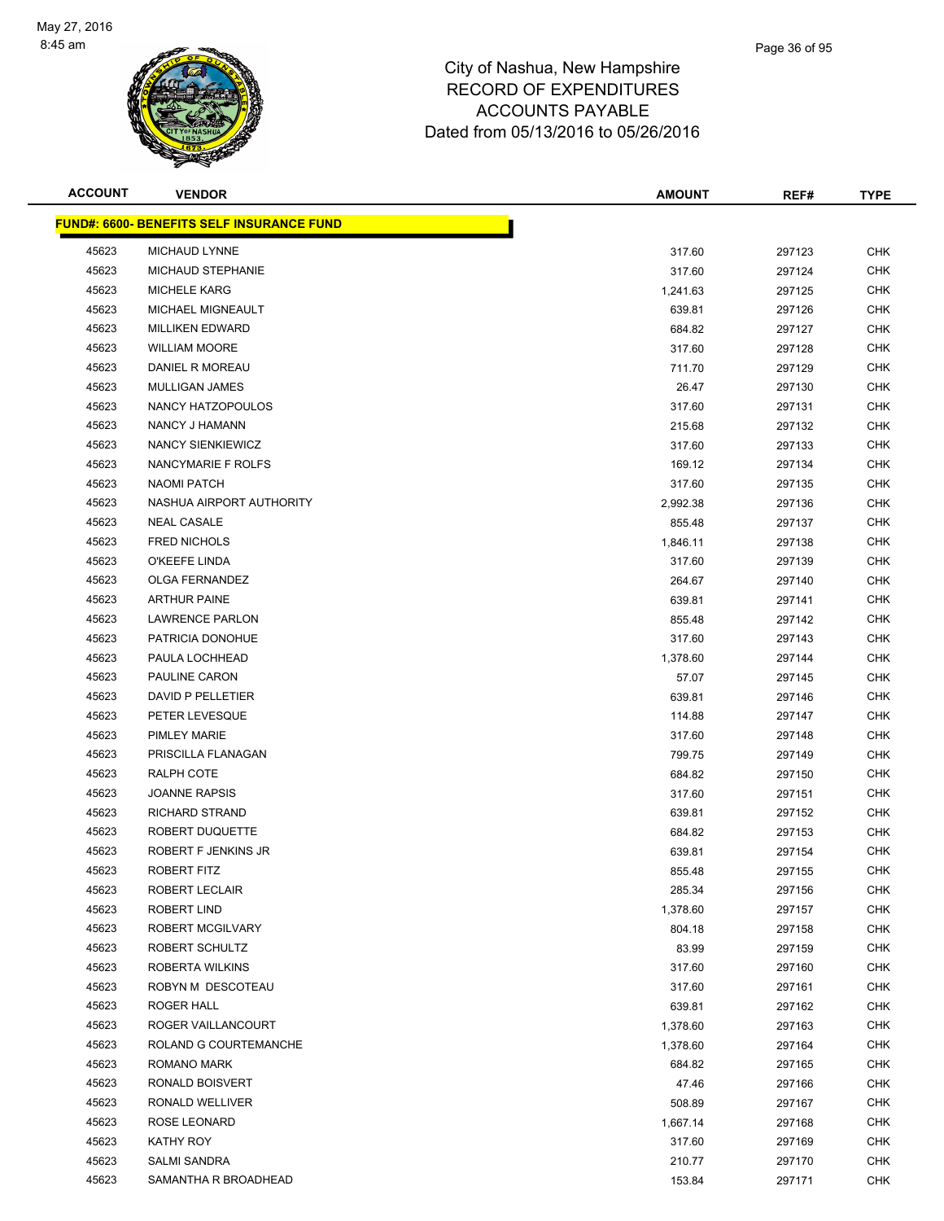# City of Nashua, New Hampshire
## RECORD OF EXPENDITURES
## ACCOUNTS PAYABLE
## Dated from 05/13/2016 to 05/26/2016

| ACCOUNT | VENDOR | AMOUNT | REF# | TYPE |
|---|---|---|---|---|
| **FUND#: 6600- BENEFITS SELF INSURANCE FUND** | | | | |
| 45623 | MICHAUD LYNNE | 317.60 | 297123 | CHK |
| 45623 | MICHAUD STEPHANIE | 317.60 | 297124 | CHK |
| 45623 | MICHELE KARG | 1,241.63 | 297125 | CHK |
| 45623 | MICHAEL MIGNEAULT | 639.81 | 297126 | CHK |
| 45623 | MILLIKEN EDWARD | 684.82 | 297127 | CHK |
| 45623 | WILLIAM MOORE | 317.60 | 297128 | CHK |
| 45623 | DANIEL R MOREAU | 711.70 | 297129 | CHK |
| 45623 | MULLIGAN JAMES | 26.47 | 297130 | CHK |
| 45623 | NANCY HATZOPOULOS | 317.60 | 297131 | CHK |
| 45623 | NANCY J HAMANN | 215.68 | 297132 | CHK |
| 45623 | NANCY SIENKIEWICZ | 317.60 | 297133 | CHK |
| 45623 | NANCYMARIE F ROLFS | 169.12 | 297134 | CHK |
| 45623 | NAOMI PATCH | 317.60 | 297135 | CHK |
| 45623 | NASHUA AIRPORT AUTHORITY | 2,992.38 | 297136 | CHK |
| 45623 | NEAL CASALE | 855.48 | 297137 | CHK |
| 45623 | FRED NICHOLS | 1,846.11 | 297138 | CHK |
| 45623 | O'KEEFE LINDA | 317.60 | 297139 | CHK |
| 45623 | OLGA FERNANDEZ | 264.67 | 297140 | CHK |
| 45623 | ARTHUR PAINE | 639.81 | 297141 | CHK |
| 45623 | LAWRENCE PARLON | 855.48 | 297142 | CHK |
| 45623 | PATRICIA DONOHUE | 317.60 | 297143 | CHK |
| 45623 | PAULA LOCHHEAD | 1,378.60 | 297144 | CHK |
| 45623 | PAULINE CARON | 57.07 | 297145 | CHK |
| 45623 | DAVID P PELLETIER | 639.81 | 297146 | CHK |
| 45623 | PETER LEVESQUE | 114.88 | 297147 | CHK |
| 45623 | PIMLEY MARIE | 317.60 | 297148 | CHK |
| 45623 | PRISCILLA FLANAGAN | 799.75 | 297149 | CHK |
| 45623 | RALPH COTE | 684.82 | 297150 | CHK |
| 45623 | JOANNE RAPSIS | 317.60 | 297151 | CHK |
| 45623 | RICHARD STRAND | 639.81 | 297152 | CHK |
| 45623 | ROBERT DUQUETTE | 684.82 | 297153 | CHK |
| 45623 | ROBERT F JENKINS JR | 639.81 | 297154 | CHK |
| 45623 | ROBERT FITZ | 855.48 | 297155 | CHK |
| 45623 | ROBERT LECLAIR | 285.34 | 297156 | CHK |
| 45623 | ROBERT LIND | 1,378.60 | 297157 | CHK |
| 45623 | ROBERT MCGILVARY | 804.18 | 297158 | CHK |
| 45623 | ROBERT SCHULTZ | 83.99 | 297159 | CHK |
| 45623 | ROBERTA WILKINS | 317.60 | 297160 | CHK |
| 45623 | ROBYN M DESCOTEAU | 317.60 | 297161 | CHK |
| 45623 | ROGER HALL | 639.81 | 297162 | CHK |
| 45623 | ROGER VAILLANCOURT | 1,378.60 | 297163 | CHK |
| 45623 | ROLAND G COURTEMANCHE | 1,378.60 | 297164 | CHK |
| 45623 | ROMANO MARK | 684.82 | 297165 | CHK |
| 45623 | RONALD BOISVERT | 47.46 | 297166 | CHK |
| 45623 | RONALD WELLIVER | 508.89 | 297167 | CHK |
| 45623 | ROSE LEONARD | 1,667.14 | 297168 | CHK |
| 45623 | KATHY ROY | 317.60 | 297169 | CHK |
| 45623 | SALMI SANDRA | 210.77 | 297170 | CHK |
| 45623 | SAMANTHA R BROADHEAD | 153.84 | 297171 | CHK |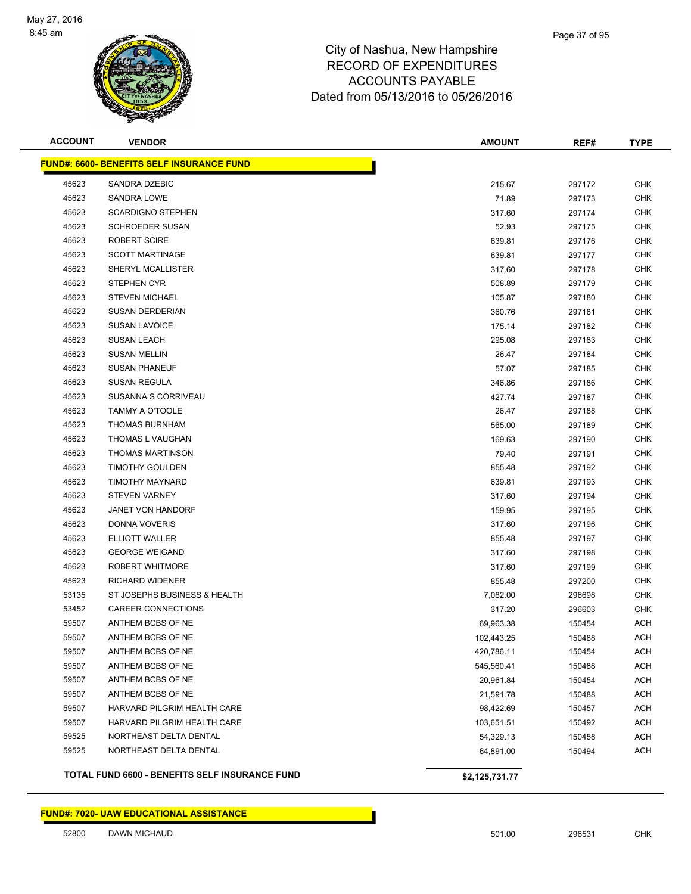City of Nashua, New Hampshire
RECORD OF EXPENDITURES
ACCOUNTS PAYABLE
Dated from 05/13/2016 to 05/26/2016

| ACCOUNT | VENDOR | AMOUNT | REF# | TYPE |
|---|---|---|---|---|
| **FUND#: 6600- BENEFITS SELF INSURANCE FUND** | | | | |
| 45623 | SANDRA DZEBIC | 215.67 | 297172 | CHK |
| 45623 | SANDRA LOWE | 71.89 | 297173 | CHK |
| 45623 | SCARDIGNO STEPHEN | 317.60 | 297174 | CHK |
| 45623 | SCHROEDER SUSAN | 52.93 | 297175 | CHK |
| 45623 | ROBERT SCIRE | 639.81 | 297176 | CHK |
| 45623 | SCOTT MARTINAGE | 639.81 | 297177 | CHK |
| 45623 | SHERYL MCALLISTER | 317.60 | 297178 | CHK |
| 45623 | STEPHEN CYR | 508.89 | 297179 | CHK |
| 45623 | STEVEN MICHAEL | 105.87 | 297180 | CHK |
| 45623 | SUSAN DERDERIAN | 360.76 | 297181 | CHK |
| 45623 | SUSAN LAVOICE | 175.14 | 297182 | CHK |
| 45623 | SUSAN LEACH | 295.08 | 297183 | CHK |
| 45623 | SUSAN MELLIN | 26.47 | 297184 | CHK |
| 45623 | SUSAN PHANEUF | 57.07 | 297185 | CHK |
| 45623 | SUSAN REGULA | 346.86 | 297186 | CHK |
| 45623 | SUSANNA S CORRIVEAU | 427.74 | 297187 | CHK |
| 45623 | TAMMY A O'TOOLE | 26.47 | 297188 | CHK |
| 45623 | THOMAS BURNHAM | 565.00 | 297189 | CHK |
| 45623 | THOMAS L VAUGHAN | 169.63 | 297190 | CHK |
| 45623 | THOMAS MARTINSON | 79.40 | 297191 | CHK |
| 45623 | TIMOTHY GOULDEN | 855.48 | 297192 | CHK |
| 45623 | TIMOTHY MAYNARD | 639.81 | 297193 | CHK |
| 45623 | STEVEN VARNEY | 317.60 | 297194 | CHK |
| 45623 | JANET VON HANDORF | 159.95 | 297195 | CHK |
| 45623 | DONNA VOVERIS | 317.60 | 297196 | CHK |
| 45623 | ELLIOTT WALLER | 855.48 | 297197 | CHK |
| 45623 | GEORGE WEIGAND | 317.60 | 297198 | CHK |
| 45623 | ROBERT WHITMORE | 317.60 | 297199 | CHK |
| 45623 | RICHARD WIDENER | 855.48 | 297200 | CHK |
| 53135 | ST JOSEPHS BUSINESS & HEALTH | 7,082.00 | 296698 | CHK |
| 53452 | CAREER CONNECTIONS | 317.20 | 296603 | CHK |
| 59507 | ANTHEM BCBS OF NE | 69,963.38 | 150454 | ACH |
| 59507 | ANTHEM BCBS OF NE | 102,443.25 | 150488 | ACH |
| 59507 | ANTHEM BCBS OF NE | 420,786.11 | 150454 | ACH |
| 59507 | ANTHEM BCBS OF NE | 545,560.41 | 150488 | ACH |
| 59507 | ANTHEM BCBS OF NE | 20,961.84 | 150454 | ACH |
| 59507 | ANTHEM BCBS OF NE | 21,591.78 | 150488 | ACH |
| 59507 | HARVARD PILGRIM HEALTH CARE | 98,422.69 | 150457 | ACH |
| 59507 | HARVARD PILGRIM HEALTH CARE | 103,651.51 | 150492 | ACH |
| 59525 | NORTHEAST DELTA DENTAL | 54,329.13 | 150458 | ACH |
| 59525 | NORTHEAST DELTA DENTAL | 64,891.00 | 150494 | ACH |
| | **TOTAL FUND 6600 - BENEFITS SELF INSURANCE FUND** | **$2,125,731.77** | | |
| **FUND#: 7020- UAW EDUCATIONAL ASSISTANCE** | | | | |
| 52800 | DAWN MICHAUD | 501.00 | 296531 | CHK |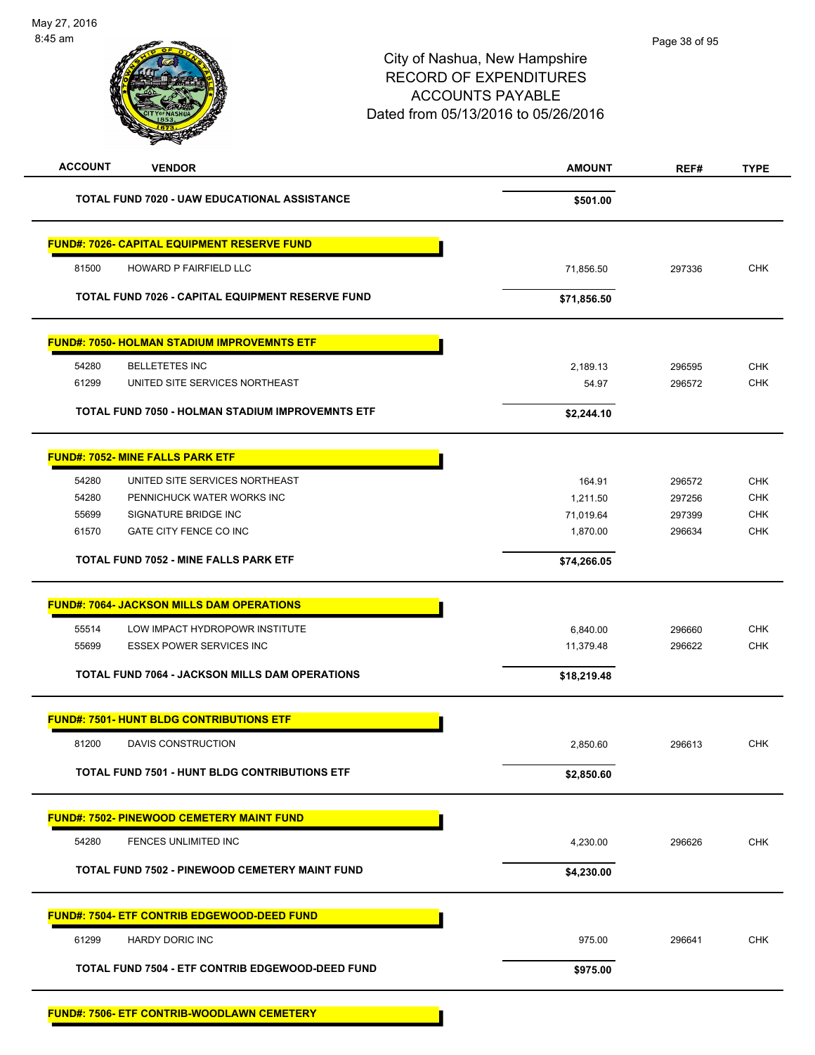City of Nashua, New Hampshire
RECORD OF EXPENDITURES
ACCOUNTS PAYABLE
Dated from 05/13/2016 to 05/26/2016

| ACCOUNT | VENDOR | AMOUNT | REF# | TYPE |
|---|---|---|---|---|
| | **TOTAL FUND 7020 - UAW EDUCATIONAL ASSISTANCE** | **$501.00** | | |
| | **FUND#: 7026- CAPITAL EQUIPMENT RESERVE FUND** | | | |
| 81500 | HOWARD P FAIRFIELD LLC | 71,856.50 | 297336 | CHK |
| | **TOTAL FUND 7026 - CAPITAL EQUIPMENT RESERVE FUND** | **$71,856.50** | | |
| | **FUND#: 7050- HOLMAN STADIUM IMPROVEMNTS ETF** | | | |
| 54280 | BELLETETES INC | 2,189.13 | 296595 | CHK |
| 61299 | UNITED SITE SERVICES NORTHEAST | 54.97 | 296572 | CHK |
| | **TOTAL FUND 7050 - HOLMAN STADIUM IMPROVEMNTS ETF** | **$2,244.10** | | |
| | **FUND#: 7052- MINE FALLS PARK ETF** | | | |
| 54280 | UNITED SITE SERVICES NORTHEAST | 164.91 | 296572 | CHK |
| 54280 | PENNICHUCK WATER WORKS INC | 1,211.50 | 297256 | CHK |
| 55699 | SIGNATURE BRIDGE INC | 71,019.64 | 297399 | CHK |
| 61570 | GATE CITY FENCE CO INC | 1,870.00 | 296634 | CHK |
| | **TOTAL FUND 7052 - MINE FALLS PARK ETF** | **$74,266.05** | | |
| | **FUND#: 7064- JACKSON MILLS DAM OPERATIONS** | | | |
| 55514 | LOW IMPACT HYDROPOWR INSTITUTE | 6,840.00 | 296660 | CHK |
| 55699 | ESSEX POWER SERVICES INC | 11,379.48 | 296622 | CHK |
| | **TOTAL FUND 7064 - JACKSON MILLS DAM OPERATIONS** | **$18,219.48** | | |
| | **FUND#: 7501- HUNT BLDG CONTRIBUTIONS ETF** | | | |
| 81200 | DAVIS CONSTRUCTION | 2,850.60 | 296613 | CHK |
| | **TOTAL FUND 7501 - HUNT BLDG CONTRIBUTIONS ETF** | **$2,850.60** | | |
| | **FUND#: 7502- PINEWOOD CEMETERY MAINT FUND** | | | |
| 54280 | FENCES UNLIMITED INC | 4,230.00 | 296626 | CHK |
| | **TOTAL FUND 7502 - PINEWOOD CEMETERY MAINT FUND** | **$4,230.00** | | |
| | **FUND#: 7504- ETF CONTRIB EDGEWOOD-DEED FUND** | | | |
| 61299 | HARDY DORIC INC | 975.00 | 296641 | CHK |
| | **TOTAL FUND 7504 - ETF CONTRIB EDGEWOOD-DEED FUND** | **$975.00** | | |
| | **FUND#: 7506- ETF CONTRIB-WOODLAWN CEMETERY** | | | |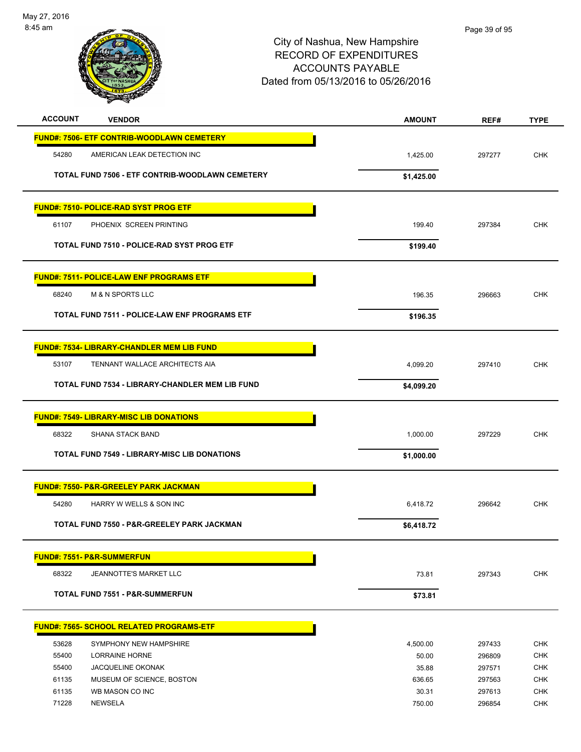City of Nashua, New Hampshire
RECORD OF EXPENDITURES
ACCOUNTS PAYABLE
Dated from 05/13/2016 to 05/26/2016

| ACCOUNT | VENDOR | AMOUNT | REF# | TYPE |
|---|---|---|---|---|
| **FUND#: 7506- ETF CONTRIB-WOODLAWN CEMETERY** | | | | |
| 54280 | AMERICAN LEAK DETECTION INC | 1,425.00 | 297277 | CHK |
| | **TOTAL FUND 7506 - ETF CONTRIB-WOODLAWN CEMETERY** | **$1,425.00** | | |
| **FUND#: 7510- POLICE-RAD SYST PROG ETF** | | | | |
| 61107 | PHOENIX SCREEN PRINTING | 199.40 | 297384 | CHK |
| | **TOTAL FUND 7510 - POLICE-RAD SYST PROG ETF** | **$199.40** | | |
| **FUND#: 7511- POLICE-LAW ENF PROGRAMS ETF** | | | | |
| 68240 | M & N SPORTS LLC | 196.35 | 296663 | CHK |
| | **TOTAL FUND 7511 - POLICE-LAW ENF PROGRAMS ETF** | **$196.35** | | |
| **FUND#: 7534- LIBRARY-CHANDLER MEM LIB FUND** | | | | |
| 53107 | TENNANT WALLACE ARCHITECTS AIA | 4,099.20 | 297410 | CHK |
| | **TOTAL FUND 7534 - LIBRARY-CHANDLER MEM LIB FUND** | **$4,099.20** | | |
| **FUND#: 7549- LIBRARY-MISC LIB DONATIONS** | | | | |
| 68322 | SHANA STACK BAND | 1,000.00 | 297229 | CHK |
| | **TOTAL FUND 7549 - LIBRARY-MISC LIB DONATIONS** | **$1,000.00** | | |
| **FUND#: 7550- P&R-GREELEY PARK JACKMAN** | | | | |
| 54280 | HARRY W WELLS & SON INC | 6,418.72 | 296642 | CHK |
| | **TOTAL FUND 7550 - P&R-GREELEY PARK JACKMAN** | **$6,418.72** | | |
| **FUND#: 7551- P&R-SUMMERFUN** | | | | |
| 68322 | JEANNOTTE'S MARKET LLC | 73.81 | 297343 | CHK |
| | **TOTAL FUND 7551 - P&R-SUMMERFUN** | **$73.81** | | |
| **FUND#: 7565- SCHOOL RELATED PROGRAMS-ETF** | | | | |
| 53628 | SYMPHONY NEW HAMPSHIRE | 4,500.00 | 297433 | CHK |
| 55400 | LORRAINE HORNE | 50.00 | 296809 | CHK |
| 55400 | JACQUELINE OKONAK | 35.88 | 297571 | CHK |
| 61135 | MUSEUM OF SCIENCE, BOSTON | 636.65 | 297563 | CHK |
| 61135 | WB MASON CO INC | 30.31 | 297613 | CHK |
| 71228 | NEWSELA | 750.00 | 296854 | CHK |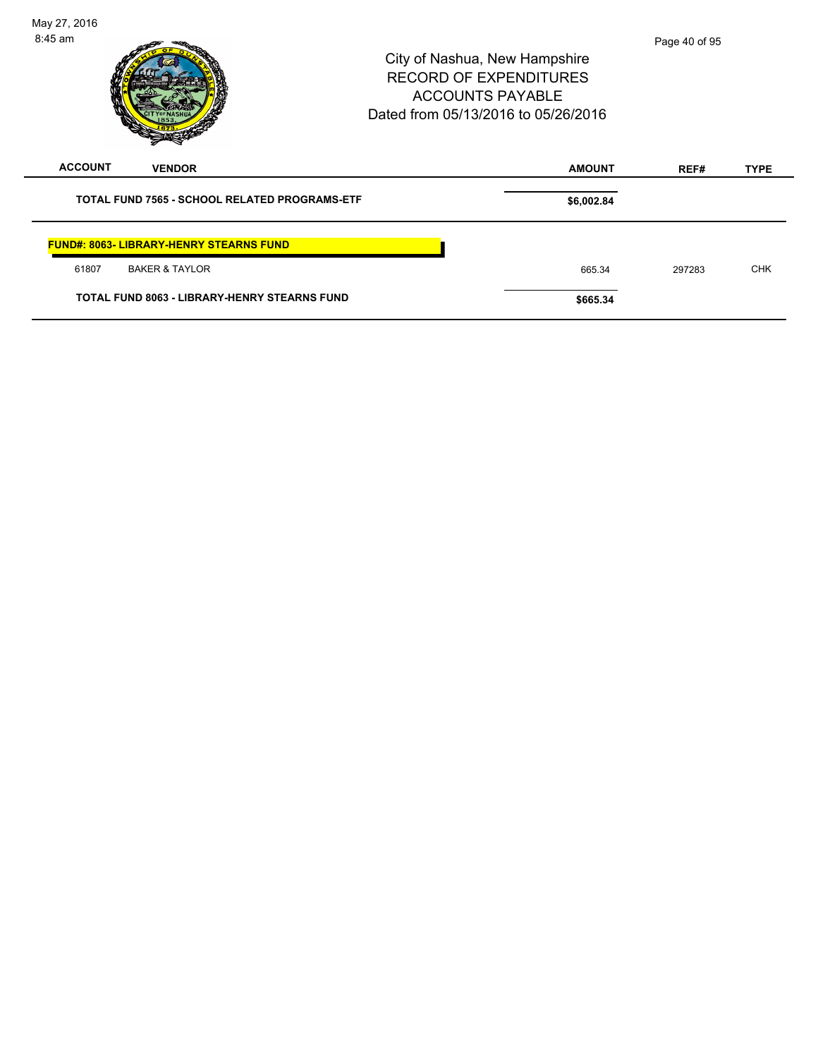City of Nashua, New Hampshire
RECORD OF EXPENDITURES
ACCOUNTS PAYABLE
Dated from 05/13/2016 to 05/26/2016

| ACCOUNT | VENDOR | AMOUNT | REF# | TYPE |
|---|---|---|---|---|
| | **TOTAL FUND 7565 - SCHOOL RELATED PROGRAMS-ETF** | **$6,002.84** | | |
| | **FUND#: 8063- LIBRARY-HENRY STEARNS FUND** | | | |
| 61807 | BAKER & TAYLOR | 665.34 | 297283 | CHK |
| | **TOTAL FUND 8063 - LIBRARY-HENRY STEARNS FUND** | **$665.34** | | |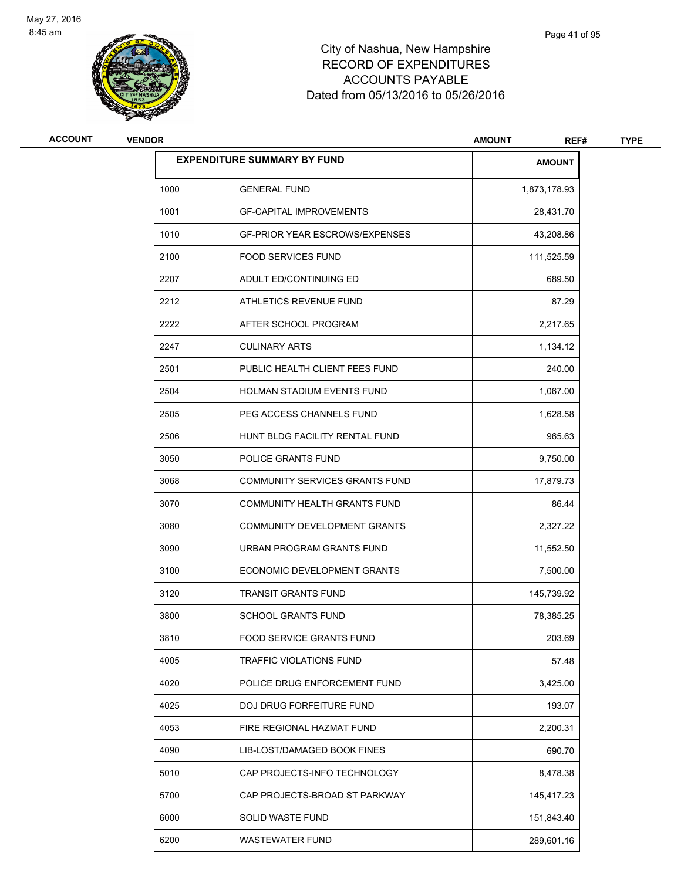# City of Nashua, New Hampshire
# RECORD OF EXPENDITURES
# ACCOUNTS PAYABLE
# Dated from 05/13/2016 to 05/26/2016

| ACCOUNT | VENDOR | AMOUNT | REF# | TYPE |
|---|---|---|---|---|

| EXPENDITURE SUMMARY BY FUND | | AMOUNT |
|---|---|---|
| 1000 | GENERAL FUND | 1,873,178.93 |
| 1001 | GF-CAPITAL IMPROVEMENTS | 28,431.70 |
| 1010 | GF-PRIOR YEAR ESCROWS/EXPENSES | 43,208.86 |
| 2100 | FOOD SERVICES FUND | 111,525.59 |
| 2207 | ADULT ED/CONTINUING ED | 689.50 |
| 2212 | ATHLETICS REVENUE FUND | 87.29 |
| 2222 | AFTER SCHOOL PROGRAM | 2,217.65 |
| 2247 | CULINARY ARTS | 1,134.12 |
| 2501 | PUBLIC HEALTH CLIENT FEES FUND | 240.00 |
| 2504 | HOLMAN STADIUM EVENTS FUND | 1,067.00 |
| 2505 | PEG ACCESS CHANNELS FUND | 1,628.58 |
| 2506 | HUNT BLDG FACILITY RENTAL FUND | 965.63 |
| 3050 | POLICE GRANTS FUND | 9,750.00 |
| 3068 | COMMUNITY SERVICES GRANTS FUND | 17,879.73 |
| 3070 | COMMUNITY HEALTH GRANTS FUND | 86.44 |
| 3080 | COMMUNITY DEVELOPMENT GRANTS | 2,327.22 |
| 3090 | URBAN PROGRAM GRANTS FUND | 11,552.50 |
| 3100 | ECONOMIC DEVELOPMENT GRANTS | 7,500.00 |
| 3120 | TRANSIT GRANTS FUND | 145,739.92 |
| 3800 | SCHOOL GRANTS FUND | 78,385.25 |
| 3810 | FOOD SERVICE GRANTS FUND | 203.69 |
| 4005 | TRAFFIC VIOLATIONS FUND | 57.48 |
| 4020 | POLICE DRUG ENFORCEMENT FUND | 3,425.00 |
| 4025 | DOJ DRUG FORFEITURE FUND | 193.07 |
| 4053 | FIRE REGIONAL HAZMAT FUND | 2,200.31 |
| 4090 | LIB-LOST/DAMAGED BOOK FINES | 690.70 |
| 5010 | CAP PROJECTS-INFO TECHNOLOGY | 8,478.38 |
| 5700 | CAP PROJECTS-BROAD ST PARKWAY | 145,417.23 |
| 6000 | SOLID WASTE FUND | 151,843.40 |
| 6200 | WASTEWATER FUND | 289,601.16 |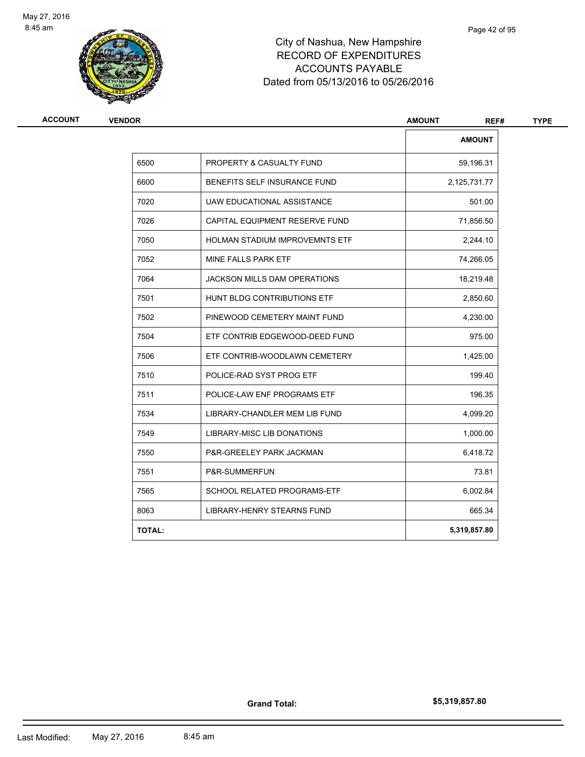# City of Nashua, New Hampshire
## RECORD OF EXPENDITURES
## ACCOUNTS PAYABLE
### Dated from 05/13/2016 to 05/26/2016

| ACCOUNT | VENDOR | AMOUNT | REF# | TYPE |
|---|---|---|---|---|

| | | AMOUNT |
|---|---|---|
| 6500 | PROPERTY & CASUALTY FUND | 59,196.31 |
| 6600 | BENEFITS SELF INSURANCE FUND | 2,125,731.77 |
| 7020 | UAW EDUCATIONAL ASSISTANCE | 501.00 |
| 7026 | CAPITAL EQUIPMENT RESERVE FUND | 71,856.50 |
| 7050 | HOLMAN STADIUM IMPROVEMNTS ETF | 2,244.10 |
| 7052 | MINE FALLS PARK ETF | 74,266.05 |
| 7064 | JACKSON MILLS DAM OPERATIONS | 18,219.48 |
| 7501 | HUNT BLDG CONTRIBUTIONS ETF | 2,850.60 |
| 7502 | PINEWOOD CEMETERY MAINT FUND | 4,230.00 |
| 7504 | ETF CONTRIB EDGEWOOD-DEED FUND | 975.00 |
| 7506 | ETF CONTRIB-WOODLAWN CEMETERY | 1,425.00 |
| 7510 | POLICE-RAD SYST PROG ETF | 199.40 |
| 7511 | POLICE-LAW ENF PROGRAMS ETF | 196.35 |
| 7534 | LIBRARY-CHANDLER MEM LIB FUND | 4,099.20 |
| 7549 | LIBRARY-MISC LIB DONATIONS | 1,000.00 |
| 7550 | P&R-GREELEY PARK JACKMAN | 6,418.72 |
| 7551 | P&R-SUMMERFUN | 73.81 |
| 7565 | SCHOOL RELATED PROGRAMS-ETF | 6,002.84 |
| 8063 | LIBRARY-HENRY STEARNS FUND | 665.34 |
| **TOTAL:** | | **5,319,857.80** |

**Grand Total:** **$5,319,857.80**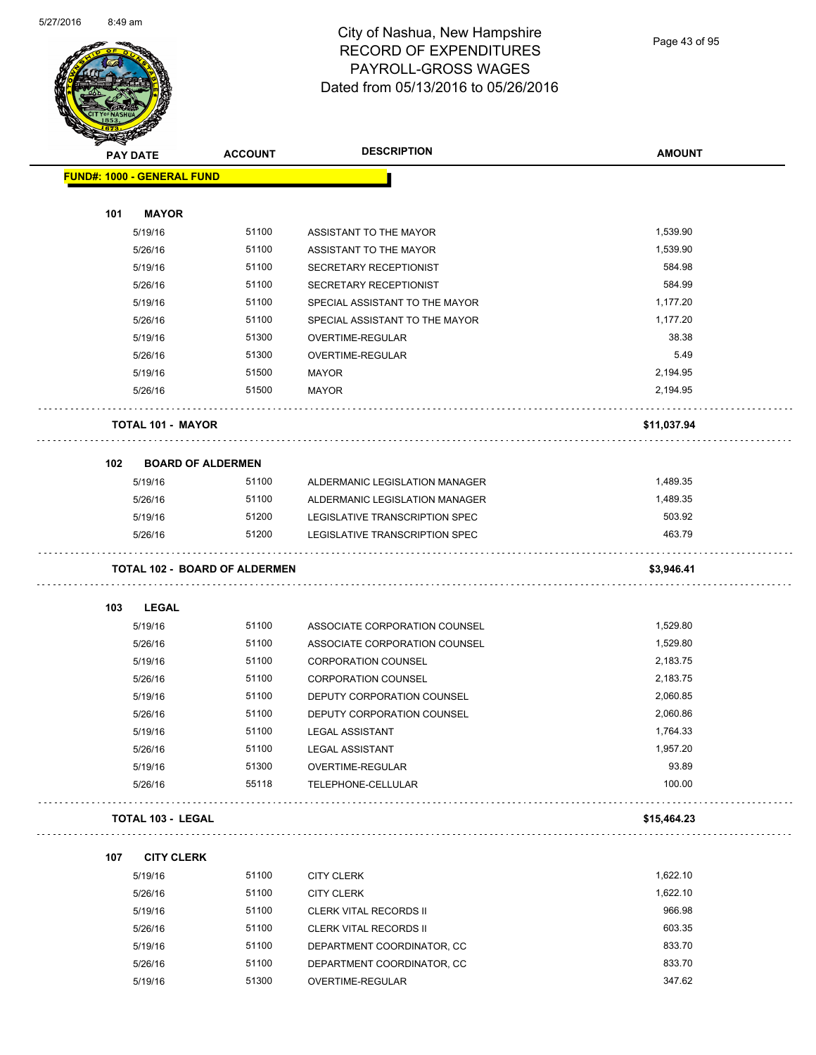# City of Nashua, New Hampshire
## RECORD OF EXPENDITURES
## PAYROLL-GROSS WAGES
## Dated from 05/13/2016 to 05/26/2016

5/27/2016 8:49 am

| PAY DATE | ACCOUNT | DESCRIPTION | AMOUNT |
|---|---|---|---|
| **FUND#: 1000 - GENERAL FUND** | | | |
| **101 MAYOR** | | | |
| 5/19/16 | 51100 | ASSISTANT TO THE MAYOR | 1,539.90 |
| 5/26/16 | 51100 | ASSISTANT TO THE MAYOR | 1,539.90 |
| 5/19/16 | 51100 | SECRETARY RECEPTIONIST | 584.98 |
| 5/26/16 | 51100 | SECRETARY RECEPTIONIST | 584.99 |
| 5/19/16 | 51100 | SPECIAL ASSISTANT TO THE MAYOR | 1,177.20 |
| 5/26/16 | 51100 | SPECIAL ASSISTANT TO THE MAYOR | 1,177.20 |
| 5/19/16 | 51300 | OVERTIME-REGULAR | 38.38 |
| 5/26/16 | 51300 | OVERTIME-REGULAR | 5.49 |
| 5/19/16 | 51500 | MAYOR | 2,194.95 |
| 5/26/16 | 51500 | MAYOR | 2,194.95 |
| **TOTAL 101 - MAYOR** | | | **$11,037.94** |
| **102 BOARD OF ALDERMEN** | | | |
| 5/19/16 | 51100 | ALDERMANIC LEGISLATION MANAGER | 1,489.35 |
| 5/26/16 | 51100 | ALDERMANIC LEGISLATION MANAGER | 1,489.35 |
| 5/19/16 | 51200 | LEGISLATIVE TRANSCRIPTION SPEC | 503.92 |
| 5/26/16 | 51200 | LEGISLATIVE TRANSCRIPTION SPEC | 463.79 |
| **TOTAL 102 - BOARD OF ALDERMEN** | | | **$3,946.41** |
| **103 LEGAL** | | | |
| 5/19/16 | 51100 | ASSOCIATE CORPORATION COUNSEL | 1,529.80 |
| 5/26/16 | 51100 | ASSOCIATE CORPORATION COUNSEL | 1,529.80 |
| 5/19/16 | 51100 | CORPORATION COUNSEL | 2,183.75 |
| 5/26/16 | 51100 | CORPORATION COUNSEL | 2,183.75 |
| 5/19/16 | 51100 | DEPUTY CORPORATION COUNSEL | 2,060.85 |
| 5/26/16 | 51100 | DEPUTY CORPORATION COUNSEL | 2,060.86 |
| 5/19/16 | 51100 | LEGAL ASSISTANT | 1,764.33 |
| 5/26/16 | 51100 | LEGAL ASSISTANT | 1,957.20 |
| 5/19/16 | 51300 | OVERTIME-REGULAR | 93.89 |
| 5/26/16 | 55118 | TELEPHONE-CELLULAR | 100.00 |
| **TOTAL 103 - LEGAL** | | | **$15,464.23** |
| **107 CITY CLERK** | | | |
| 5/19/16 | 51100 | CITY CLERK | 1,622.10 |
| 5/26/16 | 51100 | CITY CLERK | 1,622.10 |
| 5/19/16 | 51100 | CLERK VITAL RECORDS II | 966.98 |
| 5/26/16 | 51100 | CLERK VITAL RECORDS II | 603.35 |
| 5/19/16 | 51100 | DEPARTMENT COORDINATOR, CC | 833.70 |
| 5/26/16 | 51100 | DEPARTMENT COORDINATOR, CC | 833.70 |
| 5/19/16 | 51300 | OVERTIME-REGULAR | 347.62 |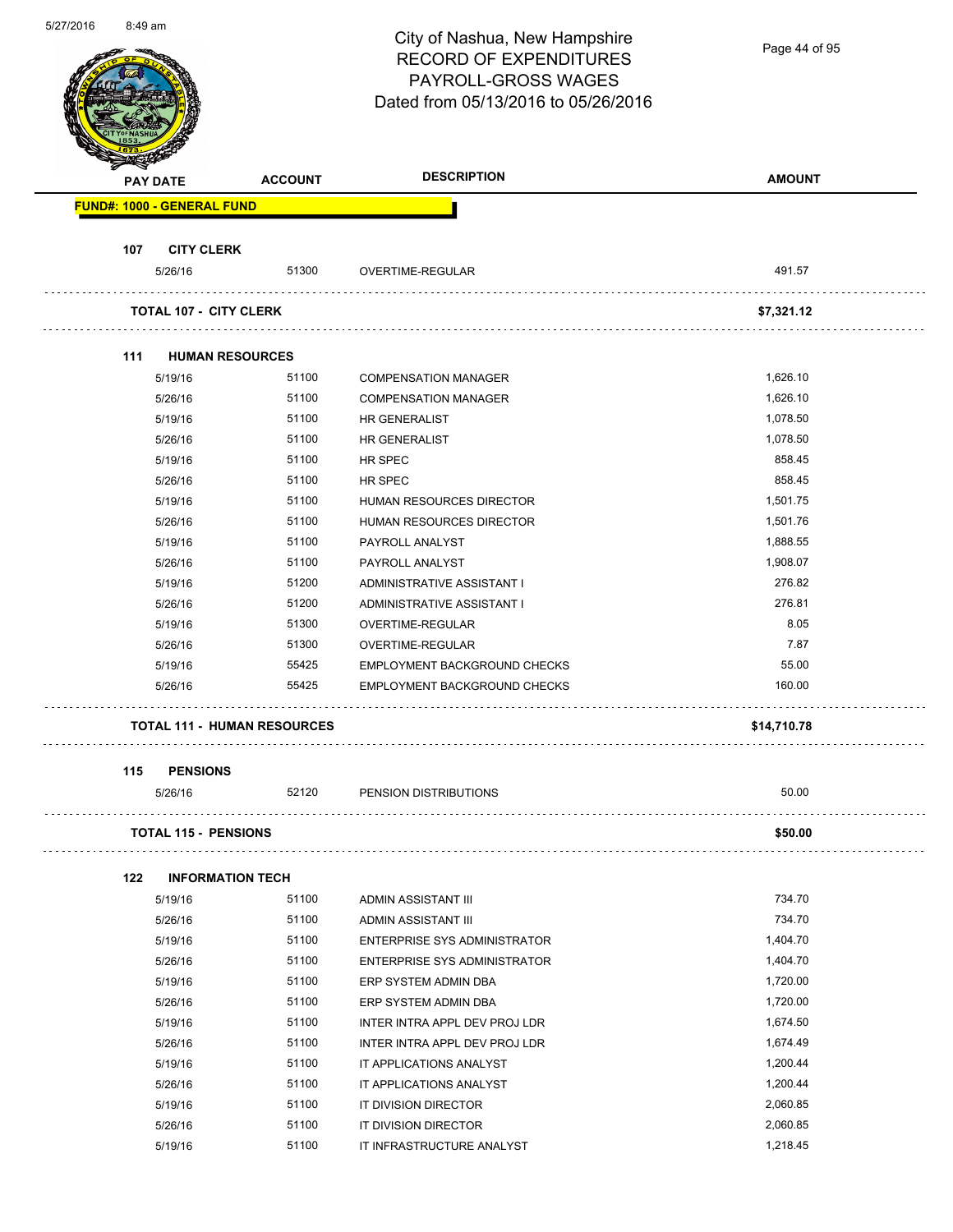# City of Nashua, New Hampshire
## RECORD OF EXPENDITURES
## PAYROLL-GROSS WAGES
## Dated from 05/13/2016 to 05/26/2016

| PAY DATE | ACCOUNT | DESCRIPTION | AMOUNT |
|---|---|---|---|
| **FUND#: 1000 - GENERAL FUND** | | | |
| **107 CITY CLERK** | | | |
| 5/26/16 | 51300 | OVERTIME-REGULAR | 491.57 |
| **TOTAL 107 - CITY CLERK** | | | **$7,321.12** |
| **111 HUMAN RESOURCES** | | | |
| 5/19/16 | 51100 | COMPENSATION MANAGER | 1,626.10 |
| 5/26/16 | 51100 | COMPENSATION MANAGER | 1,626.10 |
| 5/19/16 | 51100 | HR GENERALIST | 1,078.50 |
| 5/26/16 | 51100 | HR GENERALIST | 1,078.50 |
| 5/19/16 | 51100 | HR SPEC | 858.45 |
| 5/26/16 | 51100 | HR SPEC | 858.45 |
| 5/19/16 | 51100 | HUMAN RESOURCES DIRECTOR | 1,501.75 |
| 5/26/16 | 51100 | HUMAN RESOURCES DIRECTOR | 1,501.76 |
| 5/19/16 | 51100 | PAYROLL ANALYST | 1,888.55 |
| 5/26/16 | 51100 | PAYROLL ANALYST | 1,908.07 |
| 5/19/16 | 51200 | ADMINISTRATIVE ASSISTANT I | 276.82 |
| 5/26/16 | 51200 | ADMINISTRATIVE ASSISTANT I | 276.81 |
| 5/19/16 | 51300 | OVERTIME-REGULAR | 8.05 |
| 5/26/16 | 51300 | OVERTIME-REGULAR | 7.87 |
| 5/19/16 | 55425 | EMPLOYMENT BACKGROUND CHECKS | 55.00 |
| 5/26/16 | 55425 | EMPLOYMENT BACKGROUND CHECKS | 160.00 |
| **TOTAL 111 - HUMAN RESOURCES** | | | **$14,710.78** |
| **115 PENSIONS** | | | |
| 5/26/16 | 52120 | PENSION DISTRIBUTIONS | 50.00 |
| **TOTAL 115 - PENSIONS** | | | **$50.00** |
| **122 INFORMATION TECH** | | | |
| 5/19/16 | 51100 | ADMIN ASSISTANT III | 734.70 |
| 5/26/16 | 51100 | ADMIN ASSISTANT III | 734.70 |
| 5/19/16 | 51100 | ENTERPRISE SYS ADMINISTRATOR | 1,404.70 |
| 5/26/16 | 51100 | ENTERPRISE SYS ADMINISTRATOR | 1,404.70 |
| 5/19/16 | 51100 | ERP SYSTEM ADMIN DBA | 1,720.00 |
| 5/26/16 | 51100 | ERP SYSTEM ADMIN DBA | 1,720.00 |
| 5/19/16 | 51100 | INTER INTRA APPL DEV PROJ LDR | 1,674.50 |
| 5/26/16 | 51100 | INTER INTRA APPL DEV PROJ LDR | 1,674.49 |
| 5/19/16 | 51100 | IT APPLICATIONS ANALYST | 1,200.44 |
| 5/26/16 | 51100 | IT APPLICATIONS ANALYST | 1,200.44 |
| 5/19/16 | 51100 | IT DIVISION DIRECTOR | 2,060.85 |
| 5/26/16 | 51100 | IT DIVISION DIRECTOR | 2,060.85 |
| 5/19/16 | 51100 | IT INFRASTRUCTURE ANALYST | 1,218.45 |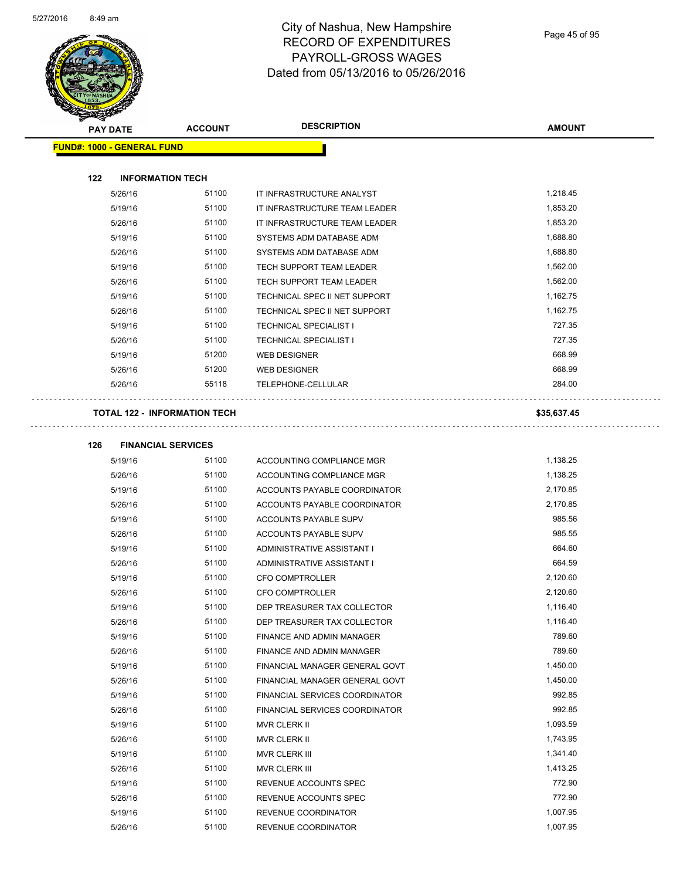# City of Nashua, New Hampshire
## RECORD OF EXPENDITURES
## PAYROLL-GROSS WAGES
## Dated from 05/13/2016 to 05/26/2016

| PAY DATE | ACCOUNT | DESCRIPTION | AMOUNT |
|---|---|---|---|
| **FUND#: 1000 - GENERAL FUND** | | | |
| **122 INFORMATION TECH** | | | |
| 5/26/16 | 51100 | IT INFRASTRUCTURE ANALYST | 1,218.45 |
| 5/19/16 | 51100 | IT INFRASTRUCTURE TEAM LEADER | 1,853.20 |
| 5/26/16 | 51100 | IT INFRASTRUCTURE TEAM LEADER | 1,853.20 |
| 5/19/16 | 51100 | SYSTEMS ADM DATABASE ADM | 1,688.80 |
| 5/26/16 | 51100 | SYSTEMS ADM DATABASE ADM | 1,688.80 |
| 5/19/16 | 51100 | TECH SUPPORT TEAM LEADER | 1,562.00 |
| 5/26/16 | 51100 | TECH SUPPORT TEAM LEADER | 1,562.00 |
| 5/19/16 | 51100 | TECHNICAL SPEC II NET SUPPORT | 1,162.75 |
| 5/26/16 | 51100 | TECHNICAL SPEC II NET SUPPORT | 1,162.75 |
| 5/19/16 | 51100 | TECHNICAL SPECIALIST I | 727.35 |
| 5/26/16 | 51100 | TECHNICAL SPECIALIST I | 727.35 |
| 5/19/16 | 51200 | WEB DESIGNER | 668.99 |
| 5/26/16 | 51200 | WEB DESIGNER | 668.99 |
| 5/26/16 | 55118 | TELEPHONE-CELLULAR | 284.00 |
| **TOTAL 122 - INFORMATION TECH** | | | **$35,637.45** |
| **126 FINANCIAL SERVICES** | | | |
| 5/19/16 | 51100 | ACCOUNTING COMPLIANCE MGR | 1,138.25 |
| 5/26/16 | 51100 | ACCOUNTING COMPLIANCE MGR | 1,138.25 |
| 5/19/16 | 51100 | ACCOUNTS PAYABLE COORDINATOR | 2,170.85 |
| 5/26/16 | 51100 | ACCOUNTS PAYABLE COORDINATOR | 2,170.85 |
| 5/19/16 | 51100 | ACCOUNTS PAYABLE SUPV | 985.56 |
| 5/26/16 | 51100 | ACCOUNTS PAYABLE SUPV | 985.55 |
| 5/19/16 | 51100 | ADMINISTRATIVE ASSISTANT I | 664.60 |
| 5/26/16 | 51100 | ADMINISTRATIVE ASSISTANT I | 664.59 |
| 5/19/16 | 51100 | CFO COMPTROLLER | 2,120.60 |
| 5/26/16 | 51100 | CFO COMPTROLLER | 2,120.60 |
| 5/19/16 | 51100 | DEP TREASURER TAX COLLECTOR | 1,116.40 |
| 5/26/16 | 51100 | DEP TREASURER TAX COLLECTOR | 1,116.40 |
| 5/19/16 | 51100 | FINANCE AND ADMIN MANAGER | 789.60 |
| 5/26/16 | 51100 | FINANCE AND ADMIN MANAGER | 789.60 |
| 5/19/16 | 51100 | FINANCIAL MANAGER GENERAL GOVT | 1,450.00 |
| 5/26/16 | 51100 | FINANCIAL MANAGER GENERAL GOVT | 1,450.00 |
| 5/19/16 | 51100 | FINANCIAL SERVICES COORDINATOR | 992.85 |
| 5/26/16 | 51100 | FINANCIAL SERVICES COORDINATOR | 992.85 |
| 5/19/16 | 51100 | MVR CLERK II | 1,093.59 |
| 5/26/16 | 51100 | MVR CLERK II | 1,743.95 |
| 5/19/16 | 51100 | MVR CLERK III | 1,341.40 |
| 5/26/16 | 51100 | MVR CLERK III | 1,413.25 |
| 5/19/16 | 51100 | REVENUE ACCOUNTS SPEC | 772.90 |
| 5/26/16 | 51100 | REVENUE ACCOUNTS SPEC | 772.90 |
| 5/19/16 | 51100 | REVENUE COORDINATOR | 1,007.95 |
| 5/26/16 | 51100 | REVENUE COORDINATOR | 1,007.95 |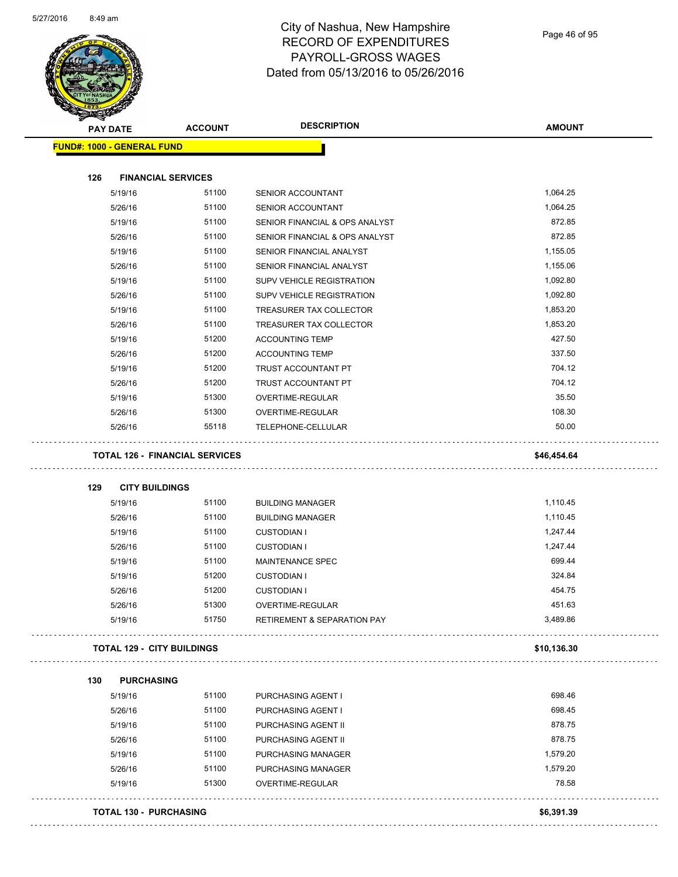# City of Nashua, New Hampshire
## RECORD OF EXPENDITURES
## PAYROLL-GROSS WAGES
## Dated from 05/13/2016 to 05/26/2016

| PAY DATE | ACCOUNT | DESCRIPTION | AMOUNT |
|---|---|---|---|
| **FUND#: 1000 - GENERAL FUND** | | | |
| **126 FINANCIAL SERVICES** | | | |
| 5/19/16 | 51100 | SENIOR ACCOUNTANT | 1,064.25 |
| 5/26/16 | 51100 | SENIOR ACCOUNTANT | 1,064.25 |
| 5/19/16 | 51100 | SENIOR FINANCIAL & OPS ANALYST | 872.85 |
| 5/26/16 | 51100 | SENIOR FINANCIAL & OPS ANALYST | 872.85 |
| 5/19/16 | 51100 | SENIOR FINANCIAL ANALYST | 1,155.05 |
| 5/26/16 | 51100 | SENIOR FINANCIAL ANALYST | 1,155.06 |
| 5/19/16 | 51100 | SUPV VEHICLE REGISTRATION | 1,092.80 |
| 5/26/16 | 51100 | SUPV VEHICLE REGISTRATION | 1,092.80 |
| 5/19/16 | 51100 | TREASURER TAX COLLECTOR | 1,853.20 |
| 5/26/16 | 51100 | TREASURER TAX COLLECTOR | 1,853.20 |
| 5/19/16 | 51200 | ACCOUNTING TEMP | 427.50 |
| 5/26/16 | 51200 | ACCOUNTING TEMP | 337.50 |
| 5/19/16 | 51200 | TRUST ACCOUNTANT PT | 704.12 |
| 5/26/16 | 51200 | TRUST ACCOUNTANT PT | 704.12 |
| 5/19/16 | 51300 | OVERTIME-REGULAR | 35.50 |
| 5/26/16 | 51300 | OVERTIME-REGULAR | 108.30 |
| 5/26/16 | 55118 | TELEPHONE-CELLULAR | 50.00 |
| **TOTAL 126 - FINANCIAL SERVICES** | | | **$46,454.64** |
| **129 CITY BUILDINGS** | | | |
| 5/19/16 | 51100 | BUILDING MANAGER | 1,110.45 |
| 5/26/16 | 51100 | BUILDING MANAGER | 1,110.45 |
| 5/19/16 | 51100 | CUSTODIAN I | 1,247.44 |
| 5/26/16 | 51100 | CUSTODIAN I | 1,247.44 |
| 5/19/16 | 51100 | MAINTENANCE SPEC | 699.44 |
| 5/19/16 | 51200 | CUSTODIAN I | 324.84 |
| 5/26/16 | 51200 | CUSTODIAN I | 454.75 |
| 5/26/16 | 51300 | OVERTIME-REGULAR | 451.63 |
| 5/19/16 | 51750 | RETIREMENT & SEPARATION PAY | 3,489.86 |
| **TOTAL 129 - CITY BUILDINGS** | | | **$10,136.30** |
| **130 PURCHASING** | | | |
| 5/19/16 | 51100 | PURCHASING AGENT I | 698.46 |
| 5/26/16 | 51100 | PURCHASING AGENT I | 698.45 |
| 5/19/16 | 51100 | PURCHASING AGENT II | 878.75 |
| 5/26/16 | 51100 | PURCHASING AGENT II | 878.75 |
| 5/19/16 | 51100 | PURCHASING MANAGER | 1,579.20 |
| 5/26/16 | 51100 | PURCHASING MANAGER | 1,579.20 |
| 5/19/16 | 51300 | OVERTIME-REGULAR | 78.58 |
| **TOTAL 130 - PURCHASING** | | | **$6,391.39** |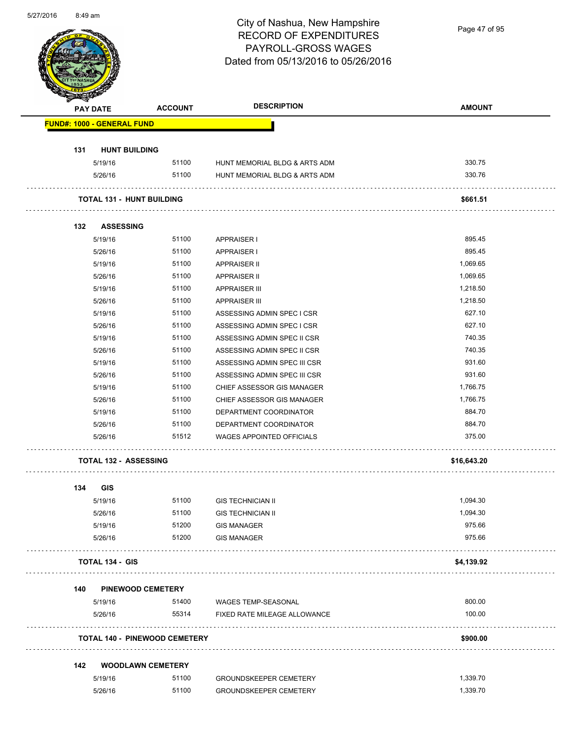# City of Nashua, New Hampshire
## RECORD OF EXPENDITURES
## PAYROLL-GROSS WAGES
## Dated from 05/13/2016 to 05/26/2016

| PAY DATE | ACCOUNT | DESCRIPTION | AMOUNT |
|---|---|---|---|
| **FUND#: 1000 - GENERAL FUND** | | | |
| **131 HUNT BUILDING** | | | |
| 5/19/16 | 51100 | HUNT MEMORIAL BLDG & ARTS ADM | 330.75 |
| 5/26/16 | 51100 | HUNT MEMORIAL BLDG & ARTS ADM | 330.76 |
| **TOTAL 131 - HUNT BUILDING** | | | **$661.51** |
| **132 ASSESSING** | | | |
| 5/19/16 | 51100 | APPRAISER I | 895.45 |
| 5/26/16 | 51100 | APPRAISER I | 895.45 |
| 5/19/16 | 51100 | APPRAISER II | 1,069.65 |
| 5/26/16 | 51100 | APPRAISER II | 1,069.65 |
| 5/19/16 | 51100 | APPRAISER III | 1,218.50 |
| 5/26/16 | 51100 | APPRAISER III | 1,218.50 |
| 5/19/16 | 51100 | ASSESSING ADMIN SPEC I CSR | 627.10 |
| 5/26/16 | 51100 | ASSESSING ADMIN SPEC I CSR | 627.10 |
| 5/19/16 | 51100 | ASSESSING ADMIN SPEC II CSR | 740.35 |
| 5/26/16 | 51100 | ASSESSING ADMIN SPEC II CSR | 740.35 |
| 5/19/16 | 51100 | ASSESSING ADMIN SPEC III CSR | 931.60 |
| 5/26/16 | 51100 | ASSESSING ADMIN SPEC III CSR | 931.60 |
| 5/19/16 | 51100 | CHIEF ASSESSOR GIS MANAGER | 1,766.75 |
| 5/26/16 | 51100 | CHIEF ASSESSOR GIS MANAGER | 1,766.75 |
| 5/19/16 | 51100 | DEPARTMENT COORDINATOR | 884.70 |
| 5/26/16 | 51100 | DEPARTMENT COORDINATOR | 884.70 |
| 5/26/16 | 51512 | WAGES APPOINTED OFFICIALS | 375.00 |
| **TOTAL 132 - ASSESSING** | | | **$16,643.20** |
| **134 GIS** | | | |
| 5/19/16 | 51100 | GIS TECHNICIAN II | 1,094.30 |
| 5/26/16 | 51100 | GIS TECHNICIAN II | 1,094.30 |
| 5/19/16 | 51200 | GIS MANAGER | 975.66 |
| 5/26/16 | 51200 | GIS MANAGER | 975.66 |
| **TOTAL 134 - GIS** | | | **$4,139.92** |
| **140 PINEWOOD CEMETERY** | | | |
| 5/19/16 | 51400 | WAGES TEMP-SEASONAL | 800.00 |
| 5/26/16 | 55314 | FIXED RATE MILEAGE ALLOWANCE | 100.00 |
| **TOTAL 140 - PINEWOOD CEMETERY** | | | **$900.00** |
| **142 WOODLAWN CEMETERY** | | | |
| 5/19/16 | 51100 | GROUNDSKEEPER CEMETERY | 1,339.70 |
| 5/26/16 | 51100 | GROUNDSKEEPER CEMETERY | 1,339.70 |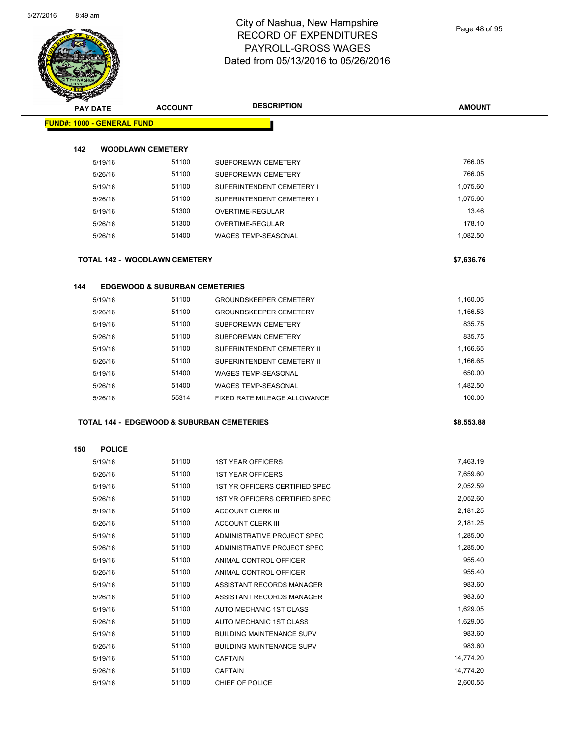# City of Nashua, New Hampshire
## RECORD OF EXPENDITURES
## PAYROLL-GROSS WAGES
## Dated from 05/13/2016 to 05/26/2016

| PAY DATE | ACCOUNT | DESCRIPTION | AMOUNT |
|---|---|---|---|
| **FUND#: 1000 - GENERAL FUND** | | | |
| **142 WOODLAWN CEMETERY** | | | |
| 5/19/16 | 51100 | SUBFOREMAN CEMETERY | 766.05 |
| 5/26/16 | 51100 | SUBFOREMAN CEMETERY | 766.05 |
| 5/19/16 | 51100 | SUPERINTENDENT CEMETERY I | 1,075.60 |
| 5/26/16 | 51100 | SUPERINTENDENT CEMETERY I | 1,075.60 |
| 5/19/16 | 51300 | OVERTIME-REGULAR | 13.46 |
| 5/26/16 | 51300 | OVERTIME-REGULAR | 178.10 |
| 5/26/16 | 51400 | WAGES TEMP-SEASONAL | 1,082.50 |
| **TOTAL 142 - WOODLAWN CEMETERY** | | | **$7,636.76** |
| **144 EDGEWOOD & SUBURBAN CEMETERIES** | | | |
| 5/19/16 | 51100 | GROUNDSKEEPER CEMETERY | 1,160.05 |
| 5/26/16 | 51100 | GROUNDSKEEPER CEMETERY | 1,156.53 |
| 5/19/16 | 51100 | SUBFOREMAN CEMETERY | 835.75 |
| 5/26/16 | 51100 | SUBFOREMAN CEMETERY | 835.75 |
| 5/19/16 | 51100 | SUPERINTENDENT CEMETERY II | 1,166.65 |
| 5/26/16 | 51100 | SUPERINTENDENT CEMETERY II | 1,166.65 |
| 5/19/16 | 51400 | WAGES TEMP-SEASONAL | 650.00 |
| 5/26/16 | 51400 | WAGES TEMP-SEASONAL | 1,482.50 |
| 5/26/16 | 55314 | FIXED RATE MILEAGE ALLOWANCE | 100.00 |
| **TOTAL 144 - EDGEWOOD & SUBURBAN CEMETERIES** | | | **$8,553.88** |
| **150 POLICE** | | | |
| 5/19/16 | 51100 | 1ST YEAR OFFICERS | 7,463.19 |
| 5/26/16 | 51100 | 1ST YEAR OFFICERS | 7,659.60 |
| 5/19/16 | 51100 | 1ST YR OFFICERS CERTIFIED SPEC | 2,052.59 |
| 5/26/16 | 51100 | 1ST YR OFFICERS CERTIFIED SPEC | 2,052.60 |
| 5/19/16 | 51100 | ACCOUNT CLERK III | 2,181.25 |
| 5/26/16 | 51100 | ACCOUNT CLERK III | 2,181.25 |
| 5/19/16 | 51100 | ADMINISTRATIVE PROJECT SPEC | 1,285.00 |
| 5/26/16 | 51100 | ADMINISTRATIVE PROJECT SPEC | 1,285.00 |
| 5/19/16 | 51100 | ANIMAL CONTROL OFFICER | 955.40 |
| 5/26/16 | 51100 | ANIMAL CONTROL OFFICER | 955.40 |
| 5/19/16 | 51100 | ASSISTANT RECORDS MANAGER | 983.60 |
| 5/26/16 | 51100 | ASSISTANT RECORDS MANAGER | 983.60 |
| 5/19/16 | 51100 | AUTO MECHANIC 1ST CLASS | 1,629.05 |
| 5/26/16 | 51100 | AUTO MECHANIC 1ST CLASS | 1,629.05 |
| 5/19/16 | 51100 | BUILDING MAINTENANCE SUPV | 983.60 |
| 5/26/16 | 51100 | BUILDING MAINTENANCE SUPV | 983.60 |
| 5/19/16 | 51100 | CAPTAIN | 14,774.20 |
| 5/26/16 | 51100 | CAPTAIN | 14,774.20 |
| 5/19/16 | 51100 | CHIEF OF POLICE | 2,600.55 |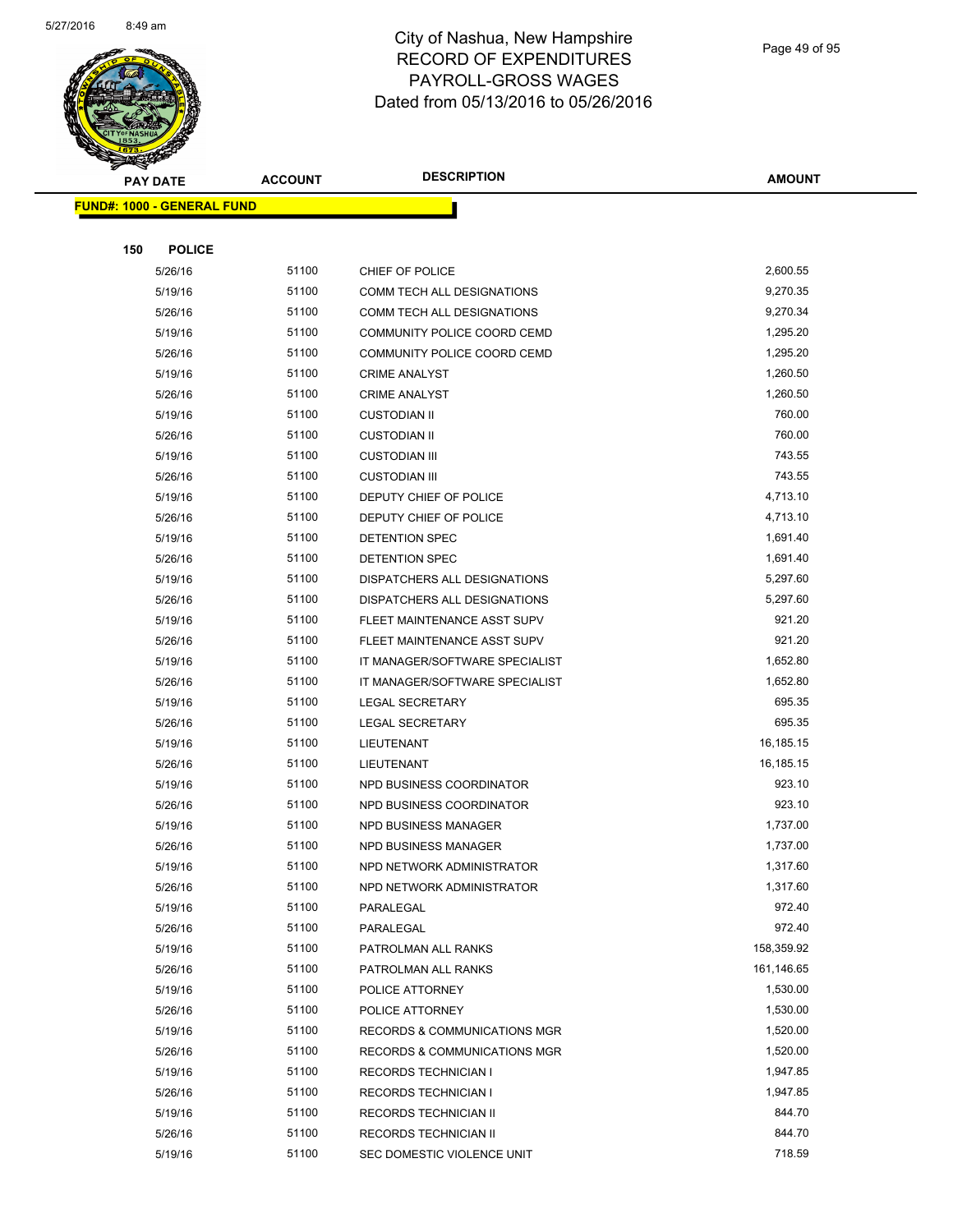# City of Nashua, New Hampshire
## RECORD OF EXPENDITURES
## PAYROLL-GROSS WAGES
## Dated from 05/13/2016 to 05/26/2016

| PAY DATE | ACCOUNT | DESCRIPTION | AMOUNT |
|---|---|---|---|

**FUND#: 1000 - GENERAL FUND**

**150 POLICE**

| PAY DATE | ACCOUNT | DESCRIPTION | AMOUNT |
|---|---|---|---|
| 5/26/16 | 51100 | CHIEF OF POLICE | 2,600.55 |
| 5/19/16 | 51100 | COMM TECH ALL DESIGNATIONS | 9,270.35 |
| 5/26/16 | 51100 | COMM TECH ALL DESIGNATIONS | 9,270.34 |
| 5/19/16 | 51100 | COMMUNITY POLICE COORD CEMD | 1,295.20 |
| 5/26/16 | 51100 | COMMUNITY POLICE COORD CEMD | 1,295.20 |
| 5/19/16 | 51100 | CRIME ANALYST | 1,260.50 |
| 5/26/16 | 51100 | CRIME ANALYST | 1,260.50 |
| 5/19/16 | 51100 | CUSTODIAN II | 760.00 |
| 5/26/16 | 51100 | CUSTODIAN II | 760.00 |
| 5/19/16 | 51100 | CUSTODIAN III | 743.55 |
| 5/26/16 | 51100 | CUSTODIAN III | 743.55 |
| 5/19/16 | 51100 | DEPUTY CHIEF OF POLICE | 4,713.10 |
| 5/26/16 | 51100 | DEPUTY CHIEF OF POLICE | 4,713.10 |
| 5/19/16 | 51100 | DETENTION SPEC | 1,691.40 |
| 5/26/16 | 51100 | DETENTION SPEC | 1,691.40 |
| 5/19/16 | 51100 | DISPATCHERS ALL DESIGNATIONS | 5,297.60 |
| 5/26/16 | 51100 | DISPATCHERS ALL DESIGNATIONS | 5,297.60 |
| 5/19/16 | 51100 | FLEET MAINTENANCE ASST SUPV | 921.20 |
| 5/26/16 | 51100 | FLEET MAINTENANCE ASST SUPV | 921.20 |
| 5/19/16 | 51100 | IT MANAGER/SOFTWARE SPECIALIST | 1,652.80 |
| 5/26/16 | 51100 | IT MANAGER/SOFTWARE SPECIALIST | 1,652.80 |
| 5/19/16 | 51100 | LEGAL SECRETARY | 695.35 |
| 5/26/16 | 51100 | LEGAL SECRETARY | 695.35 |
| 5/19/16 | 51100 | LIEUTENANT | 16,185.15 |
| 5/26/16 | 51100 | LIEUTENANT | 16,185.15 |
| 5/19/16 | 51100 | NPD BUSINESS COORDINATOR | 923.10 |
| 5/26/16 | 51100 | NPD BUSINESS COORDINATOR | 923.10 |
| 5/19/16 | 51100 | NPD BUSINESS MANAGER | 1,737.00 |
| 5/26/16 | 51100 | NPD BUSINESS MANAGER | 1,737.00 |
| 5/19/16 | 51100 | NPD NETWORK ADMINISTRATOR | 1,317.60 |
| 5/26/16 | 51100 | NPD NETWORK ADMINISTRATOR | 1,317.60 |
| 5/19/16 | 51100 | PARALEGAL | 972.40 |
| 5/26/16 | 51100 | PARALEGAL | 972.40 |
| 5/19/16 | 51100 | PATROLMAN ALL RANKS | 158,359.92 |
| 5/26/16 | 51100 | PATROLMAN ALL RANKS | 161,146.65 |
| 5/19/16 | 51100 | POLICE ATTORNEY | 1,530.00 |
| 5/26/16 | 51100 | POLICE ATTORNEY | 1,530.00 |
| 5/19/16 | 51100 | RECORDS & COMMUNICATIONS MGR | 1,520.00 |
| 5/26/16 | 51100 | RECORDS & COMMUNICATIONS MGR | 1,520.00 |
| 5/19/16 | 51100 | RECORDS TECHNICIAN I | 1,947.85 |
| 5/26/16 | 51100 | RECORDS TECHNICIAN I | 1,947.85 |
| 5/19/16 | 51100 | RECORDS TECHNICIAN II | 844.70 |
| 5/26/16 | 51100 | RECORDS TECHNICIAN II | 844.70 |
| 5/19/16 | 51100 | SEC DOMESTIC VIOLENCE UNIT | 718.59 |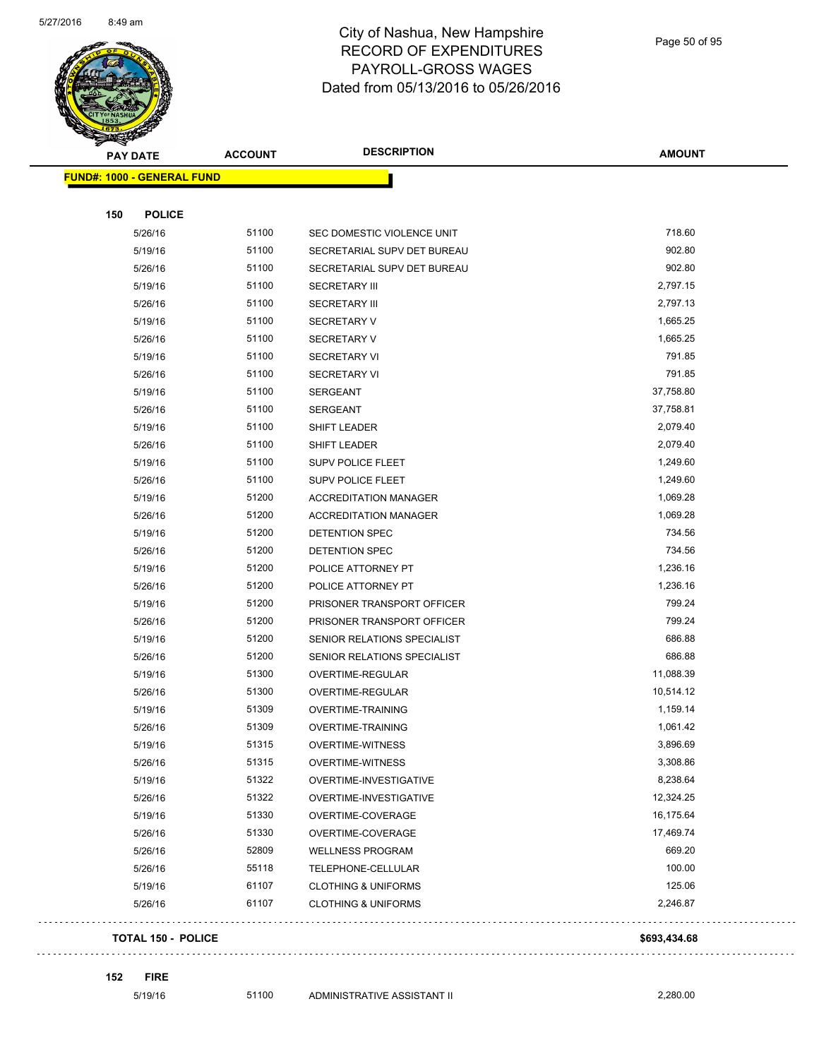# City of Nashua, New Hampshire
# RECORD OF EXPENDITURES
# PAYROLL-GROSS WAGES
# Dated from 05/13/2016 to 05/26/2016

| PAY DATE | ACCOUNT | DESCRIPTION | AMOUNT |
|---|---|---|---|
| **FUND#: 1000 - GENERAL FUND** | | | |
| **150 POLICE** | | | |
| 5/26/16 | 51100 | SEC DOMESTIC VIOLENCE UNIT | 718.60 |
| 5/19/16 | 51100 | SECRETARIAL SUPV DET BUREAU | 902.80 |
| 5/26/16 | 51100 | SECRETARIAL SUPV DET BUREAU | 902.80 |
| 5/19/16 | 51100 | SECRETARY III | 2,797.15 |
| 5/26/16 | 51100 | SECRETARY III | 2,797.13 |
| 5/19/16 | 51100 | SECRETARY V | 1,665.25 |
| 5/26/16 | 51100 | SECRETARY V | 1,665.25 |
| 5/19/16 | 51100 | SECRETARY VI | 791.85 |
| 5/26/16 | 51100 | SECRETARY VI | 791.85 |
| 5/19/16 | 51100 | SERGEANT | 37,758.80 |
| 5/26/16 | 51100 | SERGEANT | 37,758.81 |
| 5/19/16 | 51100 | SHIFT LEADER | 2,079.40 |
| 5/26/16 | 51100 | SHIFT LEADER | 2,079.40 |
| 5/19/16 | 51100 | SUPV POLICE FLEET | 1,249.60 |
| 5/26/16 | 51100 | SUPV POLICE FLEET | 1,249.60 |
| 5/19/16 | 51200 | ACCREDITATION MANAGER | 1,069.28 |
| 5/26/16 | 51200 | ACCREDITATION MANAGER | 1,069.28 |
| 5/19/16 | 51200 | DETENTION SPEC | 734.56 |
| 5/26/16 | 51200 | DETENTION SPEC | 734.56 |
| 5/19/16 | 51200 | POLICE ATTORNEY PT | 1,236.16 |
| 5/26/16 | 51200 | POLICE ATTORNEY PT | 1,236.16 |
| 5/19/16 | 51200 | PRISONER TRANSPORT OFFICER | 799.24 |
| 5/26/16 | 51200 | PRISONER TRANSPORT OFFICER | 799.24 |
| 5/19/16 | 51200 | SENIOR RELATIONS SPECIALIST | 686.88 |
| 5/26/16 | 51200 | SENIOR RELATIONS SPECIALIST | 686.88 |
| 5/19/16 | 51300 | OVERTIME-REGULAR | 11,088.39 |
| 5/26/16 | 51300 | OVERTIME-REGULAR | 10,514.12 |
| 5/19/16 | 51309 | OVERTIME-TRAINING | 1,159.14 |
| 5/26/16 | 51309 | OVERTIME-TRAINING | 1,061.42 |
| 5/19/16 | 51315 | OVERTIME-WITNESS | 3,896.69 |
| 5/26/16 | 51315 | OVERTIME-WITNESS | 3,308.86 |
| 5/19/16 | 51322 | OVERTIME-INVESTIGATIVE | 8,238.64 |
| 5/26/16 | 51322 | OVERTIME-INVESTIGATIVE | 12,324.25 |
| 5/19/16 | 51330 | OVERTIME-COVERAGE | 16,175.64 |
| 5/26/16 | 51330 | OVERTIME-COVERAGE | 17,469.74 |
| 5/26/16 | 52809 | WELLNESS PROGRAM | 669.20 |
| 5/26/16 | 55118 | TELEPHONE-CELLULAR | 100.00 |
| 5/19/16 | 61107 | CLOTHING & UNIFORMS | 125.06 |
| 5/26/16 | 61107 | CLOTHING & UNIFORMS | 2,246.87 |
| **TOTAL 150 - POLICE** | | | **$693,434.68** |
| **152 FIRE** | | | |
| 5/19/16 | 51100 | ADMINISTRATIVE ASSISTANT II | 2,280.00 |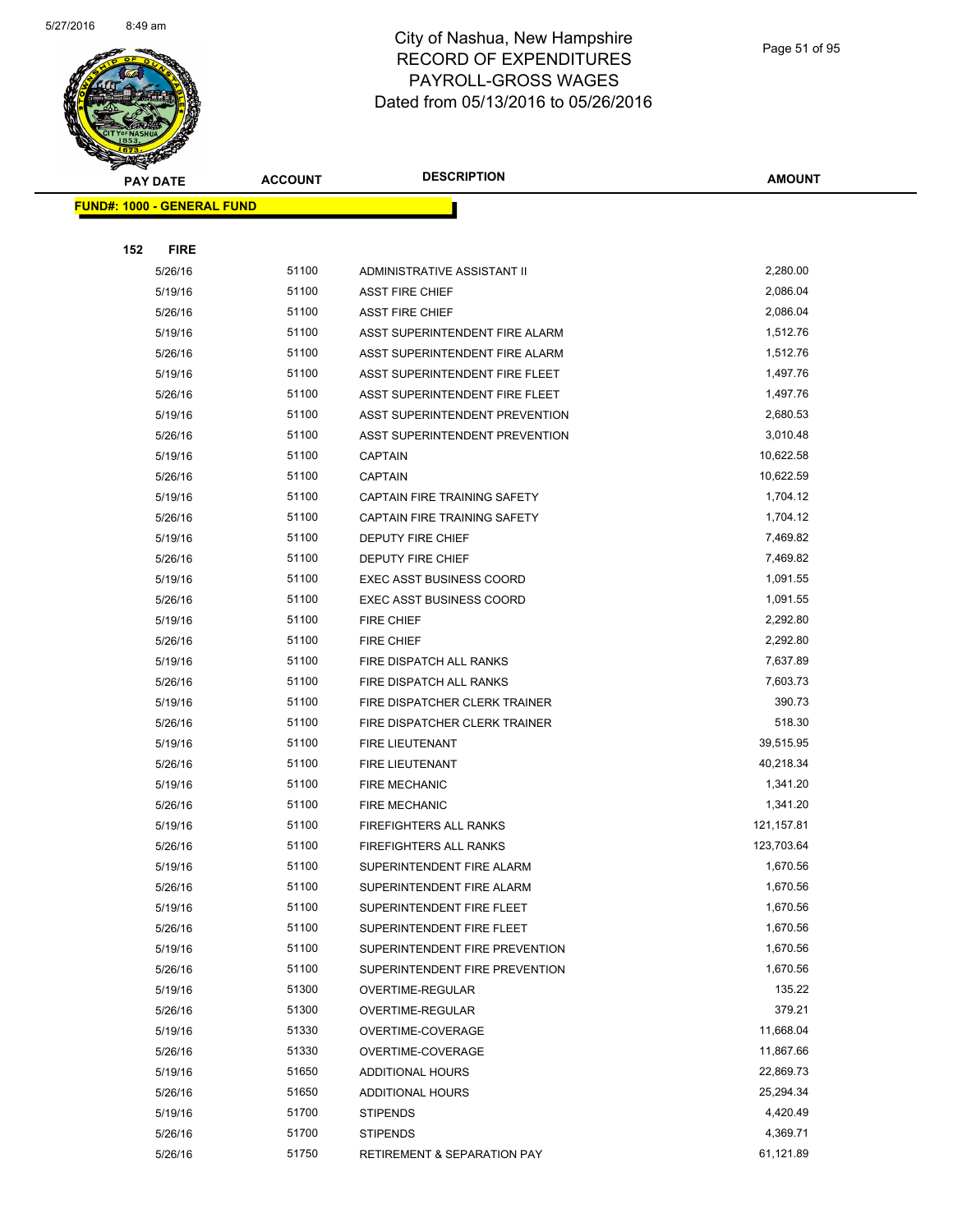# City of Nashua, New Hampshire
## RECORD OF EXPENDITURES
## PAYROLL-GROSS WAGES
## Dated from 05/13/2016 to 05/26/2016

**FUND#: 1000 - GENERAL FUND**

**152 FIRE**

| PAY DATE | ACCOUNT | DESCRIPTION | AMOUNT |
|---|---|---|---|
| 5/26/16 | 51100 | ADMINISTRATIVE ASSISTANT II | 2,280.00 |
| 5/19/16 | 51100 | ASST FIRE CHIEF | 2,086.04 |
| 5/26/16 | 51100 | ASST FIRE CHIEF | 2,086.04 |
| 5/19/16 | 51100 | ASST SUPERINTENDENT FIRE ALARM | 1,512.76 |
| 5/26/16 | 51100 | ASST SUPERINTENDENT FIRE ALARM | 1,512.76 |
| 5/19/16 | 51100 | ASST SUPERINTENDENT FIRE FLEET | 1,497.76 |
| 5/26/16 | 51100 | ASST SUPERINTENDENT FIRE FLEET | 1,497.76 |
| 5/19/16 | 51100 | ASST SUPERINTENDENT PREVENTION | 2,680.53 |
| 5/26/16 | 51100 | ASST SUPERINTENDENT PREVENTION | 3,010.48 |
| 5/19/16 | 51100 | CAPTAIN | 10,622.58 |
| 5/26/16 | 51100 | CAPTAIN | 10,622.59 |
| 5/19/16 | 51100 | CAPTAIN FIRE TRAINING SAFETY | 1,704.12 |
| 5/26/16 | 51100 | CAPTAIN FIRE TRAINING SAFETY | 1,704.12 |
| 5/19/16 | 51100 | DEPUTY FIRE CHIEF | 7,469.82 |
| 5/26/16 | 51100 | DEPUTY FIRE CHIEF | 7,469.82 |
| 5/19/16 | 51100 | EXEC ASST BUSINESS COORD | 1,091.55 |
| 5/26/16 | 51100 | EXEC ASST BUSINESS COORD | 1,091.55 |
| 5/19/16 | 51100 | FIRE CHIEF | 2,292.80 |
| 5/26/16 | 51100 | FIRE CHIEF | 2,292.80 |
| 5/19/16 | 51100 | FIRE DISPATCH ALL RANKS | 7,637.89 |
| 5/26/16 | 51100 | FIRE DISPATCH ALL RANKS | 7,603.73 |
| 5/19/16 | 51100 | FIRE DISPATCHER CLERK TRAINER | 390.73 |
| 5/26/16 | 51100 | FIRE DISPATCHER CLERK TRAINER | 518.30 |
| 5/19/16 | 51100 | FIRE LIEUTENANT | 39,515.95 |
| 5/26/16 | 51100 | FIRE LIEUTENANT | 40,218.34 |
| 5/19/16 | 51100 | FIRE MECHANIC | 1,341.20 |
| 5/26/16 | 51100 | FIRE MECHANIC | 1,341.20 |
| 5/19/16 | 51100 | FIREFIGHTERS ALL RANKS | 121,157.81 |
| 5/26/16 | 51100 | FIREFIGHTERS ALL RANKS | 123,703.64 |
| 5/19/16 | 51100 | SUPERINTENDENT FIRE ALARM | 1,670.56 |
| 5/26/16 | 51100 | SUPERINTENDENT FIRE ALARM | 1,670.56 |
| 5/19/16 | 51100 | SUPERINTENDENT FIRE FLEET | 1,670.56 |
| 5/26/16 | 51100 | SUPERINTENDENT FIRE FLEET | 1,670.56 |
| 5/19/16 | 51100 | SUPERINTENDENT FIRE PREVENTION | 1,670.56 |
| 5/26/16 | 51100 | SUPERINTENDENT FIRE PREVENTION | 1,670.56 |
| 5/19/16 | 51300 | OVERTIME-REGULAR | 135.22 |
| 5/26/16 | 51300 | OVERTIME-REGULAR | 379.21 |
| 5/19/16 | 51330 | OVERTIME-COVERAGE | 11,668.04 |
| 5/26/16 | 51330 | OVERTIME-COVERAGE | 11,867.66 |
| 5/19/16 | 51650 | ADDITIONAL HOURS | 22,869.73 |
| 5/26/16 | 51650 | ADDITIONAL HOURS | 25,294.34 |
| 5/19/16 | 51700 | STIPENDS | 4,420.49 |
| 5/26/16 | 51700 | STIPENDS | 4,369.71 |
| 5/26/16 | 51750 | RETIREMENT & SEPARATION PAY | 61,121.89 |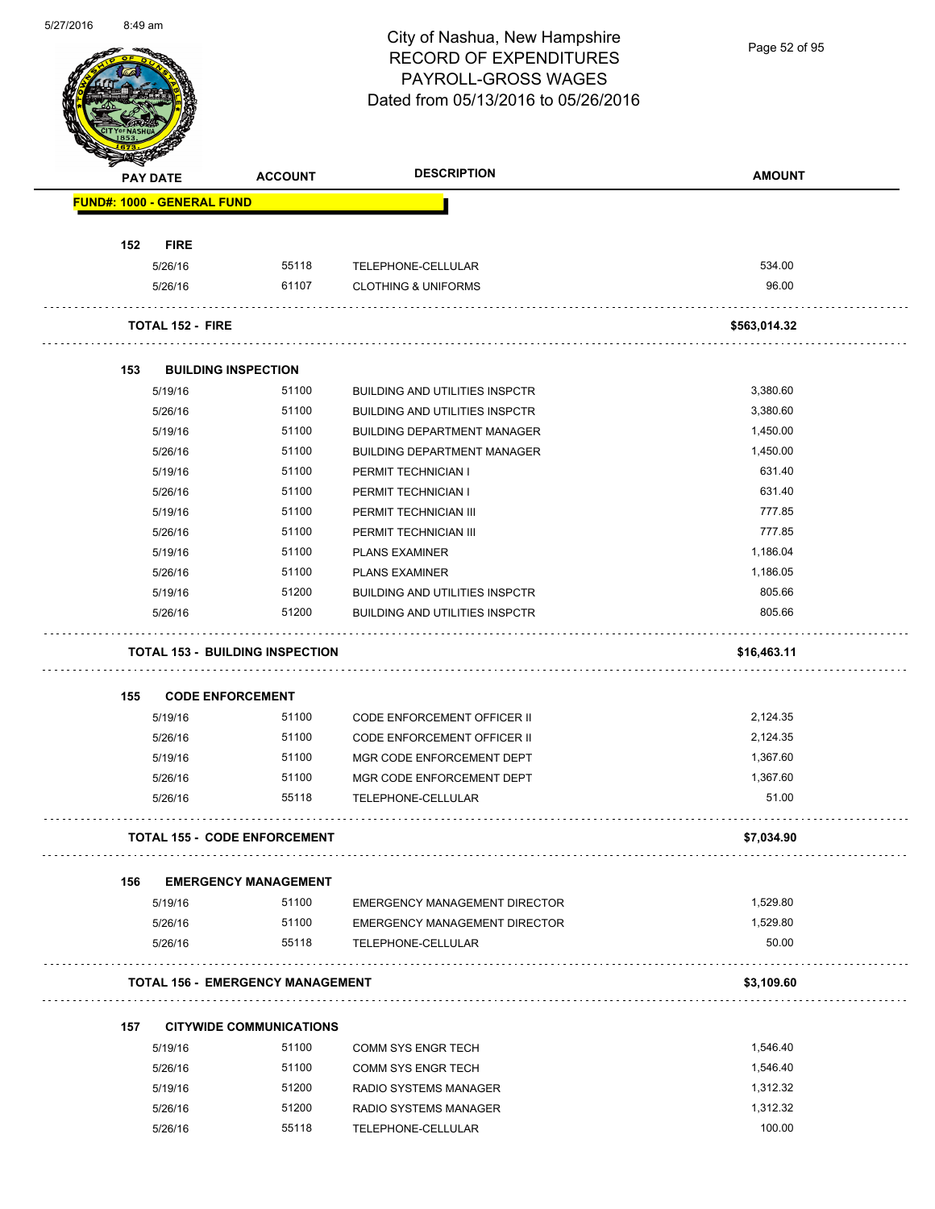# City of Nashua, New Hampshire
## RECORD OF EXPENDITURES
## PAYROLL-GROSS WAGES
## Dated from 05/13/2016 to 05/26/2016

| PAY DATE | ACCOUNT | DESCRIPTION | AMOUNT |
|---|---|---|---|
| **FUND#: 1000 - GENERAL FUND** | | | |
| **152 FIRE** | | | |
| 5/26/16 | 55118 | TELEPHONE-CELLULAR | 534.00 |
| 5/26/16 | 61107 | CLOTHING & UNIFORMS | 96.00 |
| **TOTAL 152 - FIRE** | | | **$563,014.32** |
| **153 BUILDING INSPECTION** | | | |
| 5/19/16 | 51100 | BUILDING AND UTILITIES INSPCTR | 3,380.60 |
| 5/26/16 | 51100 | BUILDING AND UTILITIES INSPCTR | 3,380.60 |
| 5/19/16 | 51100 | BUILDING DEPARTMENT MANAGER | 1,450.00 |
| 5/26/16 | 51100 | BUILDING DEPARTMENT MANAGER | 1,450.00 |
| 5/19/16 | 51100 | PERMIT TECHNICIAN I | 631.40 |
| 5/26/16 | 51100 | PERMIT TECHNICIAN I | 631.40 |
| 5/19/16 | 51100 | PERMIT TECHNICIAN III | 777.85 |
| 5/26/16 | 51100 | PERMIT TECHNICIAN III | 777.85 |
| 5/19/16 | 51100 | PLANS EXAMINER | 1,186.04 |
| 5/26/16 | 51100 | PLANS EXAMINER | 1,186.05 |
| 5/19/16 | 51200 | BUILDING AND UTILITIES INSPCTR | 805.66 |
| 5/26/16 | 51200 | BUILDING AND UTILITIES INSPCTR | 805.66 |
| **TOTAL 153 - BUILDING INSPECTION** | | | **$16,463.11** |
| **155 CODE ENFORCEMENT** | | | |
| 5/19/16 | 51100 | CODE ENFORCEMENT OFFICER II | 2,124.35 |
| 5/26/16 | 51100 | CODE ENFORCEMENT OFFICER II | 2,124.35 |
| 5/19/16 | 51100 | MGR CODE ENFORCEMENT DEPT | 1,367.60 |
| 5/26/16 | 51100 | MGR CODE ENFORCEMENT DEPT | 1,367.60 |
| 5/26/16 | 55118 | TELEPHONE-CELLULAR | 51.00 |
| **TOTAL 155 - CODE ENFORCEMENT** | | | **$7,034.90** |
| **156 EMERGENCY MANAGEMENT** | | | |
| 5/19/16 | 51100 | EMERGENCY MANAGEMENT DIRECTOR | 1,529.80 |
| 5/26/16 | 51100 | EMERGENCY MANAGEMENT DIRECTOR | 1,529.80 |
| 5/26/16 | 55118 | TELEPHONE-CELLULAR | 50.00 |
| **TOTAL 156 - EMERGENCY MANAGEMENT** | | | **$3,109.60** |
| **157 CITYWIDE COMMUNICATIONS** | | | |
| 5/19/16 | 51100 | COMM SYS ENGR TECH | 1,546.40 |
| 5/26/16 | 51100 | COMM SYS ENGR TECH | 1,546.40 |
| 5/19/16 | 51200 | RADIO SYSTEMS MANAGER | 1,312.32 |
| 5/26/16 | 51200 | RADIO SYSTEMS MANAGER | 1,312.32 |
| 5/26/16 | 55118 | TELEPHONE-CELLULAR | 100.00 |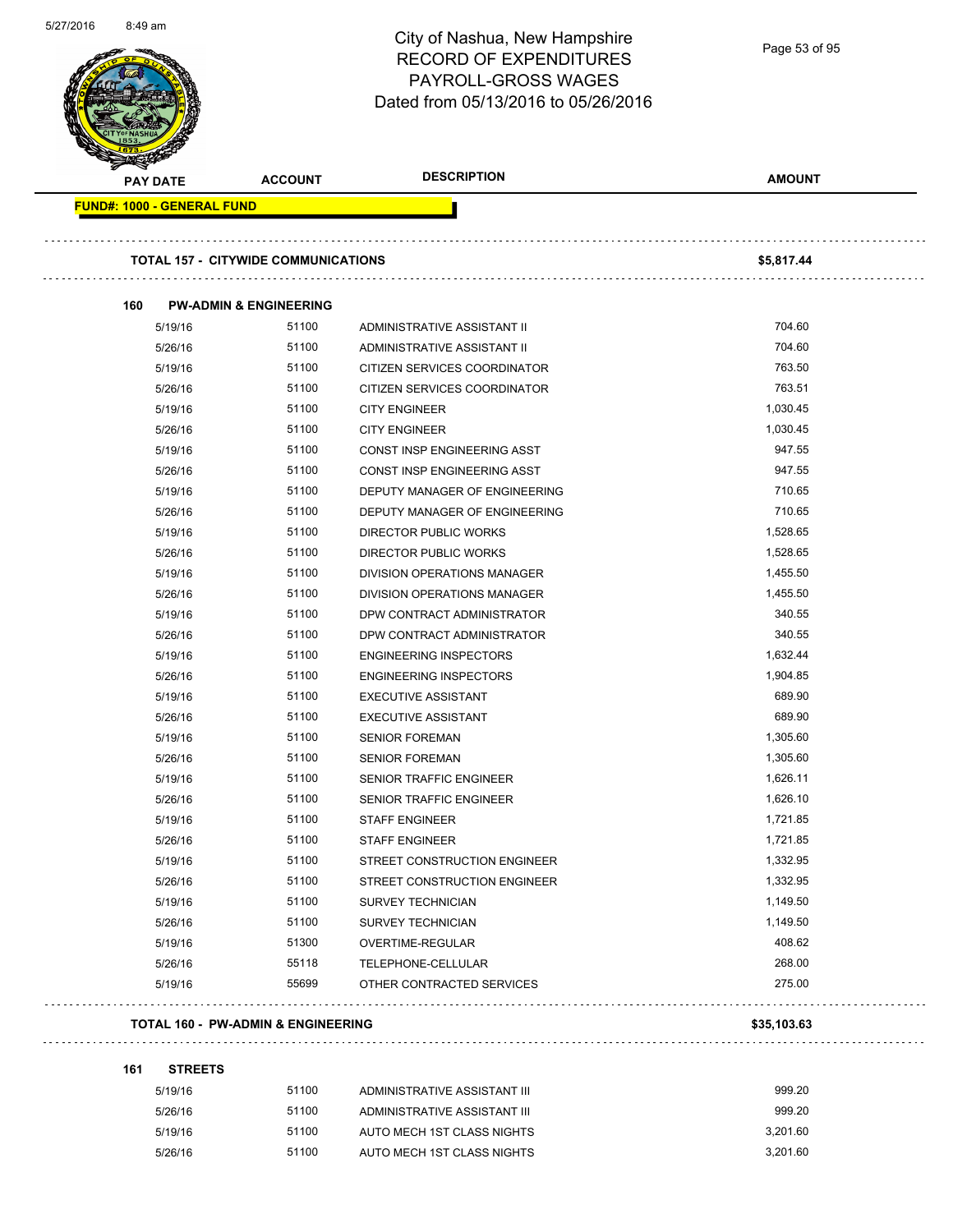# City of Nashua, New Hampshire
## RECORD OF EXPENDITURES
## PAYROLL-GROSS WAGES
## Dated from 05/13/2016 to 05/26/2016

| PAY DATE | ACCOUNT | DESCRIPTION | AMOUNT |
|---|---|---|---|
| **FUND#: 1000 - GENERAL FUND** | | | |
| **TOTAL 157 - CITYWIDE COMMUNICATIONS** | | | **$5,817.44** |
| **160 PW-ADMIN & ENGINEERING** | | | |
| 5/19/16 | 51100 | ADMINISTRATIVE ASSISTANT II | 704.60 |
| 5/26/16 | 51100 | ADMINISTRATIVE ASSISTANT II | 704.60 |
| 5/19/16 | 51100 | CITIZEN SERVICES COORDINATOR | 763.50 |
| 5/26/16 | 51100 | CITIZEN SERVICES COORDINATOR | 763.51 |
| 5/19/16 | 51100 | CITY ENGINEER | 1,030.45 |
| 5/26/16 | 51100 | CITY ENGINEER | 1,030.45 |
| 5/19/16 | 51100 | CONST INSP ENGINEERING ASST | 947.55 |
| 5/26/16 | 51100 | CONST INSP ENGINEERING ASST | 947.55 |
| 5/19/16 | 51100 | DEPUTY MANAGER OF ENGINEERING | 710.65 |
| 5/26/16 | 51100 | DEPUTY MANAGER OF ENGINEERING | 710.65 |
| 5/19/16 | 51100 | DIRECTOR PUBLIC WORKS | 1,528.65 |
| 5/26/16 | 51100 | DIRECTOR PUBLIC WORKS | 1,528.65 |
| 5/19/16 | 51100 | DIVISION OPERATIONS MANAGER | 1,455.50 |
| 5/26/16 | 51100 | DIVISION OPERATIONS MANAGER | 1,455.50 |
| 5/19/16 | 51100 | DPW CONTRACT ADMINISTRATOR | 340.55 |
| 5/26/16 | 51100 | DPW CONTRACT ADMINISTRATOR | 340.55 |
| 5/19/16 | 51100 | ENGINEERING INSPECTORS | 1,632.44 |
| 5/26/16 | 51100 | ENGINEERING INSPECTORS | 1,904.85 |
| 5/19/16 | 51100 | EXECUTIVE ASSISTANT | 689.90 |
| 5/26/16 | 51100 | EXECUTIVE ASSISTANT | 689.90 |
| 5/19/16 | 51100 | SENIOR FOREMAN | 1,305.60 |
| 5/26/16 | 51100 | SENIOR FOREMAN | 1,305.60 |
| 5/19/16 | 51100 | SENIOR TRAFFIC ENGINEER | 1,626.11 |
| 5/26/16 | 51100 | SENIOR TRAFFIC ENGINEER | 1,626.10 |
| 5/19/16 | 51100 | STAFF ENGINEER | 1,721.85 |
| 5/26/16 | 51100 | STAFF ENGINEER | 1,721.85 |
| 5/19/16 | 51100 | STREET CONSTRUCTION ENGINEER | 1,332.95 |
| 5/26/16 | 51100 | STREET CONSTRUCTION ENGINEER | 1,332.95 |
| 5/19/16 | 51100 | SURVEY TECHNICIAN | 1,149.50 |
| 5/26/16 | 51100 | SURVEY TECHNICIAN | 1,149.50 |
| 5/19/16 | 51300 | OVERTIME-REGULAR | 408.62 |
| 5/26/16 | 55118 | TELEPHONE-CELLULAR | 268.00 |
| 5/19/16 | 55699 | OTHER CONTRACTED SERVICES | 275.00 |
| **TOTAL 160 - PW-ADMIN & ENGINEERING** | | | **$35,103.63** |
| **161 STREETS** | | | |
| 5/19/16 | 51100 | ADMINISTRATIVE ASSISTANT III | 999.20 |
| 5/26/16 | 51100 | ADMINISTRATIVE ASSISTANT III | 999.20 |
| 5/19/16 | 51100 | AUTO MECH 1ST CLASS NIGHTS | 3,201.60 |
| 5/26/16 | 51100 | AUTO MECH 1ST CLASS NIGHTS | 3,201.60 |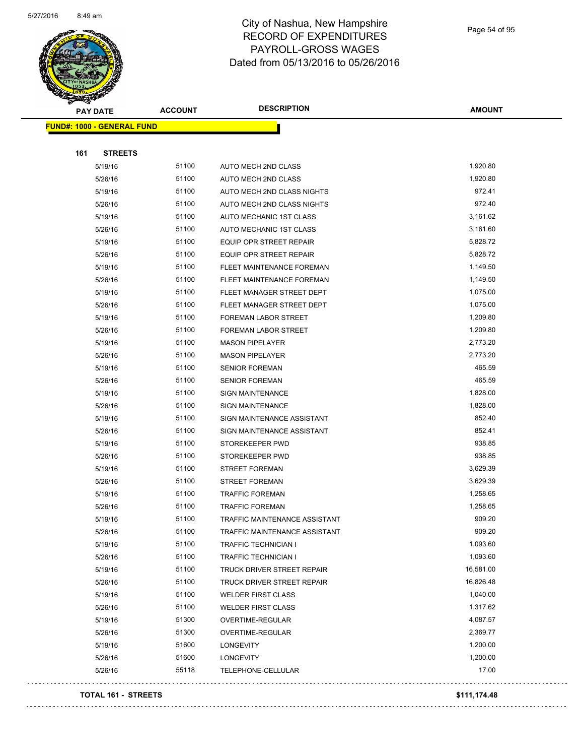# City of Nashua, New Hampshire
## RECORD OF EXPENDITURES
## PAYROLL-GROSS WAGES
## Dated from 05/13/2016 to 05/26/2016

5/27/2016 8:49 am

**FUND#: 1000 - GENERAL FUND**

**161 STREETS**

| PAY DATE | ACCOUNT | DESCRIPTION | AMOUNT |
|---|---|---|---|
| 5/19/16 | 51100 | AUTO MECH 2ND CLASS | 1,920.80 |
| 5/26/16 | 51100 | AUTO MECH 2ND CLASS | 1,920.80 |
| 5/19/16 | 51100 | AUTO MECH 2ND CLASS NIGHTS | 972.41 |
| 5/26/16 | 51100 | AUTO MECH 2ND CLASS NIGHTS | 972.40 |
| 5/19/16 | 51100 | AUTO MECHANIC 1ST CLASS | 3,161.62 |
| 5/26/16 | 51100 | AUTO MECHANIC 1ST CLASS | 3,161.60 |
| 5/19/16 | 51100 | EQUIP OPR STREET REPAIR | 5,828.72 |
| 5/26/16 | 51100 | EQUIP OPR STREET REPAIR | 5,828.72 |
| 5/19/16 | 51100 | FLEET MAINTENANCE FOREMAN | 1,149.50 |
| 5/26/16 | 51100 | FLEET MAINTENANCE FOREMAN | 1,149.50 |
| 5/19/16 | 51100 | FLEET MANAGER STREET DEPT | 1,075.00 |
| 5/26/16 | 51100 | FLEET MANAGER STREET DEPT | 1,075.00 |
| 5/19/16 | 51100 | FOREMAN LABOR STREET | 1,209.80 |
| 5/26/16 | 51100 | FOREMAN LABOR STREET | 1,209.80 |
| 5/19/16 | 51100 | MASON PIPELAYER | 2,773.20 |
| 5/26/16 | 51100 | MASON PIPELAYER | 2,773.20 |
| 5/19/16 | 51100 | SENIOR FOREMAN | 465.59 |
| 5/26/16 | 51100 | SENIOR FOREMAN | 465.59 |
| 5/19/16 | 51100 | SIGN MAINTENANCE | 1,828.00 |
| 5/26/16 | 51100 | SIGN MAINTENANCE | 1,828.00 |
| 5/19/16 | 51100 | SIGN MAINTENANCE ASSISTANT | 852.40 |
| 5/26/16 | 51100 | SIGN MAINTENANCE ASSISTANT | 852.41 |
| 5/19/16 | 51100 | STOREKEEPER PWD | 938.85 |
| 5/26/16 | 51100 | STOREKEEPER PWD | 938.85 |
| 5/19/16 | 51100 | STREET FOREMAN | 3,629.39 |
| 5/26/16 | 51100 | STREET FOREMAN | 3,629.39 |
| 5/19/16 | 51100 | TRAFFIC FOREMAN | 1,258.65 |
| 5/26/16 | 51100 | TRAFFIC FOREMAN | 1,258.65 |
| 5/19/16 | 51100 | TRAFFIC MAINTENANCE ASSISTANT | 909.20 |
| 5/26/16 | 51100 | TRAFFIC MAINTENANCE ASSISTANT | 909.20 |
| 5/19/16 | 51100 | TRAFFIC TECHNICIAN I | 1,093.60 |
| 5/26/16 | 51100 | TRAFFIC TECHNICIAN I | 1,093.60 |
| 5/19/16 | 51100 | TRUCK DRIVER STREET REPAIR | 16,581.00 |
| 5/26/16 | 51100 | TRUCK DRIVER STREET REPAIR | 16,826.48 |
| 5/19/16 | 51100 | WELDER FIRST CLASS | 1,040.00 |
| 5/26/16 | 51100 | WELDER FIRST CLASS | 1,317.62 |
| 5/19/16 | 51300 | OVERTIME-REGULAR | 4,087.57 |
| 5/26/16 | 51300 | OVERTIME-REGULAR | 2,369.77 |
| 5/19/16 | 51600 | LONGEVITY | 1,200.00 |
| 5/26/16 | 51600 | LONGEVITY | 1,200.00 |
| 5/26/16 | 55118 | TELEPHONE-CELLULAR | 17.00 |

**TOTAL 161 - STREETS** **$111,174.48**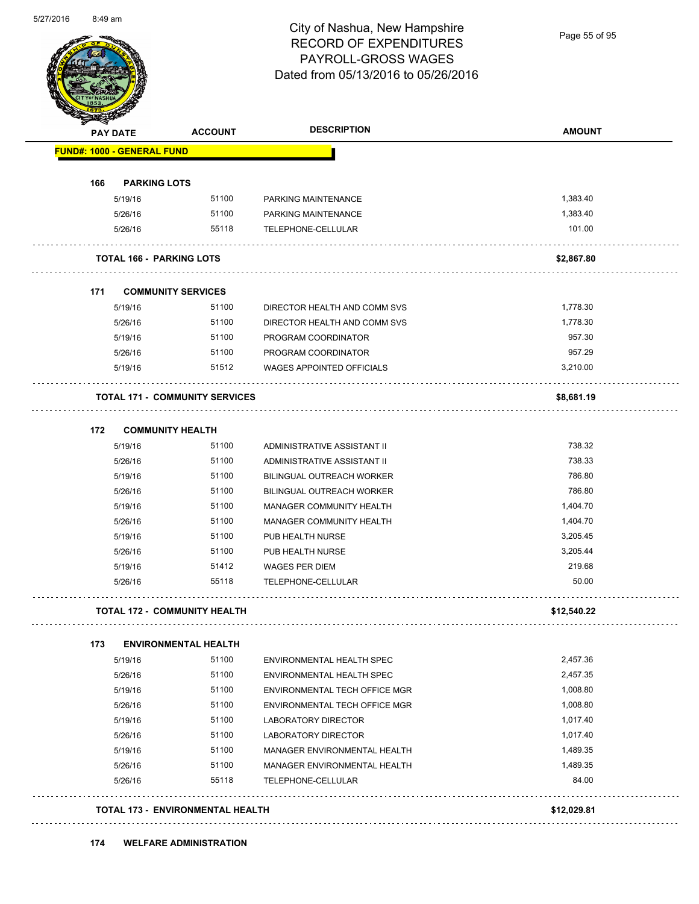# City of Nashua, New Hampshire
## RECORD OF EXPENDITURES
## PAYROLL-GROSS WAGES
## Dated from 05/13/2016 to 05/26/2016

| PAY DATE | ACCOUNT | DESCRIPTION | AMOUNT |
|---|---|---|---|
| **FUND#: 1000 - GENERAL FUND** | | | |
| **166 PARKING LOTS** | | | |
| 5/19/16 | 51100 | PARKING MAINTENANCE | 1,383.40 |
| 5/26/16 | 51100 | PARKING MAINTENANCE | 1,383.40 |
| 5/26/16 | 55118 | TELEPHONE-CELLULAR | 101.00 |
| **TOTAL 166 - PARKING LOTS** | | | **$2,867.80** |
| **171 COMMUNITY SERVICES** | | | |
| 5/19/16 | 51100 | DIRECTOR HEALTH AND COMM SVS | 1,778.30 |
| 5/26/16 | 51100 | DIRECTOR HEALTH AND COMM SVS | 1,778.30 |
| 5/19/16 | 51100 | PROGRAM COORDINATOR | 957.30 |
| 5/26/16 | 51100 | PROGRAM COORDINATOR | 957.29 |
| 5/19/16 | 51512 | WAGES APPOINTED OFFICIALS | 3,210.00 |
| **TOTAL 171 - COMMUNITY SERVICES** | | | **$8,681.19** |
| **172 COMMUNITY HEALTH** | | | |
| 5/19/16 | 51100 | ADMINISTRATIVE ASSISTANT II | 738.32 |
| 5/26/16 | 51100 | ADMINISTRATIVE ASSISTANT II | 738.33 |
| 5/19/16 | 51100 | BILINGUAL OUTREACH WORKER | 786.80 |
| 5/26/16 | 51100 | BILINGUAL OUTREACH WORKER | 786.80 |
| 5/19/16 | 51100 | MANAGER COMMUNITY HEALTH | 1,404.70 |
| 5/26/16 | 51100 | MANAGER COMMUNITY HEALTH | 1,404.70 |
| 5/19/16 | 51100 | PUB HEALTH NURSE | 3,205.45 |
| 5/26/16 | 51100 | PUB HEALTH NURSE | 3,205.44 |
| 5/19/16 | 51412 | WAGES PER DIEM | 219.68 |
| 5/26/16 | 55118 | TELEPHONE-CELLULAR | 50.00 |
| **TOTAL 172 - COMMUNITY HEALTH** | | | **$12,540.22** |
| **173 ENVIRONMENTAL HEALTH** | | | |
| 5/19/16 | 51100 | ENVIRONMENTAL HEALTH SPEC | 2,457.36 |
| 5/26/16 | 51100 | ENVIRONMENTAL HEALTH SPEC | 2,457.35 |
| 5/19/16 | 51100 | ENVIRONMENTAL TECH OFFICE MGR | 1,008.80 |
| 5/26/16 | 51100 | ENVIRONMENTAL TECH OFFICE MGR | 1,008.80 |
| 5/19/16 | 51100 | LABORATORY DIRECTOR | 1,017.40 |
| 5/26/16 | 51100 | LABORATORY DIRECTOR | 1,017.40 |
| 5/19/16 | 51100 | MANAGER ENVIRONMENTAL HEALTH | 1,489.35 |
| 5/26/16 | 51100 | MANAGER ENVIRONMENTAL HEALTH | 1,489.35 |
| 5/26/16 | 55118 | TELEPHONE-CELLULAR | 84.00 |
| **TOTAL 173 - ENVIRONMENTAL HEALTH** | | | **$12,029.81** |
| **174 WELFARE ADMINISTRATION** | | | |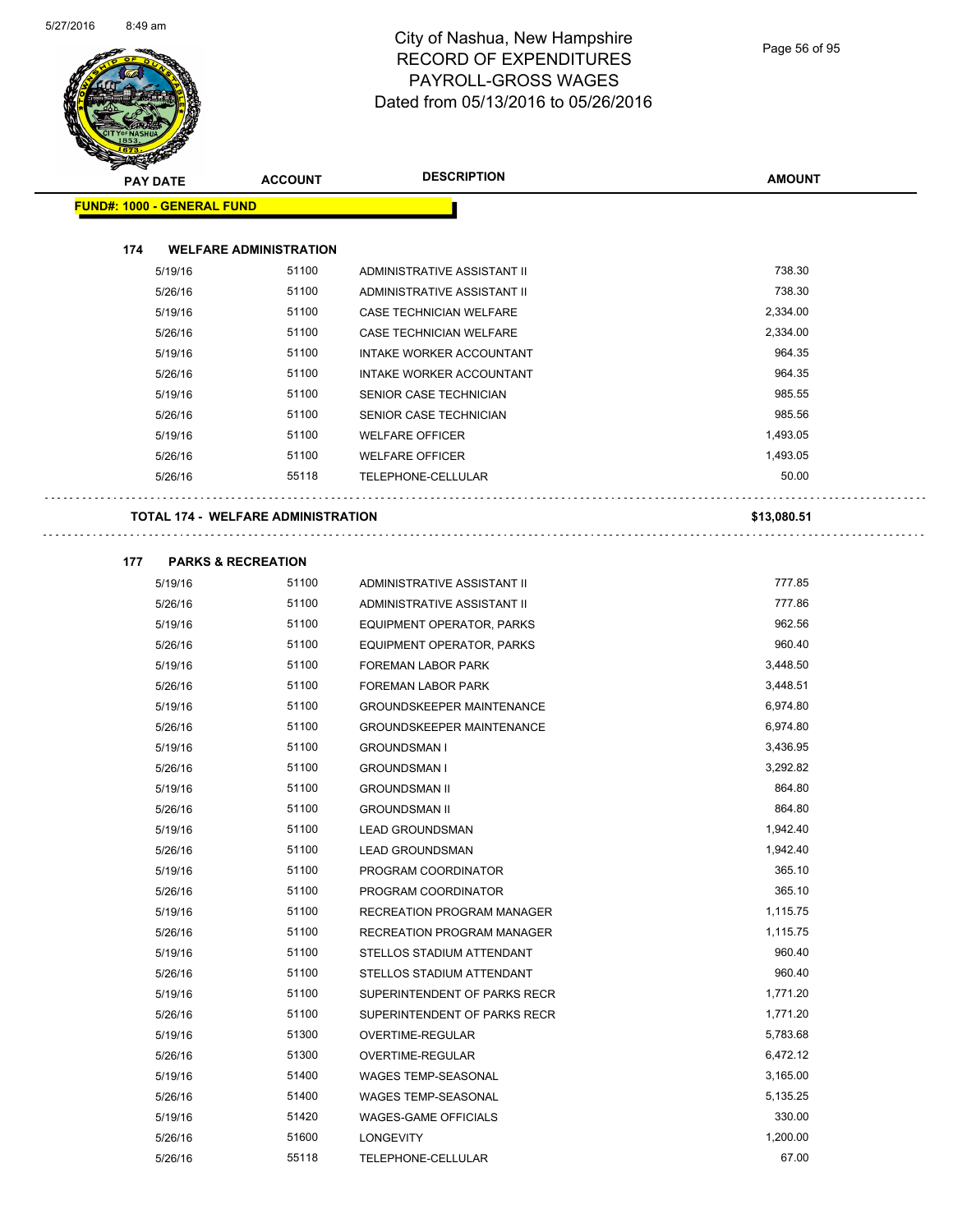# City of Nashua, New Hampshire
## RECORD OF EXPENDITURES
## PAYROLL-GROSS WAGES
## Dated from 05/13/2016 to 05/26/2016

| PAY DATE | ACCOUNT | DESCRIPTION | AMOUNT |
|---|---|---|---|
| **FUND#: 1000 - GENERAL FUND** | | | |
| **174 WELFARE ADMINISTRATION** | | | |
| 5/19/16 | 51100 | ADMINISTRATIVE ASSISTANT II | 738.30 |
| 5/26/16 | 51100 | ADMINISTRATIVE ASSISTANT II | 738.30 |
| 5/19/16 | 51100 | CASE TECHNICIAN WELFARE | 2,334.00 |
| 5/26/16 | 51100 | CASE TECHNICIAN WELFARE | 2,334.00 |
| 5/19/16 | 51100 | INTAKE WORKER ACCOUNTANT | 964.35 |
| 5/26/16 | 51100 | INTAKE WORKER ACCOUNTANT | 964.35 |
| 5/19/16 | 51100 | SENIOR CASE TECHNICIAN | 985.55 |
| 5/26/16 | 51100 | SENIOR CASE TECHNICIAN | 985.56 |
| 5/19/16 | 51100 | WELFARE OFFICER | 1,493.05 |
| 5/26/16 | 51100 | WELFARE OFFICER | 1,493.05 |
| 5/26/16 | 55118 | TELEPHONE-CELLULAR | 50.00 |
| **TOTAL 174 - WELFARE ADMINISTRATION** | | | **$13,080.51** |
| **177 PARKS & RECREATION** | | | |
| 5/19/16 | 51100 | ADMINISTRATIVE ASSISTANT II | 777.85 |
| 5/26/16 | 51100 | ADMINISTRATIVE ASSISTANT II | 777.86 |
| 5/19/16 | 51100 | EQUIPMENT OPERATOR, PARKS | 962.56 |
| 5/26/16 | 51100 | EQUIPMENT OPERATOR, PARKS | 960.40 |
| 5/19/16 | 51100 | FOREMAN LABOR PARK | 3,448.50 |
| 5/26/16 | 51100 | FOREMAN LABOR PARK | 3,448.51 |
| 5/19/16 | 51100 | GROUNDSKEEPER MAINTENANCE | 6,974.80 |
| 5/26/16 | 51100 | GROUNDSKEEPER MAINTENANCE | 6,974.80 |
| 5/19/16 | 51100 | GROUNDSMAN I | 3,436.95 |
| 5/26/16 | 51100 | GROUNDSMAN I | 3,292.82 |
| 5/19/16 | 51100 | GROUNDSMAN II | 864.80 |
| 5/26/16 | 51100 | GROUNDSMAN II | 864.80 |
| 5/19/16 | 51100 | LEAD GROUNDSMAN | 1,942.40 |
| 5/26/16 | 51100 | LEAD GROUNDSMAN | 1,942.40 |
| 5/19/16 | 51100 | PROGRAM COORDINATOR | 365.10 |
| 5/26/16 | 51100 | PROGRAM COORDINATOR | 365.10 |
| 5/19/16 | 51100 | RECREATION PROGRAM MANAGER | 1,115.75 |
| 5/26/16 | 51100 | RECREATION PROGRAM MANAGER | 1,115.75 |
| 5/19/16 | 51100 | STELLOS STADIUM ATTENDANT | 960.40 |
| 5/26/16 | 51100 | STELLOS STADIUM ATTENDANT | 960.40 |
| 5/19/16 | 51100 | SUPERINTENDENT OF PARKS RECR | 1,771.20 |
| 5/26/16 | 51100 | SUPERINTENDENT OF PARKS RECR | 1,771.20 |
| 5/19/16 | 51300 | OVERTIME-REGULAR | 5,783.68 |
| 5/26/16 | 51300 | OVERTIME-REGULAR | 6,472.12 |
| 5/19/16 | 51400 | WAGES TEMP-SEASONAL | 3,165.00 |
| 5/26/16 | 51400 | WAGES TEMP-SEASONAL | 5,135.25 |
| 5/19/16 | 51420 | WAGES-GAME OFFICIALS | 330.00 |
| 5/26/16 | 51600 | LONGEVITY | 1,200.00 |
| 5/26/16 | 55118 | TELEPHONE-CELLULAR | 67.00 |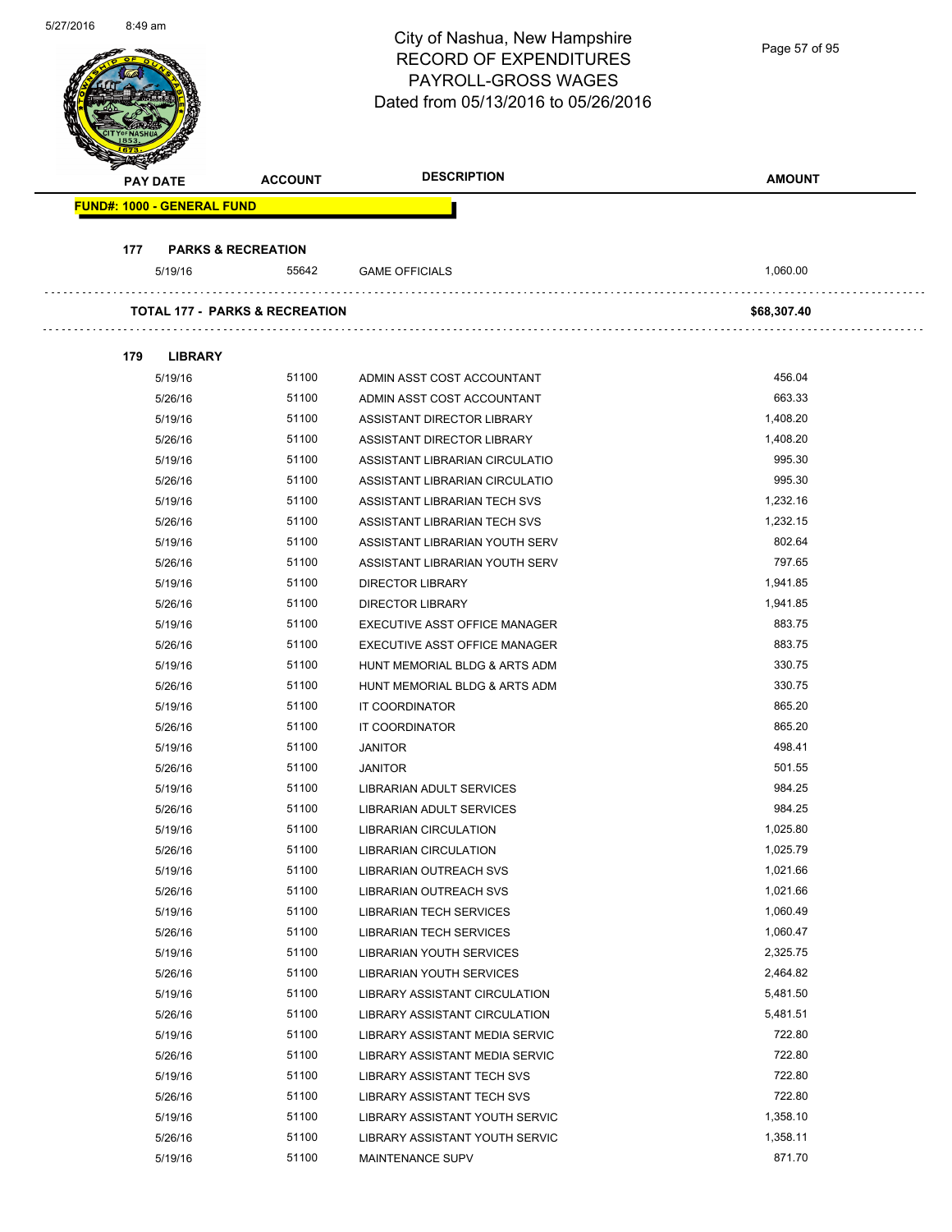# City of Nashua, New Hampshire
## RECORD OF EXPENDITURES
## PAYROLL-GROSS WAGES
## Dated from 05/13/2016 to 05/26/2016

| PAY DATE | ACCOUNT | DESCRIPTION | AMOUNT |
|---|---|---|---|
| **FUND#: 1000 - GENERAL FUND** | | | |
| **177 PARKS & RECREATION** | | | |
| 5/19/16 | 55642 | GAME OFFICIALS | 1,060.00 |
| **TOTAL 177 - PARKS & RECREATION** | | | **$68,307.40** |
| **179 LIBRARY** | | | |
| 5/19/16 | 51100 | ADMIN ASST COST ACCOUNTANT | 456.04 |
| 5/26/16 | 51100 | ADMIN ASST COST ACCOUNTANT | 663.33 |
| 5/19/16 | 51100 | ASSISTANT DIRECTOR LIBRARY | 1,408.20 |
| 5/26/16 | 51100 | ASSISTANT DIRECTOR LIBRARY | 1,408.20 |
| 5/19/16 | 51100 | ASSISTANT LIBRARIAN CIRCULATIO | 995.30 |
| 5/26/16 | 51100 | ASSISTANT LIBRARIAN CIRCULATIO | 995.30 |
| 5/19/16 | 51100 | ASSISTANT LIBRARIAN TECH SVS | 1,232.16 |
| 5/26/16 | 51100 | ASSISTANT LIBRARIAN TECH SVS | 1,232.15 |
| 5/19/16 | 51100 | ASSISTANT LIBRARIAN YOUTH SERV | 802.64 |
| 5/26/16 | 51100 | ASSISTANT LIBRARIAN YOUTH SERV | 797.65 |
| 5/19/16 | 51100 | DIRECTOR LIBRARY | 1,941.85 |
| 5/26/16 | 51100 | DIRECTOR LIBRARY | 1,941.85 |
| 5/19/16 | 51100 | EXECUTIVE ASST OFFICE MANAGER | 883.75 |
| 5/26/16 | 51100 | EXECUTIVE ASST OFFICE MANAGER | 883.75 |
| 5/19/16 | 51100 | HUNT MEMORIAL BLDG & ARTS ADM | 330.75 |
| 5/26/16 | 51100 | HUNT MEMORIAL BLDG & ARTS ADM | 330.75 |
| 5/19/16 | 51100 | IT COORDINATOR | 865.20 |
| 5/26/16 | 51100 | IT COORDINATOR | 865.20 |
| 5/19/16 | 51100 | JANITOR | 498.41 |
| 5/26/16 | 51100 | JANITOR | 501.55 |
| 5/19/16 | 51100 | LIBRARIAN ADULT SERVICES | 984.25 |
| 5/26/16 | 51100 | LIBRARIAN ADULT SERVICES | 984.25 |
| 5/19/16 | 51100 | LIBRARIAN CIRCULATION | 1,025.80 |
| 5/26/16 | 51100 | LIBRARIAN CIRCULATION | 1,025.79 |
| 5/19/16 | 51100 | LIBRARIAN OUTREACH SVS | 1,021.66 |
| 5/26/16 | 51100 | LIBRARIAN OUTREACH SVS | 1,021.66 |
| 5/19/16 | 51100 | LIBRARIAN TECH SERVICES | 1,060.49 |
| 5/26/16 | 51100 | LIBRARIAN TECH SERVICES | 1,060.47 |
| 5/19/16 | 51100 | LIBRARIAN YOUTH SERVICES | 2,325.75 |
| 5/26/16 | 51100 | LIBRARIAN YOUTH SERVICES | 2,464.82 |
| 5/19/16 | 51100 | LIBRARY ASSISTANT CIRCULATION | 5,481.50 |
| 5/26/16 | 51100 | LIBRARY ASSISTANT CIRCULATION | 5,481.51 |
| 5/19/16 | 51100 | LIBRARY ASSISTANT MEDIA SERVIC | 722.80 |
| 5/26/16 | 51100 | LIBRARY ASSISTANT MEDIA SERVIC | 722.80 |
| 5/19/16 | 51100 | LIBRARY ASSISTANT TECH SVS | 722.80 |
| 5/26/16 | 51100 | LIBRARY ASSISTANT TECH SVS | 722.80 |
| 5/19/16 | 51100 | LIBRARY ASSISTANT YOUTH SERVIC | 1,358.10 |
| 5/26/16 | 51100 | LIBRARY ASSISTANT YOUTH SERVIC | 1,358.11 |
| 5/19/16 | 51100 | MAINTENANCE SUPV | 871.70 |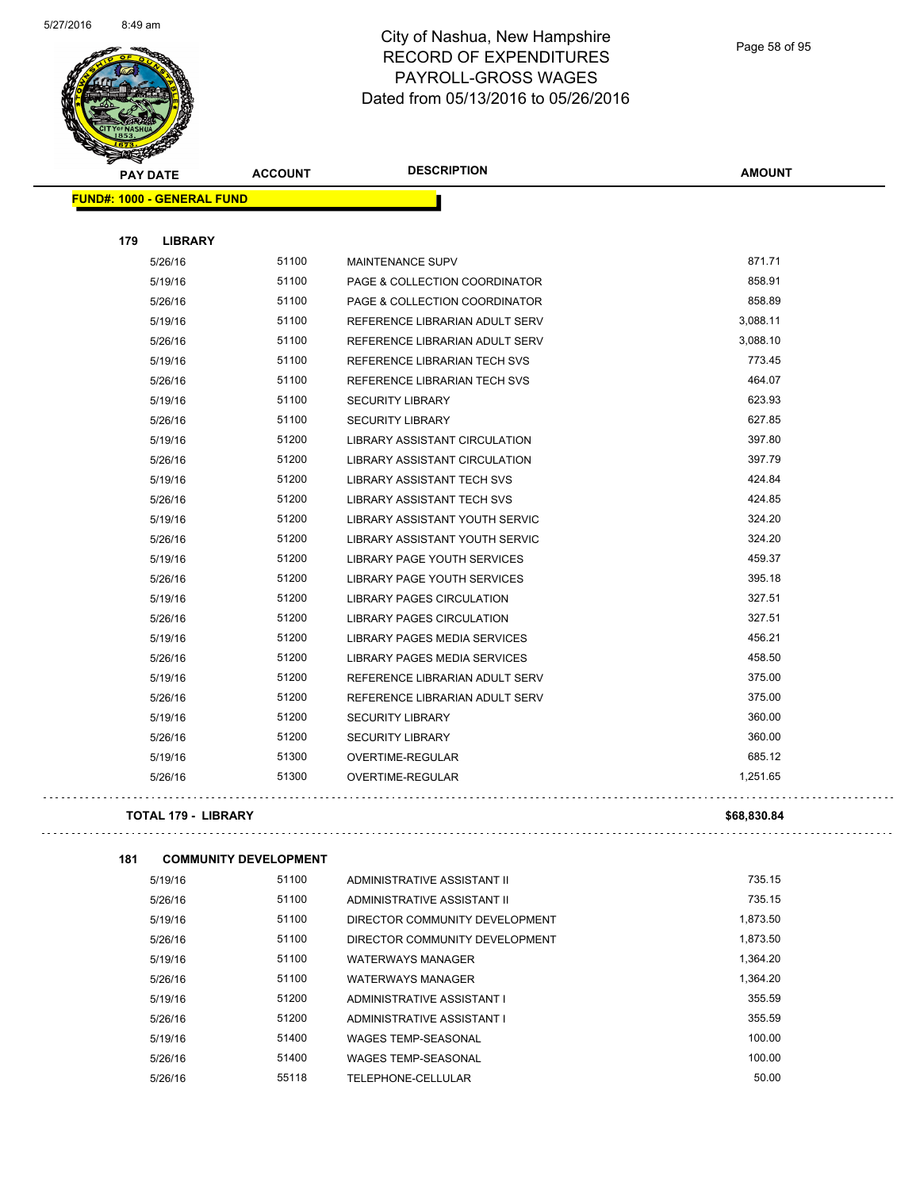# City of Nashua, New Hampshire
## RECORD OF EXPENDITURES
## PAYROLL-GROSS WAGES
## Dated from 05/13/2016 to 05/26/2016

| PAY DATE | ACCOUNT | DESCRIPTION | AMOUNT |
|---|---|---|---|
| **FUND#: 1000 - GENERAL FUND** | | | |
| **179 LIBRARY** | | | |
| 5/26/16 | 51100 | MAINTENANCE SUPV | 871.71 |
| 5/19/16 | 51100 | PAGE & COLLECTION COORDINATOR | 858.91 |
| 5/26/16 | 51100 | PAGE & COLLECTION COORDINATOR | 858.89 |
| 5/19/16 | 51100 | REFERENCE LIBRARIAN ADULT SERV | 3,088.11 |
| 5/26/16 | 51100 | REFERENCE LIBRARIAN ADULT SERV | 3,088.10 |
| 5/19/16 | 51100 | REFERENCE LIBRARIAN TECH SVS | 773.45 |
| 5/26/16 | 51100 | REFERENCE LIBRARIAN TECH SVS | 464.07 |
| 5/19/16 | 51100 | SECURITY LIBRARY | 623.93 |
| 5/26/16 | 51100 | SECURITY LIBRARY | 627.85 |
| 5/19/16 | 51200 | LIBRARY ASSISTANT CIRCULATION | 397.80 |
| 5/26/16 | 51200 | LIBRARY ASSISTANT CIRCULATION | 397.79 |
| 5/19/16 | 51200 | LIBRARY ASSISTANT TECH SVS | 424.84 |
| 5/26/16 | 51200 | LIBRARY ASSISTANT TECH SVS | 424.85 |
| 5/19/16 | 51200 | LIBRARY ASSISTANT YOUTH SERVIC | 324.20 |
| 5/26/16 | 51200 | LIBRARY ASSISTANT YOUTH SERVIC | 324.20 |
| 5/19/16 | 51200 | LIBRARY PAGE YOUTH SERVICES | 459.37 |
| 5/26/16 | 51200 | LIBRARY PAGE YOUTH SERVICES | 395.18 |
| 5/19/16 | 51200 | LIBRARY PAGES CIRCULATION | 327.51 |
| 5/26/16 | 51200 | LIBRARY PAGES CIRCULATION | 327.51 |
| 5/19/16 | 51200 | LIBRARY PAGES MEDIA SERVICES | 456.21 |
| 5/26/16 | 51200 | LIBRARY PAGES MEDIA SERVICES | 458.50 |
| 5/19/16 | 51200 | REFERENCE LIBRARIAN ADULT SERV | 375.00 |
| 5/26/16 | 51200 | REFERENCE LIBRARIAN ADULT SERV | 375.00 |
| 5/19/16 | 51200 | SECURITY LIBRARY | 360.00 |
| 5/26/16 | 51200 | SECURITY LIBRARY | 360.00 |
| 5/19/16 | 51300 | OVERTIME-REGULAR | 685.12 |
| 5/26/16 | 51300 | OVERTIME-REGULAR | 1,251.65 |
| **TOTAL 179 - LIBRARY** | | | **$68,830.84** |
| **181 COMMUNITY DEVELOPMENT** | | | |
| 5/19/16 | 51100 | ADMINISTRATIVE ASSISTANT II | 735.15 |
| 5/26/16 | 51100 | ADMINISTRATIVE ASSISTANT II | 735.15 |
| 5/19/16 | 51100 | DIRECTOR COMMUNITY DEVELOPMENT | 1,873.50 |
| 5/26/16 | 51100 | DIRECTOR COMMUNITY DEVELOPMENT | 1,873.50 |
| 5/19/16 | 51100 | WATERWAYS MANAGER | 1,364.20 |
| 5/26/16 | 51100 | WATERWAYS MANAGER | 1,364.20 |
| 5/19/16 | 51200 | ADMINISTRATIVE ASSISTANT I | 355.59 |
| 5/26/16 | 51200 | ADMINISTRATIVE ASSISTANT I | 355.59 |
| 5/19/16 | 51400 | WAGES TEMP-SEASONAL | 100.00 |
| 5/26/16 | 51400 | WAGES TEMP-SEASONAL | 100.00 |
| 5/26/16 | 55118 | TELEPHONE-CELLULAR | 50.00 |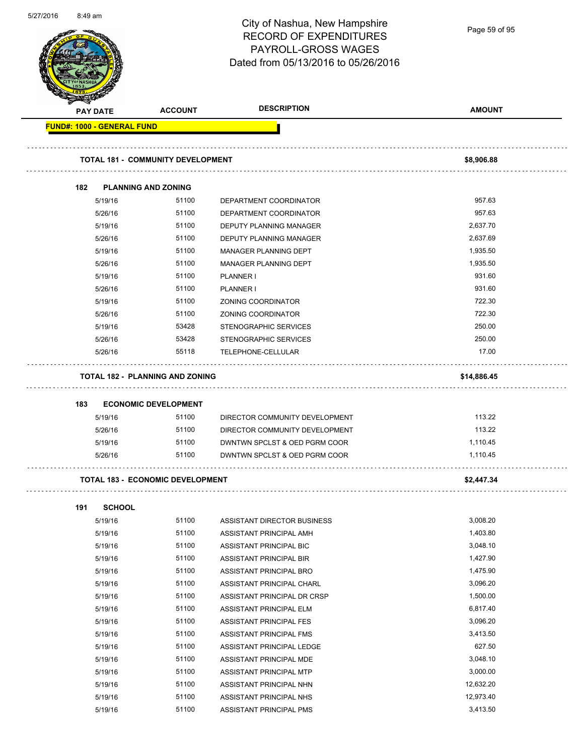# City of Nashua, New Hampshire
## RECORD OF EXPENDITURES
## PAYROLL-GROSS WAGES
## Dated from 05/13/2016 to 05/26/2016

**FUND#: 1000 - GENERAL FUND**

| PAY DATE | ACCOUNT | DESCRIPTION | AMOUNT |
|---|---|---|---|
| **TOTAL 181 - COMMUNITY DEVELOPMENT** | | | **$8,906.88** |
| **182 PLANNING AND ZONING** | | | |
| 5/19/16 | 51100 | DEPARTMENT COORDINATOR | 957.63 |
| 5/26/16 | 51100 | DEPARTMENT COORDINATOR | 957.63 |
| 5/19/16 | 51100 | DEPUTY PLANNING MANAGER | 2,637.70 |
| 5/26/16 | 51100 | DEPUTY PLANNING MANAGER | 2,637.69 |
| 5/19/16 | 51100 | MANAGER PLANNING DEPT | 1,935.50 |
| 5/26/16 | 51100 | MANAGER PLANNING DEPT | 1,935.50 |
| 5/19/16 | 51100 | PLANNER I | 931.60 |
| 5/26/16 | 51100 | PLANNER I | 931.60 |
| 5/19/16 | 51100 | ZONING COORDINATOR | 722.30 |
| 5/26/16 | 51100 | ZONING COORDINATOR | 722.30 |
| 5/19/16 | 53428 | STENOGRAPHIC SERVICES | 250.00 |
| 5/26/16 | 53428 | STENOGRAPHIC SERVICES | 250.00 |
| 5/26/16 | 55118 | TELEPHONE-CELLULAR | 17.00 |
| **TOTAL 182 - PLANNING AND ZONING** | | | **$14,886.45** |
| **183 ECONOMIC DEVELOPMENT** | | | |
| 5/19/16 | 51100 | DIRECTOR COMMUNITY DEVELOPMENT | 113.22 |
| 5/26/16 | 51100 | DIRECTOR COMMUNITY DEVELOPMENT | 113.22 |
| 5/19/16 | 51100 | DWNTWN SPCLST & OED PGRM COOR | 1,110.45 |
| 5/26/16 | 51100 | DWNTWN SPCLST & OED PGRM COOR | 1,110.45 |
| **TOTAL 183 - ECONOMIC DEVELOPMENT** | | | **$2,447.34** |
| **191 SCHOOL** | | | |
| 5/19/16 | 51100 | ASSISTANT DIRECTOR BUSINESS | 3,008.20 |
| 5/19/16 | 51100 | ASSISTANT PRINCIPAL AMH | 1,403.80 |
| 5/19/16 | 51100 | ASSISTANT PRINCIPAL BIC | 3,048.10 |
| 5/19/16 | 51100 | ASSISTANT PRINCIPAL BIR | 1,427.90 |
| 5/19/16 | 51100 | ASSISTANT PRINCIPAL BRO | 1,475.90 |
| 5/19/16 | 51100 | ASSISTANT PRINCIPAL CHARL | 3,096.20 |
| 5/19/16 | 51100 | ASSISTANT PRINCIPAL DR CRSP | 1,500.00 |
| 5/19/16 | 51100 | ASSISTANT PRINCIPAL ELM | 6,817.40 |
| 5/19/16 | 51100 | ASSISTANT PRINCIPAL FES | 3,096.20 |
| 5/19/16 | 51100 | ASSISTANT PRINCIPAL FMS | 3,413.50 |
| 5/19/16 | 51100 | ASSISTANT PRINCIPAL LEDGE | 627.50 |
| 5/19/16 | 51100 | ASSISTANT PRINCIPAL MDE | 3,048.10 |
| 5/19/16 | 51100 | ASSISTANT PRINCIPAL MTP | 3,000.00 |
| 5/19/16 | 51100 | ASSISTANT PRINCIPAL NHN | 12,632.20 |
| 5/19/16 | 51100 | ASSISTANT PRINCIPAL NHS | 12,973.40 |
| 5/19/16 | 51100 | ASSISTANT PRINCIPAL PMS | 3,413.50 |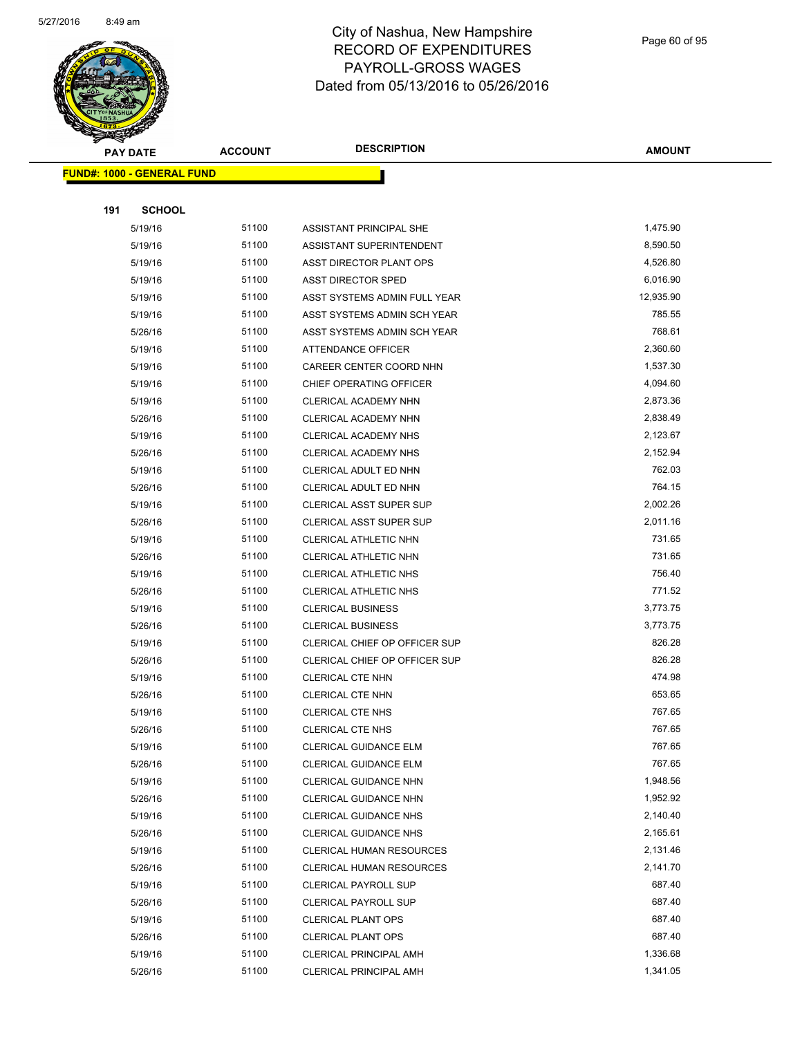# City of Nashua, New Hampshire
## RECORD OF EXPENDITURES
## PAYROLL-GROSS WAGES
## Dated from 05/13/2016 to 05/26/2016

**FUND#: 1000 - GENERAL FUND**

**191 SCHOOL**

| PAY DATE | ACCOUNT | DESCRIPTION | AMOUNT |
|---|---|---|---|
| 5/19/16 | 51100 | ASSISTANT PRINCIPAL SHE | 1,475.90 |
| 5/19/16 | 51100 | ASSISTANT SUPERINTENDENT | 8,590.50 |
| 5/19/16 | 51100 | ASST DIRECTOR PLANT OPS | 4,526.80 |
| 5/19/16 | 51100 | ASST DIRECTOR SPED | 6,016.90 |
| 5/19/16 | 51100 | ASST SYSTEMS ADMIN FULL YEAR | 12,935.90 |
| 5/19/16 | 51100 | ASST SYSTEMS ADMIN SCH YEAR | 785.55 |
| 5/26/16 | 51100 | ASST SYSTEMS ADMIN SCH YEAR | 768.61 |
| 5/19/16 | 51100 | ATTENDANCE OFFICER | 2,360.60 |
| 5/19/16 | 51100 | CAREER CENTER COORD NHN | 1,537.30 |
| 5/19/16 | 51100 | CHIEF OPERATING OFFICER | 4,094.60 |
| 5/19/16 | 51100 | CLERICAL ACADEMY NHN | 2,873.36 |
| 5/26/16 | 51100 | CLERICAL ACADEMY NHN | 2,838.49 |
| 5/19/16 | 51100 | CLERICAL ACADEMY NHS | 2,123.67 |
| 5/26/16 | 51100 | CLERICAL ACADEMY NHS | 2,152.94 |
| 5/19/16 | 51100 | CLERICAL ADULT ED NHN | 762.03 |
| 5/26/16 | 51100 | CLERICAL ADULT ED NHN | 764.15 |
| 5/19/16 | 51100 | CLERICAL ASST SUPER SUP | 2,002.26 |
| 5/26/16 | 51100 | CLERICAL ASST SUPER SUP | 2,011.16 |
| 5/19/16 | 51100 | CLERICAL ATHLETIC NHN | 731.65 |
| 5/26/16 | 51100 | CLERICAL ATHLETIC NHN | 731.65 |
| 5/19/16 | 51100 | CLERICAL ATHLETIC NHS | 756.40 |
| 5/26/16 | 51100 | CLERICAL ATHLETIC NHS | 771.52 |
| 5/19/16 | 51100 | CLERICAL BUSINESS | 3,773.75 |
| 5/26/16 | 51100 | CLERICAL BUSINESS | 3,773.75 |
| 5/19/16 | 51100 | CLERICAL CHIEF OP OFFICER SUP | 826.28 |
| 5/26/16 | 51100 | CLERICAL CHIEF OP OFFICER SUP | 826.28 |
| 5/19/16 | 51100 | CLERICAL CTE NHN | 474.98 |
| 5/26/16 | 51100 | CLERICAL CTE NHN | 653.65 |
| 5/19/16 | 51100 | CLERICAL CTE NHS | 767.65 |
| 5/26/16 | 51100 | CLERICAL CTE NHS | 767.65 |
| 5/19/16 | 51100 | CLERICAL GUIDANCE ELM | 767.65 |
| 5/26/16 | 51100 | CLERICAL GUIDANCE ELM | 767.65 |
| 5/19/16 | 51100 | CLERICAL GUIDANCE NHN | 1,948.56 |
| 5/26/16 | 51100 | CLERICAL GUIDANCE NHN | 1,952.92 |
| 5/19/16 | 51100 | CLERICAL GUIDANCE NHS | 2,140.40 |
| 5/26/16 | 51100 | CLERICAL GUIDANCE NHS | 2,165.61 |
| 5/19/16 | 51100 | CLERICAL HUMAN RESOURCES | 2,131.46 |
| 5/26/16 | 51100 | CLERICAL HUMAN RESOURCES | 2,141.70 |
| 5/19/16 | 51100 | CLERICAL PAYROLL SUP | 687.40 |
| 5/26/16 | 51100 | CLERICAL PAYROLL SUP | 687.40 |
| 5/19/16 | 51100 | CLERICAL PLANT OPS | 687.40 |
| 5/26/16 | 51100 | CLERICAL PLANT OPS | 687.40 |
| 5/19/16 | 51100 | CLERICAL PRINCIPAL AMH | 1,336.68 |
| 5/26/16 | 51100 | CLERICAL PRINCIPAL AMH | 1,341.05 |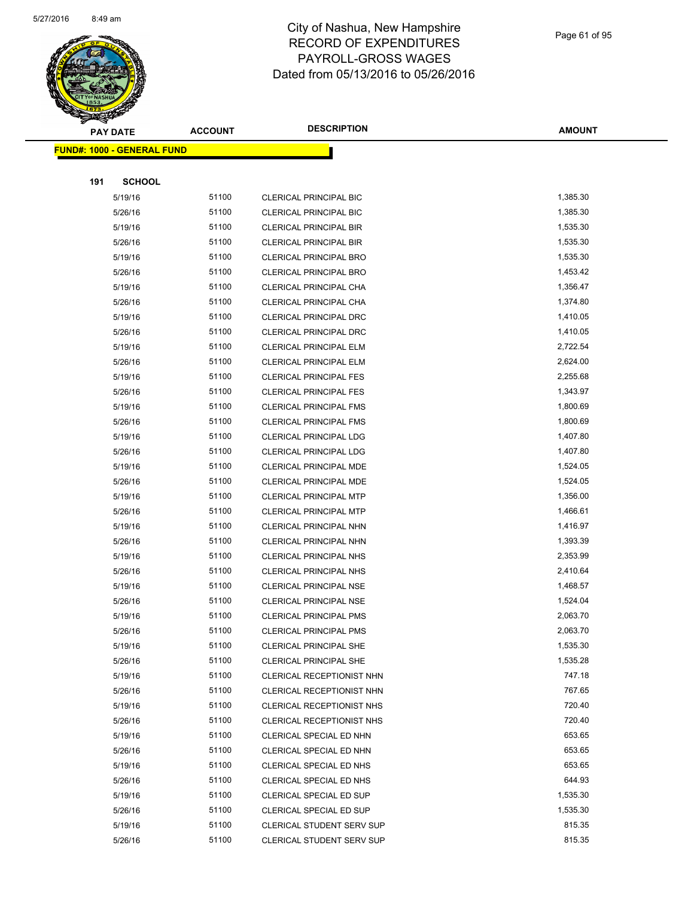# City of Nashua, New Hampshire
## RECORD OF EXPENDITURES
## PAYROLL-GROSS WAGES
## Dated from 05/13/2016 to 05/26/2016

| PAY DATE | ACCOUNT | DESCRIPTION | AMOUNT |
|---|---|---|---|
| **FUND#: 1000 - GENERAL FUND** | | | |
| **191 SCHOOL** | | | |
| 5/19/16 | 51100 | CLERICAL PRINCIPAL BIC | 1,385.30 |
| 5/26/16 | 51100 | CLERICAL PRINCIPAL BIC | 1,385.30 |
| 5/19/16 | 51100 | CLERICAL PRINCIPAL BIR | 1,535.30 |
| 5/26/16 | 51100 | CLERICAL PRINCIPAL BIR | 1,535.30 |
| 5/19/16 | 51100 | CLERICAL PRINCIPAL BRO | 1,535.30 |
| 5/26/16 | 51100 | CLERICAL PRINCIPAL BRO | 1,453.42 |
| 5/19/16 | 51100 | CLERICAL PRINCIPAL CHA | 1,356.47 |
| 5/26/16 | 51100 | CLERICAL PRINCIPAL CHA | 1,374.80 |
| 5/19/16 | 51100 | CLERICAL PRINCIPAL DRC | 1,410.05 |
| 5/26/16 | 51100 | CLERICAL PRINCIPAL DRC | 1,410.05 |
| 5/19/16 | 51100 | CLERICAL PRINCIPAL ELM | 2,722.54 |
| 5/26/16 | 51100 | CLERICAL PRINCIPAL ELM | 2,624.00 |
| 5/19/16 | 51100 | CLERICAL PRINCIPAL FES | 2,255.68 |
| 5/26/16 | 51100 | CLERICAL PRINCIPAL FES | 1,343.97 |
| 5/19/16 | 51100 | CLERICAL PRINCIPAL FMS | 1,800.69 |
| 5/26/16 | 51100 | CLERICAL PRINCIPAL FMS | 1,800.69 |
| 5/19/16 | 51100 | CLERICAL PRINCIPAL LDG | 1,407.80 |
| 5/26/16 | 51100 | CLERICAL PRINCIPAL LDG | 1,407.80 |
| 5/19/16 | 51100 | CLERICAL PRINCIPAL MDE | 1,524.05 |
| 5/26/16 | 51100 | CLERICAL PRINCIPAL MDE | 1,524.05 |
| 5/19/16 | 51100 | CLERICAL PRINCIPAL MTP | 1,356.00 |
| 5/26/16 | 51100 | CLERICAL PRINCIPAL MTP | 1,466.61 |
| 5/19/16 | 51100 | CLERICAL PRINCIPAL NHN | 1,416.97 |
| 5/26/16 | 51100 | CLERICAL PRINCIPAL NHN | 1,393.39 |
| 5/19/16 | 51100 | CLERICAL PRINCIPAL NHS | 2,353.99 |
| 5/26/16 | 51100 | CLERICAL PRINCIPAL NHS | 2,410.64 |
| 5/19/16 | 51100 | CLERICAL PRINCIPAL NSE | 1,468.57 |
| 5/26/16 | 51100 | CLERICAL PRINCIPAL NSE | 1,524.04 |
| 5/19/16 | 51100 | CLERICAL PRINCIPAL PMS | 2,063.70 |
| 5/26/16 | 51100 | CLERICAL PRINCIPAL PMS | 2,063.70 |
| 5/19/16 | 51100 | CLERICAL PRINCIPAL SHE | 1,535.30 |
| 5/26/16 | 51100 | CLERICAL PRINCIPAL SHE | 1,535.28 |
| 5/19/16 | 51100 | CLERICAL RECEPTIONIST NHN | 747.18 |
| 5/26/16 | 51100 | CLERICAL RECEPTIONIST NHN | 767.65 |
| 5/19/16 | 51100 | CLERICAL RECEPTIONIST NHS | 720.40 |
| 5/26/16 | 51100 | CLERICAL RECEPTIONIST NHS | 720.40 |
| 5/19/16 | 51100 | CLERICAL SPECIAL ED NHN | 653.65 |
| 5/26/16 | 51100 | CLERICAL SPECIAL ED NHN | 653.65 |
| 5/19/16 | 51100 | CLERICAL SPECIAL ED NHS | 653.65 |
| 5/26/16 | 51100 | CLERICAL SPECIAL ED NHS | 644.93 |
| 5/19/16 | 51100 | CLERICAL SPECIAL ED SUP | 1,535.30 |
| 5/26/16 | 51100 | CLERICAL SPECIAL ED SUP | 1,535.30 |
| 5/19/16 | 51100 | CLERICAL STUDENT SERV SUP | 815.35 |
| 5/26/16 | 51100 | CLERICAL STUDENT SERV SUP | 815.35 |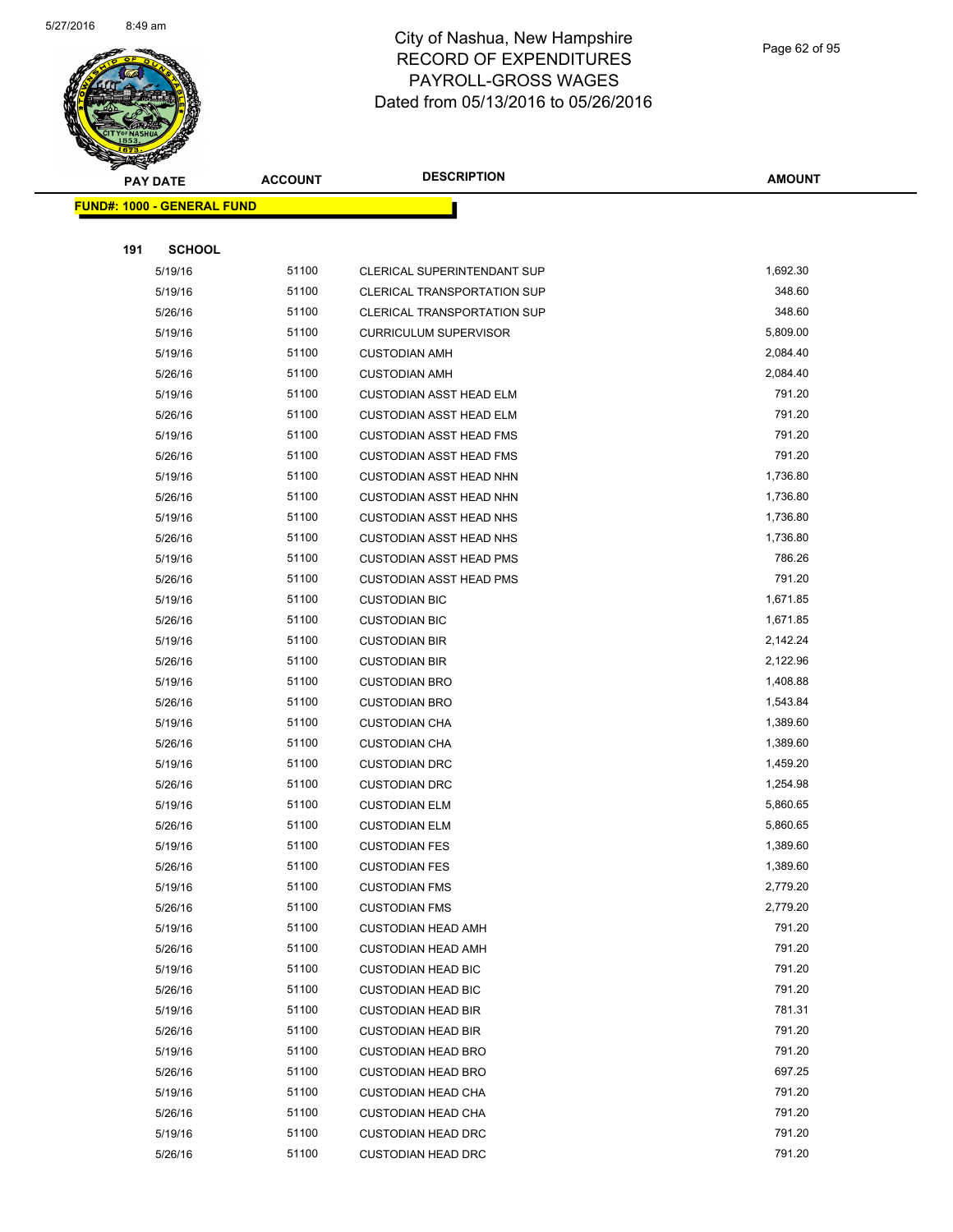# City of Nashua, New Hampshire
## RECORD OF EXPENDITURES
## PAYROLL-GROSS WAGES
## Dated from 05/13/2016 to 05/26/2016

| PAY DATE | ACCOUNT | DESCRIPTION | AMOUNT |
|---|---|---|---|

**FUND#: 1000 - GENERAL FUND**

**191 SCHOOL**

| PAY DATE | ACCOUNT | DESCRIPTION | AMOUNT |
|---|---|---|---|
| 5/19/16 | 51100 | CLERICAL SUPERINTENDANT SUP | 1,692.30 |
| 5/19/16 | 51100 | CLERICAL TRANSPORTATION SUP | 348.60 |
| 5/26/16 | 51100 | CLERICAL TRANSPORTATION SUP | 348.60 |
| 5/19/16 | 51100 | CURRICULUM SUPERVISOR | 5,809.00 |
| 5/19/16 | 51100 | CUSTODIAN AMH | 2,084.40 |
| 5/26/16 | 51100 | CUSTODIAN AMH | 2,084.40 |
| 5/19/16 | 51100 | CUSTODIAN ASST HEAD ELM | 791.20 |
| 5/26/16 | 51100 | CUSTODIAN ASST HEAD ELM | 791.20 |
| 5/19/16 | 51100 | CUSTODIAN ASST HEAD FMS | 791.20 |
| 5/26/16 | 51100 | CUSTODIAN ASST HEAD FMS | 791.20 |
| 5/19/16 | 51100 | CUSTODIAN ASST HEAD NHN | 1,736.80 |
| 5/26/16 | 51100 | CUSTODIAN ASST HEAD NHN | 1,736.80 |
| 5/19/16 | 51100 | CUSTODIAN ASST HEAD NHS | 1,736.80 |
| 5/26/16 | 51100 | CUSTODIAN ASST HEAD NHS | 1,736.80 |
| 5/19/16 | 51100 | CUSTODIAN ASST HEAD PMS | 786.26 |
| 5/26/16 | 51100 | CUSTODIAN ASST HEAD PMS | 791.20 |
| 5/19/16 | 51100 | CUSTODIAN BIC | 1,671.85 |
| 5/26/16 | 51100 | CUSTODIAN BIC | 1,671.85 |
| 5/19/16 | 51100 | CUSTODIAN BIR | 2,142.24 |
| 5/26/16 | 51100 | CUSTODIAN BIR | 2,122.96 |
| 5/19/16 | 51100 | CUSTODIAN BRO | 1,408.88 |
| 5/26/16 | 51100 | CUSTODIAN BRO | 1,543.84 |
| 5/19/16 | 51100 | CUSTODIAN CHA | 1,389.60 |
| 5/26/16 | 51100 | CUSTODIAN CHA | 1,389.60 |
| 5/19/16 | 51100 | CUSTODIAN DRC | 1,459.20 |
| 5/26/16 | 51100 | CUSTODIAN DRC | 1,254.98 |
| 5/19/16 | 51100 | CUSTODIAN ELM | 5,860.65 |
| 5/26/16 | 51100 | CUSTODIAN ELM | 5,860.65 |
| 5/19/16 | 51100 | CUSTODIAN FES | 1,389.60 |
| 5/26/16 | 51100 | CUSTODIAN FES | 1,389.60 |
| 5/19/16 | 51100 | CUSTODIAN FMS | 2,779.20 |
| 5/26/16 | 51100 | CUSTODIAN FMS | 2,779.20 |
| 5/19/16 | 51100 | CUSTODIAN HEAD AMH | 791.20 |
| 5/26/16 | 51100 | CUSTODIAN HEAD AMH | 791.20 |
| 5/19/16 | 51100 | CUSTODIAN HEAD BIC | 791.20 |
| 5/26/16 | 51100 | CUSTODIAN HEAD BIC | 791.20 |
| 5/19/16 | 51100 | CUSTODIAN HEAD BIR | 781.31 |
| 5/26/16 | 51100 | CUSTODIAN HEAD BIR | 791.20 |
| 5/19/16 | 51100 | CUSTODIAN HEAD BRO | 791.20 |
| 5/26/16 | 51100 | CUSTODIAN HEAD BRO | 697.25 |
| 5/19/16 | 51100 | CUSTODIAN HEAD CHA | 791.20 |
| 5/26/16 | 51100 | CUSTODIAN HEAD CHA | 791.20 |
| 5/19/16 | 51100 | CUSTODIAN HEAD DRC | 791.20 |
| 5/26/16 | 51100 | CUSTODIAN HEAD DRC | 791.20 |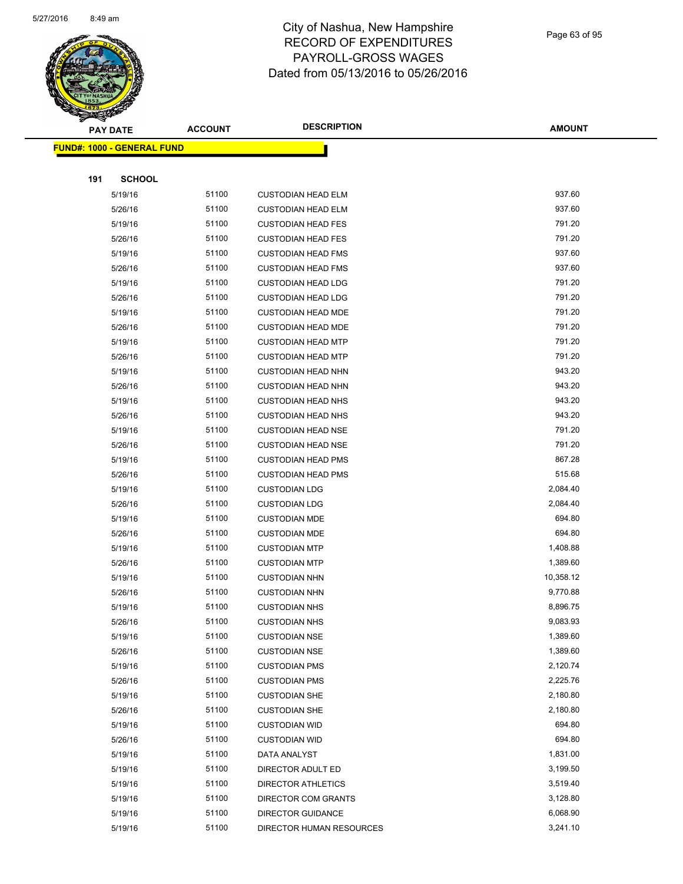# City of Nashua, New Hampshire
## RECORD OF EXPENDITURES
## PAYROLL-GROSS WAGES
## Dated from 05/13/2016 to 05/26/2016

| PAY DATE | ACCOUNT | DESCRIPTION | AMOUNT |
|---|---|---|---|
| **FUND#: 1000 - GENERAL FUND** | | | |
| **191 SCHOOL** | | | |
| 5/19/16 | 51100 | CUSTODIAN HEAD ELM | 937.60 |
| 5/26/16 | 51100 | CUSTODIAN HEAD ELM | 937.60 |
| 5/19/16 | 51100 | CUSTODIAN HEAD FES | 791.20 |
| 5/26/16 | 51100 | CUSTODIAN HEAD FES | 791.20 |
| 5/19/16 | 51100 | CUSTODIAN HEAD FMS | 937.60 |
| 5/26/16 | 51100 | CUSTODIAN HEAD FMS | 937.60 |
| 5/19/16 | 51100 | CUSTODIAN HEAD LDG | 791.20 |
| 5/26/16 | 51100 | CUSTODIAN HEAD LDG | 791.20 |
| 5/19/16 | 51100 | CUSTODIAN HEAD MDE | 791.20 |
| 5/26/16 | 51100 | CUSTODIAN HEAD MDE | 791.20 |
| 5/19/16 | 51100 | CUSTODIAN HEAD MTP | 791.20 |
| 5/26/16 | 51100 | CUSTODIAN HEAD MTP | 791.20 |
| 5/19/16 | 51100 | CUSTODIAN HEAD NHN | 943.20 |
| 5/26/16 | 51100 | CUSTODIAN HEAD NHN | 943.20 |
| 5/19/16 | 51100 | CUSTODIAN HEAD NHS | 943.20 |
| 5/26/16 | 51100 | CUSTODIAN HEAD NHS | 943.20 |
| 5/19/16 | 51100 | CUSTODIAN HEAD NSE | 791.20 |
| 5/26/16 | 51100 | CUSTODIAN HEAD NSE | 791.20 |
| 5/19/16 | 51100 | CUSTODIAN HEAD PMS | 867.28 |
| 5/26/16 | 51100 | CUSTODIAN HEAD PMS | 515.68 |
| 5/19/16 | 51100 | CUSTODIAN LDG | 2,084.40 |
| 5/26/16 | 51100 | CUSTODIAN LDG | 2,084.40 |
| 5/19/16 | 51100 | CUSTODIAN MDE | 694.80 |
| 5/26/16 | 51100 | CUSTODIAN MDE | 694.80 |
| 5/19/16 | 51100 | CUSTODIAN MTP | 1,408.88 |
| 5/26/16 | 51100 | CUSTODIAN MTP | 1,389.60 |
| 5/19/16 | 51100 | CUSTODIAN NHN | 10,358.12 |
| 5/26/16 | 51100 | CUSTODIAN NHN | 9,770.88 |
| 5/19/16 | 51100 | CUSTODIAN NHS | 8,896.75 |
| 5/26/16 | 51100 | CUSTODIAN NHS | 9,083.93 |
| 5/19/16 | 51100 | CUSTODIAN NSE | 1,389.60 |
| 5/26/16 | 51100 | CUSTODIAN NSE | 1,389.60 |
| 5/19/16 | 51100 | CUSTODIAN PMS | 2,120.74 |
| 5/26/16 | 51100 | CUSTODIAN PMS | 2,225.76 |
| 5/19/16 | 51100 | CUSTODIAN SHE | 2,180.80 |
| 5/26/16 | 51100 | CUSTODIAN SHE | 2,180.80 |
| 5/19/16 | 51100 | CUSTODIAN WID | 694.80 |
| 5/26/16 | 51100 | CUSTODIAN WID | 694.80 |
| 5/19/16 | 51100 | DATA ANALYST | 1,831.00 |
| 5/19/16 | 51100 | DIRECTOR ADULT ED | 3,199.50 |
| 5/19/16 | 51100 | DIRECTOR ATHLETICS | 3,519.40 |
| 5/19/16 | 51100 | DIRECTOR COM GRANTS | 3,128.80 |
| 5/19/16 | 51100 | DIRECTOR GUIDANCE | 6,068.90 |
| 5/19/16 | 51100 | DIRECTOR HUMAN RESOURCES | 3,241.10 |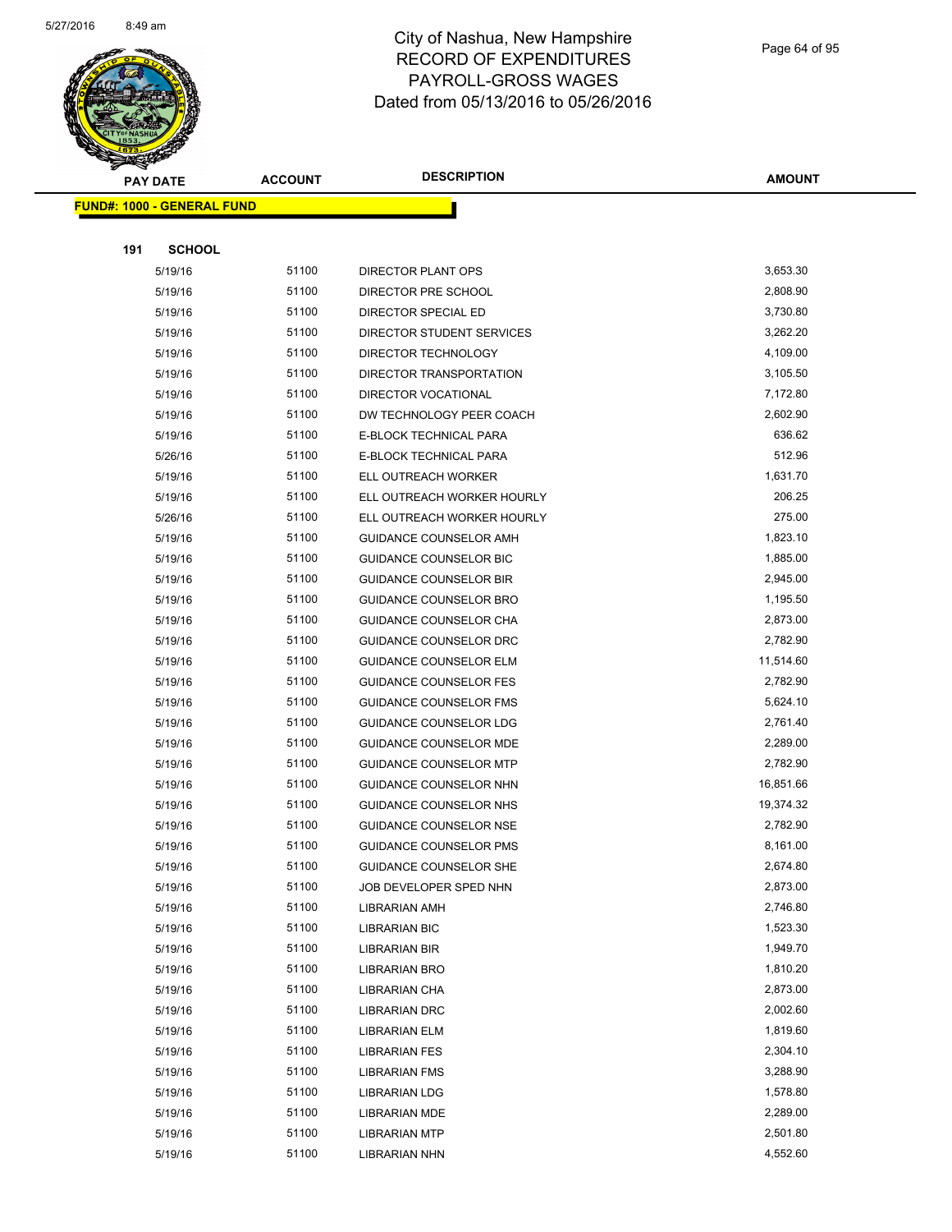# City of Nashua, New Hampshire
## RECORD OF EXPENDITURES
## PAYROLL-GROSS WAGES
## Dated from 05/13/2016 to 05/26/2016

**FUND#: 1000 - GENERAL FUND**

**191 SCHOOL**

| PAY DATE | ACCOUNT | DESCRIPTION | AMOUNT |
|---|---|---|---|
| 5/19/16 | 51100 | DIRECTOR PLANT OPS | 3,653.30 |
| 5/19/16 | 51100 | DIRECTOR PRE SCHOOL | 2,808.90 |
| 5/19/16 | 51100 | DIRECTOR SPECIAL ED | 3,730.80 |
| 5/19/16 | 51100 | DIRECTOR STUDENT SERVICES | 3,262.20 |
| 5/19/16 | 51100 | DIRECTOR TECHNOLOGY | 4,109.00 |
| 5/19/16 | 51100 | DIRECTOR TRANSPORTATION | 3,105.50 |
| 5/19/16 | 51100 | DIRECTOR VOCATIONAL | 7,172.80 |
| 5/19/16 | 51100 | DW TECHNOLOGY PEER COACH | 2,602.90 |
| 5/19/16 | 51100 | E-BLOCK TECHNICAL PARA | 636.62 |
| 5/26/16 | 51100 | E-BLOCK TECHNICAL PARA | 512.96 |
| 5/19/16 | 51100 | ELL OUTREACH WORKER | 1,631.70 |
| 5/19/16 | 51100 | ELL OUTREACH WORKER HOURLY | 206.25 |
| 5/26/16 | 51100 | ELL OUTREACH WORKER HOURLY | 275.00 |
| 5/19/16 | 51100 | GUIDANCE COUNSELOR AMH | 1,823.10 |
| 5/19/16 | 51100 | GUIDANCE COUNSELOR BIC | 1,885.00 |
| 5/19/16 | 51100 | GUIDANCE COUNSELOR BIR | 2,945.00 |
| 5/19/16 | 51100 | GUIDANCE COUNSELOR BRO | 1,195.50 |
| 5/19/16 | 51100 | GUIDANCE COUNSELOR CHA | 2,873.00 |
| 5/19/16 | 51100 | GUIDANCE COUNSELOR DRC | 2,782.90 |
| 5/19/16 | 51100 | GUIDANCE COUNSELOR ELM | 11,514.60 |
| 5/19/16 | 51100 | GUIDANCE COUNSELOR FES | 2,782.90 |
| 5/19/16 | 51100 | GUIDANCE COUNSELOR FMS | 5,624.10 |
| 5/19/16 | 51100 | GUIDANCE COUNSELOR LDG | 2,761.40 |
| 5/19/16 | 51100 | GUIDANCE COUNSELOR MDE | 2,289.00 |
| 5/19/16 | 51100 | GUIDANCE COUNSELOR MTP | 2,782.90 |
| 5/19/16 | 51100 | GUIDANCE COUNSELOR NHN | 16,851.66 |
| 5/19/16 | 51100 | GUIDANCE COUNSELOR NHS | 19,374.32 |
| 5/19/16 | 51100 | GUIDANCE COUNSELOR NSE | 2,782.90 |
| 5/19/16 | 51100 | GUIDANCE COUNSELOR PMS | 8,161.00 |
| 5/19/16 | 51100 | GUIDANCE COUNSELOR SHE | 2,674.80 |
| 5/19/16 | 51100 | JOB DEVELOPER SPED NHN | 2,873.00 |
| 5/19/16 | 51100 | LIBRARIAN AMH | 2,746.80 |
| 5/19/16 | 51100 | LIBRARIAN BIC | 1,523.30 |
| 5/19/16 | 51100 | LIBRARIAN BIR | 1,949.70 |
| 5/19/16 | 51100 | LIBRARIAN BRO | 1,810.20 |
| 5/19/16 | 51100 | LIBRARIAN CHA | 2,873.00 |
| 5/19/16 | 51100 | LIBRARIAN DRC | 2,002.60 |
| 5/19/16 | 51100 | LIBRARIAN ELM | 1,819.60 |
| 5/19/16 | 51100 | LIBRARIAN FES | 2,304.10 |
| 5/19/16 | 51100 | LIBRARIAN FMS | 3,288.90 |
| 5/19/16 | 51100 | LIBRARIAN LDG | 1,578.80 |
| 5/19/16 | 51100 | LIBRARIAN MDE | 2,289.00 |
| 5/19/16 | 51100 | LIBRARIAN MTP | 2,501.80 |
| 5/19/16 | 51100 | LIBRARIAN NHN | 4,552.60 |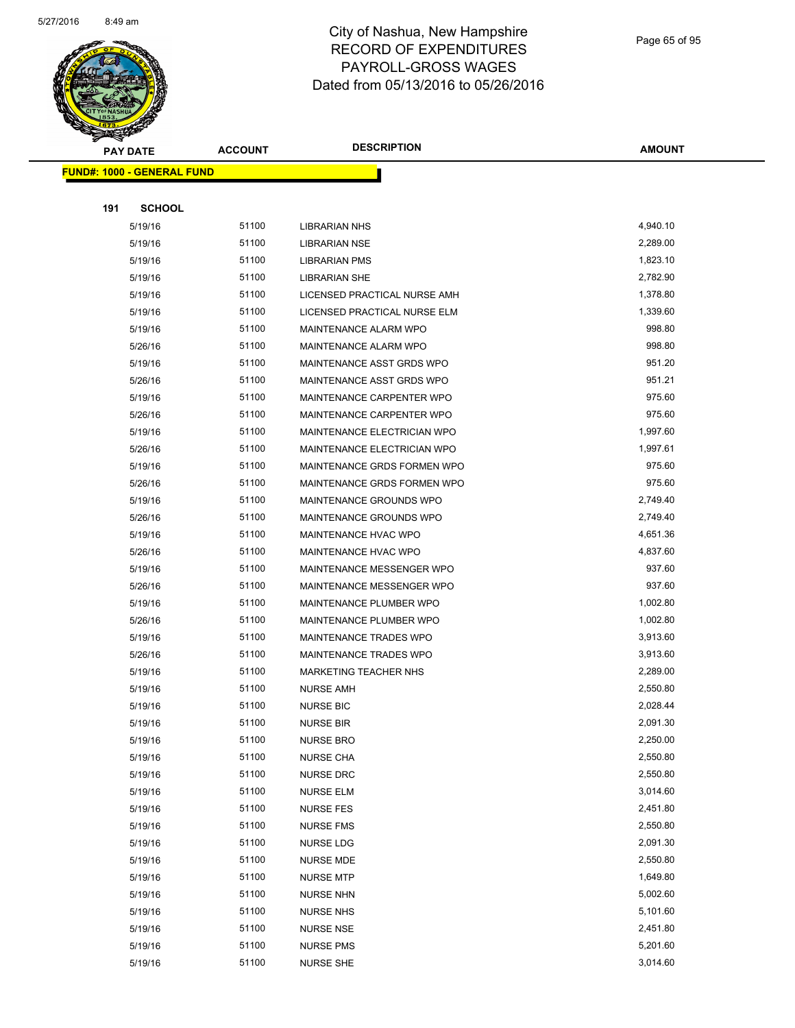# City of Nashua, New Hampshire
## RECORD OF EXPENDITURES
## PAYROLL-GROSS WAGES
## Dated from 05/13/2016 to 05/26/2016

**FUND#: 1000 - GENERAL FUND**

**191 SCHOOL**

| PAY DATE | ACCOUNT | DESCRIPTION | AMOUNT |
|---|---|---|---|
| 5/19/16 | 51100 | LIBRARIAN NHS | 4,940.10 |
| 5/19/16 | 51100 | LIBRARIAN NSE | 2,289.00 |
| 5/19/16 | 51100 | LIBRARIAN PMS | 1,823.10 |
| 5/19/16 | 51100 | LIBRARIAN SHE | 2,782.90 |
| 5/19/16 | 51100 | LICENSED PRACTICAL NURSE AMH | 1,378.80 |
| 5/19/16 | 51100 | LICENSED PRACTICAL NURSE ELM | 1,339.60 |
| 5/19/16 | 51100 | MAINTENANCE ALARM WPO | 998.80 |
| 5/26/16 | 51100 | MAINTENANCE ALARM WPO | 998.80 |
| 5/19/16 | 51100 | MAINTENANCE ASST GRDS WPO | 951.20 |
| 5/26/16 | 51100 | MAINTENANCE ASST GRDS WPO | 951.21 |
| 5/19/16 | 51100 | MAINTENANCE CARPENTER WPO | 975.60 |
| 5/26/16 | 51100 | MAINTENANCE CARPENTER WPO | 975.60 |
| 5/19/16 | 51100 | MAINTENANCE ELECTRICIAN WPO | 1,997.60 |
| 5/26/16 | 51100 | MAINTENANCE ELECTRICIAN WPO | 1,997.61 |
| 5/19/16 | 51100 | MAINTENANCE GRDS FORMEN WPO | 975.60 |
| 5/26/16 | 51100 | MAINTENANCE GRDS FORMEN WPO | 975.60 |
| 5/19/16 | 51100 | MAINTENANCE GROUNDS WPO | 2,749.40 |
| 5/26/16 | 51100 | MAINTENANCE GROUNDS WPO | 2,749.40 |
| 5/19/16 | 51100 | MAINTENANCE HVAC WPO | 4,651.36 |
| 5/26/16 | 51100 | MAINTENANCE HVAC WPO | 4,837.60 |
| 5/19/16 | 51100 | MAINTENANCE MESSENGER WPO | 937.60 |
| 5/26/16 | 51100 | MAINTENANCE MESSENGER WPO | 937.60 |
| 5/19/16 | 51100 | MAINTENANCE PLUMBER WPO | 1,002.80 |
| 5/26/16 | 51100 | MAINTENANCE PLUMBER WPO | 1,002.80 |
| 5/19/16 | 51100 | MAINTENANCE TRADES WPO | 3,913.60 |
| 5/26/16 | 51100 | MAINTENANCE TRADES WPO | 3,913.60 |
| 5/19/16 | 51100 | MARKETING TEACHER NHS | 2,289.00 |
| 5/19/16 | 51100 | NURSE AMH | 2,550.80 |
| 5/19/16 | 51100 | NURSE BIC | 2,028.44 |
| 5/19/16 | 51100 | NURSE BIR | 2,091.30 |
| 5/19/16 | 51100 | NURSE BRO | 2,250.00 |
| 5/19/16 | 51100 | NURSE CHA | 2,550.80 |
| 5/19/16 | 51100 | NURSE DRC | 2,550.80 |
| 5/19/16 | 51100 | NURSE ELM | 3,014.60 |
| 5/19/16 | 51100 | NURSE FES | 2,451.80 |
| 5/19/16 | 51100 | NURSE FMS | 2,550.80 |
| 5/19/16 | 51100 | NURSE LDG | 2,091.30 |
| 5/19/16 | 51100 | NURSE MDE | 2,550.80 |
| 5/19/16 | 51100 | NURSE MTP | 1,649.80 |
| 5/19/16 | 51100 | NURSE NHN | 5,002.60 |
| 5/19/16 | 51100 | NURSE NHS | 5,101.60 |
| 5/19/16 | 51100 | NURSE NSE | 2,451.80 |
| 5/19/16 | 51100 | NURSE PMS | 5,201.60 |
| 5/19/16 | 51100 | NURSE SHE | 3,014.60 |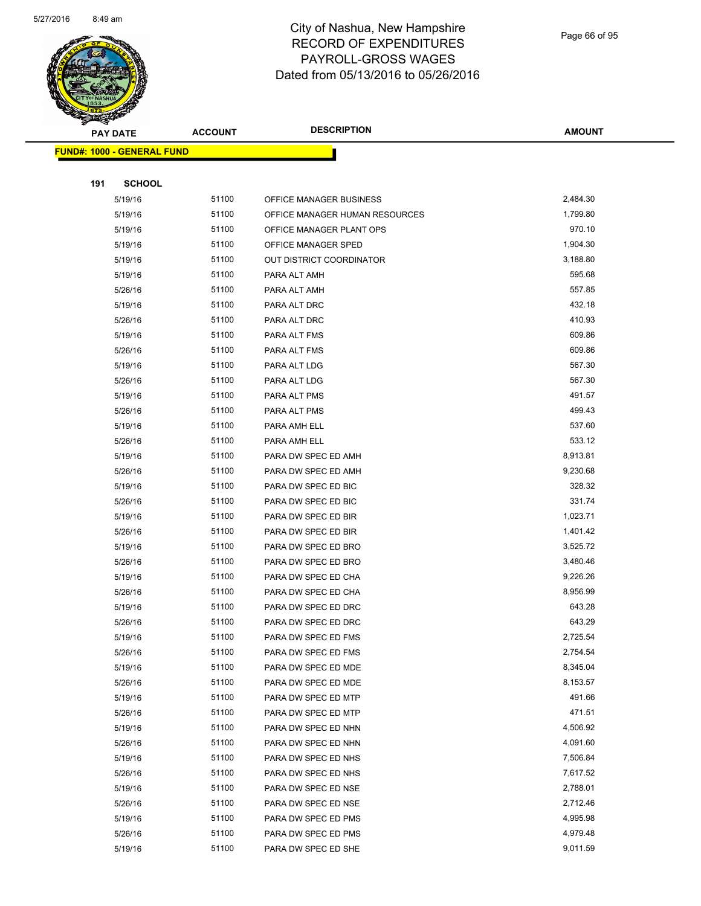# City of Nashua, New Hampshire
# RECORD OF EXPENDITURES
# PAYROLL-GROSS WAGES
# Dated from 05/13/2016 to 05/26/2016

| PAY DATE | ACCOUNT | DESCRIPTION | AMOUNT |
|---|---|---|---|

**FUND#: 1000 - GENERAL FUND**

**191 SCHOOL**

| PAY DATE | ACCOUNT | DESCRIPTION | AMOUNT |
|---|---|---|---|
| 5/19/16 | 51100 | OFFICE MANAGER BUSINESS | 2,484.30 |
| 5/19/16 | 51100 | OFFICE MANAGER HUMAN RESOURCES | 1,799.80 |
| 5/19/16 | 51100 | OFFICE MANAGER PLANT OPS | 970.10 |
| 5/19/16 | 51100 | OFFICE MANAGER SPED | 1,904.30 |
| 5/19/16 | 51100 | OUT DISTRICT COORDINATOR | 3,188.80 |
| 5/19/16 | 51100 | PARA ALT AMH | 595.68 |
| 5/26/16 | 51100 | PARA ALT AMH | 557.85 |
| 5/19/16 | 51100 | PARA ALT DRC | 432.18 |
| 5/26/16 | 51100 | PARA ALT DRC | 410.93 |
| 5/19/16 | 51100 | PARA ALT FMS | 609.86 |
| 5/26/16 | 51100 | PARA ALT FMS | 609.86 |
| 5/19/16 | 51100 | PARA ALT LDG | 567.30 |
| 5/26/16 | 51100 | PARA ALT LDG | 567.30 |
| 5/19/16 | 51100 | PARA ALT PMS | 491.57 |
| 5/26/16 | 51100 | PARA ALT PMS | 499.43 |
| 5/19/16 | 51100 | PARA AMH ELL | 537.60 |
| 5/26/16 | 51100 | PARA AMH ELL | 533.12 |
| 5/19/16 | 51100 | PARA DW SPEC ED AMH | 8,913.81 |
| 5/26/16 | 51100 | PARA DW SPEC ED AMH | 9,230.68 |
| 5/19/16 | 51100 | PARA DW SPEC ED BIC | 328.32 |
| 5/26/16 | 51100 | PARA DW SPEC ED BIC | 331.74 |
| 5/19/16 | 51100 | PARA DW SPEC ED BIR | 1,023.71 |
| 5/26/16 | 51100 | PARA DW SPEC ED BIR | 1,401.42 |
| 5/19/16 | 51100 | PARA DW SPEC ED BRO | 3,525.72 |
| 5/26/16 | 51100 | PARA DW SPEC ED BRO | 3,480.46 |
| 5/19/16 | 51100 | PARA DW SPEC ED CHA | 9,226.26 |
| 5/26/16 | 51100 | PARA DW SPEC ED CHA | 8,956.99 |
| 5/19/16 | 51100 | PARA DW SPEC ED DRC | 643.28 |
| 5/26/16 | 51100 | PARA DW SPEC ED DRC | 643.29 |
| 5/19/16 | 51100 | PARA DW SPEC ED FMS | 2,725.54 |
| 5/26/16 | 51100 | PARA DW SPEC ED FMS | 2,754.54 |
| 5/19/16 | 51100 | PARA DW SPEC ED MDE | 8,345.04 |
| 5/26/16 | 51100 | PARA DW SPEC ED MDE | 8,153.57 |
| 5/19/16 | 51100 | PARA DW SPEC ED MTP | 491.66 |
| 5/26/16 | 51100 | PARA DW SPEC ED MTP | 471.51 |
| 5/19/16 | 51100 | PARA DW SPEC ED NHN | 4,506.92 |
| 5/26/16 | 51100 | PARA DW SPEC ED NHN | 4,091.60 |
| 5/19/16 | 51100 | PARA DW SPEC ED NHS | 7,506.84 |
| 5/26/16 | 51100 | PARA DW SPEC ED NHS | 7,617.52 |
| 5/19/16 | 51100 | PARA DW SPEC ED NSE | 2,788.01 |
| 5/26/16 | 51100 | PARA DW SPEC ED NSE | 2,712.46 |
| 5/19/16 | 51100 | PARA DW SPEC ED PMS | 4,995.98 |
| 5/26/16 | 51100 | PARA DW SPEC ED PMS | 4,979.48 |
| 5/19/16 | 51100 | PARA DW SPEC ED SHE | 9,011.59 |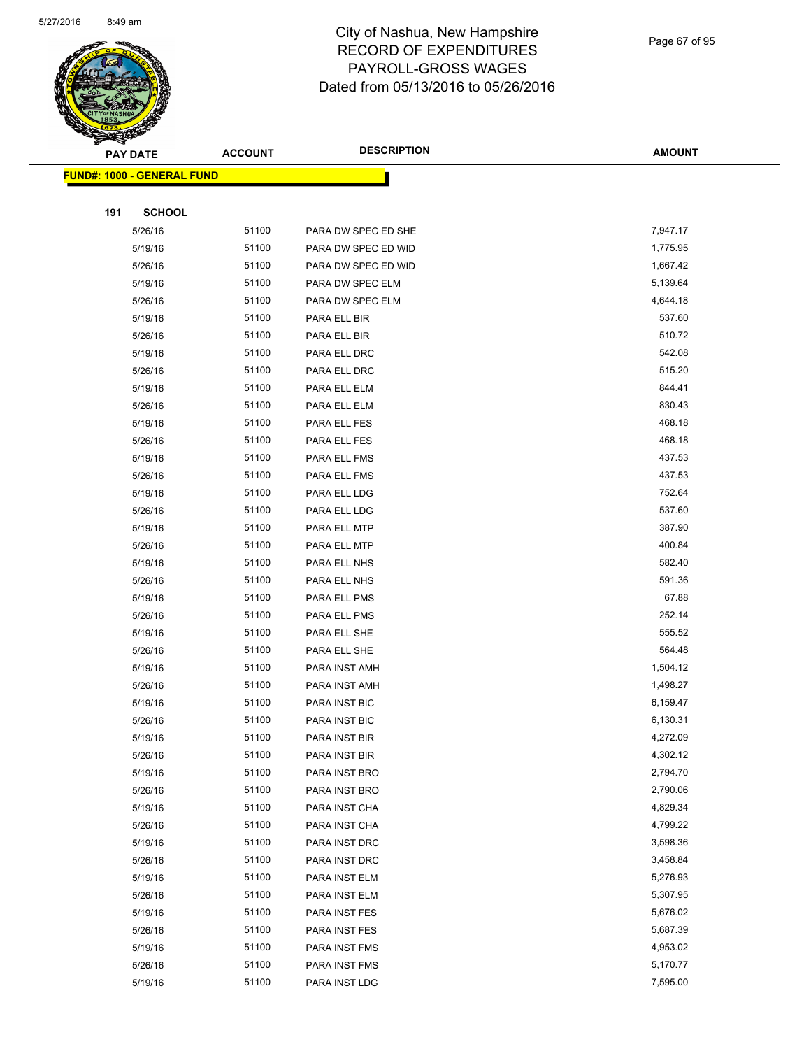# City of Nashua, New Hampshire
# RECORD OF EXPENDITURES
# PAYROLL-GROSS WAGES
# Dated from 05/13/2016 to 05/26/2016

**FUND#: 1000 - GENERAL FUND**

**191 SCHOOL**

| PAY DATE | ACCOUNT | DESCRIPTION | AMOUNT |
|---|---|---|---|
| 5/26/16 | 51100 | PARA DW SPEC ED SHE | 7,947.17 |
| 5/19/16 | 51100 | PARA DW SPEC ED WID | 1,775.95 |
| 5/26/16 | 51100 | PARA DW SPEC ED WID | 1,667.42 |
| 5/19/16 | 51100 | PARA DW SPEC ELM | 5,139.64 |
| 5/26/16 | 51100 | PARA DW SPEC ELM | 4,644.18 |
| 5/19/16 | 51100 | PARA ELL BIR | 537.60 |
| 5/26/16 | 51100 | PARA ELL BIR | 510.72 |
| 5/19/16 | 51100 | PARA ELL DRC | 542.08 |
| 5/26/16 | 51100 | PARA ELL DRC | 515.20 |
| 5/19/16 | 51100 | PARA ELL ELM | 844.41 |
| 5/26/16 | 51100 | PARA ELL ELM | 830.43 |
| 5/19/16 | 51100 | PARA ELL FES | 468.18 |
| 5/26/16 | 51100 | PARA ELL FES | 468.18 |
| 5/19/16 | 51100 | PARA ELL FMS | 437.53 |
| 5/26/16 | 51100 | PARA ELL FMS | 437.53 |
| 5/19/16 | 51100 | PARA ELL LDG | 752.64 |
| 5/26/16 | 51100 | PARA ELL LDG | 537.60 |
| 5/19/16 | 51100 | PARA ELL MTP | 387.90 |
| 5/26/16 | 51100 | PARA ELL MTP | 400.84 |
| 5/19/16 | 51100 | PARA ELL NHS | 582.40 |
| 5/26/16 | 51100 | PARA ELL NHS | 591.36 |
| 5/19/16 | 51100 | PARA ELL PMS | 67.88 |
| 5/26/16 | 51100 | PARA ELL PMS | 252.14 |
| 5/19/16 | 51100 | PARA ELL SHE | 555.52 |
| 5/26/16 | 51100 | PARA ELL SHE | 564.48 |
| 5/19/16 | 51100 | PARA INST AMH | 1,504.12 |
| 5/26/16 | 51100 | PARA INST AMH | 1,498.27 |
| 5/19/16 | 51100 | PARA INST BIC | 6,159.47 |
| 5/26/16 | 51100 | PARA INST BIC | 6,130.31 |
| 5/19/16 | 51100 | PARA INST BIR | 4,272.09 |
| 5/26/16 | 51100 | PARA INST BIR | 4,302.12 |
| 5/19/16 | 51100 | PARA INST BRO | 2,794.70 |
| 5/26/16 | 51100 | PARA INST BRO | 2,790.06 |
| 5/19/16 | 51100 | PARA INST CHA | 4,829.34 |
| 5/26/16 | 51100 | PARA INST CHA | 4,799.22 |
| 5/19/16 | 51100 | PARA INST DRC | 3,598.36 |
| 5/26/16 | 51100 | PARA INST DRC | 3,458.84 |
| 5/19/16 | 51100 | PARA INST ELM | 5,276.93 |
| 5/26/16 | 51100 | PARA INST ELM | 5,307.95 |
| 5/19/16 | 51100 | PARA INST FES | 5,676.02 |
| 5/26/16 | 51100 | PARA INST FES | 5,687.39 |
| 5/19/16 | 51100 | PARA INST FMS | 4,953.02 |
| 5/26/16 | 51100 | PARA INST FMS | 5,170.77 |
| 5/19/16 | 51100 | PARA INST LDG | 7,595.00 |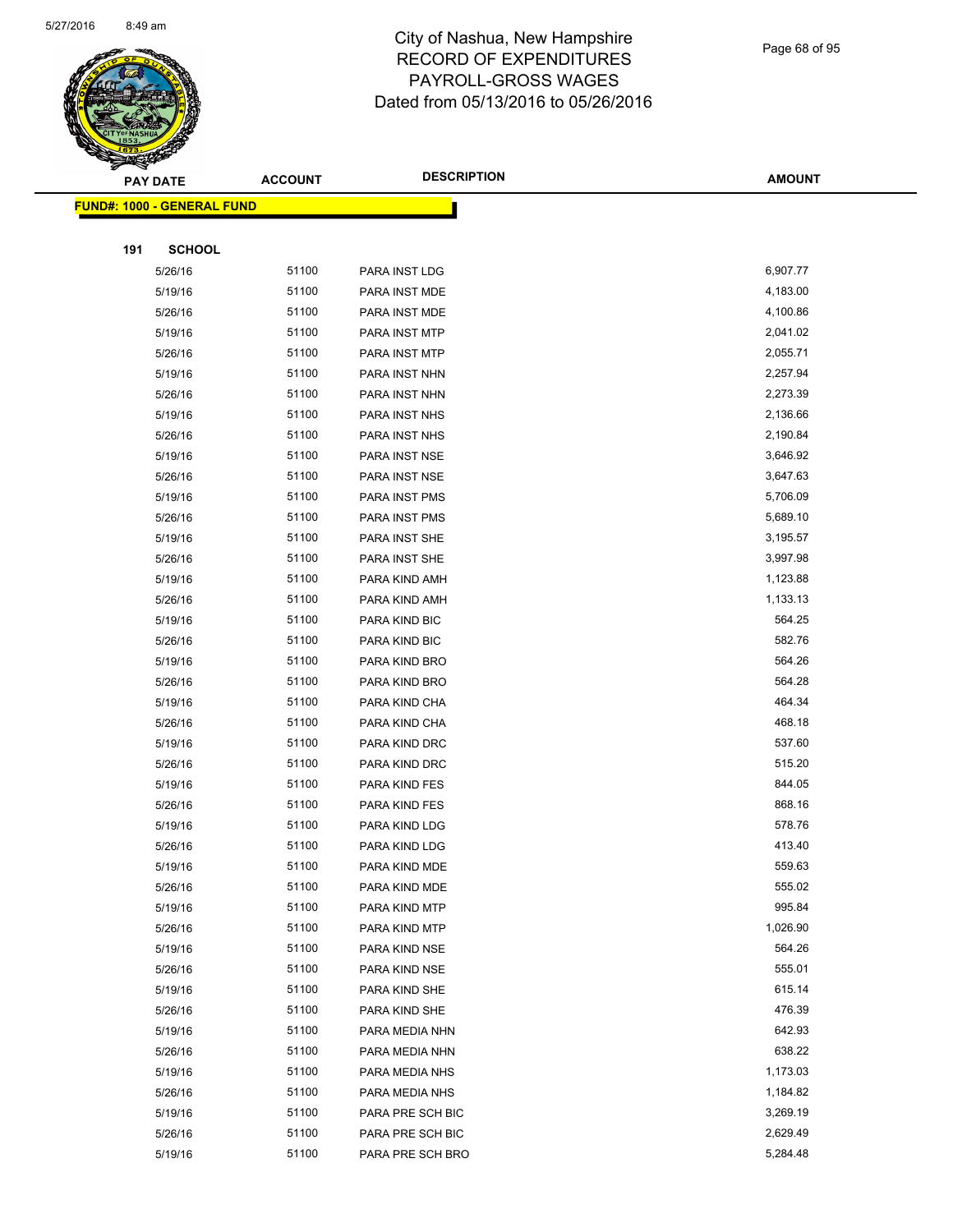**FUND#: 1000 - GENERAL FUND**

**191 SCHOOL**

| PAY DATE | ACCOUNT | DESCRIPTION | AMOUNT |
|---|---|---|---|
| 5/26/16 | 51100 | PARA INST LDG | 6,907.77 |
| 5/19/16 | 51100 | PARA INST MDE | 4,183.00 |
| 5/26/16 | 51100 | PARA INST MDE | 4,100.86 |
| 5/19/16 | 51100 | PARA INST MTP | 2,041.02 |
| 5/26/16 | 51100 | PARA INST MTP | 2,055.71 |
| 5/19/16 | 51100 | PARA INST NHN | 2,257.94 |
| 5/26/16 | 51100 | PARA INST NHN | 2,273.39 |
| 5/19/16 | 51100 | PARA INST NHS | 2,136.66 |
| 5/26/16 | 51100 | PARA INST NHS | 2,190.84 |
| 5/19/16 | 51100 | PARA INST NSE | 3,646.92 |
| 5/26/16 | 51100 | PARA INST NSE | 3,647.63 |
| 5/19/16 | 51100 | PARA INST PMS | 5,706.09 |
| 5/26/16 | 51100 | PARA INST PMS | 5,689.10 |
| 5/19/16 | 51100 | PARA INST SHE | 3,195.57 |
| 5/26/16 | 51100 | PARA INST SHE | 3,997.98 |
| 5/19/16 | 51100 | PARA KIND AMH | 1,123.88 |
| 5/26/16 | 51100 | PARA KIND AMH | 1,133.13 |
| 5/19/16 | 51100 | PARA KIND BIC | 564.25 |
| 5/26/16 | 51100 | PARA KIND BIC | 582.76 |
| 5/19/16 | 51100 | PARA KIND BRO | 564.26 |
| 5/26/16 | 51100 | PARA KIND BRO | 564.28 |
| 5/19/16 | 51100 | PARA KIND CHA | 464.34 |
| 5/26/16 | 51100 | PARA KIND CHA | 468.18 |
| 5/19/16 | 51100 | PARA KIND DRC | 537.60 |
| 5/26/16 | 51100 | PARA KIND DRC | 515.20 |
| 5/19/16 | 51100 | PARA KIND FES | 844.05 |
| 5/26/16 | 51100 | PARA KIND FES | 868.16 |
| 5/19/16 | 51100 | PARA KIND LDG | 578.76 |
| 5/26/16 | 51100 | PARA KIND LDG | 413.40 |
| 5/19/16 | 51100 | PARA KIND MDE | 559.63 |
| 5/26/16 | 51100 | PARA KIND MDE | 555.02 |
| 5/19/16 | 51100 | PARA KIND MTP | 995.84 |
| 5/26/16 | 51100 | PARA KIND MTP | 1,026.90 |
| 5/19/16 | 51100 | PARA KIND NSE | 564.26 |
| 5/26/16 | 51100 | PARA KIND NSE | 555.01 |
| 5/19/16 | 51100 | PARA KIND SHE | 615.14 |
| 5/26/16 | 51100 | PARA KIND SHE | 476.39 |
| 5/19/16 | 51100 | PARA MEDIA NHN | 642.93 |
| 5/26/16 | 51100 | PARA MEDIA NHN | 638.22 |
| 5/19/16 | 51100 | PARA MEDIA NHS | 1,173.03 |
| 5/26/16 | 51100 | PARA MEDIA NHS | 1,184.82 |
| 5/19/16 | 51100 | PARA PRE SCH BIC | 3,269.19 |
| 5/26/16 | 51100 | PARA PRE SCH BIC | 2,629.49 |
| 5/19/16 | 51100 | PARA PRE SCH BRO | 5,284.48 |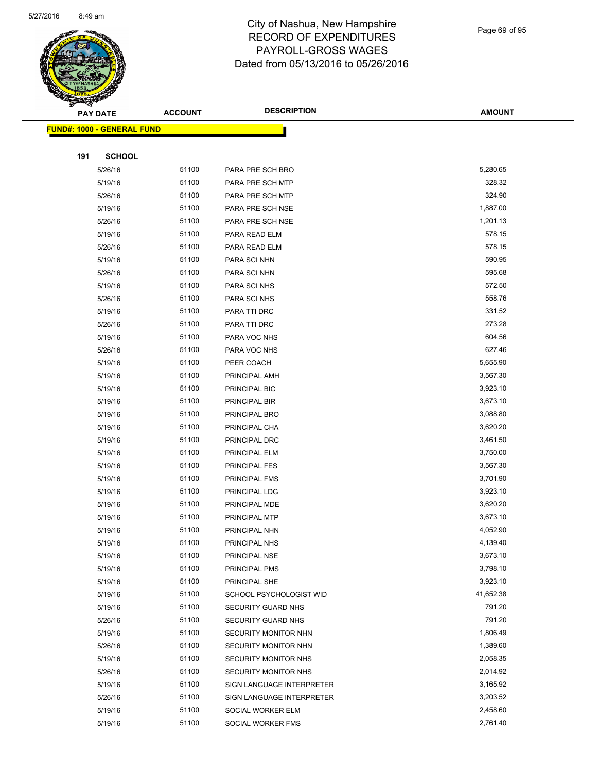# City of Nashua, New Hampshire
# RECORD OF EXPENDITURES
# PAYROLL-GROSS WAGES
# Dated from 05/13/2016 to 05/26/2016

| PAY DATE | ACCOUNT | DESCRIPTION | AMOUNT |
|---|---|---|---|

**FUND#: 1000 - GENERAL FUND**

**191 SCHOOL**

| PAY DATE | ACCOUNT | DESCRIPTION | AMOUNT |
|---|---|---|---|
| 5/26/16 | 51100 | PARA PRE SCH BRO | 5,280.65 |
| 5/19/16 | 51100 | PARA PRE SCH MTP | 328.32 |
| 5/26/16 | 51100 | PARA PRE SCH MTP | 324.90 |
| 5/19/16 | 51100 | PARA PRE SCH NSE | 1,887.00 |
| 5/26/16 | 51100 | PARA PRE SCH NSE | 1,201.13 |
| 5/19/16 | 51100 | PARA READ ELM | 578.15 |
| 5/26/16 | 51100 | PARA READ ELM | 578.15 |
| 5/19/16 | 51100 | PARA SCI NHN | 590.95 |
| 5/26/16 | 51100 | PARA SCI NHN | 595.68 |
| 5/19/16 | 51100 | PARA SCI NHS | 572.50 |
| 5/26/16 | 51100 | PARA SCI NHS | 558.76 |
| 5/19/16 | 51100 | PARA TTI DRC | 331.52 |
| 5/26/16 | 51100 | PARA TTI DRC | 273.28 |
| 5/19/16 | 51100 | PARA VOC NHS | 604.56 |
| 5/26/16 | 51100 | PARA VOC NHS | 627.46 |
| 5/19/16 | 51100 | PEER COACH | 5,655.90 |
| 5/19/16 | 51100 | PRINCIPAL AMH | 3,567.30 |
| 5/19/16 | 51100 | PRINCIPAL BIC | 3,923.10 |
| 5/19/16 | 51100 | PRINCIPAL BIR | 3,673.10 |
| 5/19/16 | 51100 | PRINCIPAL BRO | 3,088.80 |
| 5/19/16 | 51100 | PRINCIPAL CHA | 3,620.20 |
| 5/19/16 | 51100 | PRINCIPAL DRC | 3,461.50 |
| 5/19/16 | 51100 | PRINCIPAL ELM | 3,750.00 |
| 5/19/16 | 51100 | PRINCIPAL FES | 3,567.30 |
| 5/19/16 | 51100 | PRINCIPAL FMS | 3,701.90 |
| 5/19/16 | 51100 | PRINCIPAL LDG | 3,923.10 |
| 5/19/16 | 51100 | PRINCIPAL MDE | 3,620.20 |
| 5/19/16 | 51100 | PRINCIPAL MTP | 3,673.10 |
| 5/19/16 | 51100 | PRINCIPAL NHN | 4,052.90 |
| 5/19/16 | 51100 | PRINCIPAL NHS | 4,139.40 |
| 5/19/16 | 51100 | PRINCIPAL NSE | 3,673.10 |
| 5/19/16 | 51100 | PRINCIPAL PMS | 3,798.10 |
| 5/19/16 | 51100 | PRINCIPAL SHE | 3,923.10 |
| 5/19/16 | 51100 | SCHOOL PSYCHOLOGIST WID | 41,652.38 |
| 5/19/16 | 51100 | SECURITY GUARD NHS | 791.20 |
| 5/26/16 | 51100 | SECURITY GUARD NHS | 791.20 |
| 5/19/16 | 51100 | SECURITY MONITOR NHN | 1,806.49 |
| 5/26/16 | 51100 | SECURITY MONITOR NHN | 1,389.60 |
| 5/19/16 | 51100 | SECURITY MONITOR NHS | 2,058.35 |
| 5/26/16 | 51100 | SECURITY MONITOR NHS | 2,014.92 |
| 5/19/16 | 51100 | SIGN LANGUAGE INTERPRETER | 3,165.92 |
| 5/26/16 | 51100 | SIGN LANGUAGE INTERPRETER | 3,203.52 |
| 5/19/16 | 51100 | SOCIAL WORKER ELM | 2,458.60 |
| 5/19/16 | 51100 | SOCIAL WORKER FMS | 2,761.40 |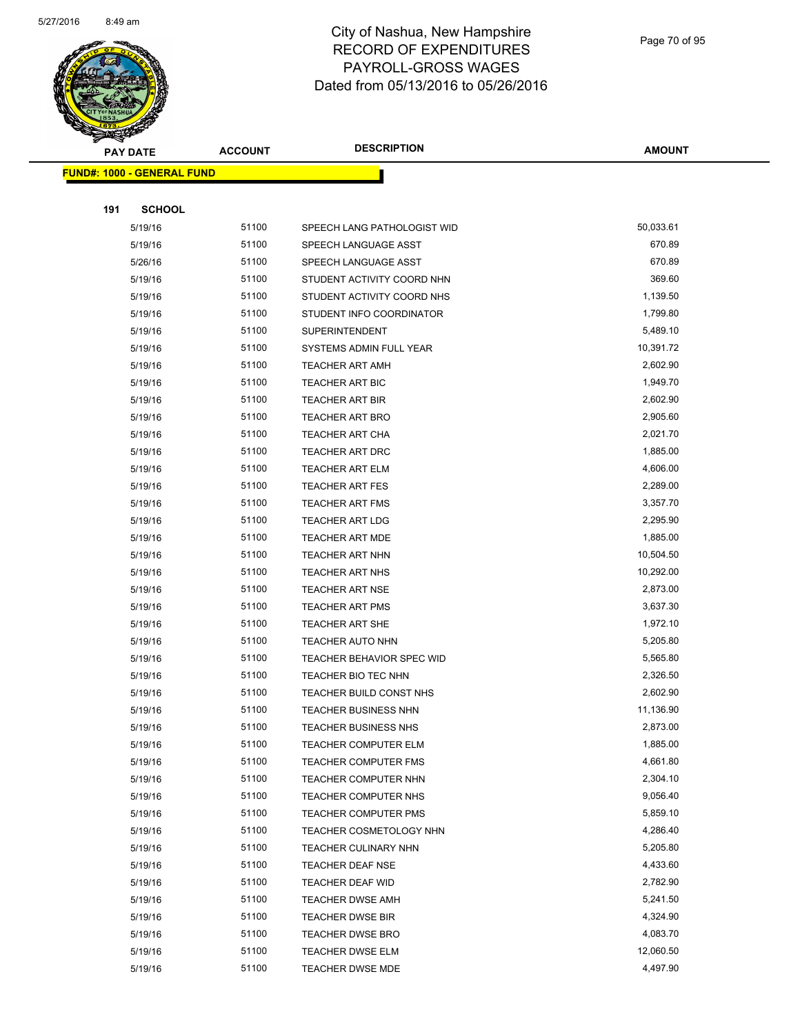# City of Nashua, New Hampshire
## RECORD OF EXPENDITURES
## PAYROLL-GROSS WAGES
## Dated from 05/13/2016 to 05/26/2016

| PAY DATE | ACCOUNT | DESCRIPTION | AMOUNT |
|---|---|---|---|
| **FUND#: 1000 - GENERAL FUND** | | | |
| **191 SCHOOL** | | | |
| 5/19/16 | 51100 | SPEECH LANG PATHOLOGIST WID | 50,033.61 |
| 5/19/16 | 51100 | SPEECH LANGUAGE ASST | 670.89 |
| 5/26/16 | 51100 | SPEECH LANGUAGE ASST | 670.89 |
| 5/19/16 | 51100 | STUDENT ACTIVITY COORD NHN | 369.60 |
| 5/19/16 | 51100 | STUDENT ACTIVITY COORD NHS | 1,139.50 |
| 5/19/16 | 51100 | STUDENT INFO COORDINATOR | 1,799.80 |
| 5/19/16 | 51100 | SUPERINTENDENT | 5,489.10 |
| 5/19/16 | 51100 | SYSTEMS ADMIN FULL YEAR | 10,391.72 |
| 5/19/16 | 51100 | TEACHER ART AMH | 2,602.90 |
| 5/19/16 | 51100 | TEACHER ART BIC | 1,949.70 |
| 5/19/16 | 51100 | TEACHER ART BIR | 2,602.90 |
| 5/19/16 | 51100 | TEACHER ART BRO | 2,905.60 |
| 5/19/16 | 51100 | TEACHER ART CHA | 2,021.70 |
| 5/19/16 | 51100 | TEACHER ART DRC | 1,885.00 |
| 5/19/16 | 51100 | TEACHER ART ELM | 4,606.00 |
| 5/19/16 | 51100 | TEACHER ART FES | 2,289.00 |
| 5/19/16 | 51100 | TEACHER ART FMS | 3,357.70 |
| 5/19/16 | 51100 | TEACHER ART LDG | 2,295.90 |
| 5/19/16 | 51100 | TEACHER ART MDE | 1,885.00 |
| 5/19/16 | 51100 | TEACHER ART NHN | 10,504.50 |
| 5/19/16 | 51100 | TEACHER ART NHS | 10,292.00 |
| 5/19/16 | 51100 | TEACHER ART NSE | 2,873.00 |
| 5/19/16 | 51100 | TEACHER ART PMS | 3,637.30 |
| 5/19/16 | 51100 | TEACHER ART SHE | 1,972.10 |
| 5/19/16 | 51100 | TEACHER AUTO NHN | 5,205.80 |
| 5/19/16 | 51100 | TEACHER BEHAVIOR SPEC WID | 5,565.80 |
| 5/19/16 | 51100 | TEACHER BIO TEC NHN | 2,326.50 |
| 5/19/16 | 51100 | TEACHER BUILD CONST NHS | 2,602.90 |
| 5/19/16 | 51100 | TEACHER BUSINESS NHN | 11,136.90 |
| 5/19/16 | 51100 | TEACHER BUSINESS NHS | 2,873.00 |
| 5/19/16 | 51100 | TEACHER COMPUTER ELM | 1,885.00 |
| 5/19/16 | 51100 | TEACHER COMPUTER FMS | 4,661.80 |
| 5/19/16 | 51100 | TEACHER COMPUTER NHN | 2,304.10 |
| 5/19/16 | 51100 | TEACHER COMPUTER NHS | 9,056.40 |
| 5/19/16 | 51100 | TEACHER COMPUTER PMS | 5,859.10 |
| 5/19/16 | 51100 | TEACHER COSMETOLOGY NHN | 4,286.40 |
| 5/19/16 | 51100 | TEACHER CULINARY NHN | 5,205.80 |
| 5/19/16 | 51100 | TEACHER DEAF NSE | 4,433.60 |
| 5/19/16 | 51100 | TEACHER DEAF WID | 2,782.90 |
| 5/19/16 | 51100 | TEACHER DWSE AMH | 5,241.50 |
| 5/19/16 | 51100 | TEACHER DWSE BIR | 4,324.90 |
| 5/19/16 | 51100 | TEACHER DWSE BRO | 4,083.70 |
| 5/19/16 | 51100 | TEACHER DWSE ELM | 12,060.50 |
| 5/19/16 | 51100 | TEACHER DWSE MDE | 4,497.90 |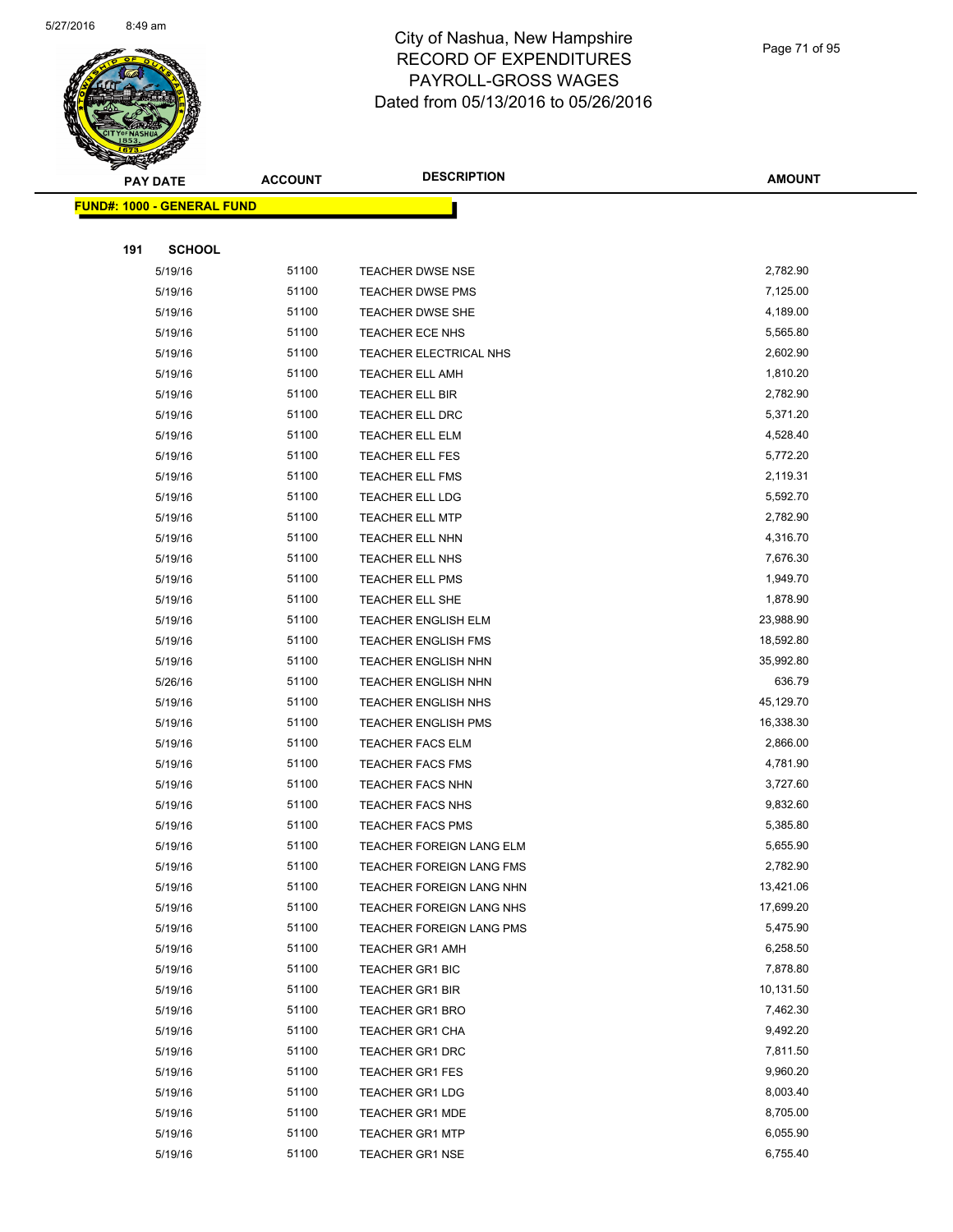# City of Nashua, New Hampshire
# RECORD OF EXPENDITURES
# PAYROLL-GROSS WAGES
# Dated from 05/13/2016 to 05/26/2016

| PAY DATE | ACCOUNT | DESCRIPTION | AMOUNT |
|---|---|---|---|

**FUND#: 1000 - GENERAL FUND**

**191 SCHOOL**

| PAY DATE | ACCOUNT | DESCRIPTION | AMOUNT |
|---|---|---|---|
| 5/19/16 | 51100 | TEACHER DWSE NSE | 2,782.90 |
| 5/19/16 | 51100 | TEACHER DWSE PMS | 7,125.00 |
| 5/19/16 | 51100 | TEACHER DWSE SHE | 4,189.00 |
| 5/19/16 | 51100 | TEACHER ECE NHS | 5,565.80 |
| 5/19/16 | 51100 | TEACHER ELECTRICAL NHS | 2,602.90 |
| 5/19/16 | 51100 | TEACHER ELL AMH | 1,810.20 |
| 5/19/16 | 51100 | TEACHER ELL BIR | 2,782.90 |
| 5/19/16 | 51100 | TEACHER ELL DRC | 5,371.20 |
| 5/19/16 | 51100 | TEACHER ELL ELM | 4,528.40 |
| 5/19/16 | 51100 | TEACHER ELL FES | 5,772.20 |
| 5/19/16 | 51100 | TEACHER ELL FMS | 2,119.31 |
| 5/19/16 | 51100 | TEACHER ELL LDG | 5,592.70 |
| 5/19/16 | 51100 | TEACHER ELL MTP | 2,782.90 |
| 5/19/16 | 51100 | TEACHER ELL NHN | 4,316.70 |
| 5/19/16 | 51100 | TEACHER ELL NHS | 7,676.30 |
| 5/19/16 | 51100 | TEACHER ELL PMS | 1,949.70 |
| 5/19/16 | 51100 | TEACHER ELL SHE | 1,878.90 |
| 5/19/16 | 51100 | TEACHER ENGLISH ELM | 23,988.90 |
| 5/19/16 | 51100 | TEACHER ENGLISH FMS | 18,592.80 |
| 5/19/16 | 51100 | TEACHER ENGLISH NHN | 35,992.80 |
| 5/26/16 | 51100 | TEACHER ENGLISH NHN | 636.79 |
| 5/19/16 | 51100 | TEACHER ENGLISH NHS | 45,129.70 |
| 5/19/16 | 51100 | TEACHER ENGLISH PMS | 16,338.30 |
| 5/19/16 | 51100 | TEACHER FACS ELM | 2,866.00 |
| 5/19/16 | 51100 | TEACHER FACS FMS | 4,781.90 |
| 5/19/16 | 51100 | TEACHER FACS NHN | 3,727.60 |
| 5/19/16 | 51100 | TEACHER FACS NHS | 9,832.60 |
| 5/19/16 | 51100 | TEACHER FACS PMS | 5,385.80 |
| 5/19/16 | 51100 | TEACHER FOREIGN LANG ELM | 5,655.90 |
| 5/19/16 | 51100 | TEACHER FOREIGN LANG FMS | 2,782.90 |
| 5/19/16 | 51100 | TEACHER FOREIGN LANG NHN | 13,421.06 |
| 5/19/16 | 51100 | TEACHER FOREIGN LANG NHS | 17,699.20 |
| 5/19/16 | 51100 | TEACHER FOREIGN LANG PMS | 5,475.90 |
| 5/19/16 | 51100 | TEACHER GR1 AMH | 6,258.50 |
| 5/19/16 | 51100 | TEACHER GR1 BIC | 7,878.80 |
| 5/19/16 | 51100 | TEACHER GR1 BIR | 10,131.50 |
| 5/19/16 | 51100 | TEACHER GR1 BRO | 7,462.30 |
| 5/19/16 | 51100 | TEACHER GR1 CHA | 9,492.20 |
| 5/19/16 | 51100 | TEACHER GR1 DRC | 7,811.50 |
| 5/19/16 | 51100 | TEACHER GR1 FES | 9,960.20 |
| 5/19/16 | 51100 | TEACHER GR1 LDG | 8,003.40 |
| 5/19/16 | 51100 | TEACHER GR1 MDE | 8,705.00 |
| 5/19/16 | 51100 | TEACHER GR1 MTP | 6,055.90 |
| 5/19/16 | 51100 | TEACHER GR1 NSE | 6,755.40 |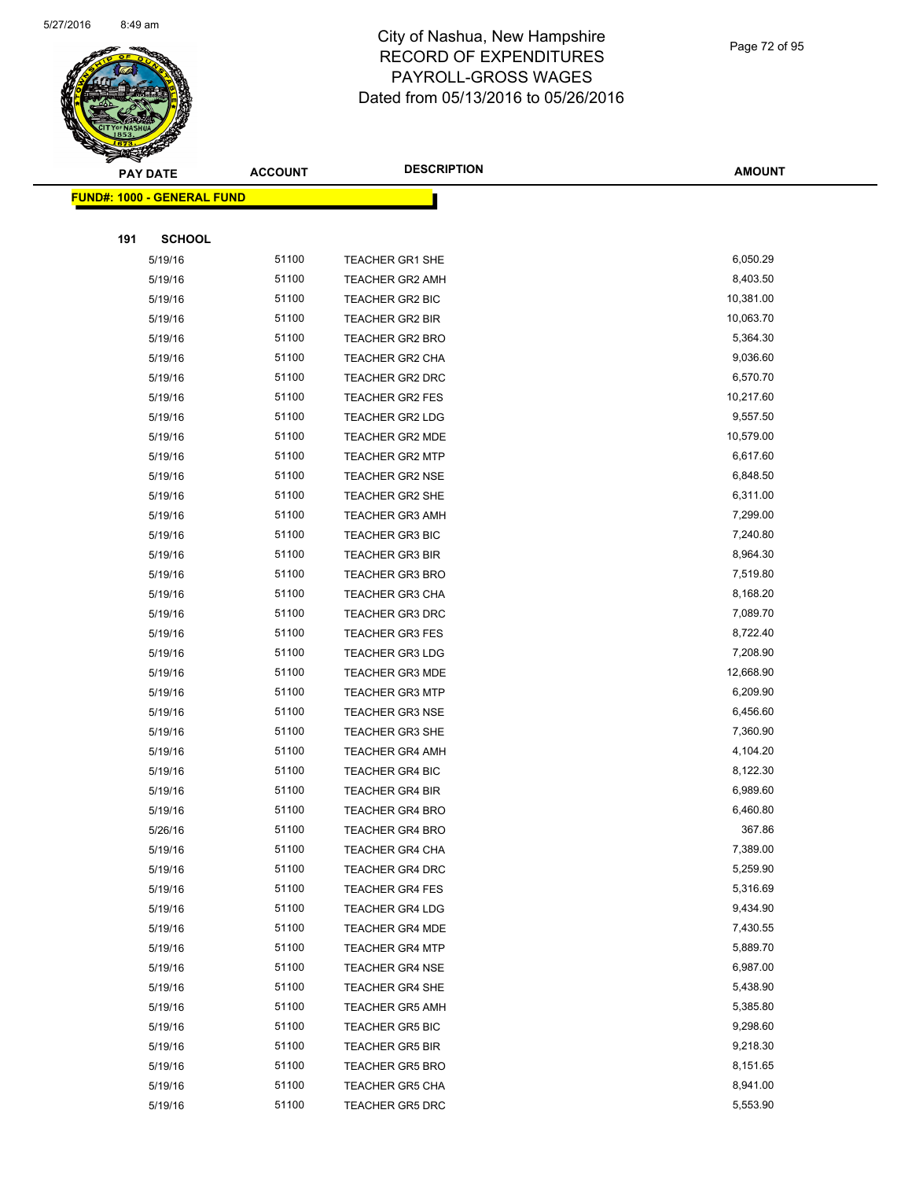# City of Nashua, New Hampshire
## RECORD OF EXPENDITURES
## PAYROLL-GROSS WAGES
## Dated from 05/13/2016 to 05/26/2016

| PAY DATE | ACCOUNT | DESCRIPTION | AMOUNT |
|---|---|---|---|
| **FUND#: 1000 - GENERAL FUND** | | | |
| **191 SCHOOL** | | | |
| 5/19/16 | 51100 | TEACHER GR1 SHE | 6,050.29 |
| 5/19/16 | 51100 | TEACHER GR2 AMH | 8,403.50 |
| 5/19/16 | 51100 | TEACHER GR2 BIC | 10,381.00 |
| 5/19/16 | 51100 | TEACHER GR2 BIR | 10,063.70 |
| 5/19/16 | 51100 | TEACHER GR2 BRO | 5,364.30 |
| 5/19/16 | 51100 | TEACHER GR2 CHA | 9,036.60 |
| 5/19/16 | 51100 | TEACHER GR2 DRC | 6,570.70 |
| 5/19/16 | 51100 | TEACHER GR2 FES | 10,217.60 |
| 5/19/16 | 51100 | TEACHER GR2 LDG | 9,557.50 |
| 5/19/16 | 51100 | TEACHER GR2 MDE | 10,579.00 |
| 5/19/16 | 51100 | TEACHER GR2 MTP | 6,617.60 |
| 5/19/16 | 51100 | TEACHER GR2 NSE | 6,848.50 |
| 5/19/16 | 51100 | TEACHER GR2 SHE | 6,311.00 |
| 5/19/16 | 51100 | TEACHER GR3 AMH | 7,299.00 |
| 5/19/16 | 51100 | TEACHER GR3 BIC | 7,240.80 |
| 5/19/16 | 51100 | TEACHER GR3 BIR | 8,964.30 |
| 5/19/16 | 51100 | TEACHER GR3 BRO | 7,519.80 |
| 5/19/16 | 51100 | TEACHER GR3 CHA | 8,168.20 |
| 5/19/16 | 51100 | TEACHER GR3 DRC | 7,089.70 |
| 5/19/16 | 51100 | TEACHER GR3 FES | 8,722.40 |
| 5/19/16 | 51100 | TEACHER GR3 LDG | 7,208.90 |
| 5/19/16 | 51100 | TEACHER GR3 MDE | 12,668.90 |
| 5/19/16 | 51100 | TEACHER GR3 MTP | 6,209.90 |
| 5/19/16 | 51100 | TEACHER GR3 NSE | 6,456.60 |
| 5/19/16 | 51100 | TEACHER GR3 SHE | 7,360.90 |
| 5/19/16 | 51100 | TEACHER GR4 AMH | 4,104.20 |
| 5/19/16 | 51100 | TEACHER GR4 BIC | 8,122.30 |
| 5/19/16 | 51100 | TEACHER GR4 BIR | 6,989.60 |
| 5/19/16 | 51100 | TEACHER GR4 BRO | 6,460.80 |
| 5/26/16 | 51100 | TEACHER GR4 BRO | 367.86 |
| 5/19/16 | 51100 | TEACHER GR4 CHA | 7,389.00 |
| 5/19/16 | 51100 | TEACHER GR4 DRC | 5,259.90 |
| 5/19/16 | 51100 | TEACHER GR4 FES | 5,316.69 |
| 5/19/16 | 51100 | TEACHER GR4 LDG | 9,434.90 |
| 5/19/16 | 51100 | TEACHER GR4 MDE | 7,430.55 |
| 5/19/16 | 51100 | TEACHER GR4 MTP | 5,889.70 |
| 5/19/16 | 51100 | TEACHER GR4 NSE | 6,987.00 |
| 5/19/16 | 51100 | TEACHER GR4 SHE | 5,438.90 |
| 5/19/16 | 51100 | TEACHER GR5 AMH | 5,385.80 |
| 5/19/16 | 51100 | TEACHER GR5 BIC | 9,298.60 |
| 5/19/16 | 51100 | TEACHER GR5 BIR | 9,218.30 |
| 5/19/16 | 51100 | TEACHER GR5 BRO | 8,151.65 |
| 5/19/16 | 51100 | TEACHER GR5 CHA | 8,941.00 |
| 5/19/16 | 51100 | TEACHER GR5 DRC | 5,553.90 |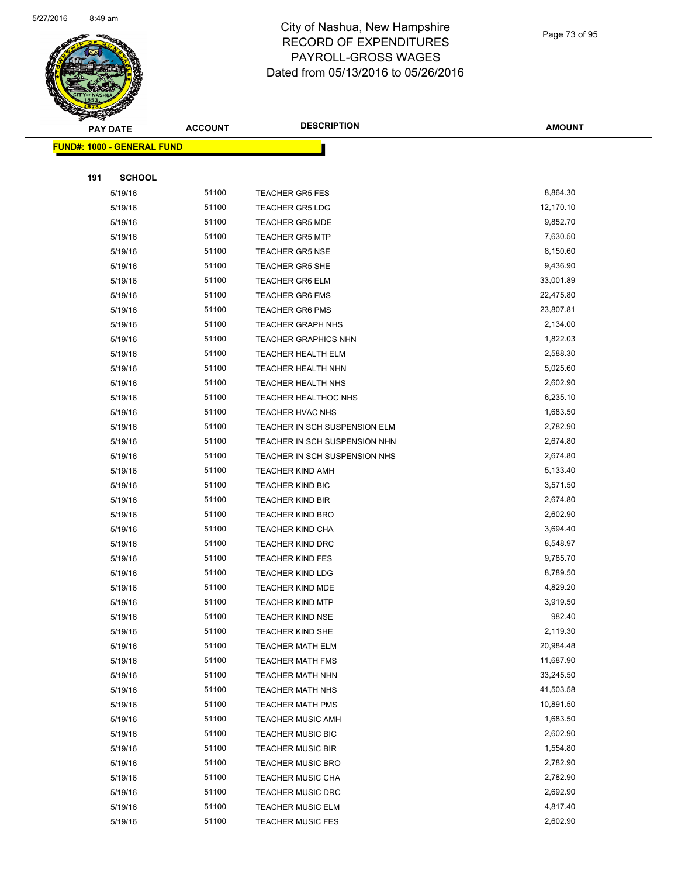# City of Nashua, New Hampshire
## RECORD OF EXPENDITURES
## PAYROLL-GROSS WAGES
## Dated from 05/13/2016 to 05/26/2016

| PAY DATE | ACCOUNT | DESCRIPTION | AMOUNT |
|---|---|---|---|
| **FUND#: 1000 - GENERAL FUND** | | | |
| **191 SCHOOL** | | | |
| 5/19/16 | 51100 | TEACHER GR5 FES | 8,864.30 |
| 5/19/16 | 51100 | TEACHER GR5 LDG | 12,170.10 |
| 5/19/16 | 51100 | TEACHER GR5 MDE | 9,852.70 |
| 5/19/16 | 51100 | TEACHER GR5 MTP | 7,630.50 |
| 5/19/16 | 51100 | TEACHER GR5 NSE | 8,150.60 |
| 5/19/16 | 51100 | TEACHER GR5 SHE | 9,436.90 |
| 5/19/16 | 51100 | TEACHER GR6 ELM | 33,001.89 |
| 5/19/16 | 51100 | TEACHER GR6 FMS | 22,475.80 |
| 5/19/16 | 51100 | TEACHER GR6 PMS | 23,807.81 |
| 5/19/16 | 51100 | TEACHER GRAPH NHS | 2,134.00 |
| 5/19/16 | 51100 | TEACHER GRAPHICS NHN | 1,822.03 |
| 5/19/16 | 51100 | TEACHER HEALTH ELM | 2,588.30 |
| 5/19/16 | 51100 | TEACHER HEALTH NHN | 5,025.60 |
| 5/19/16 | 51100 | TEACHER HEALTH NHS | 2,602.90 |
| 5/19/16 | 51100 | TEACHER HEALTHOC NHS | 6,235.10 |
| 5/19/16 | 51100 | TEACHER HVAC NHS | 1,683.50 |
| 5/19/16 | 51100 | TEACHER IN SCH SUSPENSION ELM | 2,782.90 |
| 5/19/16 | 51100 | TEACHER IN SCH SUSPENSION NHN | 2,674.80 |
| 5/19/16 | 51100 | TEACHER IN SCH SUSPENSION NHS | 2,674.80 |
| 5/19/16 | 51100 | TEACHER KIND AMH | 5,133.40 |
| 5/19/16 | 51100 | TEACHER KIND BIC | 3,571.50 |
| 5/19/16 | 51100 | TEACHER KIND BIR | 2,674.80 |
| 5/19/16 | 51100 | TEACHER KIND BRO | 2,602.90 |
| 5/19/16 | 51100 | TEACHER KIND CHA | 3,694.40 |
| 5/19/16 | 51100 | TEACHER KIND DRC | 8,548.97 |
| 5/19/16 | 51100 | TEACHER KIND FES | 9,785.70 |
| 5/19/16 | 51100 | TEACHER KIND LDG | 8,789.50 |
| 5/19/16 | 51100 | TEACHER KIND MDE | 4,829.20 |
| 5/19/16 | 51100 | TEACHER KIND MTP | 3,919.50 |
| 5/19/16 | 51100 | TEACHER KIND NSE | 982.40 |
| 5/19/16 | 51100 | TEACHER KIND SHE | 2,119.30 |
| 5/19/16 | 51100 | TEACHER MATH ELM | 20,984.48 |
| 5/19/16 | 51100 | TEACHER MATH FMS | 11,687.90 |
| 5/19/16 | 51100 | TEACHER MATH NHN | 33,245.50 |
| 5/19/16 | 51100 | TEACHER MATH NHS | 41,503.58 |
| 5/19/16 | 51100 | TEACHER MATH PMS | 10,891.50 |
| 5/19/16 | 51100 | TEACHER MUSIC AMH | 1,683.50 |
| 5/19/16 | 51100 | TEACHER MUSIC BIC | 2,602.90 |
| 5/19/16 | 51100 | TEACHER MUSIC BIR | 1,554.80 |
| 5/19/16 | 51100 | TEACHER MUSIC BRO | 2,782.90 |
| 5/19/16 | 51100 | TEACHER MUSIC CHA | 2,782.90 |
| 5/19/16 | 51100 | TEACHER MUSIC DRC | 2,692.90 |
| 5/19/16 | 51100 | TEACHER MUSIC ELM | 4,817.40 |
| 5/19/16 | 51100 | TEACHER MUSIC FES | 2,602.90 |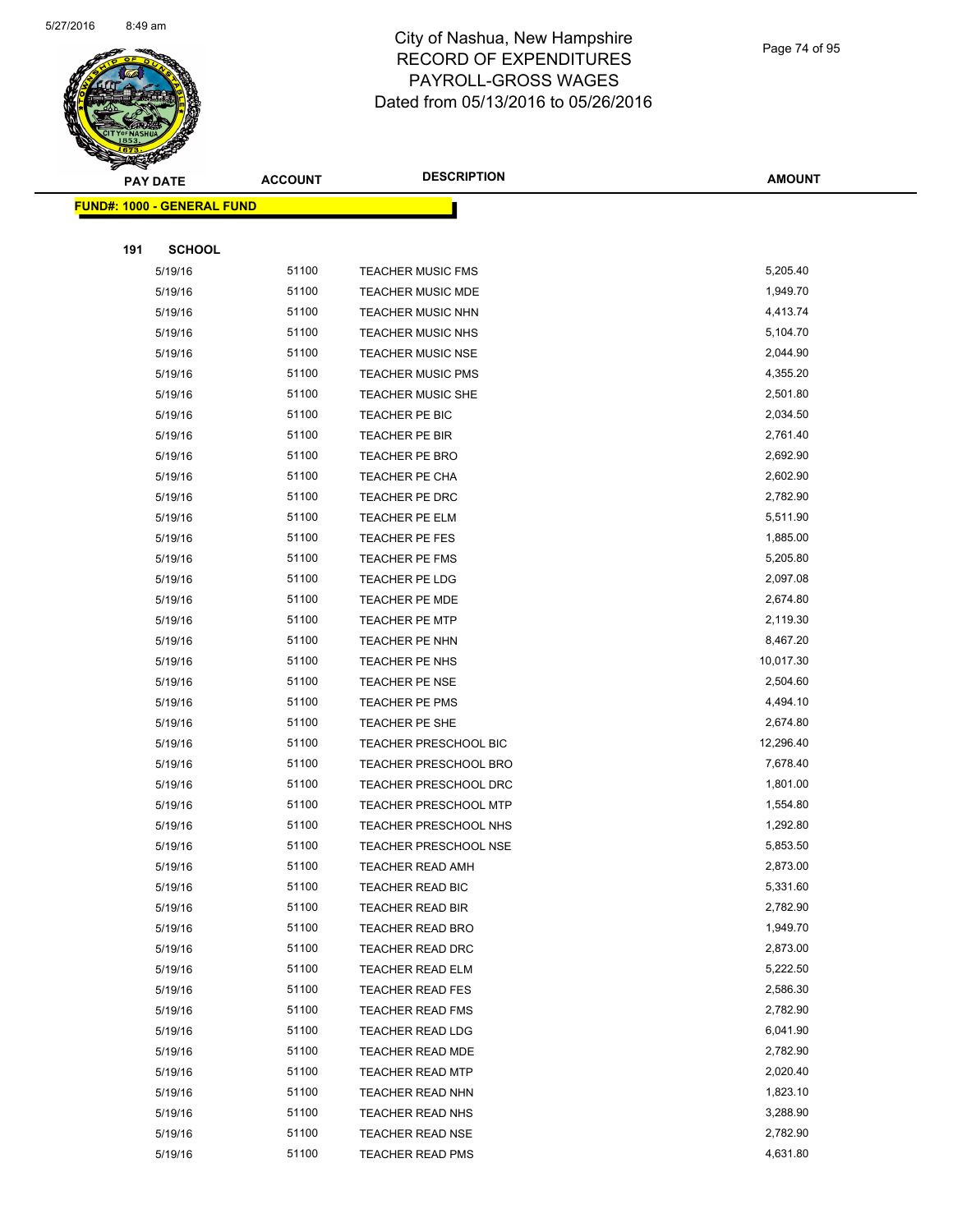# City of Nashua, New Hampshire
# RECORD OF EXPENDITURES
# PAYROLL-GROSS WAGES
# Dated from 05/13/2016 to 05/26/2016

| PAY DATE | ACCOUNT | DESCRIPTION | AMOUNT |
|---|---|---|---|

**FUND#: 1000 - GENERAL FUND**

**191 SCHOOL**

| PAY DATE | ACCOUNT | DESCRIPTION | AMOUNT |
|---|---|---|---|
| 5/19/16 | 51100 | TEACHER MUSIC FMS | 5,205.40 |
| 5/19/16 | 51100 | TEACHER MUSIC MDE | 1,949.70 |
| 5/19/16 | 51100 | TEACHER MUSIC NHN | 4,413.74 |
| 5/19/16 | 51100 | TEACHER MUSIC NHS | 5,104.70 |
| 5/19/16 | 51100 | TEACHER MUSIC NSE | 2,044.90 |
| 5/19/16 | 51100 | TEACHER MUSIC PMS | 4,355.20 |
| 5/19/16 | 51100 | TEACHER MUSIC SHE | 2,501.80 |
| 5/19/16 | 51100 | TEACHER PE BIC | 2,034.50 |
| 5/19/16 | 51100 | TEACHER PE BIR | 2,761.40 |
| 5/19/16 | 51100 | TEACHER PE BRO | 2,692.90 |
| 5/19/16 | 51100 | TEACHER PE CHA | 2,602.90 |
| 5/19/16 | 51100 | TEACHER PE DRC | 2,782.90 |
| 5/19/16 | 51100 | TEACHER PE ELM | 5,511.90 |
| 5/19/16 | 51100 | TEACHER PE FES | 1,885.00 |
| 5/19/16 | 51100 | TEACHER PE FMS | 5,205.80 |
| 5/19/16 | 51100 | TEACHER PE LDG | 2,097.08 |
| 5/19/16 | 51100 | TEACHER PE MDE | 2,674.80 |
| 5/19/16 | 51100 | TEACHER PE MTP | 2,119.30 |
| 5/19/16 | 51100 | TEACHER PE NHN | 8,467.20 |
| 5/19/16 | 51100 | TEACHER PE NHS | 10,017.30 |
| 5/19/16 | 51100 | TEACHER PE NSE | 2,504.60 |
| 5/19/16 | 51100 | TEACHER PE PMS | 4,494.10 |
| 5/19/16 | 51100 | TEACHER PE SHE | 2,674.80 |
| 5/19/16 | 51100 | TEACHER PRESCHOOL BIC | 12,296.40 |
| 5/19/16 | 51100 | TEACHER PRESCHOOL BRO | 7,678.40 |
| 5/19/16 | 51100 | TEACHER PRESCHOOL DRC | 1,801.00 |
| 5/19/16 | 51100 | TEACHER PRESCHOOL MTP | 1,554.80 |
| 5/19/16 | 51100 | TEACHER PRESCHOOL NHS | 1,292.80 |
| 5/19/16 | 51100 | TEACHER PRESCHOOL NSE | 5,853.50 |
| 5/19/16 | 51100 | TEACHER READ AMH | 2,873.00 |
| 5/19/16 | 51100 | TEACHER READ BIC | 5,331.60 |
| 5/19/16 | 51100 | TEACHER READ BIR | 2,782.90 |
| 5/19/16 | 51100 | TEACHER READ BRO | 1,949.70 |
| 5/19/16 | 51100 | TEACHER READ DRC | 2,873.00 |
| 5/19/16 | 51100 | TEACHER READ ELM | 5,222.50 |
| 5/19/16 | 51100 | TEACHER READ FES | 2,586.30 |
| 5/19/16 | 51100 | TEACHER READ FMS | 2,782.90 |
| 5/19/16 | 51100 | TEACHER READ LDG | 6,041.90 |
| 5/19/16 | 51100 | TEACHER READ MDE | 2,782.90 |
| 5/19/16 | 51100 | TEACHER READ MTP | 2,020.40 |
| 5/19/16 | 51100 | TEACHER READ NHN | 1,823.10 |
| 5/19/16 | 51100 | TEACHER READ NHS | 3,288.90 |
| 5/19/16 | 51100 | TEACHER READ NSE | 2,782.90 |
| 5/19/16 | 51100 | TEACHER READ PMS | 4,631.80 |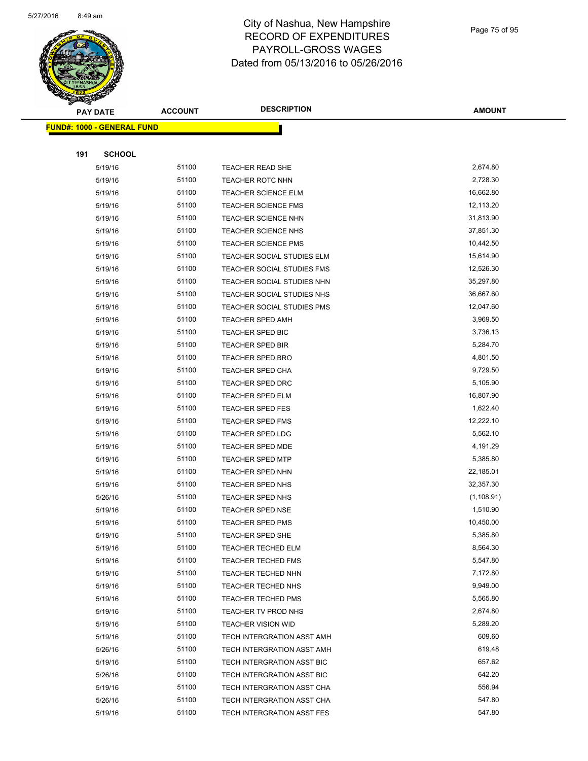# City of Nashua, New Hampshire
## RECORD OF EXPENDITURES
## PAYROLL-GROSS WAGES
## Dated from 05/13/2016 to 05/26/2016

| PAY DATE | ACCOUNT | DESCRIPTION | AMOUNT |
|---|---|---|---|

**FUND#: 1000 - GENERAL FUND**

**191 SCHOOL**

| PAY DATE | ACCOUNT | DESCRIPTION | AMOUNT |
|---|---|---|---|
| 5/19/16 | 51100 | TEACHER READ SHE | 2,674.80 |
| 5/19/16 | 51100 | TEACHER ROTC NHN | 2,728.30 |
| 5/19/16 | 51100 | TEACHER SCIENCE ELM | 16,662.80 |
| 5/19/16 | 51100 | TEACHER SCIENCE FMS | 12,113.20 |
| 5/19/16 | 51100 | TEACHER SCIENCE NHN | 31,813.90 |
| 5/19/16 | 51100 | TEACHER SCIENCE NHS | 37,851.30 |
| 5/19/16 | 51100 | TEACHER SCIENCE PMS | 10,442.50 |
| 5/19/16 | 51100 | TEACHER SOCIAL STUDIES ELM | 15,614.90 |
| 5/19/16 | 51100 | TEACHER SOCIAL STUDIES FMS | 12,526.30 |
| 5/19/16 | 51100 | TEACHER SOCIAL STUDIES NHN | 35,297.80 |
| 5/19/16 | 51100 | TEACHER SOCIAL STUDIES NHS | 36,667.60 |
| 5/19/16 | 51100 | TEACHER SOCIAL STUDIES PMS | 12,047.60 |
| 5/19/16 | 51100 | TEACHER SPED AMH | 3,969.50 |
| 5/19/16 | 51100 | TEACHER SPED BIC | 3,736.13 |
| 5/19/16 | 51100 | TEACHER SPED BIR | 5,284.70 |
| 5/19/16 | 51100 | TEACHER SPED BRO | 4,801.50 |
| 5/19/16 | 51100 | TEACHER SPED CHA | 9,729.50 |
| 5/19/16 | 51100 | TEACHER SPED DRC | 5,105.90 |
| 5/19/16 | 51100 | TEACHER SPED ELM | 16,807.90 |
| 5/19/16 | 51100 | TEACHER SPED FES | 1,622.40 |
| 5/19/16 | 51100 | TEACHER SPED FMS | 12,222.10 |
| 5/19/16 | 51100 | TEACHER SPED LDG | 5,562.10 |
| 5/19/16 | 51100 | TEACHER SPED MDE | 4,191.29 |
| 5/19/16 | 51100 | TEACHER SPED MTP | 5,385.80 |
| 5/19/16 | 51100 | TEACHER SPED NHN | 22,185.01 |
| 5/19/16 | 51100 | TEACHER SPED NHS | 32,357.30 |
| 5/26/16 | 51100 | TEACHER SPED NHS | (1,108.91) |
| 5/19/16 | 51100 | TEACHER SPED NSE | 1,510.90 |
| 5/19/16 | 51100 | TEACHER SPED PMS | 10,450.00 |
| 5/19/16 | 51100 | TEACHER SPED SHE | 5,385.80 |
| 5/19/16 | 51100 | TEACHER TECHED ELM | 8,564.30 |
| 5/19/16 | 51100 | TEACHER TECHED FMS | 5,547.80 |
| 5/19/16 | 51100 | TEACHER TECHED NHN | 7,172.80 |
| 5/19/16 | 51100 | TEACHER TECHED NHS | 9,949.00 |
| 5/19/16 | 51100 | TEACHER TECHED PMS | 5,565.80 |
| 5/19/16 | 51100 | TEACHER TV PROD NHS | 2,674.80 |
| 5/19/16 | 51100 | TEACHER VISION WID | 5,289.20 |
| 5/19/16 | 51100 | TECH INTERGRATION ASST AMH | 609.60 |
| 5/26/16 | 51100 | TECH INTERGRATION ASST AMH | 619.48 |
| 5/19/16 | 51100 | TECH INTERGRATION ASST BIC | 657.62 |
| 5/26/16 | 51100 | TECH INTERGRATION ASST BIC | 642.20 |
| 5/19/16 | 51100 | TECH INTERGRATION ASST CHA | 556.94 |
| 5/26/16 | 51100 | TECH INTERGRATION ASST CHA | 547.80 |
| 5/19/16 | 51100 | TECH INTERGRATION ASST FES | 547.80 |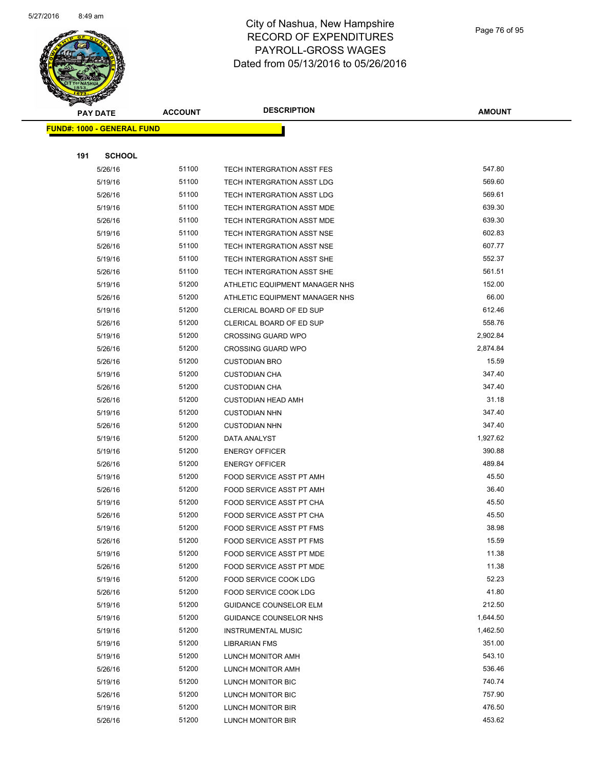# City of Nashua, New Hampshire
# RECORD OF EXPENDITURES
# PAYROLL-GROSS WAGES
# Dated from 05/13/2016 to 05/26/2016

| PAY DATE | ACCOUNT | DESCRIPTION | AMOUNT |
|---|---|---|---|
| **FUND#: 1000 - GENERAL FUND** | | | |
| **191 SCHOOL** | | | |
| 5/26/16 | 51100 | TECH INTERGRATION ASST FES | 547.80 |
| 5/19/16 | 51100 | TECH INTERGRATION ASST LDG | 569.60 |
| 5/26/16 | 51100 | TECH INTERGRATION ASST LDG | 569.61 |
| 5/19/16 | 51100 | TECH INTERGRATION ASST MDE | 639.30 |
| 5/26/16 | 51100 | TECH INTERGRATION ASST MDE | 639.30 |
| 5/19/16 | 51100 | TECH INTERGRATION ASST NSE | 602.83 |
| 5/26/16 | 51100 | TECH INTERGRATION ASST NSE | 607.77 |
| 5/19/16 | 51100 | TECH INTERGRATION ASST SHE | 552.37 |
| 5/26/16 | 51100 | TECH INTERGRATION ASST SHE | 561.51 |
| 5/19/16 | 51200 | ATHLETIC EQUIPMENT MANAGER NHS | 152.00 |
| 5/26/16 | 51200 | ATHLETIC EQUIPMENT MANAGER NHS | 66.00 |
| 5/19/16 | 51200 | CLERICAL BOARD OF ED SUP | 612.46 |
| 5/26/16 | 51200 | CLERICAL BOARD OF ED SUP | 558.76 |
| 5/19/16 | 51200 | CROSSING GUARD WPO | 2,902.84 |
| 5/26/16 | 51200 | CROSSING GUARD WPO | 2,874.84 |
| 5/26/16 | 51200 | CUSTODIAN BRO | 15.59 |
| 5/19/16 | 51200 | CUSTODIAN CHA | 347.40 |
| 5/26/16 | 51200 | CUSTODIAN CHA | 347.40 |
| 5/26/16 | 51200 | CUSTODIAN HEAD AMH | 31.18 |
| 5/19/16 | 51200 | CUSTODIAN NHN | 347.40 |
| 5/26/16 | 51200 | CUSTODIAN NHN | 347.40 |
| 5/19/16 | 51200 | DATA ANALYST | 1,927.62 |
| 5/19/16 | 51200 | ENERGY OFFICER | 390.88 |
| 5/26/16 | 51200 | ENERGY OFFICER | 489.84 |
| 5/19/16 | 51200 | FOOD SERVICE ASST PT AMH | 45.50 |
| 5/26/16 | 51200 | FOOD SERVICE ASST PT AMH | 36.40 |
| 5/19/16 | 51200 | FOOD SERVICE ASST PT CHA | 45.50 |
| 5/26/16 | 51200 | FOOD SERVICE ASST PT CHA | 45.50 |
| 5/19/16 | 51200 | FOOD SERVICE ASST PT FMS | 38.98 |
| 5/26/16 | 51200 | FOOD SERVICE ASST PT FMS | 15.59 |
| 5/19/16 | 51200 | FOOD SERVICE ASST PT MDE | 11.38 |
| 5/26/16 | 51200 | FOOD SERVICE ASST PT MDE | 11.38 |
| 5/19/16 | 51200 | FOOD SERVICE COOK LDG | 52.23 |
| 5/26/16 | 51200 | FOOD SERVICE COOK LDG | 41.80 |
| 5/19/16 | 51200 | GUIDANCE COUNSELOR ELM | 212.50 |
| 5/19/16 | 51200 | GUIDANCE COUNSELOR NHS | 1,644.50 |
| 5/19/16 | 51200 | INSTRUMENTAL MUSIC | 1,462.50 |
| 5/19/16 | 51200 | LIBRARIAN FMS | 351.00 |
| 5/19/16 | 51200 | LUNCH MONITOR AMH | 543.10 |
| 5/26/16 | 51200 | LUNCH MONITOR AMH | 536.46 |
| 5/19/16 | 51200 | LUNCH MONITOR BIC | 740.74 |
| 5/26/16 | 51200 | LUNCH MONITOR BIC | 757.90 |
| 5/19/16 | 51200 | LUNCH MONITOR BIR | 476.50 |
| 5/26/16 | 51200 | LUNCH MONITOR BIR | 453.62 |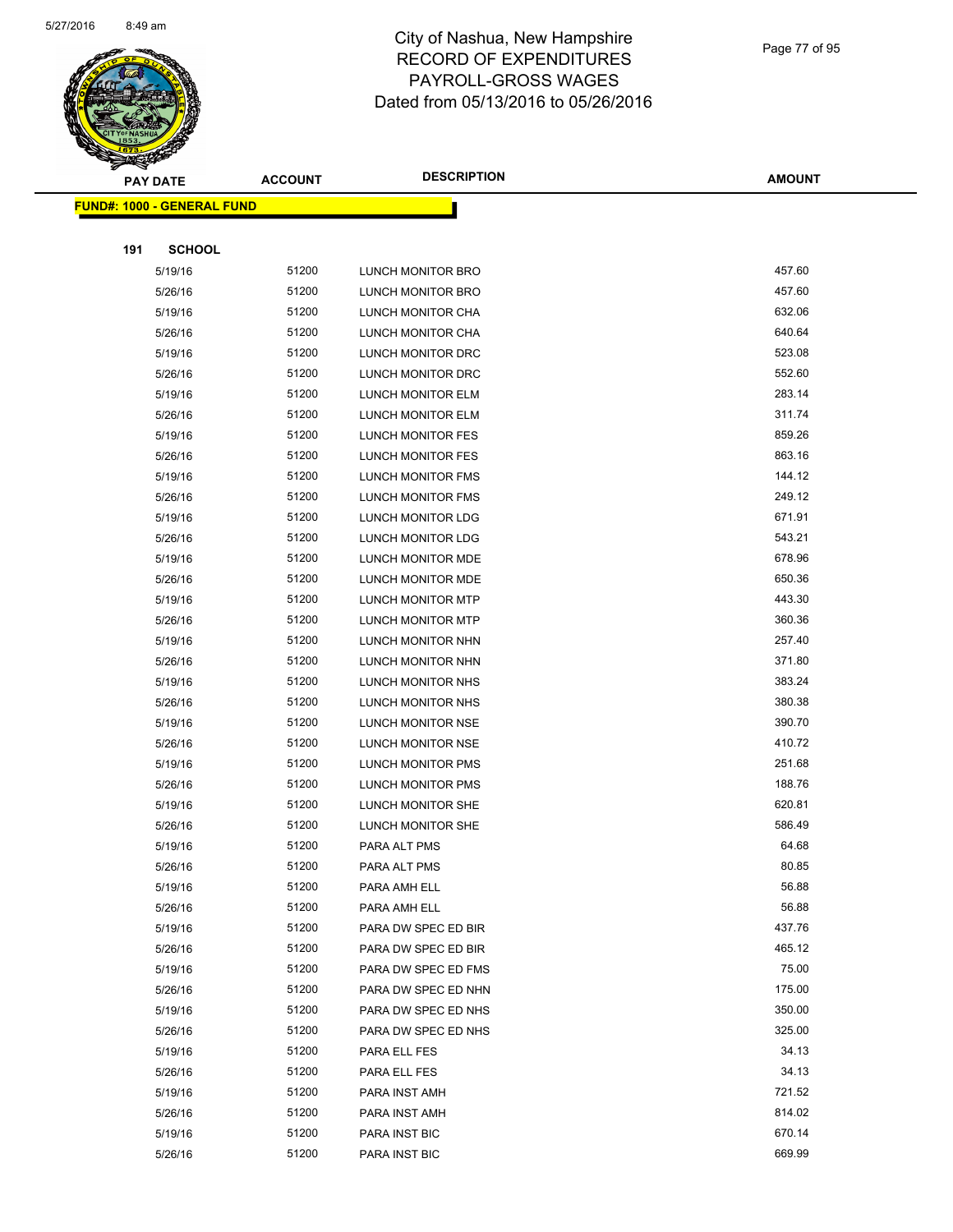# City of Nashua, New Hampshire
# RECORD OF EXPENDITURES
# PAYROLL-GROSS WAGES
# Dated from 05/13/2016 to 05/26/2016

| PAY DATE | ACCOUNT | DESCRIPTION | AMOUNT |
|---|---|---|---|

**FUND#: 1000 - GENERAL FUND**

**191 SCHOOL**

| PAY DATE | ACCOUNT | DESCRIPTION | AMOUNT |
|---|---|---|---|
| 5/19/16 | 51200 | LUNCH MONITOR BRO | 457.60 |
| 5/26/16 | 51200 | LUNCH MONITOR BRO | 457.60 |
| 5/19/16 | 51200 | LUNCH MONITOR CHA | 632.06 |
| 5/26/16 | 51200 | LUNCH MONITOR CHA | 640.64 |
| 5/19/16 | 51200 | LUNCH MONITOR DRC | 523.08 |
| 5/26/16 | 51200 | LUNCH MONITOR DRC | 552.60 |
| 5/19/16 | 51200 | LUNCH MONITOR ELM | 283.14 |
| 5/26/16 | 51200 | LUNCH MONITOR ELM | 311.74 |
| 5/19/16 | 51200 | LUNCH MONITOR FES | 859.26 |
| 5/26/16 | 51200 | LUNCH MONITOR FES | 863.16 |
| 5/19/16 | 51200 | LUNCH MONITOR FMS | 144.12 |
| 5/26/16 | 51200 | LUNCH MONITOR FMS | 249.12 |
| 5/19/16 | 51200 | LUNCH MONITOR LDG | 671.91 |
| 5/26/16 | 51200 | LUNCH MONITOR LDG | 543.21 |
| 5/19/16 | 51200 | LUNCH MONITOR MDE | 678.96 |
| 5/26/16 | 51200 | LUNCH MONITOR MDE | 650.36 |
| 5/19/16 | 51200 | LUNCH MONITOR MTP | 443.30 |
| 5/26/16 | 51200 | LUNCH MONITOR MTP | 360.36 |
| 5/19/16 | 51200 | LUNCH MONITOR NHN | 257.40 |
| 5/26/16 | 51200 | LUNCH MONITOR NHN | 371.80 |
| 5/19/16 | 51200 | LUNCH MONITOR NHS | 383.24 |
| 5/26/16 | 51200 | LUNCH MONITOR NHS | 380.38 |
| 5/19/16 | 51200 | LUNCH MONITOR NSE | 390.70 |
| 5/26/16 | 51200 | LUNCH MONITOR NSE | 410.72 |
| 5/19/16 | 51200 | LUNCH MONITOR PMS | 251.68 |
| 5/26/16 | 51200 | LUNCH MONITOR PMS | 188.76 |
| 5/19/16 | 51200 | LUNCH MONITOR SHE | 620.81 |
| 5/26/16 | 51200 | LUNCH MONITOR SHE | 586.49 |
| 5/19/16 | 51200 | PARA ALT PMS | 64.68 |
| 5/26/16 | 51200 | PARA ALT PMS | 80.85 |
| 5/19/16 | 51200 | PARA AMH ELL | 56.88 |
| 5/26/16 | 51200 | PARA AMH ELL | 56.88 |
| 5/19/16 | 51200 | PARA DW SPEC ED BIR | 437.76 |
| 5/26/16 | 51200 | PARA DW SPEC ED BIR | 465.12 |
| 5/19/16 | 51200 | PARA DW SPEC ED FMS | 75.00 |
| 5/26/16 | 51200 | PARA DW SPEC ED NHN | 175.00 |
| 5/19/16 | 51200 | PARA DW SPEC ED NHS | 350.00 |
| 5/26/16 | 51200 | PARA DW SPEC ED NHS | 325.00 |
| 5/19/16 | 51200 | PARA ELL FES | 34.13 |
| 5/26/16 | 51200 | PARA ELL FES | 34.13 |
| 5/19/16 | 51200 | PARA INST AMH | 721.52 |
| 5/26/16 | 51200 | PARA INST AMH | 814.02 |
| 5/19/16 | 51200 | PARA INST BIC | 670.14 |
| 5/26/16 | 51200 | PARA INST BIC | 669.99 |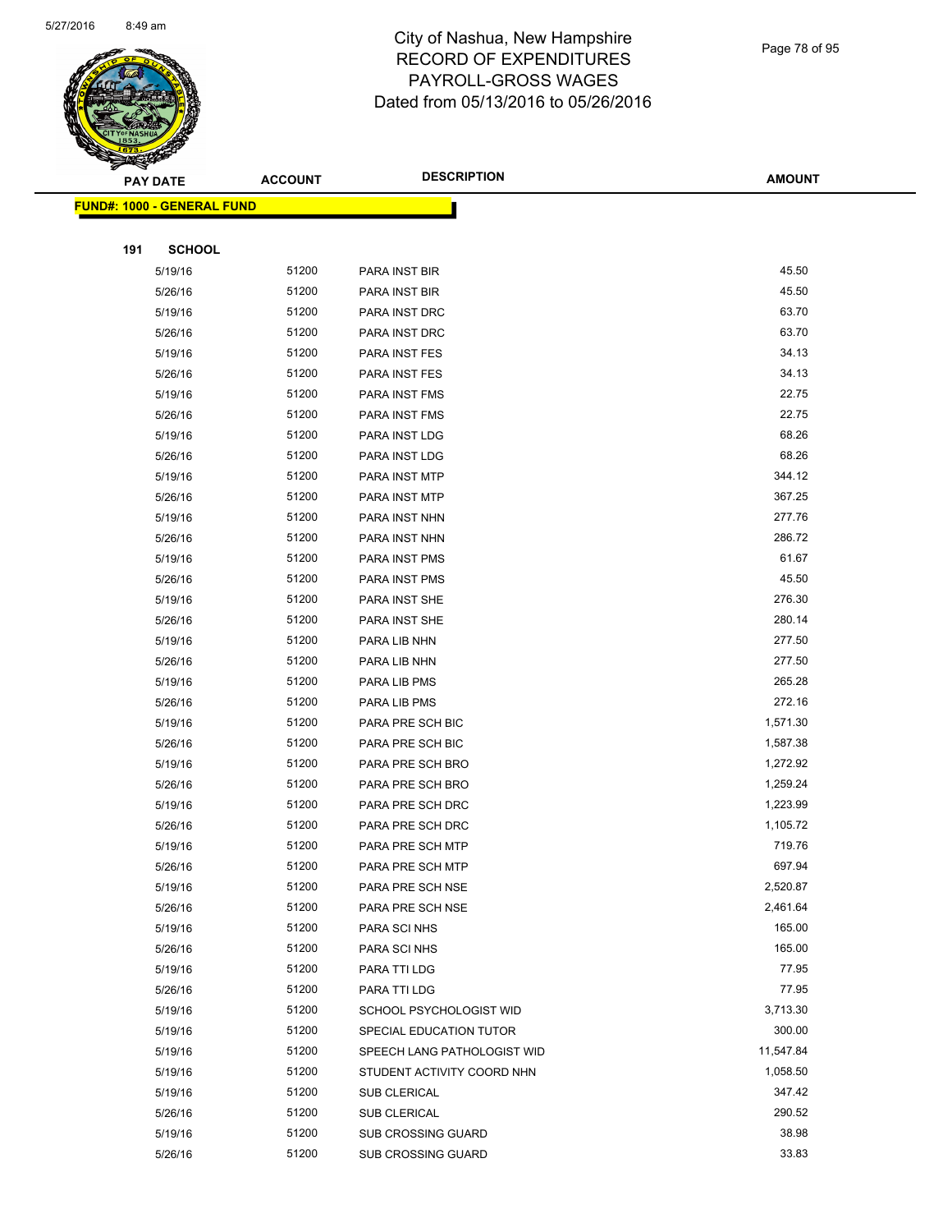# City of Nashua, New Hampshire
## RECORD OF EXPENDITURES
## PAYROLL-GROSS WAGES
## Dated from 05/13/2016 to 05/26/2016

| PAY DATE | ACCOUNT | DESCRIPTION | AMOUNT |
|---|---|---|---|
| **FUND#: 1000 - GENERAL FUND** | | | |
| **191 SCHOOL** | | | |
| 5/19/16 | 51200 | PARA INST BIR | 45.50 |
| 5/26/16 | 51200 | PARA INST BIR | 45.50 |
| 5/19/16 | 51200 | PARA INST DRC | 63.70 |
| 5/26/16 | 51200 | PARA INST DRC | 63.70 |
| 5/19/16 | 51200 | PARA INST FES | 34.13 |
| 5/26/16 | 51200 | PARA INST FES | 34.13 |
| 5/19/16 | 51200 | PARA INST FMS | 22.75 |
| 5/26/16 | 51200 | PARA INST FMS | 22.75 |
| 5/19/16 | 51200 | PARA INST LDG | 68.26 |
| 5/26/16 | 51200 | PARA INST LDG | 68.26 |
| 5/19/16 | 51200 | PARA INST MTP | 344.12 |
| 5/26/16 | 51200 | PARA INST MTP | 367.25 |
| 5/19/16 | 51200 | PARA INST NHN | 277.76 |
| 5/26/16 | 51200 | PARA INST NHN | 286.72 |
| 5/19/16 | 51200 | PARA INST PMS | 61.67 |
| 5/26/16 | 51200 | PARA INST PMS | 45.50 |
| 5/19/16 | 51200 | PARA INST SHE | 276.30 |
| 5/26/16 | 51200 | PARA INST SHE | 280.14 |
| 5/19/16 | 51200 | PARA LIB NHN | 277.50 |
| 5/26/16 | 51200 | PARA LIB NHN | 277.50 |
| 5/19/16 | 51200 | PARA LIB PMS | 265.28 |
| 5/26/16 | 51200 | PARA LIB PMS | 272.16 |
| 5/19/16 | 51200 | PARA PRE SCH BIC | 1,571.30 |
| 5/26/16 | 51200 | PARA PRE SCH BIC | 1,587.38 |
| 5/19/16 | 51200 | PARA PRE SCH BRO | 1,272.92 |
| 5/26/16 | 51200 | PARA PRE SCH BRO | 1,259.24 |
| 5/19/16 | 51200 | PARA PRE SCH DRC | 1,223.99 |
| 5/26/16 | 51200 | PARA PRE SCH DRC | 1,105.72 |
| 5/19/16 | 51200 | PARA PRE SCH MTP | 719.76 |
| 5/26/16 | 51200 | PARA PRE SCH MTP | 697.94 |
| 5/19/16 | 51200 | PARA PRE SCH NSE | 2,520.87 |
| 5/26/16 | 51200 | PARA PRE SCH NSE | 2,461.64 |
| 5/19/16 | 51200 | PARA SCI NHS | 165.00 |
| 5/26/16 | 51200 | PARA SCI NHS | 165.00 |
| 5/19/16 | 51200 | PARA TTI LDG | 77.95 |
| 5/26/16 | 51200 | PARA TTI LDG | 77.95 |
| 5/19/16 | 51200 | SCHOOL PSYCHOLOGIST WID | 3,713.30 |
| 5/19/16 | 51200 | SPECIAL EDUCATION TUTOR | 300.00 |
| 5/19/16 | 51200 | SPEECH LANG PATHOLOGIST WID | 11,547.84 |
| 5/19/16 | 51200 | STUDENT ACTIVITY COORD NHN | 1,058.50 |
| 5/19/16 | 51200 | SUB CLERICAL | 347.42 |
| 5/26/16 | 51200 | SUB CLERICAL | 290.52 |
| 5/19/16 | 51200 | SUB CROSSING GUARD | 38.98 |
| 5/26/16 | 51200 | SUB CROSSING GUARD | 33.83 |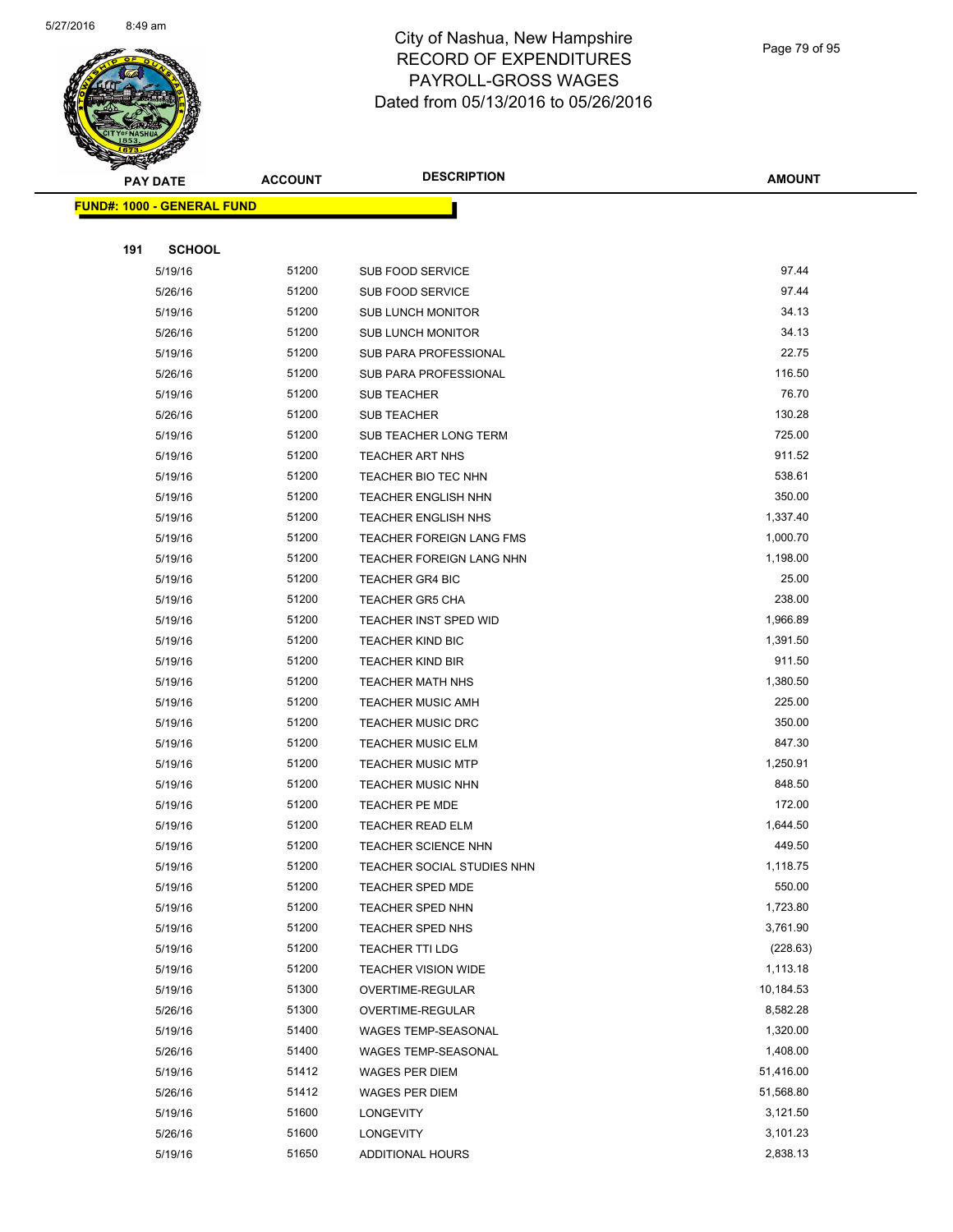# City of Nashua, New Hampshire
## RECORD OF EXPENDITURES
## PAYROLL-GROSS WAGES
## Dated from 05/13/2016 to 05/26/2016

| PAY DATE | ACCOUNT | DESCRIPTION | AMOUNT |
|---|---|---|---|
| **FUND#: 1000 - GENERAL FUND** | | | |
| **191 SCHOOL** | | | |
| 5/19/16 | 51200 | SUB FOOD SERVICE | 97.44 |
| 5/26/16 | 51200 | SUB FOOD SERVICE | 97.44 |
| 5/19/16 | 51200 | SUB LUNCH MONITOR | 34.13 |
| 5/26/16 | 51200 | SUB LUNCH MONITOR | 34.13 |
| 5/19/16 | 51200 | SUB PARA PROFESSIONAL | 22.75 |
| 5/26/16 | 51200 | SUB PARA PROFESSIONAL | 116.50 |
| 5/19/16 | 51200 | SUB TEACHER | 76.70 |
| 5/26/16 | 51200 | SUB TEACHER | 130.28 |
| 5/19/16 | 51200 | SUB TEACHER LONG TERM | 725.00 |
| 5/19/16 | 51200 | TEACHER ART NHS | 911.52 |
| 5/19/16 | 51200 | TEACHER BIO TEC NHN | 538.61 |
| 5/19/16 | 51200 | TEACHER ENGLISH NHN | 350.00 |
| 5/19/16 | 51200 | TEACHER ENGLISH NHS | 1,337.40 |
| 5/19/16 | 51200 | TEACHER FOREIGN LANG FMS | 1,000.70 |
| 5/19/16 | 51200 | TEACHER FOREIGN LANG NHN | 1,198.00 |
| 5/19/16 | 51200 | TEACHER GR4 BIC | 25.00 |
| 5/19/16 | 51200 | TEACHER GR5 CHA | 238.00 |
| 5/19/16 | 51200 | TEACHER INST SPED WID | 1,966.89 |
| 5/19/16 | 51200 | TEACHER KIND BIC | 1,391.50 |
| 5/19/16 | 51200 | TEACHER KIND BIR | 911.50 |
| 5/19/16 | 51200 | TEACHER MATH NHS | 1,380.50 |
| 5/19/16 | 51200 | TEACHER MUSIC AMH | 225.00 |
| 5/19/16 | 51200 | TEACHER MUSIC DRC | 350.00 |
| 5/19/16 | 51200 | TEACHER MUSIC ELM | 847.30 |
| 5/19/16 | 51200 | TEACHER MUSIC MTP | 1,250.91 |
| 5/19/16 | 51200 | TEACHER MUSIC NHN | 848.50 |
| 5/19/16 | 51200 | TEACHER PE MDE | 172.00 |
| 5/19/16 | 51200 | TEACHER READ ELM | 1,644.50 |
| 5/19/16 | 51200 | TEACHER SCIENCE NHN | 449.50 |
| 5/19/16 | 51200 | TEACHER SOCIAL STUDIES NHN | 1,118.75 |
| 5/19/16 | 51200 | TEACHER SPED MDE | 550.00 |
| 5/19/16 | 51200 | TEACHER SPED NHN | 1,723.80 |
| 5/19/16 | 51200 | TEACHER SPED NHS | 3,761.90 |
| 5/19/16 | 51200 | TEACHER TTI LDG | (228.63) |
| 5/19/16 | 51200 | TEACHER VISION WIDE | 1,113.18 |
| 5/19/16 | 51300 | OVERTIME-REGULAR | 10,184.53 |
| 5/26/16 | 51300 | OVERTIME-REGULAR | 8,582.28 |
| 5/19/16 | 51400 | WAGES TEMP-SEASONAL | 1,320.00 |
| 5/26/16 | 51400 | WAGES TEMP-SEASONAL | 1,408.00 |
| 5/19/16 | 51412 | WAGES PER DIEM | 51,416.00 |
| 5/26/16 | 51412 | WAGES PER DIEM | 51,568.80 |
| 5/19/16 | 51600 | LONGEVITY | 3,121.50 |
| 5/26/16 | 51600 | LONGEVITY | 3,101.23 |
| 5/19/16 | 51650 | ADDITIONAL HOURS | 2,838.13 |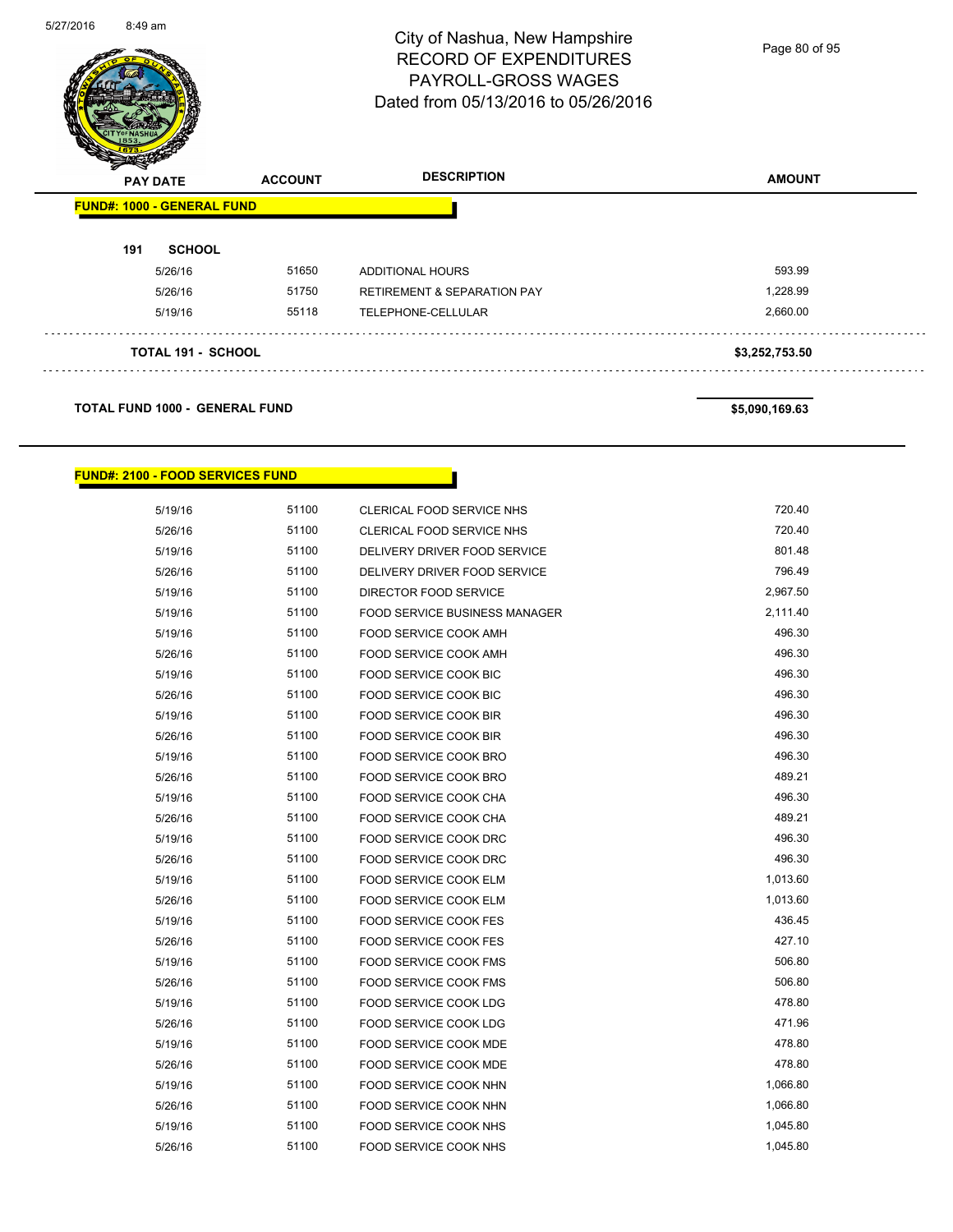# City of Nashua, New Hampshire
## RECORD OF EXPENDITURES
## PAYROLL-GROSS WAGES
## Dated from 05/13/2016 to 05/26/2016

| PAY DATE | ACCOUNT | DESCRIPTION | AMOUNT |
|---|---|---|---|

**FUND#: 1000 - GENERAL FUND**

**191 SCHOOL**

| PAY DATE | ACCOUNT | DESCRIPTION | AMOUNT |
|---|---|---|---|
| 5/26/16 | 51650 | ADDITIONAL HOURS | 593.99 |
| 5/26/16 | 51750 | RETIREMENT & SEPARATION PAY | 1,228.99 |
| 5/19/16 | 55118 | TELEPHONE-CELLULAR | 2,660.00 |
| **TOTAL 191 - SCHOOL** | | | **$3,252,753.50** |

**TOTAL FUND 1000 - GENERAL FUND** **$5,090,169.63**

**FUND#: 2100 - FOOD SERVICES FUND**

| PAY DATE | ACCOUNT | DESCRIPTION | AMOUNT |
|---|---|---|---|
| 5/19/16 | 51100 | CLERICAL FOOD SERVICE NHS | 720.40 |
| 5/26/16 | 51100 | CLERICAL FOOD SERVICE NHS | 720.40 |
| 5/19/16 | 51100 | DELIVERY DRIVER FOOD SERVICE | 801.48 |
| 5/26/16 | 51100 | DELIVERY DRIVER FOOD SERVICE | 796.49 |
| 5/19/16 | 51100 | DIRECTOR FOOD SERVICE | 2,967.50 |
| 5/19/16 | 51100 | FOOD SERVICE BUSINESS MANAGER | 2,111.40 |
| 5/19/16 | 51100 | FOOD SERVICE COOK AMH | 496.30 |
| 5/26/16 | 51100 | FOOD SERVICE COOK AMH | 496.30 |
| 5/19/16 | 51100 | FOOD SERVICE COOK BIC | 496.30 |
| 5/26/16 | 51100 | FOOD SERVICE COOK BIC | 496.30 |
| 5/19/16 | 51100 | FOOD SERVICE COOK BIR | 496.30 |
| 5/26/16 | 51100 | FOOD SERVICE COOK BIR | 496.30 |
| 5/19/16 | 51100 | FOOD SERVICE COOK BRO | 496.30 |
| 5/26/16 | 51100 | FOOD SERVICE COOK BRO | 489.21 |
| 5/19/16 | 51100 | FOOD SERVICE COOK CHA | 496.30 |
| 5/26/16 | 51100 | FOOD SERVICE COOK CHA | 489.21 |
| 5/19/16 | 51100 | FOOD SERVICE COOK DRC | 496.30 |
| 5/26/16 | 51100 | FOOD SERVICE COOK DRC | 496.30 |
| 5/19/16 | 51100 | FOOD SERVICE COOK ELM | 1,013.60 |
| 5/26/16 | 51100 | FOOD SERVICE COOK ELM | 1,013.60 |
| 5/19/16 | 51100 | FOOD SERVICE COOK FES | 436.45 |
| 5/26/16 | 51100 | FOOD SERVICE COOK FES | 427.10 |
| 5/19/16 | 51100 | FOOD SERVICE COOK FMS | 506.80 |
| 5/26/16 | 51100 | FOOD SERVICE COOK FMS | 506.80 |
| 5/19/16 | 51100 | FOOD SERVICE COOK LDG | 478.80 |
| 5/26/16 | 51100 | FOOD SERVICE COOK LDG | 471.96 |
| 5/19/16 | 51100 | FOOD SERVICE COOK MDE | 478.80 |
| 5/26/16 | 51100 | FOOD SERVICE COOK MDE | 478.80 |
| 5/19/16 | 51100 | FOOD SERVICE COOK NHN | 1,066.80 |
| 5/26/16 | 51100 | FOOD SERVICE COOK NHN | 1,066.80 |
| 5/19/16 | 51100 | FOOD SERVICE COOK NHS | 1,045.80 |
| 5/26/16 | 51100 | FOOD SERVICE COOK NHS | 1,045.80 |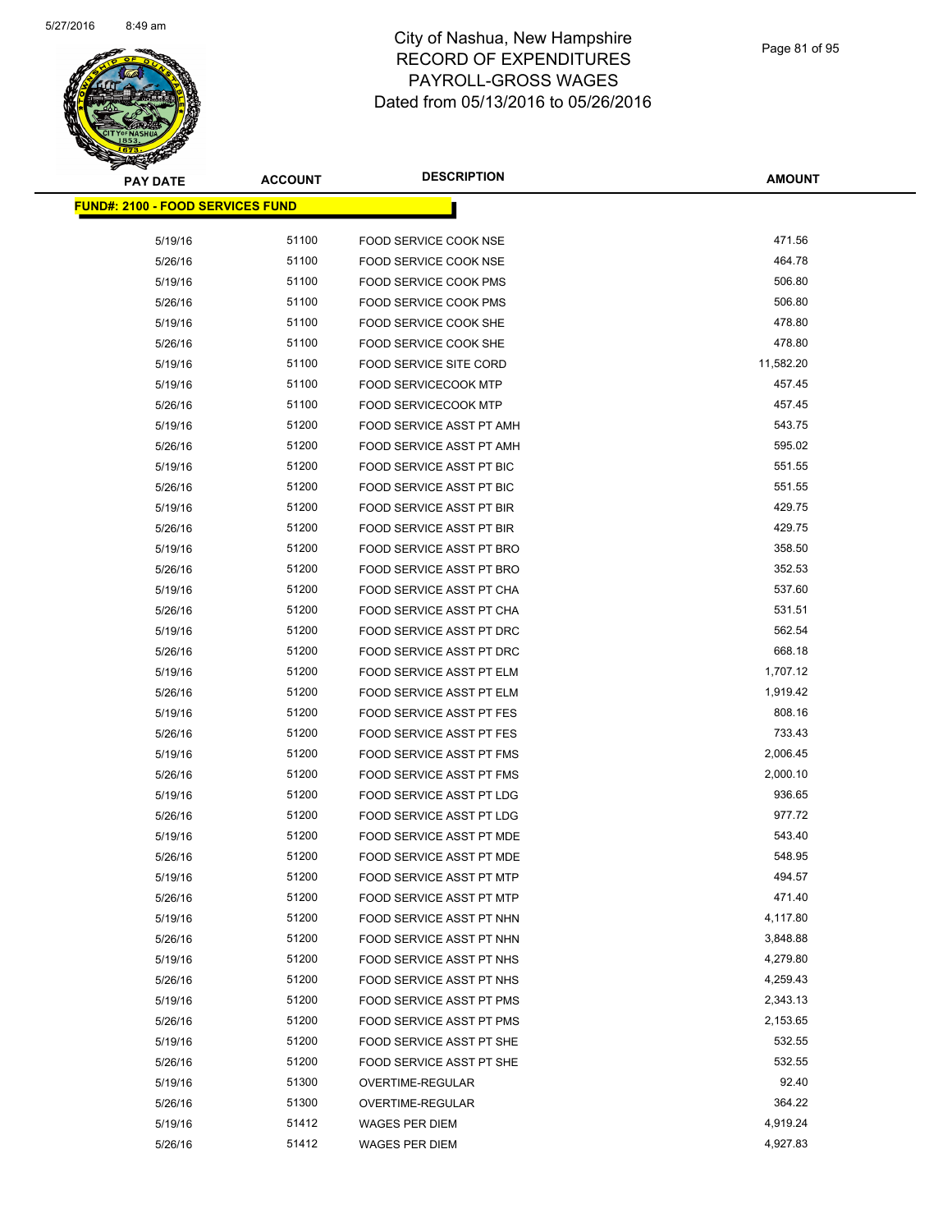# City of Nashua, New Hampshire
# RECORD OF EXPENDITURES
# PAYROLL-GROSS WAGES
# Dated from 05/13/2016 to 05/26/2016

**FUND#: 2100 - FOOD SERVICES FUND**

| PAY DATE | ACCOUNT | DESCRIPTION | AMOUNT |
|---|---|---|---|
| 5/19/16 | 51100 | FOOD SERVICE COOK NSE | 471.56 |
| 5/26/16 | 51100 | FOOD SERVICE COOK NSE | 464.78 |
| 5/19/16 | 51100 | FOOD SERVICE COOK PMS | 506.80 |
| 5/26/16 | 51100 | FOOD SERVICE COOK PMS | 506.80 |
| 5/19/16 | 51100 | FOOD SERVICE COOK SHE | 478.80 |
| 5/26/16 | 51100 | FOOD SERVICE COOK SHE | 478.80 |
| 5/19/16 | 51100 | FOOD SERVICE SITE CORD | 11,582.20 |
| 5/19/16 | 51100 | FOOD SERVICECOOK MTP | 457.45 |
| 5/26/16 | 51100 | FOOD SERVICECOOK MTP | 457.45 |
| 5/19/16 | 51200 | FOOD SERVICE ASST PT AMH | 543.75 |
| 5/26/16 | 51200 | FOOD SERVICE ASST PT AMH | 595.02 |
| 5/19/16 | 51200 | FOOD SERVICE ASST PT BIC | 551.55 |
| 5/26/16 | 51200 | FOOD SERVICE ASST PT BIC | 551.55 |
| 5/19/16 | 51200 | FOOD SERVICE ASST PT BIR | 429.75 |
| 5/26/16 | 51200 | FOOD SERVICE ASST PT BIR | 429.75 |
| 5/19/16 | 51200 | FOOD SERVICE ASST PT BRO | 358.50 |
| 5/26/16 | 51200 | FOOD SERVICE ASST PT BRO | 352.53 |
| 5/19/16 | 51200 | FOOD SERVICE ASST PT CHA | 537.60 |
| 5/26/16 | 51200 | FOOD SERVICE ASST PT CHA | 531.51 |
| 5/19/16 | 51200 | FOOD SERVICE ASST PT DRC | 562.54 |
| 5/26/16 | 51200 | FOOD SERVICE ASST PT DRC | 668.18 |
| 5/19/16 | 51200 | FOOD SERVICE ASST PT ELM | 1,707.12 |
| 5/26/16 | 51200 | FOOD SERVICE ASST PT ELM | 1,919.42 |
| 5/19/16 | 51200 | FOOD SERVICE ASST PT FES | 808.16 |
| 5/26/16 | 51200 | FOOD SERVICE ASST PT FES | 733.43 |
| 5/19/16 | 51200 | FOOD SERVICE ASST PT FMS | 2,006.45 |
| 5/26/16 | 51200 | FOOD SERVICE ASST PT FMS | 2,000.10 |
| 5/19/16 | 51200 | FOOD SERVICE ASST PT LDG | 936.65 |
| 5/26/16 | 51200 | FOOD SERVICE ASST PT LDG | 977.72 |
| 5/19/16 | 51200 | FOOD SERVICE ASST PT MDE | 543.40 |
| 5/26/16 | 51200 | FOOD SERVICE ASST PT MDE | 548.95 |
| 5/19/16 | 51200 | FOOD SERVICE ASST PT MTP | 494.57 |
| 5/26/16 | 51200 | FOOD SERVICE ASST PT MTP | 471.40 |
| 5/19/16 | 51200 | FOOD SERVICE ASST PT NHN | 4,117.80 |
| 5/26/16 | 51200 | FOOD SERVICE ASST PT NHN | 3,848.88 |
| 5/19/16 | 51200 | FOOD SERVICE ASST PT NHS | 4,279.80 |
| 5/26/16 | 51200 | FOOD SERVICE ASST PT NHS | 4,259.43 |
| 5/19/16 | 51200 | FOOD SERVICE ASST PT PMS | 2,343.13 |
| 5/26/16 | 51200 | FOOD SERVICE ASST PT PMS | 2,153.65 |
| 5/19/16 | 51200 | FOOD SERVICE ASST PT SHE | 532.55 |
| 5/26/16 | 51200 | FOOD SERVICE ASST PT SHE | 532.55 |
| 5/19/16 | 51300 | OVERTIME-REGULAR | 92.40 |
| 5/26/16 | 51300 | OVERTIME-REGULAR | 364.22 |
| 5/19/16 | 51412 | WAGES PER DIEM | 4,919.24 |
| 5/26/16 | 51412 | WAGES PER DIEM | 4,927.83 |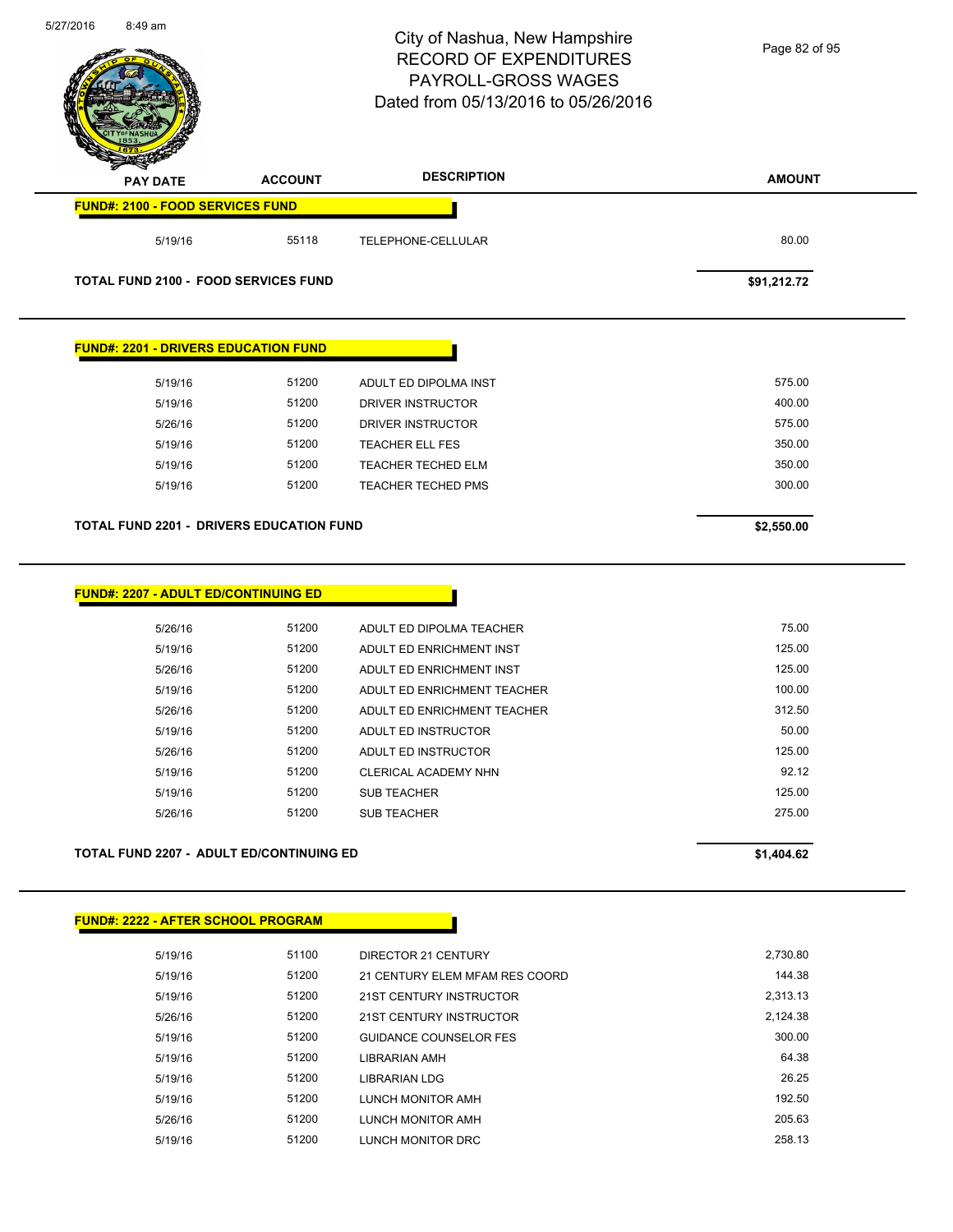# City of Nashua, New Hampshire
## RECORD OF EXPENDITURES
## PAYROLL-GROSS WAGES
## Dated from 05/13/2016 to 05/26/2016

| PAY DATE | ACCOUNT | DESCRIPTION | AMOUNT |
|---|---|---|---|
| **FUND#: 2100 - FOOD SERVICES FUND** | | | |
| 5/19/16 | 55118 | TELEPHONE-CELLULAR | 80.00 |
| **TOTAL FUND 2100 - FOOD SERVICES FUND** | | | **$91,212.72** |
| **FUND#: 2201 - DRIVERS EDUCATION FUND** | | | |
| 5/19/16 | 51200 | ADULT ED DIPOLMA INST | 575.00 |
| 5/19/16 | 51200 | DRIVER INSTRUCTOR | 400.00 |
| 5/26/16 | 51200 | DRIVER INSTRUCTOR | 575.00 |
| 5/19/16 | 51200 | TEACHER ELL FES | 350.00 |
| 5/19/16 | 51200 | TEACHER TECHED ELM | 350.00 |
| 5/19/16 | 51200 | TEACHER TECHED PMS | 300.00 |
| **TOTAL FUND 2201 - DRIVERS EDUCATION FUND** | | | **$2,550.00** |
| **FUND#: 2207 - ADULT ED/CONTINUING ED** | | | |
| 5/26/16 | 51200 | ADULT ED DIPOLMA TEACHER | 75.00 |
| 5/19/16 | 51200 | ADULT ED ENRICHMENT INST | 125.00 |
| 5/26/16 | 51200 | ADULT ED ENRICHMENT INST | 125.00 |
| 5/19/16 | 51200 | ADULT ED ENRICHMENT TEACHER | 100.00 |
| 5/26/16 | 51200 | ADULT ED ENRICHMENT TEACHER | 312.50 |
| 5/19/16 | 51200 | ADULT ED INSTRUCTOR | 50.00 |
| 5/26/16 | 51200 | ADULT ED INSTRUCTOR | 125.00 |
| 5/19/16 | 51200 | CLERICAL ACADEMY NHN | 92.12 |
| 5/19/16 | 51200 | SUB TEACHER | 125.00 |
| 5/26/16 | 51200 | SUB TEACHER | 275.00 |
| **TOTAL FUND 2207 - ADULT ED/CONTINUING ED** | | | **$1,404.62** |
| **FUND#: 2222 - AFTER SCHOOL PROGRAM** | | | |
| 5/19/16 | 51100 | DIRECTOR 21 CENTURY | 2,730.80 |
| 5/19/16 | 51200 | 21 CENTURY ELEM MFAM RES COORD | 144.38 |
| 5/19/16 | 51200 | 21ST CENTURY INSTRUCTOR | 2,313.13 |
| 5/26/16 | 51200 | 21ST CENTURY INSTRUCTOR | 2,124.38 |
| 5/19/16 | 51200 | GUIDANCE COUNSELOR FES | 300.00 |
| 5/19/16 | 51200 | LIBRARIAN AMH | 64.38 |
| 5/19/16 | 51200 | LIBRARIAN LDG | 26.25 |
| 5/19/16 | 51200 | LUNCH MONITOR AMH | 192.50 |
| 5/26/16 | 51200 | LUNCH MONITOR AMH | 205.63 |
| 5/19/16 | 51200 | LUNCH MONITOR DRC | 258.13 |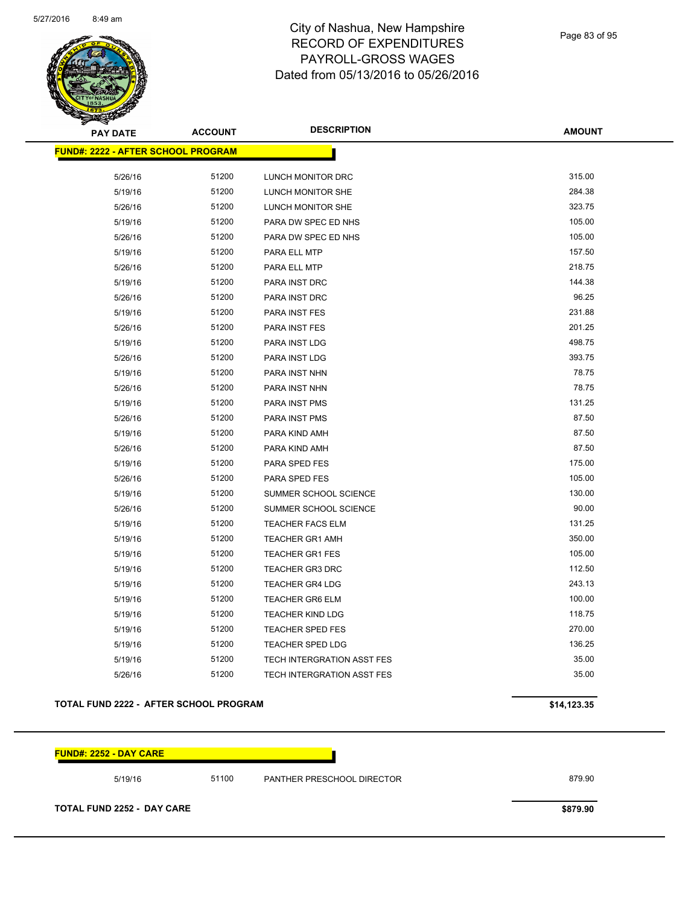# City of Nashua, New Hampshire
## RECORD OF EXPENDITURES
## PAYROLL-GROSS WAGES
## Dated from 05/13/2016 to 05/26/2016

| PAY DATE | ACCOUNT | DESCRIPTION | AMOUNT |
|---|---|---|---|
| **FUND#: 2222 - AFTER SCHOOL PROGRAM** | | | |
| 5/26/16 | 51200 | LUNCH MONITOR DRC | 315.00 |
| 5/19/16 | 51200 | LUNCH MONITOR SHE | 284.38 |
| 5/26/16 | 51200 | LUNCH MONITOR SHE | 323.75 |
| 5/19/16 | 51200 | PARA DW SPEC ED NHS | 105.00 |
| 5/26/16 | 51200 | PARA DW SPEC ED NHS | 105.00 |
| 5/19/16 | 51200 | PARA ELL MTP | 157.50 |
| 5/26/16 | 51200 | PARA ELL MTP | 218.75 |
| 5/19/16 | 51200 | PARA INST DRC | 144.38 |
| 5/26/16 | 51200 | PARA INST DRC | 96.25 |
| 5/19/16 | 51200 | PARA INST FES | 231.88 |
| 5/26/16 | 51200 | PARA INST FES | 201.25 |
| 5/19/16 | 51200 | PARA INST LDG | 498.75 |
| 5/26/16 | 51200 | PARA INST LDG | 393.75 |
| 5/19/16 | 51200 | PARA INST NHN | 78.75 |
| 5/26/16 | 51200 | PARA INST NHN | 78.75 |
| 5/19/16 | 51200 | PARA INST PMS | 131.25 |
| 5/26/16 | 51200 | PARA INST PMS | 87.50 |
| 5/19/16 | 51200 | PARA KIND AMH | 87.50 |
| 5/26/16 | 51200 | PARA KIND AMH | 87.50 |
| 5/19/16 | 51200 | PARA SPED FES | 175.00 |
| 5/26/16 | 51200 | PARA SPED FES | 105.00 |
| 5/19/16 | 51200 | SUMMER SCHOOL SCIENCE | 130.00 |
| 5/26/16 | 51200 | SUMMER SCHOOL SCIENCE | 90.00 |
| 5/19/16 | 51200 | TEACHER FACS ELM | 131.25 |
| 5/19/16 | 51200 | TEACHER GR1 AMH | 350.00 |
| 5/19/16 | 51200 | TEACHER GR1 FES | 105.00 |
| 5/19/16 | 51200 | TEACHER GR3 DRC | 112.50 |
| 5/19/16 | 51200 | TEACHER GR4 LDG | 243.13 |
| 5/19/16 | 51200 | TEACHER GR6 ELM | 100.00 |
| 5/19/16 | 51200 | TEACHER KIND LDG | 118.75 |
| 5/19/16 | 51200 | TEACHER SPED FES | 270.00 |
| 5/19/16 | 51200 | TEACHER SPED LDG | 136.25 |
| 5/19/16 | 51200 | TECH INTERGRATION ASST FES | 35.00 |
| 5/26/16 | 51200 | TECH INTERGRATION ASST FES | 35.00 |
| **TOTAL FUND 2222 - AFTER SCHOOL PROGRAM** | | | **$14,123.35** |

| PAY DATE | ACCOUNT | DESCRIPTION | AMOUNT |
|---|---|---|---|
| **FUND#: 2252 - DAY CARE** | | | |
| 5/19/16 | 51100 | PANTHER PRESCHOOL DIRECTOR | 879.90 |
| **TOTAL FUND 2252 - DAY CARE** | | | **$879.90** |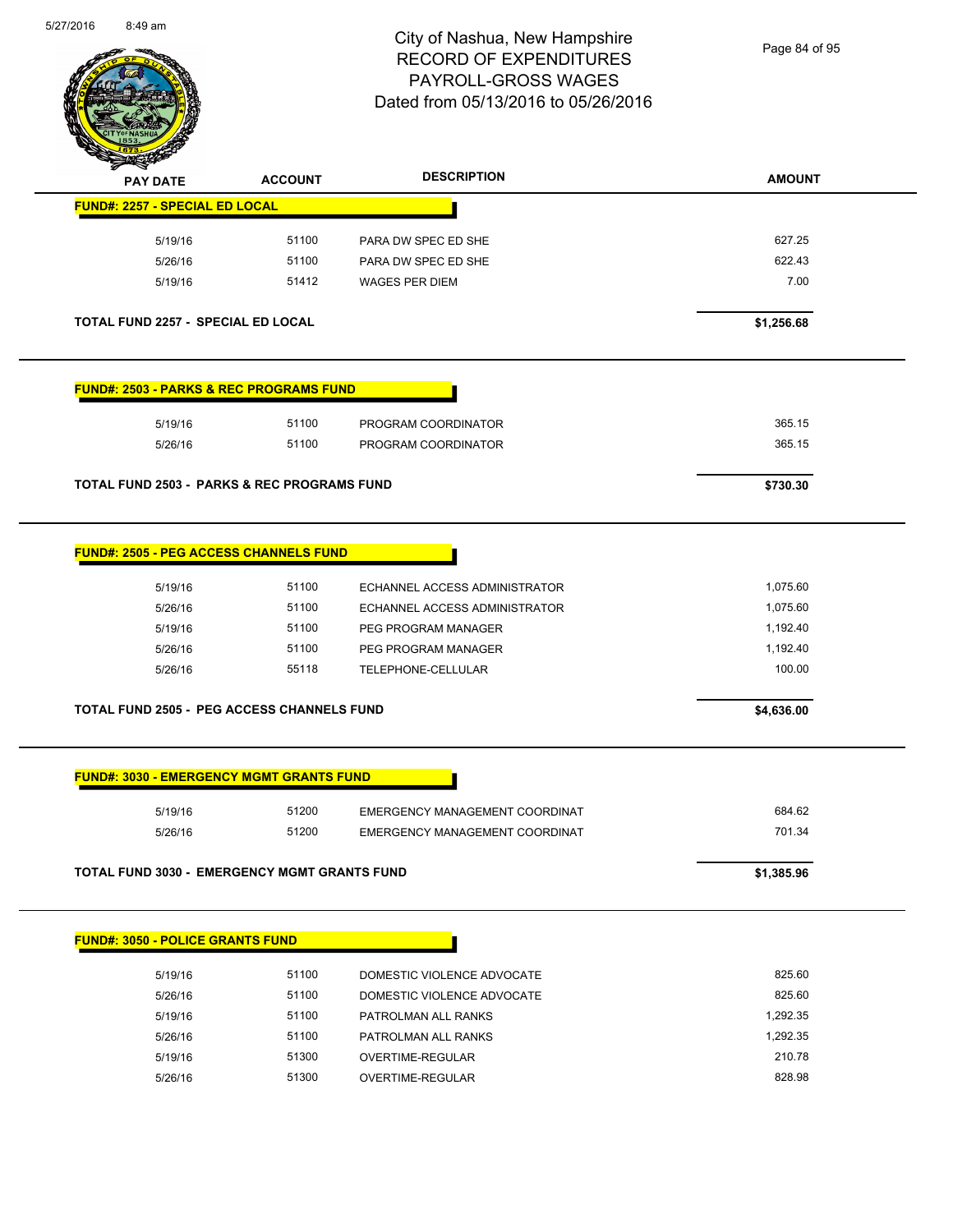# City of Nashua, New Hampshire
## RECORD OF EXPENDITURES
## PAYROLL-GROSS WAGES
## Dated from 05/13/2016 to 05/26/2016

| PAY DATE | ACCOUNT | DESCRIPTION | AMOUNT |
|---|---|---|---|
| **FUND#: 2257 - SPECIAL ED LOCAL** | | | |
| 5/19/16 | 51100 | PARA DW SPEC ED SHE | 627.25 |
| 5/26/16 | 51100 | PARA DW SPEC ED SHE | 622.43 |
| 5/19/16 | 51412 | WAGES PER DIEM | 7.00 |
| **TOTAL FUND 2257 - SPECIAL ED LOCAL** | | | **$1,256.68** |
| **FUND#: 2503 - PARKS & REC PROGRAMS FUND** | | | |
| 5/19/16 | 51100 | PROGRAM COORDINATOR | 365.15 |
| 5/26/16 | 51100 | PROGRAM COORDINATOR | 365.15 |
| **TOTAL FUND 2503 - PARKS & REC PROGRAMS FUND** | | | **$730.30** |
| **FUND#: 2505 - PEG ACCESS CHANNELS FUND** | | | |
| 5/19/16 | 51100 | ECHANNEL ACCESS ADMINISTRATOR | 1,075.60 |
| 5/26/16 | 51100 | ECHANNEL ACCESS ADMINISTRATOR | 1,075.60 |
| 5/19/16 | 51100 | PEG PROGRAM MANAGER | 1,192.40 |
| 5/26/16 | 51100 | PEG PROGRAM MANAGER | 1,192.40 |
| 5/26/16 | 55118 | TELEPHONE-CELLULAR | 100.00 |
| **TOTAL FUND 2505 - PEG ACCESS CHANNELS FUND** | | | **$4,636.00** |
| **FUND#: 3030 - EMERGENCY MGMT GRANTS FUND** | | | |
| 5/19/16 | 51200 | EMERGENCY MANAGEMENT COORDINAT | 684.62 |
| 5/26/16 | 51200 | EMERGENCY MANAGEMENT COORDINAT | 701.34 |
| **TOTAL FUND 3030 - EMERGENCY MGMT GRANTS FUND** | | | **$1,385.96** |
| **FUND#: 3050 - POLICE GRANTS FUND** | | | |
| 5/19/16 | 51100 | DOMESTIC VIOLENCE ADVOCATE | 825.60 |
| 5/26/16 | 51100 | DOMESTIC VIOLENCE ADVOCATE | 825.60 |
| 5/19/16 | 51100 | PATROLMAN ALL RANKS | 1,292.35 |
| 5/26/16 | 51100 | PATROLMAN ALL RANKS | 1,292.35 |
| 5/19/16 | 51300 | OVERTIME-REGULAR | 210.78 |
| 5/26/16 | 51300 | OVERTIME-REGULAR | 828.98 |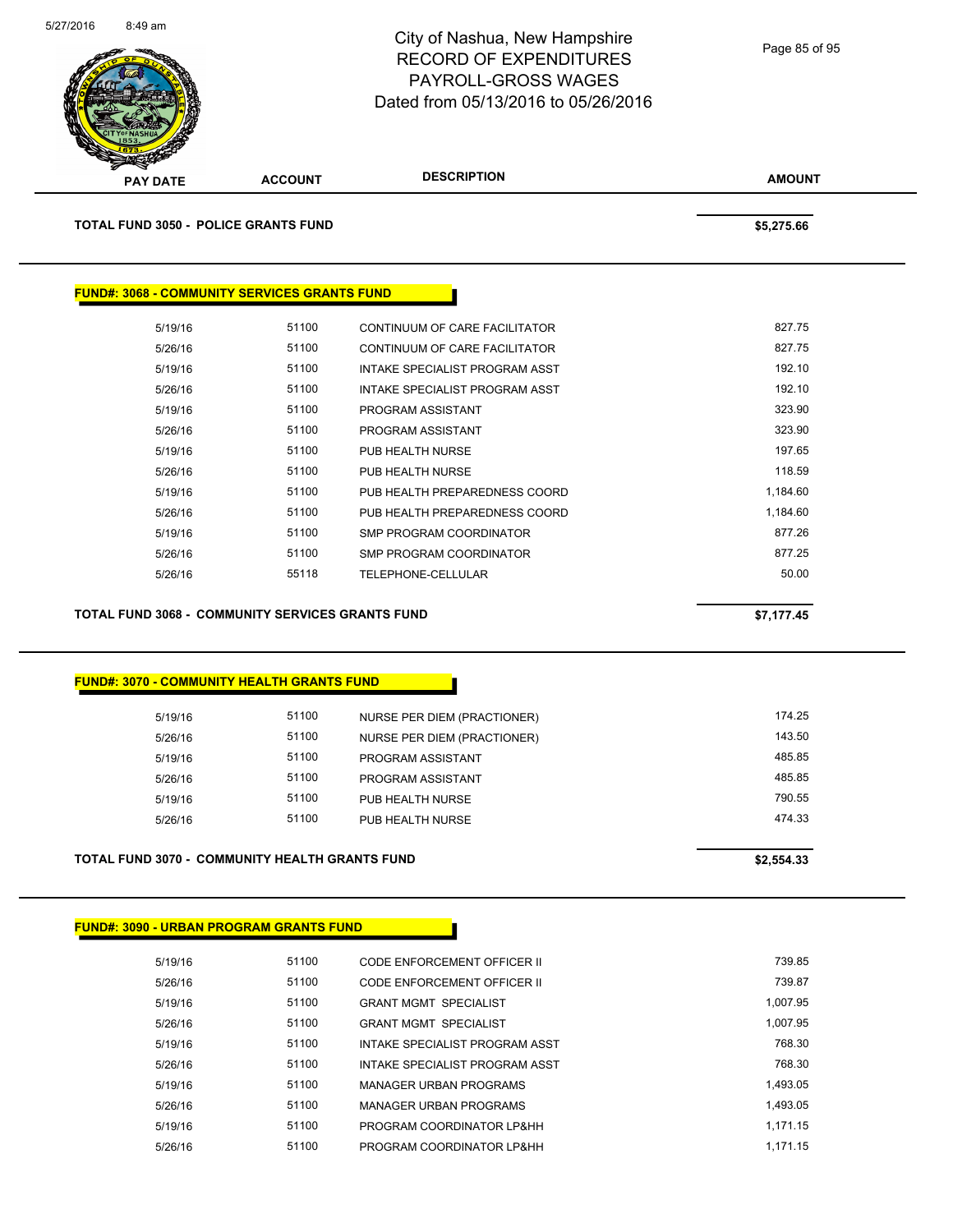| PAY DATE | ACCOUNT | DESCRIPTION | AMOUNT |
|---|---|---|---|

**TOTAL FUND 3050 - POLICE GRANTS FUND** $5,275.66

**FUND#: 3068 - COMMUNITY SERVICES GRANTS FUND**

| PAY DATE | ACCOUNT | DESCRIPTION | AMOUNT |
|---|---|---|---|
| 5/19/16 | 51100 | CONTINUUM OF CARE FACILITATOR | 827.75 |
| 5/26/16 | 51100 | CONTINUUM OF CARE FACILITATOR | 827.75 |
| 5/19/16 | 51100 | INTAKE SPECIALIST PROGRAM ASST | 192.10 |
| 5/26/16 | 51100 | INTAKE SPECIALIST PROGRAM ASST | 192.10 |
| 5/19/16 | 51100 | PROGRAM ASSISTANT | 323.90 |
| 5/26/16 | 51100 | PROGRAM ASSISTANT | 323.90 |
| 5/19/16 | 51100 | PUB HEALTH NURSE | 197.65 |
| 5/26/16 | 51100 | PUB HEALTH NURSE | 118.59 |
| 5/19/16 | 51100 | PUB HEALTH PREPAREDNESS COORD | 1,184.60 |
| 5/26/16 | 51100 | PUB HEALTH PREPAREDNESS COORD | 1,184.60 |
| 5/19/16 | 51100 | SMP PROGRAM COORDINATOR | 877.26 |
| 5/26/16 | 51100 | SMP PROGRAM COORDINATOR | 877.25 |
| 5/26/16 | 55118 | TELEPHONE-CELLULAR | 50.00 |

**TOTAL FUND 3068 - COMMUNITY SERVICES GRANTS FUND** $7,177.45

**FUND#: 3070 - COMMUNITY HEALTH GRANTS FUND**

| PAY DATE | ACCOUNT | DESCRIPTION | AMOUNT |
|---|---|---|---|
| 5/19/16 | 51100 | NURSE PER DIEM (PRACTIONER) | 174.25 |
| 5/26/16 | 51100 | NURSE PER DIEM (PRACTIONER) | 143.50 |
| 5/19/16 | 51100 | PROGRAM ASSISTANT | 485.85 |
| 5/26/16 | 51100 | PROGRAM ASSISTANT | 485.85 |
| 5/19/16 | 51100 | PUB HEALTH NURSE | 790.55 |
| 5/26/16 | 51100 | PUB HEALTH NURSE | 474.33 |

**TOTAL FUND 3070 - COMMUNITY HEALTH GRANTS FUND** $2,554.33

**FUND#: 3090 - URBAN PROGRAM GRANTS FUND**

| PAY DATE | ACCOUNT | DESCRIPTION | AMOUNT |
|---|---|---|---|
| 5/19/16 | 51100 | CODE ENFORCEMENT OFFICER II | 739.85 |
| 5/26/16 | 51100 | CODE ENFORCEMENT OFFICER II | 739.87 |
| 5/19/16 | 51100 | GRANT MGMT SPECIALIST | 1,007.95 |
| 5/26/16 | 51100 | GRANT MGMT SPECIALIST | 1,007.95 |
| 5/19/16 | 51100 | INTAKE SPECIALIST PROGRAM ASST | 768.30 |
| 5/26/16 | 51100 | INTAKE SPECIALIST PROGRAM ASST | 768.30 |
| 5/19/16 | 51100 | MANAGER URBAN PROGRAMS | 1,493.05 |
| 5/26/16 | 51100 | MANAGER URBAN PROGRAMS | 1,493.05 |
| 5/19/16 | 51100 | PROGRAM COORDINATOR LP&HH | 1,171.15 |
| 5/26/16 | 51100 | PROGRAM COORDINATOR LP&HH | 1,171.15 |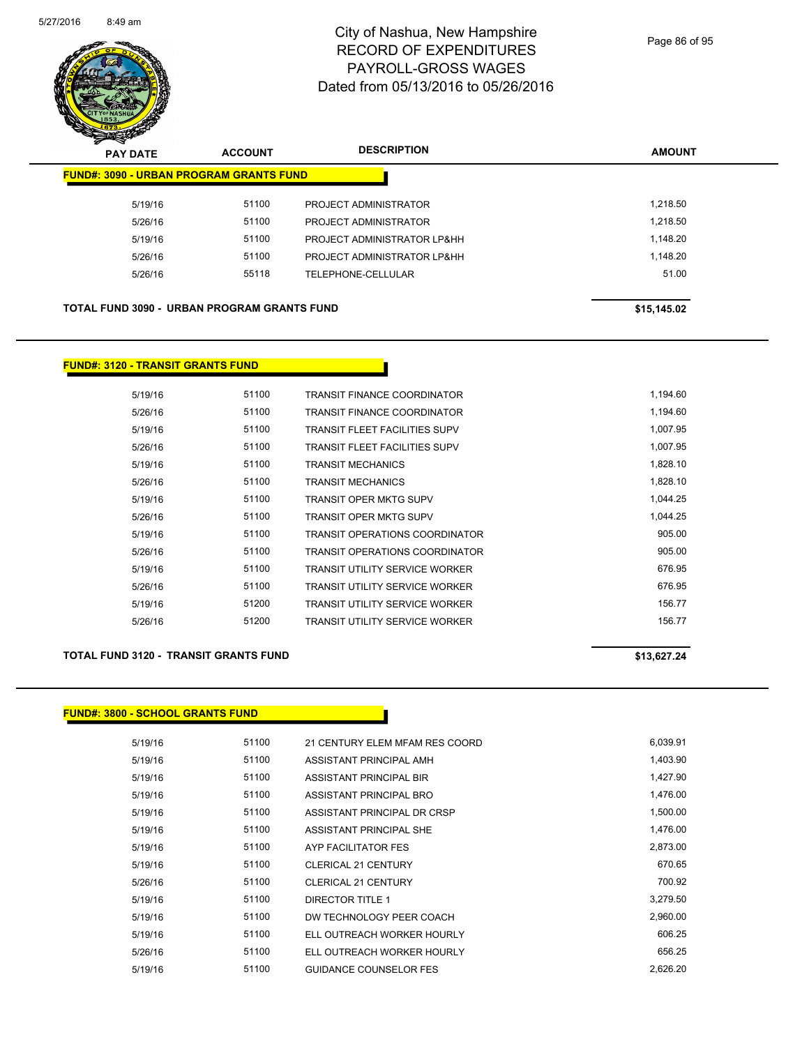# City of Nashua, New Hampshire
# RECORD OF EXPENDITURES
# PAYROLL-GROSS WAGES
# Dated from 05/13/2016 to 05/26/2016

| PAY DATE | ACCOUNT | DESCRIPTION | AMOUNT |
|---|---|---|---|

**FUND#: 3090 - URBAN PROGRAM GRANTS FUND**

| PAY DATE | ACCOUNT | DESCRIPTION | AMOUNT |
|---|---|---|---|
| 5/19/16 | 51100 | PROJECT ADMINISTRATOR | 1,218.50 |
| 5/26/16 | 51100 | PROJECT ADMINISTRATOR | 1,218.50 |
| 5/19/16 | 51100 | PROJECT ADMINISTRATOR LP&HH | 1,148.20 |
| 5/26/16 | 51100 | PROJECT ADMINISTRATOR LP&HH | 1,148.20 |
| 5/26/16 | 55118 | TELEPHONE-CELLULAR | 51.00 |

**TOTAL FUND 3090 - URBAN PROGRAM GRANTS FUND** **$15,145.02**

**FUND#: 3120 - TRANSIT GRANTS FUND**

| PAY DATE | ACCOUNT | DESCRIPTION | AMOUNT |
|---|---|---|---|
| 5/19/16 | 51100 | TRANSIT FINANCE COORDINATOR | 1,194.60 |
| 5/26/16 | 51100 | TRANSIT FINANCE COORDINATOR | 1,194.60 |
| 5/19/16 | 51100 | TRANSIT FLEET FACILITIES SUPV | 1,007.95 |
| 5/26/16 | 51100 | TRANSIT FLEET FACILITIES SUPV | 1,007.95 |
| 5/19/16 | 51100 | TRANSIT MECHANICS | 1,828.10 |
| 5/26/16 | 51100 | TRANSIT MECHANICS | 1,828.10 |
| 5/19/16 | 51100 | TRANSIT OPER MKTG SUPV | 1,044.25 |
| 5/26/16 | 51100 | TRANSIT OPER MKTG SUPV | 1,044.25 |
| 5/19/16 | 51100 | TRANSIT OPERATIONS COORDINATOR | 905.00 |
| 5/26/16 | 51100 | TRANSIT OPERATIONS COORDINATOR | 905.00 |
| 5/19/16 | 51100 | TRANSIT UTILITY SERVICE WORKER | 676.95 |
| 5/26/16 | 51100 | TRANSIT UTILITY SERVICE WORKER | 676.95 |
| 5/19/16 | 51200 | TRANSIT UTILITY SERVICE WORKER | 156.77 |
| 5/26/16 | 51200 | TRANSIT UTILITY SERVICE WORKER | 156.77 |

**TOTAL FUND 3120 - TRANSIT GRANTS FUND** **$13,627.24**

**FUND#: 3800 - SCHOOL GRANTS FUND**

| PAY DATE | ACCOUNT | DESCRIPTION | AMOUNT |
|---|---|---|---|
| 5/19/16 | 51100 | 21 CENTURY ELEM MFAM RES COORD | 6,039.91 |
| 5/19/16 | 51100 | ASSISTANT PRINCIPAL AMH | 1,403.90 |
| 5/19/16 | 51100 | ASSISTANT PRINCIPAL BIR | 1,427.90 |
| 5/19/16 | 51100 | ASSISTANT PRINCIPAL BRO | 1,476.00 |
| 5/19/16 | 51100 | ASSISTANT PRINCIPAL DR CRSP | 1,500.00 |
| 5/19/16 | 51100 | ASSISTANT PRINCIPAL SHE | 1,476.00 |
| 5/19/16 | 51100 | AYP FACILITATOR FES | 2,873.00 |
| 5/19/16 | 51100 | CLERICAL 21 CENTURY | 670.65 |
| 5/26/16 | 51100 | CLERICAL 21 CENTURY | 700.92 |
| 5/19/16 | 51100 | DIRECTOR TITLE 1 | 3,279.50 |
| 5/19/16 | 51100 | DW TECHNOLOGY PEER COACH | 2,960.00 |
| 5/19/16 | 51100 | ELL OUTREACH WORKER HOURLY | 606.25 |
| 5/26/16 | 51100 | ELL OUTREACH WORKER HOURLY | 656.25 |
| 5/19/16 | 51100 | GUIDANCE COUNSELOR FES | 2,626.20 |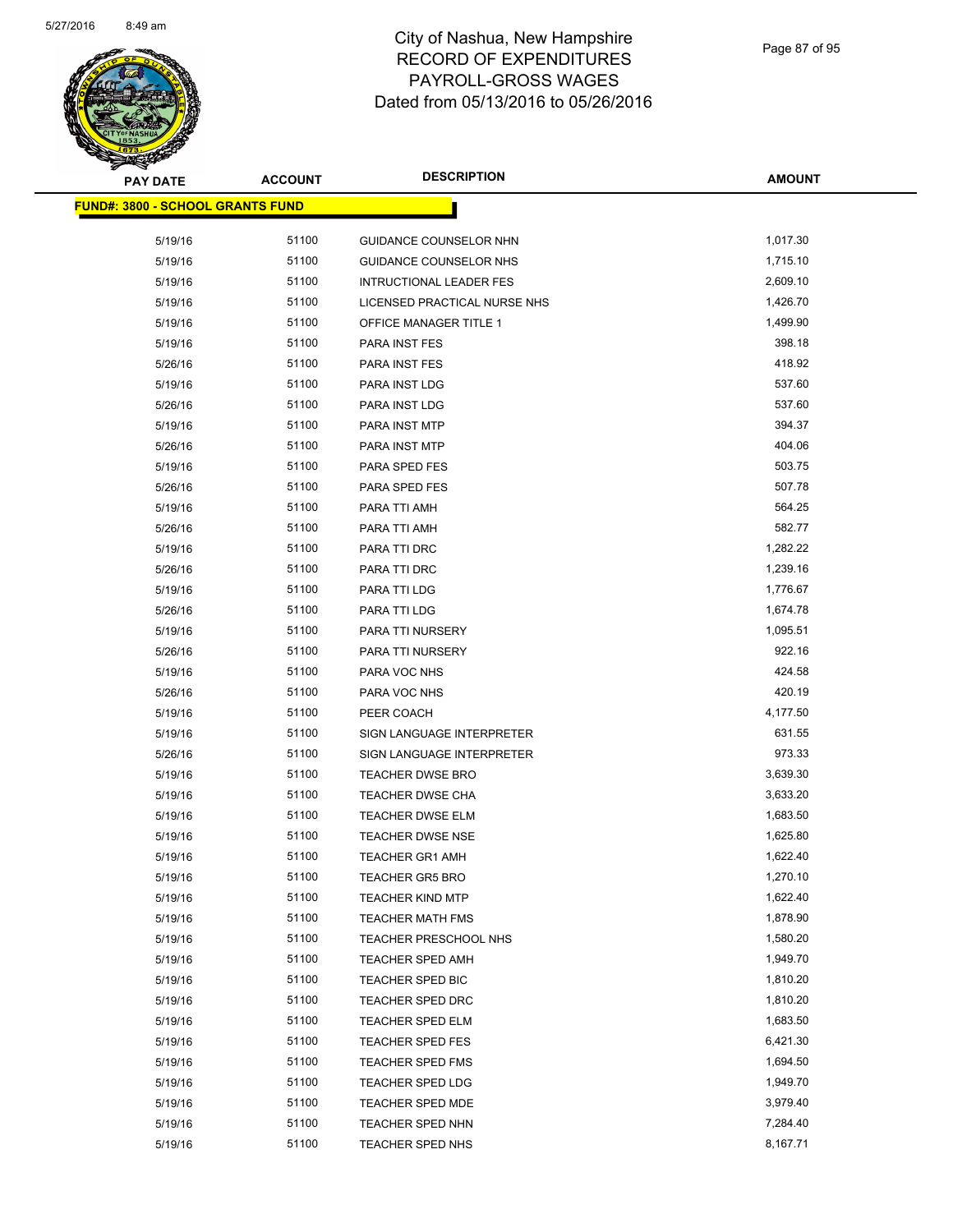# City of Nashua, New Hampshire
## RECORD OF EXPENDITURES
## PAYROLL-GROSS WAGES
## Dated from 05/13/2016 to 05/26/2016

| PAY DATE | ACCOUNT | DESCRIPTION | AMOUNT |
|---|---|---|---|
| **FUND#: 3800 - SCHOOL GRANTS FUND** | | | |
| 5/19/16 | 51100 | GUIDANCE COUNSELOR NHN | 1,017.30 |
| 5/19/16 | 51100 | GUIDANCE COUNSELOR NHS | 1,715.10 |
| 5/19/16 | 51100 | INTRUCTIONAL LEADER FES | 2,609.10 |
| 5/19/16 | 51100 | LICENSED PRACTICAL NURSE NHS | 1,426.70 |
| 5/19/16 | 51100 | OFFICE MANAGER TITLE 1 | 1,499.90 |
| 5/19/16 | 51100 | PARA INST FES | 398.18 |
| 5/26/16 | 51100 | PARA INST FES | 418.92 |
| 5/19/16 | 51100 | PARA INST LDG | 537.60 |
| 5/26/16 | 51100 | PARA INST LDG | 537.60 |
| 5/19/16 | 51100 | PARA INST MTP | 394.37 |
| 5/26/16 | 51100 | PARA INST MTP | 404.06 |
| 5/19/16 | 51100 | PARA SPED FES | 503.75 |
| 5/26/16 | 51100 | PARA SPED FES | 507.78 |
| 5/19/16 | 51100 | PARA TTI AMH | 564.25 |
| 5/26/16 | 51100 | PARA TTI AMH | 582.77 |
| 5/19/16 | 51100 | PARA TTI DRC | 1,282.22 |
| 5/26/16 | 51100 | PARA TTI DRC | 1,239.16 |
| 5/19/16 | 51100 | PARA TTI LDG | 1,776.67 |
| 5/26/16 | 51100 | PARA TTI LDG | 1,674.78 |
| 5/19/16 | 51100 | PARA TTI NURSERY | 1,095.51 |
| 5/26/16 | 51100 | PARA TTI NURSERY | 922.16 |
| 5/19/16 | 51100 | PARA VOC NHS | 424.58 |
| 5/26/16 | 51100 | PARA VOC NHS | 420.19 |
| 5/19/16 | 51100 | PEER COACH | 4,177.50 |
| 5/19/16 | 51100 | SIGN LANGUAGE INTERPRETER | 631.55 |
| 5/26/16 | 51100 | SIGN LANGUAGE INTERPRETER | 973.33 |
| 5/19/16 | 51100 | TEACHER DWSE BRO | 3,639.30 |
| 5/19/16 | 51100 | TEACHER DWSE CHA | 3,633.20 |
| 5/19/16 | 51100 | TEACHER DWSE ELM | 1,683.50 |
| 5/19/16 | 51100 | TEACHER DWSE NSE | 1,625.80 |
| 5/19/16 | 51100 | TEACHER GR1 AMH | 1,622.40 |
| 5/19/16 | 51100 | TEACHER GR5 BRO | 1,270.10 |
| 5/19/16 | 51100 | TEACHER KIND MTP | 1,622.40 |
| 5/19/16 | 51100 | TEACHER MATH FMS | 1,878.90 |
| 5/19/16 | 51100 | TEACHER PRESCHOOL NHS | 1,580.20 |
| 5/19/16 | 51100 | TEACHER SPED AMH | 1,949.70 |
| 5/19/16 | 51100 | TEACHER SPED BIC | 1,810.20 |
| 5/19/16 | 51100 | TEACHER SPED DRC | 1,810.20 |
| 5/19/16 | 51100 | TEACHER SPED ELM | 1,683.50 |
| 5/19/16 | 51100 | TEACHER SPED FES | 6,421.30 |
| 5/19/16 | 51100 | TEACHER SPED FMS | 1,694.50 |
| 5/19/16 | 51100 | TEACHER SPED LDG | 1,949.70 |
| 5/19/16 | 51100 | TEACHER SPED MDE | 3,979.40 |
| 5/19/16 | 51100 | TEACHER SPED NHN | 7,284.40 |
| 5/19/16 | 51100 | TEACHER SPED NHS | 8,167.71 |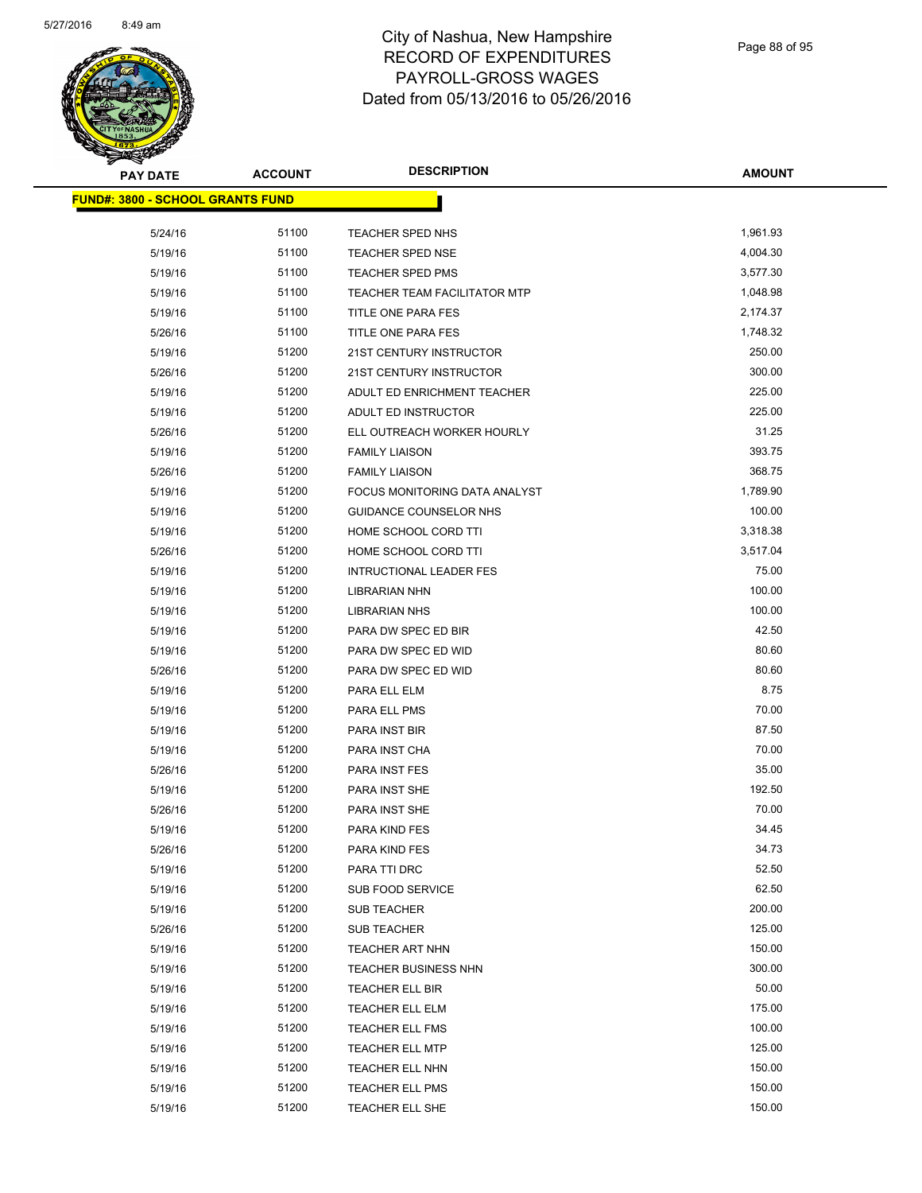# City of Nashua, New Hampshire
# RECORD OF EXPENDITURES
# PAYROLL-GROSS WAGES
# Dated from 05/13/2016 to 05/26/2016

| PAY DATE | ACCOUNT | DESCRIPTION | AMOUNT |
|---|---|---|---|
| **FUND#: 3800 - SCHOOL GRANTS FUND** | | | |
| 5/24/16 | 51100 | TEACHER SPED NHS | 1,961.93 |
| 5/19/16 | 51100 | TEACHER SPED NSE | 4,004.30 |
| 5/19/16 | 51100 | TEACHER SPED PMS | 3,577.30 |
| 5/19/16 | 51100 | TEACHER TEAM FACILITATOR MTP | 1,048.98 |
| 5/19/16 | 51100 | TITLE ONE PARA FES | 2,174.37 |
| 5/26/16 | 51100 | TITLE ONE PARA FES | 1,748.32 |
| 5/19/16 | 51200 | 21ST CENTURY INSTRUCTOR | 250.00 |
| 5/26/16 | 51200 | 21ST CENTURY INSTRUCTOR | 300.00 |
| 5/19/16 | 51200 | ADULT ED ENRICHMENT TEACHER | 225.00 |
| 5/19/16 | 51200 | ADULT ED INSTRUCTOR | 225.00 |
| 5/26/16 | 51200 | ELL OUTREACH WORKER HOURLY | 31.25 |
| 5/19/16 | 51200 | FAMILY LIAISON | 393.75 |
| 5/26/16 | 51200 | FAMILY LIAISON | 368.75 |
| 5/19/16 | 51200 | FOCUS MONITORING DATA ANALYST | 1,789.90 |
| 5/19/16 | 51200 | GUIDANCE COUNSELOR NHS | 100.00 |
| 5/19/16 | 51200 | HOME SCHOOL CORD TTI | 3,318.38 |
| 5/26/16 | 51200 | HOME SCHOOL CORD TTI | 3,517.04 |
| 5/19/16 | 51200 | INTRUCTIONAL LEADER FES | 75.00 |
| 5/19/16 | 51200 | LIBRARIAN NHN | 100.00 |
| 5/19/16 | 51200 | LIBRARIAN NHS | 100.00 |
| 5/19/16 | 51200 | PARA DW SPEC ED BIR | 42.50 |
| 5/19/16 | 51200 | PARA DW SPEC ED WID | 80.60 |
| 5/26/16 | 51200 | PARA DW SPEC ED WID | 80.60 |
| 5/19/16 | 51200 | PARA ELL ELM | 8.75 |
| 5/19/16 | 51200 | PARA ELL PMS | 70.00 |
| 5/19/16 | 51200 | PARA INST BIR | 87.50 |
| 5/19/16 | 51200 | PARA INST CHA | 70.00 |
| 5/26/16 | 51200 | PARA INST FES | 35.00 |
| 5/19/16 | 51200 | PARA INST SHE | 192.50 |
| 5/26/16 | 51200 | PARA INST SHE | 70.00 |
| 5/19/16 | 51200 | PARA KIND FES | 34.45 |
| 5/26/16 | 51200 | PARA KIND FES | 34.73 |
| 5/19/16 | 51200 | PARA TTI DRC | 52.50 |
| 5/19/16 | 51200 | SUB FOOD SERVICE | 62.50 |
| 5/19/16 | 51200 | SUB TEACHER | 200.00 |
| 5/26/16 | 51200 | SUB TEACHER | 125.00 |
| 5/19/16 | 51200 | TEACHER ART NHN | 150.00 |
| 5/19/16 | 51200 | TEACHER BUSINESS NHN | 300.00 |
| 5/19/16 | 51200 | TEACHER ELL BIR | 50.00 |
| 5/19/16 | 51200 | TEACHER ELL ELM | 175.00 |
| 5/19/16 | 51200 | TEACHER ELL FMS | 100.00 |
| 5/19/16 | 51200 | TEACHER ELL MTP | 125.00 |
| 5/19/16 | 51200 | TEACHER ELL NHN | 150.00 |
| 5/19/16 | 51200 | TEACHER ELL PMS | 150.00 |
| 5/19/16 | 51200 | TEACHER ELL SHE | 150.00 |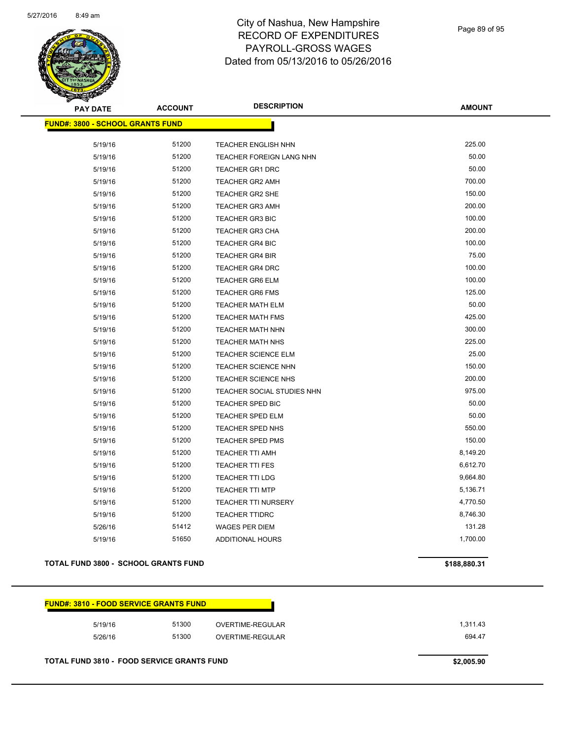# City of Nashua, New Hampshire
## RECORD OF EXPENDITURES
## PAYROLL-GROSS WAGES
## Dated from 05/13/2016 to 05/26/2016

5/27/2016 8:49 am

| PAY DATE | ACCOUNT | DESCRIPTION | AMOUNT |
|---|---|---|---|
| **FUND#: 3800 - SCHOOL GRANTS FUND** | | | |
| 5/19/16 | 51200 | TEACHER ENGLISH NHN | 225.00 |
| 5/19/16 | 51200 | TEACHER FOREIGN LANG NHN | 50.00 |
| 5/19/16 | 51200 | TEACHER GR1 DRC | 50.00 |
| 5/19/16 | 51200 | TEACHER GR2 AMH | 700.00 |
| 5/19/16 | 51200 | TEACHER GR2 SHE | 150.00 |
| 5/19/16 | 51200 | TEACHER GR3 AMH | 200.00 |
| 5/19/16 | 51200 | TEACHER GR3 BIC | 100.00 |
| 5/19/16 | 51200 | TEACHER GR3 CHA | 200.00 |
| 5/19/16 | 51200 | TEACHER GR4 BIC | 100.00 |
| 5/19/16 | 51200 | TEACHER GR4 BIR | 75.00 |
| 5/19/16 | 51200 | TEACHER GR4 DRC | 100.00 |
| 5/19/16 | 51200 | TEACHER GR6 ELM | 100.00 |
| 5/19/16 | 51200 | TEACHER GR6 FMS | 125.00 |
| 5/19/16 | 51200 | TEACHER MATH ELM | 50.00 |
| 5/19/16 | 51200 | TEACHER MATH FMS | 425.00 |
| 5/19/16 | 51200 | TEACHER MATH NHN | 300.00 |
| 5/19/16 | 51200 | TEACHER MATH NHS | 225.00 |
| 5/19/16 | 51200 | TEACHER SCIENCE ELM | 25.00 |
| 5/19/16 | 51200 | TEACHER SCIENCE NHN | 150.00 |
| 5/19/16 | 51200 | TEACHER SCIENCE NHS | 200.00 |
| 5/19/16 | 51200 | TEACHER SOCIAL STUDIES NHN | 975.00 |
| 5/19/16 | 51200 | TEACHER SPED BIC | 50.00 |
| 5/19/16 | 51200 | TEACHER SPED ELM | 50.00 |
| 5/19/16 | 51200 | TEACHER SPED NHS | 550.00 |
| 5/19/16 | 51200 | TEACHER SPED PMS | 150.00 |
| 5/19/16 | 51200 | TEACHER TTI AMH | 8,149.20 |
| 5/19/16 | 51200 | TEACHER TTI FES | 6,612.70 |
| 5/19/16 | 51200 | TEACHER TTI LDG | 9,664.80 |
| 5/19/16 | 51200 | TEACHER TTI MTP | 5,136.71 |
| 5/19/16 | 51200 | TEACHER TTI NURSERY | 4,770.50 |
| 5/19/16 | 51200 | TEACHER TTIDRC | 8,746.30 |
| 5/26/16 | 51412 | WAGES PER DIEM | 131.28 |
| 5/19/16 | 51650 | ADDITIONAL HOURS | 1,700.00 |
| **TOTAL FUND 3800 - SCHOOL GRANTS FUND** | | | **$188,880.31** |

| PAY DATE | ACCOUNT | DESCRIPTION | AMOUNT |
|---|---|---|---|
| **FUND#: 3810 - FOOD SERVICE GRANTS FUND** | | | |
| 5/19/16 | 51300 | OVERTIME-REGULAR | 1,311.43 |
| 5/26/16 | 51300 | OVERTIME-REGULAR | 694.47 |
| **TOTAL FUND 3810 - FOOD SERVICE GRANTS FUND** | | | **$2,005.90** |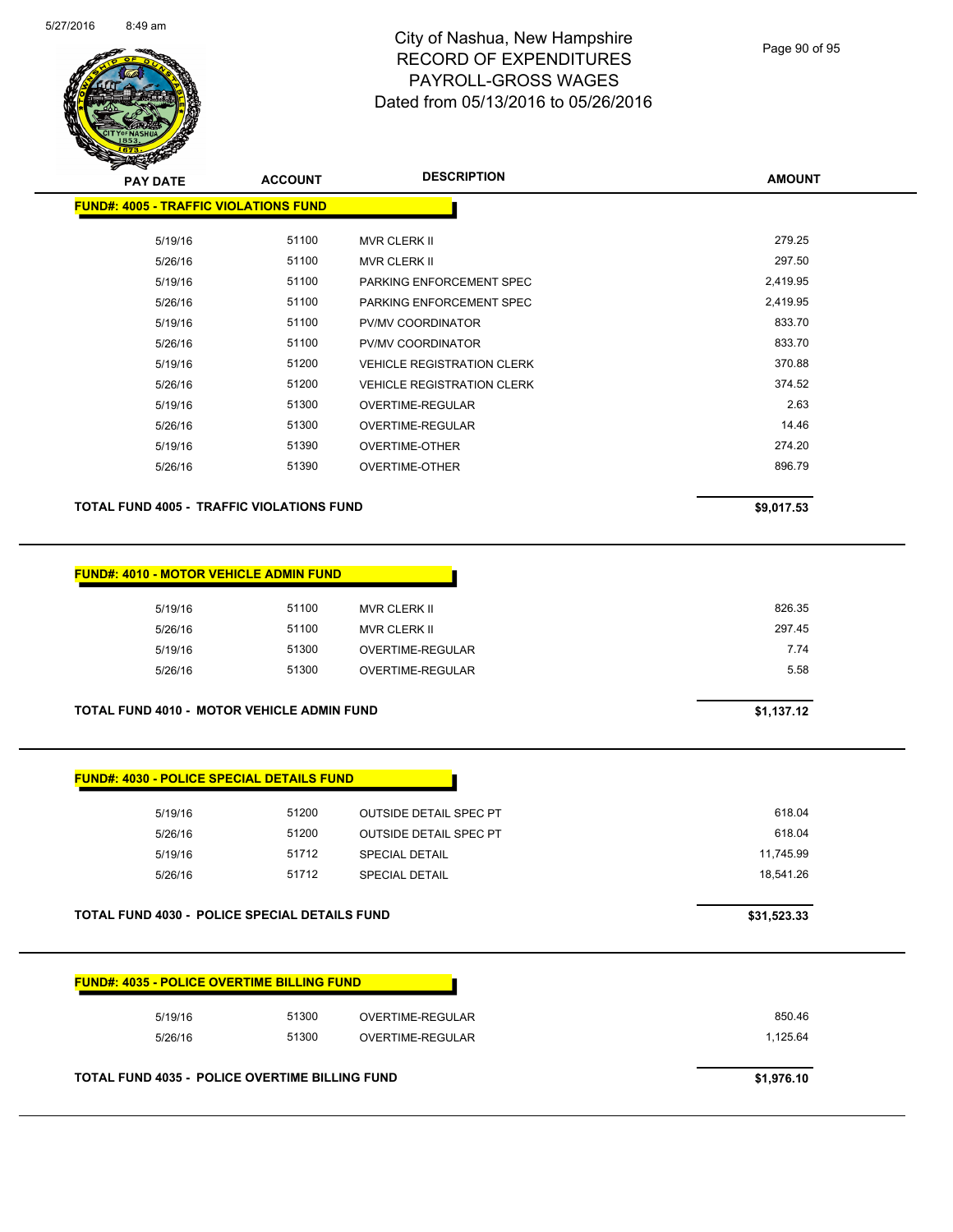# City of Nashua, New Hampshire
# RECORD OF EXPENDITURES
# PAYROLL-GROSS WAGES
# Dated from 05/13/2016 to 05/26/2016

| PAY DATE | ACCOUNT | DESCRIPTION | AMOUNT |
|---|---|---|---|
| **FUND#: 4005 - TRAFFIC VIOLATIONS FUND** | | | |
| 5/19/16 | 51100 | MVR CLERK II | 279.25 |
| 5/26/16 | 51100 | MVR CLERK II | 297.50 |
| 5/19/16 | 51100 | PARKING ENFORCEMENT SPEC | 2,419.95 |
| 5/26/16 | 51100 | PARKING ENFORCEMENT SPEC | 2,419.95 |
| 5/19/16 | 51100 | PV/MV COORDINATOR | 833.70 |
| 5/26/16 | 51100 | PV/MV COORDINATOR | 833.70 |
| 5/19/16 | 51200 | VEHICLE REGISTRATION CLERK | 370.88 |
| 5/26/16 | 51200 | VEHICLE REGISTRATION CLERK | 374.52 |
| 5/19/16 | 51300 | OVERTIME-REGULAR | 2.63 |
| 5/26/16 | 51300 | OVERTIME-REGULAR | 14.46 |
| 5/19/16 | 51390 | OVERTIME-OTHER | 274.20 |
| 5/26/16 | 51390 | OVERTIME-OTHER | 896.79 |
| **TOTAL FUND 4005 - TRAFFIC VIOLATIONS FUND** | | | **$9,017.53** |
| **FUND#: 4010 - MOTOR VEHICLE ADMIN FUND** | | | |
| 5/19/16 | 51100 | MVR CLERK II | 826.35 |
| 5/26/16 | 51100 | MVR CLERK II | 297.45 |
| 5/19/16 | 51300 | OVERTIME-REGULAR | 7.74 |
| 5/26/16 | 51300 | OVERTIME-REGULAR | 5.58 |
| **TOTAL FUND 4010 - MOTOR VEHICLE ADMIN FUND** | | | **$1,137.12** |
| **FUND#: 4030 - POLICE SPECIAL DETAILS FUND** | | | |
| 5/19/16 | 51200 | OUTSIDE DETAIL SPEC PT | 618.04 |
| 5/26/16 | 51200 | OUTSIDE DETAIL SPEC PT | 618.04 |
| 5/19/16 | 51712 | SPECIAL DETAIL | 11,745.99 |
| 5/26/16 | 51712 | SPECIAL DETAIL | 18,541.26 |
| **TOTAL FUND 4030 - POLICE SPECIAL DETAILS FUND** | | | **$31,523.33** |
| **FUND#: 4035 - POLICE OVERTIME BILLING FUND** | | | |
| 5/19/16 | 51300 | OVERTIME-REGULAR | 850.46 |
| 5/26/16 | 51300 | OVERTIME-REGULAR | 1,125.64 |
| **TOTAL FUND 4035 - POLICE OVERTIME BILLING FUND** | | | **$1,976.10** |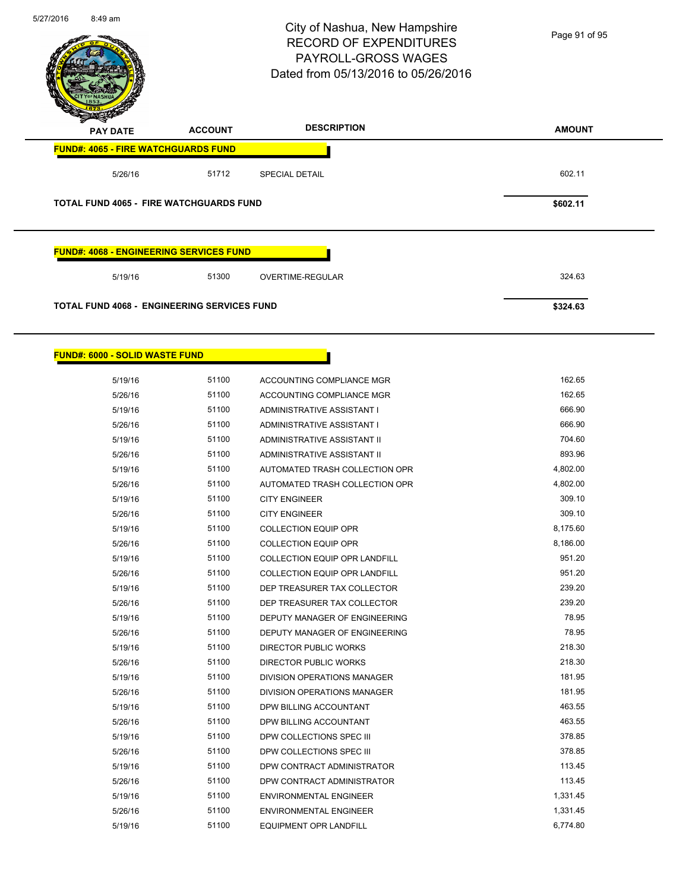City of Nashua, New Hampshire
RECORD OF EXPENDITURES
PAYROLL-GROSS WAGES
Dated from 05/13/2016 to 05/26/2016

| PAY DATE | ACCOUNT | DESCRIPTION | AMOUNT |
|---|---|---|---|
| **FUND#: 4065 - FIRE WATCHGUARDS FUND** | | | |
| 5/26/16 | 51712 | SPECIAL DETAIL | 602.11 |
| **TOTAL FUND 4065 - FIRE WATCHGUARDS FUND** | | | **$602.11** |
| **FUND#: 4068 - ENGINEERING SERVICES FUND** | | | |
| 5/19/16 | 51300 | OVERTIME-REGULAR | 324.63 |
| **TOTAL FUND 4068 - ENGINEERING SERVICES FUND** | | | **$324.63** |
| **FUND#: 6000 - SOLID WASTE FUND** | | | |
| 5/19/16 | 51100 | ACCOUNTING COMPLIANCE MGR | 162.65 |
| 5/26/16 | 51100 | ACCOUNTING COMPLIANCE MGR | 162.65 |
| 5/19/16 | 51100 | ADMINISTRATIVE ASSISTANT I | 666.90 |
| 5/26/16 | 51100 | ADMINISTRATIVE ASSISTANT I | 666.90 |
| 5/19/16 | 51100 | ADMINISTRATIVE ASSISTANT II | 704.60 |
| 5/26/16 | 51100 | ADMINISTRATIVE ASSISTANT II | 893.96 |
| 5/19/16 | 51100 | AUTOMATED TRASH COLLECTION OPR | 4,802.00 |
| 5/26/16 | 51100 | AUTOMATED TRASH COLLECTION OPR | 4,802.00 |
| 5/19/16 | 51100 | CITY ENGINEER | 309.10 |
| 5/26/16 | 51100 | CITY ENGINEER | 309.10 |
| 5/19/16 | 51100 | COLLECTION EQUIP OPR | 8,175.60 |
| 5/26/16 | 51100 | COLLECTION EQUIP OPR | 8,186.00 |
| 5/19/16 | 51100 | COLLECTION EQUIP OPR LANDFILL | 951.20 |
| 5/26/16 | 51100 | COLLECTION EQUIP OPR LANDFILL | 951.20 |
| 5/19/16 | 51100 | DEP TREASURER TAX COLLECTOR | 239.20 |
| 5/26/16 | 51100 | DEP TREASURER TAX COLLECTOR | 239.20 |
| 5/19/16 | 51100 | DEPUTY MANAGER OF ENGINEERING | 78.95 |
| 5/26/16 | 51100 | DEPUTY MANAGER OF ENGINEERING | 78.95 |
| 5/19/16 | 51100 | DIRECTOR PUBLIC WORKS | 218.30 |
| 5/26/16 | 51100 | DIRECTOR PUBLIC WORKS | 218.30 |
| 5/19/16 | 51100 | DIVISION OPERATIONS MANAGER | 181.95 |
| 5/26/16 | 51100 | DIVISION OPERATIONS MANAGER | 181.95 |
| 5/19/16 | 51100 | DPW BILLING ACCOUNTANT | 463.55 |
| 5/26/16 | 51100 | DPW BILLING ACCOUNTANT | 463.55 |
| 5/19/16 | 51100 | DPW COLLECTIONS SPEC III | 378.85 |
| 5/26/16 | 51100 | DPW COLLECTIONS SPEC III | 378.85 |
| 5/19/16 | 51100 | DPW CONTRACT ADMINISTRATOR | 113.45 |
| 5/26/16 | 51100 | DPW CONTRACT ADMINISTRATOR | 113.45 |
| 5/19/16 | 51100 | ENVIRONMENTAL ENGINEER | 1,331.45 |
| 5/26/16 | 51100 | ENVIRONMENTAL ENGINEER | 1,331.45 |
| 5/19/16 | 51100 | EQUIPMENT OPR LANDFILL | 6,774.80 |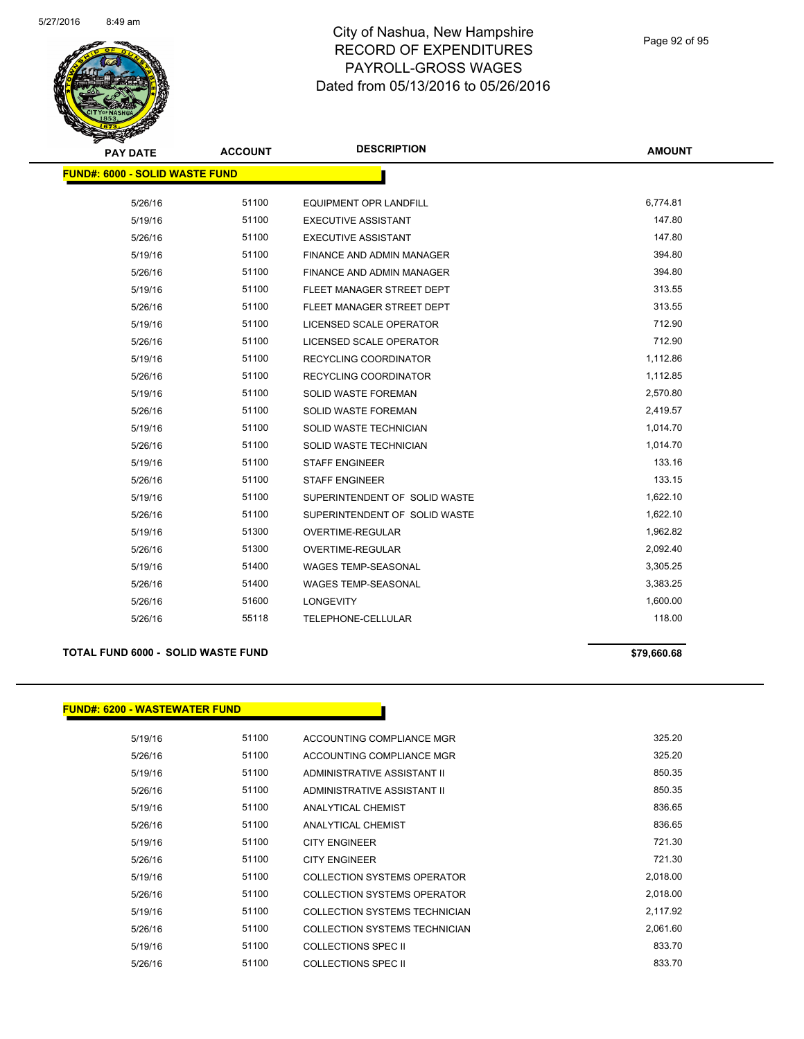# City of Nashua, New Hampshire
# RECORD OF EXPENDITURES
# PAYROLL-GROSS WAGES
# Dated from 05/13/2016 to 05/26/2016

## FUND#: 6000 - SOLID WASTE FUND

| PAY DATE | ACCOUNT | DESCRIPTION | AMOUNT |
|---|---|---|---|
| 5/26/16 | 51100 | EQUIPMENT OPR LANDFILL | 6,774.81 |
| 5/19/16 | 51100 | EXECUTIVE ASSISTANT | 147.80 |
| 5/26/16 | 51100 | EXECUTIVE ASSISTANT | 147.80 |
| 5/19/16 | 51100 | FINANCE AND ADMIN MANAGER | 394.80 |
| 5/26/16 | 51100 | FINANCE AND ADMIN MANAGER | 394.80 |
| 5/19/16 | 51100 | FLEET MANAGER STREET DEPT | 313.55 |
| 5/26/16 | 51100 | FLEET MANAGER STREET DEPT | 313.55 |
| 5/19/16 | 51100 | LICENSED SCALE OPERATOR | 712.90 |
| 5/26/16 | 51100 | LICENSED SCALE OPERATOR | 712.90 |
| 5/19/16 | 51100 | RECYCLING COORDINATOR | 1,112.86 |
| 5/26/16 | 51100 | RECYCLING COORDINATOR | 1,112.85 |
| 5/19/16 | 51100 | SOLID WASTE FOREMAN | 2,570.80 |
| 5/26/16 | 51100 | SOLID WASTE FOREMAN | 2,419.57 |
| 5/19/16 | 51100 | SOLID WASTE TECHNICIAN | 1,014.70 |
| 5/26/16 | 51100 | SOLID WASTE TECHNICIAN | 1,014.70 |
| 5/19/16 | 51100 | STAFF ENGINEER | 133.16 |
| 5/26/16 | 51100 | STAFF ENGINEER | 133.15 |
| 5/19/16 | 51100 | SUPERINTENDENT OF SOLID WASTE | 1,622.10 |
| 5/26/16 | 51100 | SUPERINTENDENT OF SOLID WASTE | 1,622.10 |
| 5/19/16 | 51300 | OVERTIME-REGULAR | 1,962.82 |
| 5/26/16 | 51300 | OVERTIME-REGULAR | 2,092.40 |
| 5/19/16 | 51400 | WAGES TEMP-SEASONAL | 3,305.25 |
| 5/26/16 | 51400 | WAGES TEMP-SEASONAL | 3,383.25 |
| 5/26/16 | 51600 | LONGEVITY | 1,600.00 |
| 5/26/16 | 55118 | TELEPHONE-CELLULAR | 118.00 |

**TOTAL FUND 6000 - SOLID WASTE FUND** **$79,660.68**

## FUND#: 6200 - WASTEWATER FUND

| PAY DATE | ACCOUNT | DESCRIPTION | AMOUNT |
|---|---|---|---|
| 5/19/16 | 51100 | ACCOUNTING COMPLIANCE MGR | 325.20 |
| 5/26/16 | 51100 | ACCOUNTING COMPLIANCE MGR | 325.20 |
| 5/19/16 | 51100 | ADMINISTRATIVE ASSISTANT II | 850.35 |
| 5/26/16 | 51100 | ADMINISTRATIVE ASSISTANT II | 850.35 |
| 5/19/16 | 51100 | ANALYTICAL CHEMIST | 836.65 |
| 5/26/16 | 51100 | ANALYTICAL CHEMIST | 836.65 |
| 5/19/16 | 51100 | CITY ENGINEER | 721.30 |
| 5/26/16 | 51100 | CITY ENGINEER | 721.30 |
| 5/19/16 | 51100 | COLLECTION SYSTEMS OPERATOR | 2,018.00 |
| 5/26/16 | 51100 | COLLECTION SYSTEMS OPERATOR | 2,018.00 |
| 5/19/16 | 51100 | COLLECTION SYSTEMS TECHNICIAN | 2,117.92 |
| 5/26/16 | 51100 | COLLECTION SYSTEMS TECHNICIAN | 2,061.60 |
| 5/19/16 | 51100 | COLLECTIONS SPEC II | 833.70 |
| 5/26/16 | 51100 | COLLECTIONS SPEC II | 833.70 |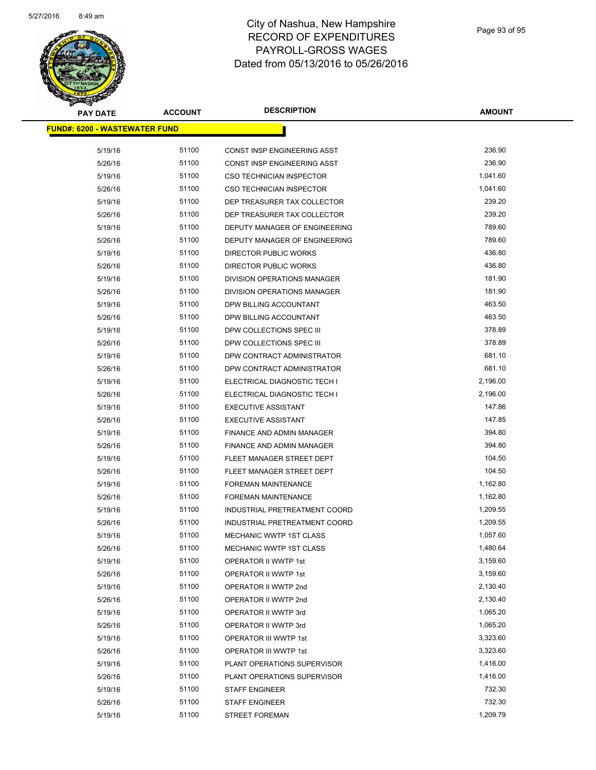# City of Nashua, New Hampshire
# RECORD OF EXPENDITURES
# PAYROLL-GROSS WAGES
# Dated from 05/13/2016 to 05/26/2016

| PAY DATE | ACCOUNT | DESCRIPTION | AMOUNT |
|---|---|---|---|

**FUND#: 6200 - WASTEWATER FUND**

| PAY DATE | ACCOUNT | DESCRIPTION | AMOUNT |
|---|---|---|---|
| 5/19/16 | 51100 | CONST INSP ENGINEERING ASST | 236.90 |
| 5/26/16 | 51100 | CONST INSP ENGINEERING ASST | 236.90 |
| 5/19/16 | 51100 | CSO TECHNICIAN INSPECTOR | 1,041.60 |
| 5/26/16 | 51100 | CSO TECHNICIAN INSPECTOR | 1,041.60 |
| 5/19/16 | 51100 | DEP TREASURER TAX COLLECTOR | 239.20 |
| 5/26/16 | 51100 | DEP TREASURER TAX COLLECTOR | 239.20 |
| 5/19/16 | 51100 | DEPUTY MANAGER OF ENGINEERING | 789.60 |
| 5/26/16 | 51100 | DEPUTY MANAGER OF ENGINEERING | 789.60 |
| 5/19/16 | 51100 | DIRECTOR PUBLIC WORKS | 436.80 |
| 5/26/16 | 51100 | DIRECTOR PUBLIC WORKS | 436.80 |
| 5/19/16 | 51100 | DIVISION OPERATIONS MANAGER | 181.90 |
| 5/26/16 | 51100 | DIVISION OPERATIONS MANAGER | 181.90 |
| 5/19/16 | 51100 | DPW BILLING ACCOUNTANT | 463.50 |
| 5/26/16 | 51100 | DPW BILLING ACCOUNTANT | 463.50 |
| 5/19/16 | 51100 | DPW COLLECTIONS SPEC III | 378.89 |
| 5/26/16 | 51100 | DPW COLLECTIONS SPEC III | 378.89 |
| 5/19/16 | 51100 | DPW CONTRACT ADMINISTRATOR | 681.10 |
| 5/26/16 | 51100 | DPW CONTRACT ADMINISTRATOR | 681.10 |
| 5/19/16 | 51100 | ELECTRICAL DIAGNOSTIC TECH I | 2,196.00 |
| 5/26/16 | 51100 | ELECTRICAL DIAGNOSTIC TECH I | 2,196.00 |
| 5/19/16 | 51100 | EXECUTIVE ASSISTANT | 147.86 |
| 5/26/16 | 51100 | EXECUTIVE ASSISTANT | 147.85 |
| 5/19/16 | 51100 | FINANCE AND ADMIN MANAGER | 394.80 |
| 5/26/16 | 51100 | FINANCE AND ADMIN MANAGER | 394.80 |
| 5/19/16 | 51100 | FLEET MANAGER STREET DEPT | 104.50 |
| 5/26/16 | 51100 | FLEET MANAGER STREET DEPT | 104.50 |
| 5/19/16 | 51100 | FOREMAN MAINTENANCE | 1,162.80 |
| 5/26/16 | 51100 | FOREMAN MAINTENANCE | 1,162.80 |
| 5/19/16 | 51100 | INDUSTRIAL PRETREATMENT COORD | 1,209.55 |
| 5/26/16 | 51100 | INDUSTRIAL PRETREATMENT COORD | 1,209.55 |
| 5/19/16 | 51100 | MECHANIC WWTP 1ST CLASS | 1,057.60 |
| 5/26/16 | 51100 | MECHANIC WWTP 1ST CLASS | 1,480.64 |
| 5/19/16 | 51100 | OPERATOR II WWTP 1st | 3,159.60 |
| 5/26/16 | 51100 | OPERATOR II WWTP 1st | 3,159.60 |
| 5/19/16 | 51100 | OPERATOR II WWTP 2nd | 2,130.40 |
| 5/26/16 | 51100 | OPERATOR II WWTP 2nd | 2,130.40 |
| 5/19/16 | 51100 | OPERATOR II WWTP 3rd | 1,065.20 |
| 5/26/16 | 51100 | OPERATOR II WWTP 3rd | 1,065.20 |
| 5/19/16 | 51100 | OPERATOR III WWTP 1st | 3,323.60 |
| 5/26/16 | 51100 | OPERATOR III WWTP 1st | 3,323.60 |
| 5/19/16 | 51100 | PLANT OPERATIONS SUPERVISOR | 1,416.00 |
| 5/26/16 | 51100 | PLANT OPERATIONS SUPERVISOR | 1,416.00 |
| 5/19/16 | 51100 | STAFF ENGINEER | 732.30 |
| 5/26/16 | 51100 | STAFF ENGINEER | 732.30 |
| 5/19/16 | 51100 | STREET FOREMAN | 1,209.79 |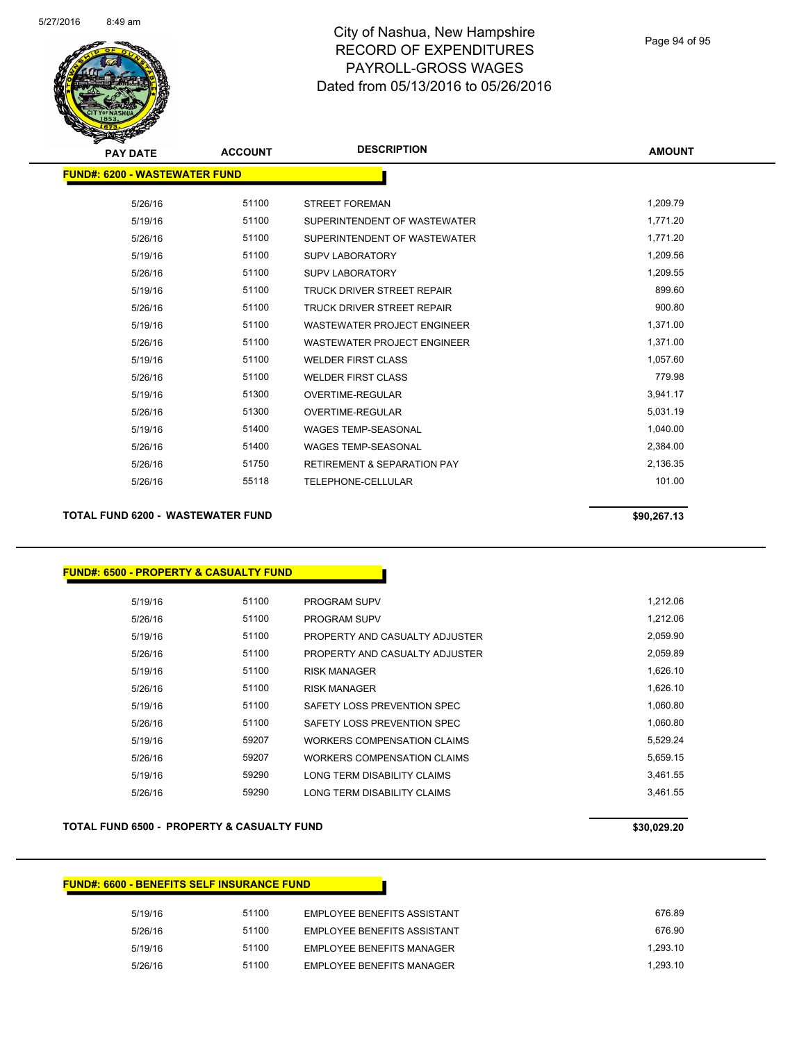| PAY DATE | ACCOUNT | DESCRIPTION | AMOUNT |
|---|---|---|---|

**FUND#: 6200 - WASTEWATER FUND**

| PAY DATE | ACCOUNT | DESCRIPTION | AMOUNT |
|---|---|---|---|
| 5/26/16 | 51100 | STREET FOREMAN | 1,209.79 |
| 5/19/16 | 51100 | SUPERINTENDENT OF WASTEWATER | 1,771.20 |
| 5/26/16 | 51100 | SUPERINTENDENT OF WASTEWATER | 1,771.20 |
| 5/19/16 | 51100 | SUPV LABORATORY | 1,209.56 |
| 5/26/16 | 51100 | SUPV LABORATORY | 1,209.55 |
| 5/19/16 | 51100 | TRUCK DRIVER STREET REPAIR | 899.60 |
| 5/26/16 | 51100 | TRUCK DRIVER STREET REPAIR | 900.80 |
| 5/19/16 | 51100 | WASTEWATER PROJECT ENGINEER | 1,371.00 |
| 5/26/16 | 51100 | WASTEWATER PROJECT ENGINEER | 1,371.00 |
| 5/19/16 | 51100 | WELDER FIRST CLASS | 1,057.60 |
| 5/26/16 | 51100 | WELDER FIRST CLASS | 779.98 |
| 5/19/16 | 51300 | OVERTIME-REGULAR | 3,941.17 |
| 5/26/16 | 51300 | OVERTIME-REGULAR | 5,031.19 |
| 5/19/16 | 51400 | WAGES TEMP-SEASONAL | 1,040.00 |
| 5/26/16 | 51400 | WAGES TEMP-SEASONAL | 2,384.00 |
| 5/26/16 | 51750 | RETIREMENT & SEPARATION PAY | 2,136.35 |
| 5/26/16 | 55118 | TELEPHONE-CELLULAR | 101.00 |

**TOTAL FUND 6200 - WASTEWATER FUND** **$90,267.13**

**FUND#: 6500 - PROPERTY & CASUALTY FUND**

| PAY DATE | ACCOUNT | DESCRIPTION | AMOUNT |
|---|---|---|---|
| 5/19/16 | 51100 | PROGRAM SUPV | 1,212.06 |
| 5/26/16 | 51100 | PROGRAM SUPV | 1,212.06 |
| 5/19/16 | 51100 | PROPERTY AND CASUALTY ADJUSTER | 2,059.90 |
| 5/26/16 | 51100 | PROPERTY AND CASUALTY ADJUSTER | 2,059.89 |
| 5/19/16 | 51100 | RISK MANAGER | 1,626.10 |
| 5/26/16 | 51100 | RISK MANAGER | 1,626.10 |
| 5/19/16 | 51100 | SAFETY LOSS PREVENTION SPEC | 1,060.80 |
| 5/26/16 | 51100 | SAFETY LOSS PREVENTION SPEC | 1,060.80 |
| 5/19/16 | 59207 | WORKERS COMPENSATION CLAIMS | 5,529.24 |
| 5/26/16 | 59207 | WORKERS COMPENSATION CLAIMS | 5,659.15 |
| 5/19/16 | 59290 | LONG TERM DISABILITY CLAIMS | 3,461.55 |
| 5/26/16 | 59290 | LONG TERM DISABILITY CLAIMS | 3,461.55 |

**TOTAL FUND 6500 - PROPERTY & CASUALTY FUND** **$30,029.20**

**FUND#: 6600 - BENEFITS SELF INSURANCE FUND**

| PAY DATE | ACCOUNT | DESCRIPTION | AMOUNT |
|---|---|---|---|
| 5/19/16 | 51100 | EMPLOYEE BENEFITS ASSISTANT | 676.89 |
| 5/26/16 | 51100 | EMPLOYEE BENEFITS ASSISTANT | 676.90 |
| 5/19/16 | 51100 | EMPLOYEE BENEFITS MANAGER | 1,293.10 |
| 5/26/16 | 51100 | EMPLOYEE BENEFITS MANAGER | 1,293.10 |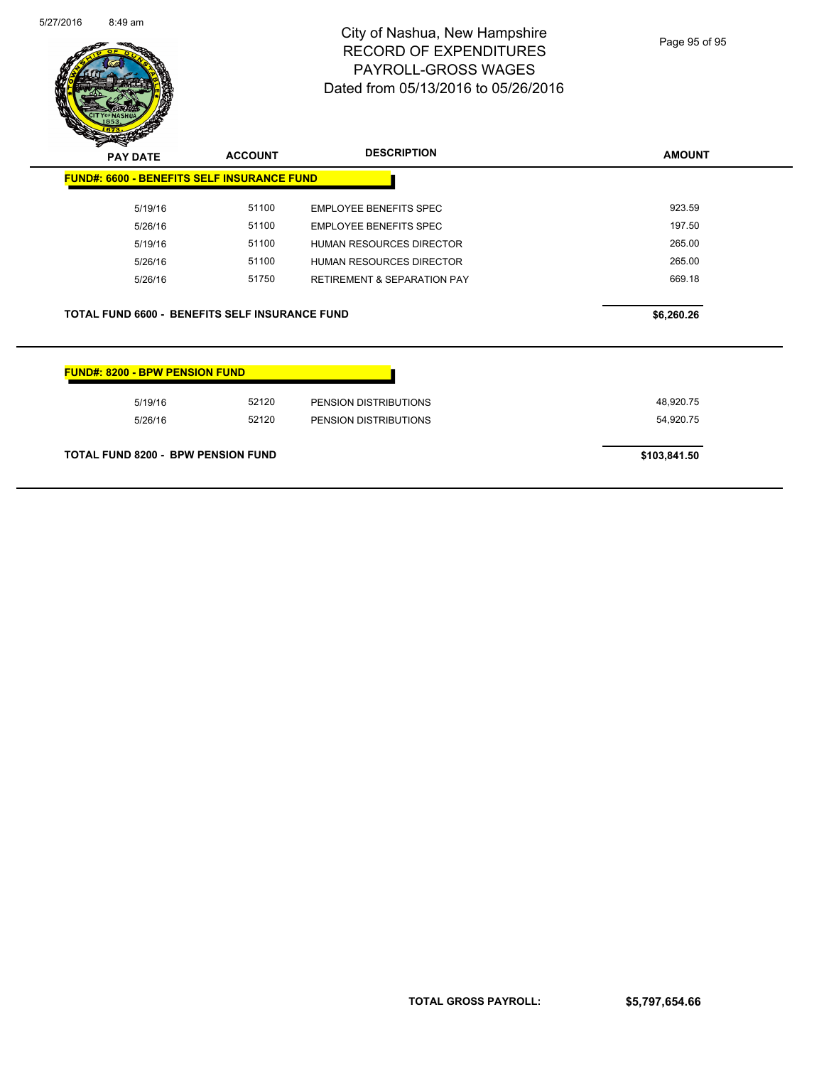# City of Nashua, New Hampshire
## RECORD OF EXPENDITURES
## PAYROLL-GROSS WAGES
## Dated from 05/13/2016 to 05/26/2016

| PAY DATE | ACCOUNT | DESCRIPTION | AMOUNT |
|---|---|---|---|
| **FUND#: 6600 - BENEFITS SELF INSURANCE FUND** | | | |
| 5/19/16 | 51100 | EMPLOYEE BENEFITS SPEC | 923.59 |
| 5/26/16 | 51100 | EMPLOYEE BENEFITS SPEC | 197.50 |
| 5/19/16 | 51100 | HUMAN RESOURCES DIRECTOR | 265.00 |
| 5/26/16 | 51100 | HUMAN RESOURCES DIRECTOR | 265.00 |
| 5/26/16 | 51750 | RETIREMENT & SEPARATION PAY | 669.18 |
| **TOTAL FUND 6600 - BENEFITS SELF INSURANCE FUND** | | | **$6,260.26** |

| PAY DATE | ACCOUNT | DESCRIPTION | AMOUNT |
|---|---|---|---|
| **FUND#: 8200 - BPW PENSION FUND** | | | |
| 5/19/16 | 52120 | PENSION DISTRIBUTIONS | 48,920.75 |
| 5/26/16 | 52120 | PENSION DISTRIBUTIONS | 54,920.75 |
| **TOTAL FUND 8200 - BPW PENSION FUND** | | | **$103,841.50** |

**TOTAL GROSS PAYROLL: $5,797,654.66**